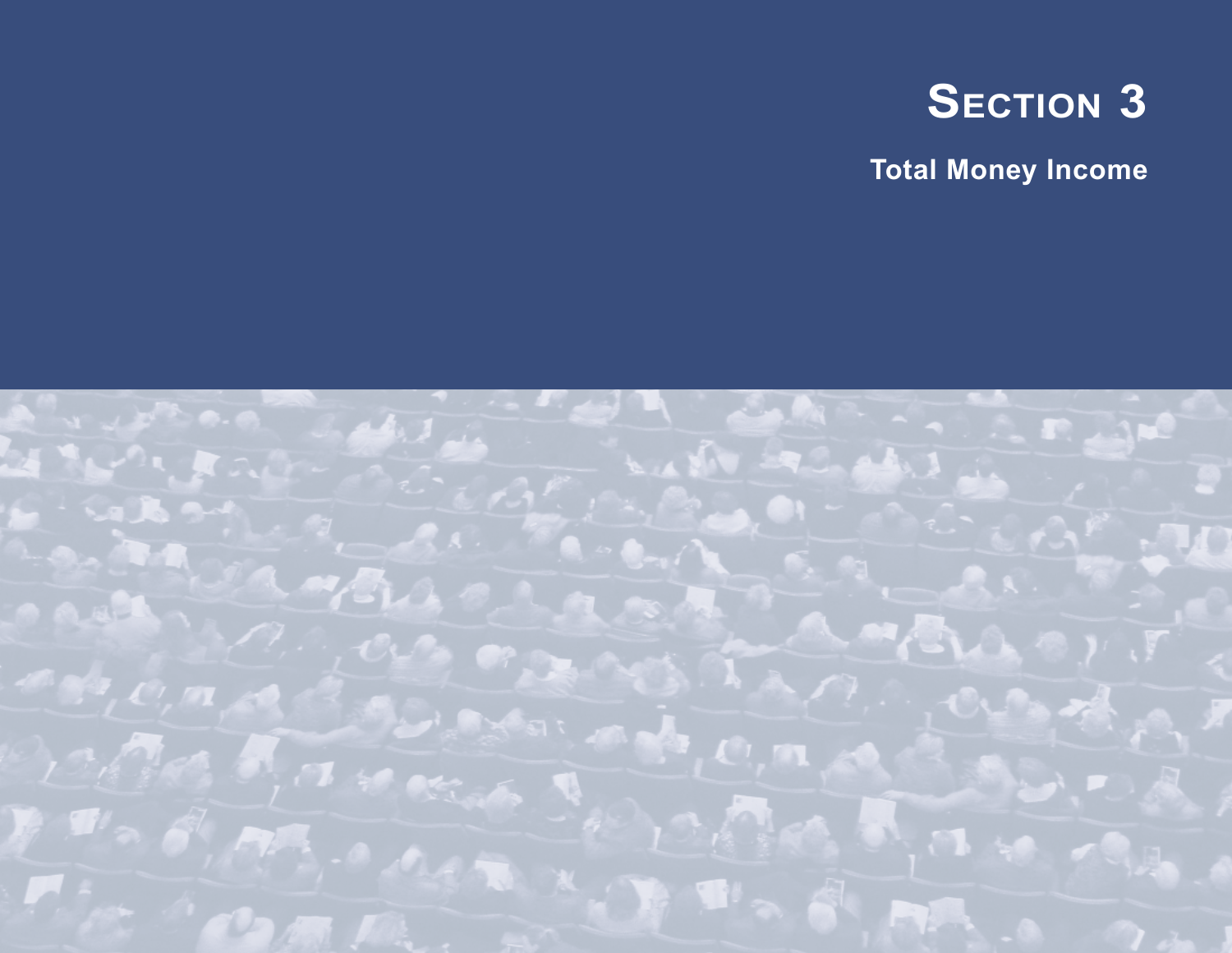# Section 3

## Total Money Income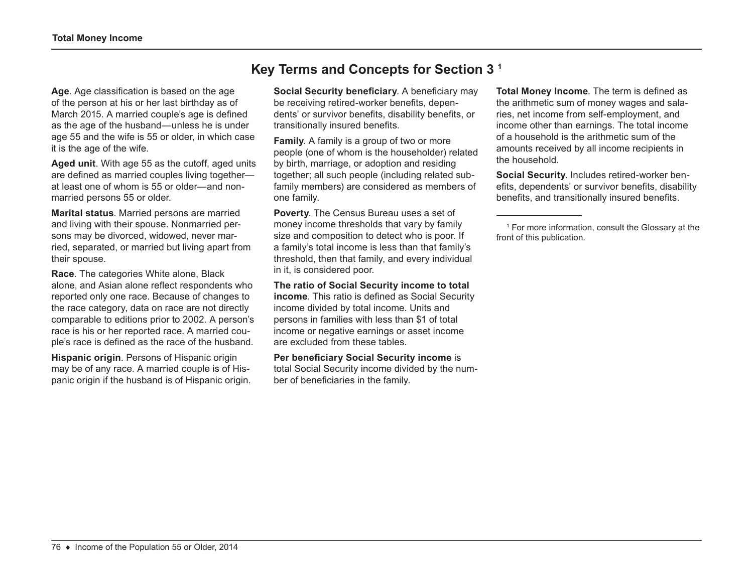# Key Terms and Concepts for Section 3 [1]

**Age**. Age classification is based on the age of the person at his or her last birthday as of March 2015. A married couple's age is defined as the age of the husband—unless he is under age 55 and the wife is 55 or older, in which case it is the age of the wife.

**Aged unit**. With age 55 as the cutoff, aged units are defined as married couples living together—at least one of whom is 55 or older—and nonmarried persons 55 or older.

**Marital status**. Married persons are married and living with their spouse. Nonmarried persons may be divorced, widowed, never married, separated, or married but living apart from their spouse.

**Race**. The categories White alone, Black alone, and Asian alone reflect respondents who reported only one race. Because of changes to the race category, data on race are not directly comparable to editions prior to 2002. A person's race is his or her reported race. A married couple's race is defined as the race of the husband.

**Hispanic origin**. Persons of Hispanic origin may be of any race. A married couple is of Hispanic origin if the husband is of Hispanic origin.

**Social Security beneficiary**. A beneficiary may be receiving retired-worker benefits, dependents' or survivor benefits, disability benefits, or transitionally insured benefits.

**Family**. A family is a group of two or more people (one of whom is the householder) related by birth, marriage, or adoption and residing together; all such people (including related subfamily members) are considered as members of one family.

**Poverty**. The Census Bureau uses a set of money income thresholds that vary by family size and composition to detect who is poor. If a family's total income is less than that family's threshold, then that family, and every individual in it, is considered poor.

**The ratio of Social Security income to total income**. This ratio is defined as Social Security income divided by total income. Units and persons in families with less than $1 of total income or negative earnings or asset income are excluded from these tables.

**Per beneficiary Social Security income** is total Social Security income divided by the number of beneficiaries in the family.

**Total Money Income**. The term is defined as the arithmetic sum of money wages and salaries, net income from self-employment, and income other than earnings. The total income of a household is the arithmetic sum of the amounts received by all income recipients in the household.

**Social Security**. Includes retired-worker benefits, dependents' or survivor benefits, disability benefits, and transitionally insured benefits.

---

[1] For more information, consult the Glossary at the front of this publication.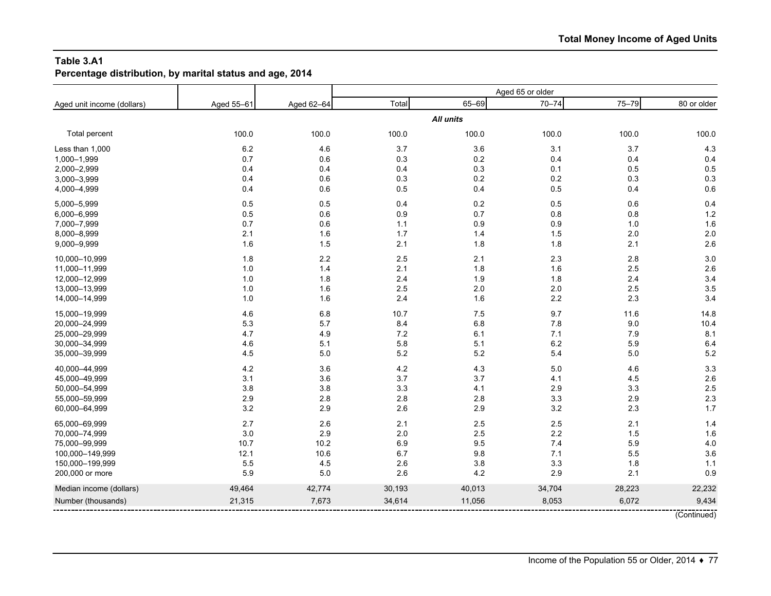## Table 3.A1
### Percentage distribution, by marital status and age, 2014

| Aged unit income (dollars) | Aged 55–61 | Aged 62–64 | Aged 65 or older | | | | |
|---|---|---|---|---|---|---|---|
| | | | Total | 65–69 | 70–74 | 75–79 | 80 or older |
| | | | *All units* | | | | |
| Total percent | 100.0 | 100.0 | 100.0 | 100.0 | 100.0 | 100.0 | 100.0 |
| Less than 1,000 | 6.2 | 4.6 | 3.7 | 3.6 | 3.1 | 3.7 | 4.3 |
| 1,000–1,999 | 0.7 | 0.6 | 0.3 | 0.2 | 0.4 | 0.4 | 0.4 |
| 2,000–2,999 | 0.4 | 0.4 | 0.4 | 0.3 | 0.1 | 0.5 | 0.5 |
| 3,000–3,999 | 0.4 | 0.6 | 0.3 | 0.2 | 0.2 | 0.3 | 0.3 |
| 4,000–4,999 | 0.4 | 0.6 | 0.5 | 0.4 | 0.5 | 0.4 | 0.6 |
| 5,000–5,999 | 0.5 | 0.5 | 0.4 | 0.2 | 0.5 | 0.6 | 0.4 |
| 6,000–6,999 | 0.5 | 0.6 | 0.9 | 0.7 | 0.8 | 0.8 | 1.2 |
| 7,000–7,999 | 0.7 | 0.6 | 1.1 | 0.9 | 0.9 | 1.0 | 1.6 |
| 8,000–8,999 | 2.1 | 1.6 | 1.7 | 1.4 | 1.5 | 2.0 | 2.0 |
| 9,000–9,999 | 1.6 | 1.5 | 2.1 | 1.8 | 1.8 | 2.1 | 2.6 |
| 10,000–10,999 | 1.8 | 2.2 | 2.5 | 2.1 | 2.3 | 2.8 | 3.0 |
| 11,000–11,999 | 1.0 | 1.4 | 2.1 | 1.8 | 1.6 | 2.5 | 2.6 |
| 12,000–12,999 | 1.0 | 1.8 | 2.4 | 1.9 | 1.8 | 2.4 | 3.4 |
| 13,000–13,999 | 1.0 | 1.6 | 2.5 | 2.0 | 2.0 | 2.5 | 3.5 |
| 14,000–14,999 | 1.0 | 1.6 | 2.4 | 1.6 | 2.2 | 2.3 | 3.4 |
| 15,000–19,999 | 4.6 | 6.8 | 10.7 | 7.5 | 9.7 | 11.6 | 14.8 |
| 20,000–24,999 | 5.3 | 5.7 | 8.4 | 6.8 | 7.8 | 9.0 | 10.4 |
| 25,000–29,999 | 4.7 | 4.9 | 7.2 | 6.1 | 7.1 | 7.9 | 8.1 |
| 30,000–34,999 | 4.6 | 5.1 | 5.8 | 5.1 | 6.2 | 5.9 | 6.4 |
| 35,000–39,999 | 4.5 | 5.0 | 5.2 | 5.2 | 5.4 | 5.0 | 5.2 |
| 40,000–44,999 | 4.2 | 3.6 | 4.2 | 4.3 | 5.0 | 4.6 | 3.3 |
| 45,000–49,999 | 3.1 | 3.6 | 3.7 | 3.7 | 4.1 | 4.5 | 2.6 |
| 50,000–54,999 | 3.8 | 3.8 | 3.3 | 4.1 | 2.9 | 3.3 | 2.5 |
| 55,000–59,999 | 2.9 | 2.8 | 2.8 | 2.8 | 3.3 | 2.9 | 2.3 |
| 60,000–64,999 | 3.2 | 2.9 | 2.6 | 2.9 | 3.2 | 2.3 | 1.7 |
| 65,000–69,999 | 2.7 | 2.6 | 2.1 | 2.5 | 2.5 | 2.1 | 1.4 |
| 70,000–74,999 | 3.0 | 2.9 | 2.0 | 2.5 | 2.2 | 1.5 | 1.6 |
| 75,000–99,999 | 10.7 | 10.2 | 6.9 | 9.5 | 7.4 | 5.9 | 4.0 |
| 100,000–149,999 | 12.1 | 10.6 | 6.7 | 9.8 | 7.1 | 5.5 | 3.6 |
| 150,000–199,999 | 5.5 | 4.5 | 2.6 | 3.8 | 3.3 | 1.8 | 1.1 |
| 200,000 or more | 5.9 | 5.0 | 2.6 | 4.2 | 2.9 | 2.1 | 0.9 |
| Median income (dollars) | 49,464 | 42,774 | 30,193 | 40,013 | 34,704 | 28,223 | 22,232 |
| Number (thousands) | 21,315 | 7,673 | 34,614 | 11,056 | 8,053 | 6,072 | 9,434 |

(Continued)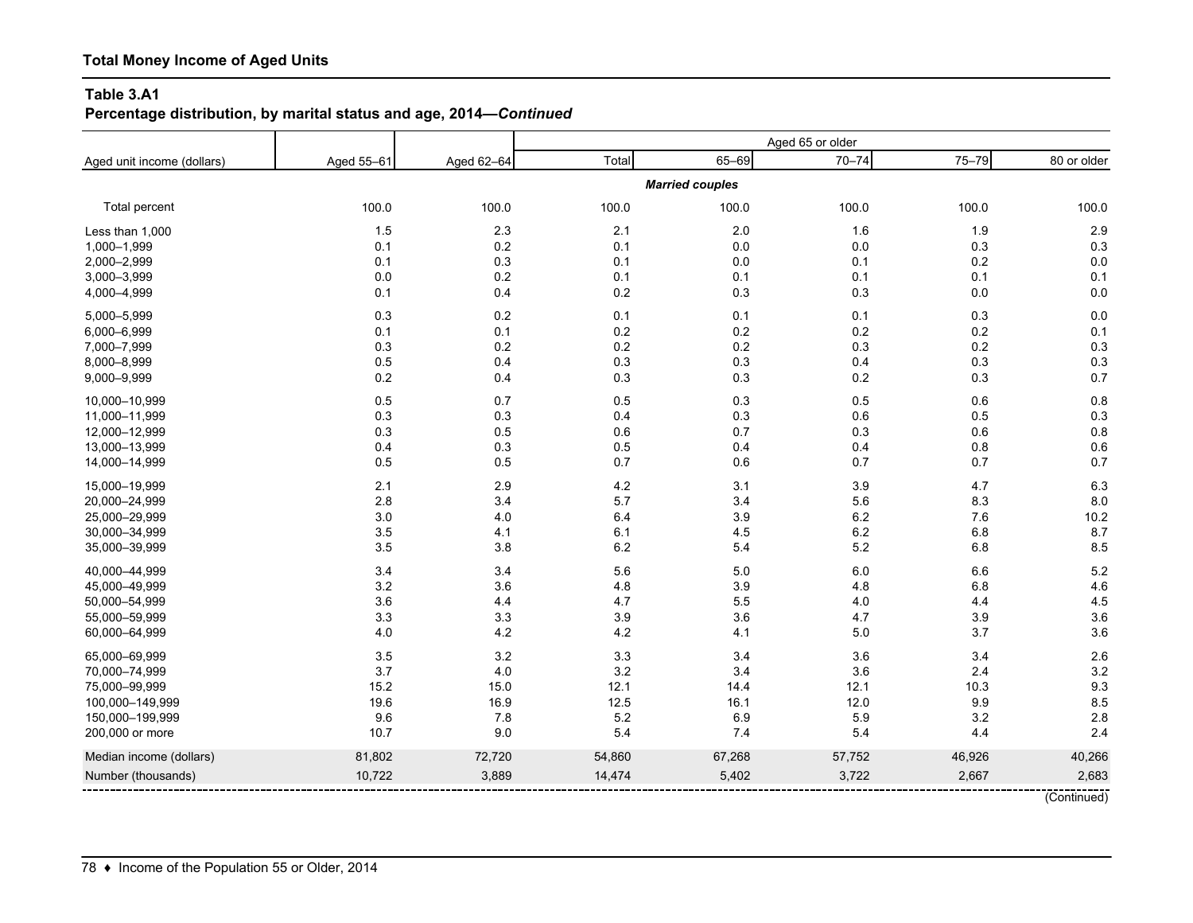**Total Money Income of Aged Units**

**Table 3.A1**
**Percentage distribution, by marital status and age, 2014—*Continued***

| Aged unit income (dollars) | Aged 55–61 | Aged 62–64 | Aged 65 or older | | | | |
|---|---|---|---|---|---|---|---|
| | | | Total | 65–69 | 70–74 | 75–79 | 80 or older |
| | | | ***Married couples*** | | | | |
| Total percent | 100.0 | 100.0 | 100.0 | 100.0 | 100.0 | 100.0 | 100.0 |
| Less than 1,000 | 1.5 | 2.3 | 2.1 | 2.0 | 1.6 | 1.9 | 2.9 |
| 1,000–1,999 | 0.1 | 0.2 | 0.1 | 0.0 | 0.0 | 0.3 | 0.3 |
| 2,000–2,999 | 0.1 | 0.3 | 0.1 | 0.0 | 0.1 | 0.2 | 0.0 |
| 3,000–3,999 | 0.0 | 0.2 | 0.1 | 0.1 | 0.1 | 0.1 | 0.1 |
| 4,000–4,999 | 0.1 | 0.4 | 0.2 | 0.3 | 0.3 | 0.0 | 0.0 |
| 5,000–5,999 | 0.3 | 0.2 | 0.1 | 0.1 | 0.1 | 0.3 | 0.0 |
| 6,000–6,999 | 0.1 | 0.1 | 0.2 | 0.2 | 0.2 | 0.2 | 0.1 |
| 7,000–7,999 | 0.3 | 0.2 | 0.2 | 0.2 | 0.3 | 0.2 | 0.3 |
| 8,000–8,999 | 0.5 | 0.4 | 0.3 | 0.3 | 0.4 | 0.3 | 0.3 |
| 9,000–9,999 | 0.2 | 0.4 | 0.3 | 0.3 | 0.2 | 0.3 | 0.7 |
| 10,000–10,999 | 0.5 | 0.7 | 0.5 | 0.3 | 0.5 | 0.6 | 0.8 |
| 11,000–11,999 | 0.3 | 0.3 | 0.4 | 0.3 | 0.6 | 0.5 | 0.3 |
| 12,000–12,999 | 0.3 | 0.5 | 0.6 | 0.7 | 0.3 | 0.6 | 0.8 |
| 13,000–13,999 | 0.4 | 0.3 | 0.5 | 0.4 | 0.4 | 0.8 | 0.6 |
| 14,000–14,999 | 0.5 | 0.5 | 0.7 | 0.6 | 0.7 | 0.7 | 0.7 |
| 15,000–19,999 | 2.1 | 2.9 | 4.2 | 3.1 | 3.9 | 4.7 | 6.3 |
| 20,000–24,999 | 2.8 | 3.4 | 5.7 | 3.4 | 5.6 | 8.3 | 8.0 |
| 25,000–29,999 | 3.0 | 4.0 | 6.4 | 3.9 | 6.2 | 7.6 | 10.2 |
| 30,000–34,999 | 3.5 | 4.1 | 6.1 | 4.5 | 6.2 | 6.8 | 8.7 |
| 35,000–39,999 | 3.5 | 3.8 | 6.2 | 5.4 | 5.2 | 6.8 | 8.5 |
| 40,000–44,999 | 3.4 | 3.4 | 5.6 | 5.0 | 6.0 | 6.6 | 5.2 |
| 45,000–49,999 | 3.2 | 3.6 | 4.8 | 3.9 | 4.8 | 6.8 | 4.6 |
| 50,000–54,999 | 3.6 | 4.4 | 4.7 | 5.5 | 4.0 | 4.4 | 4.5 |
| 55,000–59,999 | 3.3 | 3.3 | 3.9 | 3.6 | 4.7 | 3.9 | 3.6 |
| 60,000–64,999 | 4.0 | 4.2 | 4.2 | 4.1 | 5.0 | 3.7 | 3.6 |
| 65,000–69,999 | 3.5 | 3.2 | 3.3 | 3.4 | 3.6 | 3.4 | 2.6 |
| 70,000–74,999 | 3.7 | 4.0 | 3.2 | 3.4 | 3.6 | 2.4 | 3.2 |
| 75,000–99,999 | 15.2 | 15.0 | 12.1 | 14.4 | 12.1 | 10.3 | 9.3 |
| 100,000–149,999 | 19.6 | 16.9 | 12.5 | 16.1 | 12.0 | 9.9 | 8.5 |
| 150,000–199,999 | 9.6 | 7.8 | 5.2 | 6.9 | 5.9 | 3.2 | 2.8 |
| 200,000 or more | 10.7 | 9.0 | 5.4 | 7.4 | 5.4 | 4.4 | 2.4 |
| Median income (dollars) | 81,802 | 72,720 | 54,860 | 67,268 | 57,752 | 46,926 | 40,266 |
| Number (thousands) | 10,722 | 3,889 | 14,474 | 5,402 | 3,722 | 2,667 | 2,683 |

(Continued)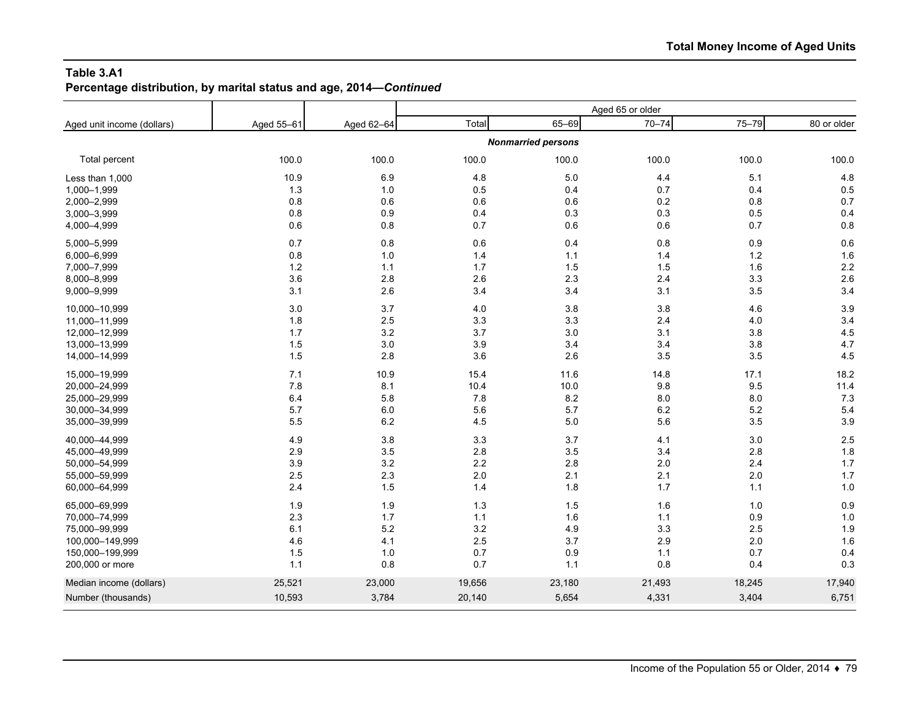## Table 3.A1

### Percentage distribution, by marital status and age, 2014—*Continued*

| Aged unit income (dollars) | Aged 55–61 | Aged 62–64 | Aged 65 or older | | | | |
|---|---|---|---|---|---|---|---|
| | | | Total | 65–69 | 70–74 | 75–79 | 80 or older |
| | | | ***Nonmarried persons*** | | | | |
| Total percent | 100.0 | 100.0 | 100.0 | 100.0 | 100.0 | 100.0 | 100.0 |
| Less than 1,000 | 10.9 | 6.9 | 4.8 | 5.0 | 4.4 | 5.1 | 4.8 |
| 1,000–1,999 | 1.3 | 1.0 | 0.5 | 0.4 | 0.7 | 0.4 | 0.5 |
| 2,000–2,999 | 0.8 | 0.6 | 0.6 | 0.6 | 0.2 | 0.8 | 0.7 |
| 3,000–3,999 | 0.8 | 0.9 | 0.4 | 0.3 | 0.3 | 0.5 | 0.4 |
| 4,000–4,999 | 0.6 | 0.8 | 0.7 | 0.6 | 0.6 | 0.7 | 0.8 |
| 5,000–5,999 | 0.7 | 0.8 | 0.6 | 0.4 | 0.8 | 0.9 | 0.6 |
| 6,000–6,999 | 0.8 | 1.0 | 1.4 | 1.1 | 1.4 | 1.2 | 1.6 |
| 7,000–7,999 | 1.2 | 1.1 | 1.7 | 1.5 | 1.5 | 1.6 | 2.2 |
| 8,000–8,999 | 3.6 | 2.8 | 2.6 | 2.3 | 2.4 | 3.3 | 2.6 |
| 9,000–9,999 | 3.1 | 2.6 | 3.4 | 3.4 | 3.1 | 3.5 | 3.4 |
| 10,000–10,999 | 3.0 | 3.7 | 4.0 | 3.8 | 3.8 | 4.6 | 3.9 |
| 11,000–11,999 | 1.8 | 2.5 | 3.3 | 3.3 | 2.4 | 4.0 | 3.4 |
| 12,000–12,999 | 1.7 | 3.2 | 3.7 | 3.0 | 3.1 | 3.8 | 4.5 |
| 13,000–13,999 | 1.5 | 3.0 | 3.9 | 3.4 | 3.4 | 3.8 | 4.7 |
| 14,000–14,999 | 1.5 | 2.8 | 3.6 | 2.6 | 3.5 | 3.5 | 4.5 |
| 15,000–19,999 | 7.1 | 10.9 | 15.4 | 11.6 | 14.8 | 17.1 | 18.2 |
| 20,000–24,999 | 7.8 | 8.1 | 10.4 | 10.0 | 9.8 | 9.5 | 11.4 |
| 25,000–29,999 | 6.4 | 5.8 | 7.8 | 8.2 | 8.0 | 8.0 | 7.3 |
| 30,000–34,999 | 5.7 | 6.0 | 5.6 | 5.7 | 6.2 | 5.2 | 5.4 |
| 35,000–39,999 | 5.5 | 6.2 | 4.5 | 5.0 | 5.6 | 3.5 | 3.9 |
| 40,000–44,999 | 4.9 | 3.8 | 3.3 | 3.7 | 4.1 | 3.0 | 2.5 |
| 45,000–49,999 | 2.9 | 3.5 | 2.8 | 3.5 | 3.4 | 2.8 | 1.8 |
| 50,000–54,999 | 3.9 | 3.2 | 2.2 | 2.8 | 2.0 | 2.4 | 1.7 |
| 55,000–59,999 | 2.5 | 2.3 | 2.0 | 2.1 | 2.1 | 2.0 | 1.7 |
| 60,000–64,999 | 2.4 | 1.5 | 1.4 | 1.8 | 1.7 | 1.1 | 1.0 |
| 65,000–69,999 | 1.9 | 1.9 | 1.3 | 1.5 | 1.6 | 1.0 | 0.9 |
| 70,000–74,999 | 2.3 | 1.7 | 1.1 | 1.6 | 1.1 | 0.9 | 1.0 |
| 75,000–99,999 | 6.1 | 5.2 | 3.2 | 4.9 | 3.3 | 2.5 | 1.9 |
| 100,000–149,999 | 4.6 | 4.1 | 2.5 | 3.7 | 2.9 | 2.0 | 1.6 |
| 150,000–199,999 | 1.5 | 1.0 | 0.7 | 0.9 | 1.1 | 0.7 | 0.4 |
| 200,000 or more | 1.1 | 0.8 | 0.7 | 1.1 | 0.8 | 0.4 | 0.3 |
| Median income (dollars) | 25,521 | 23,000 | 19,656 | 23,180 | 21,493 | 18,245 | 17,940 |
| Number (thousands) | 10,593 | 3,784 | 20,140 | 5,654 | 4,331 | 3,404 | 6,751 |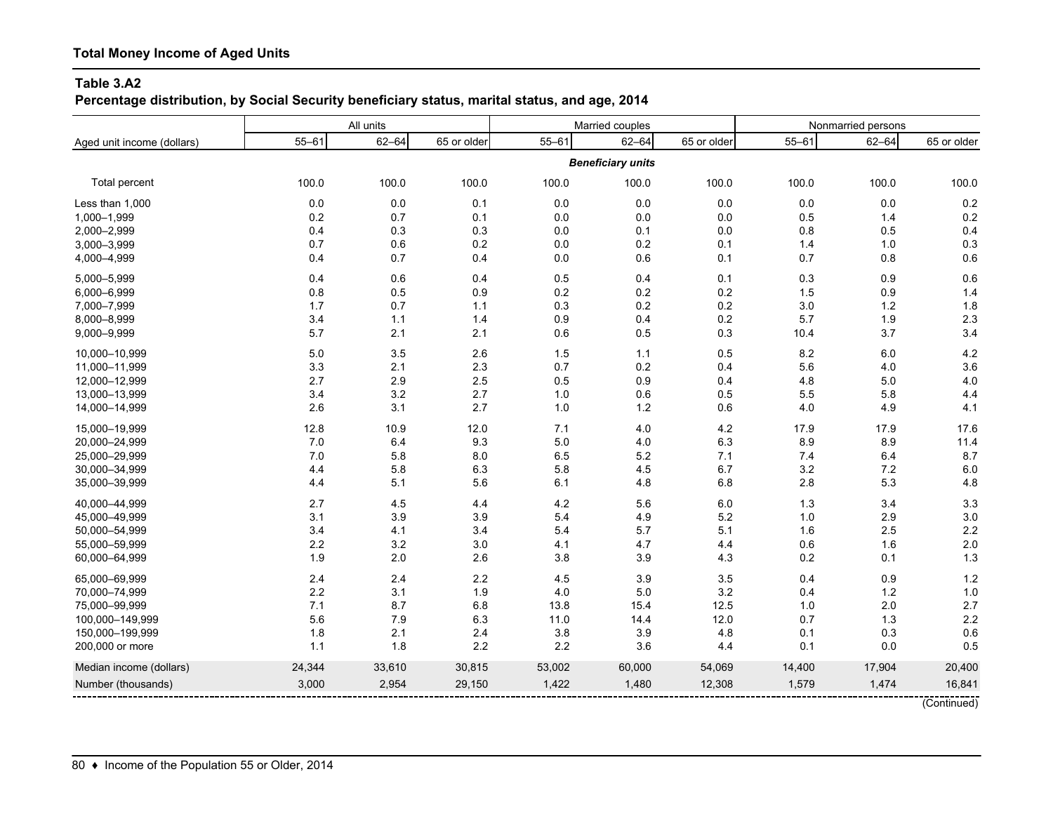## Total Money Income of Aged Units

### Table 3.A2
**Percentage distribution, by Social Security beneficiary status, marital status, and age, 2014**

| Aged unit income (dollars) | All units | | | Married couples | | | Nonmarried persons | | |
|---|---|---|---|---|---|---|---|---|---|
| | 55–61 | 62–64 | 65 or older | 55–61 | 62–64 | 65 or older | 55–61 | 62–64 | 65 or older |
| | | | | | *Beneficiary units* | | | | |
| Total percent | 100.0 | 100.0 | 100.0 | 100.0 | 100.0 | 100.0 | 100.0 | 100.0 | 100.0 |
| Less than 1,000 | 0.0 | 0.0 | 0.1 | 0.0 | 0.0 | 0.0 | 0.0 | 0.0 | 0.2 |
| 1,000–1,999 | 0.2 | 0.7 | 0.1 | 0.0 | 0.0 | 0.0 | 0.5 | 1.4 | 0.2 |
| 2,000–2,999 | 0.4 | 0.3 | 0.3 | 0.0 | 0.1 | 0.0 | 0.8 | 0.5 | 0.4 |
| 3,000–3,999 | 0.7 | 0.6 | 0.2 | 0.0 | 0.2 | 0.1 | 1.4 | 1.0 | 0.3 |
| 4,000–4,999 | 0.4 | 0.7 | 0.4 | 0.0 | 0.6 | 0.1 | 0.7 | 0.8 | 0.6 |
| 5,000–5,999 | 0.4 | 0.6 | 0.4 | 0.5 | 0.4 | 0.1 | 0.3 | 0.9 | 0.6 |
| 6,000–6,999 | 0.8 | 0.5 | 0.9 | 0.2 | 0.2 | 0.2 | 1.5 | 0.9 | 1.4 |
| 7,000–7,999 | 1.7 | 0.7 | 1.1 | 0.3 | 0.2 | 0.2 | 3.0 | 1.2 | 1.8 |
| 8,000–8,999 | 3.4 | 1.1 | 1.4 | 0.9 | 0.4 | 0.2 | 5.7 | 1.9 | 2.3 |
| 9,000–9,999 | 5.7 | 2.1 | 2.1 | 0.6 | 0.5 | 0.3 | 10.4 | 3.7 | 3.4 |
| 10,000–10,999 | 5.0 | 3.5 | 2.6 | 1.5 | 1.1 | 0.5 | 8.2 | 6.0 | 4.2 |
| 11,000–11,999 | 3.3 | 2.1 | 2.3 | 0.7 | 0.2 | 0.4 | 5.6 | 4.0 | 3.6 |
| 12,000–12,999 | 2.7 | 2.9 | 2.5 | 0.5 | 0.9 | 0.4 | 4.8 | 5.0 | 4.0 |
| 13,000–13,999 | 3.4 | 3.2 | 2.7 | 1.0 | 0.6 | 0.5 | 5.5 | 5.8 | 4.4 |
| 14,000–14,999 | 2.6 | 3.1 | 2.7 | 1.0 | 1.2 | 0.6 | 4.0 | 4.9 | 4.1 |
| 15,000–19,999 | 12.8 | 10.9 | 12.0 | 7.1 | 4.0 | 4.2 | 17.9 | 17.9 | 17.6 |
| 20,000–24,999 | 7.0 | 6.4 | 9.3 | 5.0 | 4.0 | 6.3 | 8.9 | 8.9 | 11.4 |
| 25,000–29,999 | 7.0 | 5.8 | 8.0 | 6.5 | 5.2 | 7.1 | 7.4 | 6.4 | 8.7 |
| 30,000–34,999 | 4.4 | 5.8 | 6.3 | 5.8 | 4.5 | 6.7 | 3.2 | 7.2 | 6.0 |
| 35,000–39,999 | 4.4 | 5.1 | 5.6 | 6.1 | 4.8 | 6.8 | 2.8 | 5.3 | 4.8 |
| 40,000–44,999 | 2.7 | 4.5 | 4.4 | 4.2 | 5.6 | 6.0 | 1.3 | 3.4 | 3.3 |
| 45,000–49,999 | 3.1 | 3.9 | 3.9 | 5.4 | 4.9 | 5.2 | 1.0 | 2.9 | 3.0 |
| 50,000–54,999 | 3.4 | 4.1 | 3.4 | 5.4 | 5.7 | 5.1 | 1.6 | 2.5 | 2.2 |
| 55,000–59,999 | 2.2 | 3.2 | 3.0 | 4.1 | 4.7 | 4.4 | 0.6 | 1.6 | 2.0 |
| 60,000–64,999 | 1.9 | 2.0 | 2.6 | 3.8 | 3.9 | 4.3 | 0.2 | 0.1 | 1.3 |
| 65,000–69,999 | 2.4 | 2.4 | 2.2 | 4.5 | 3.9 | 3.5 | 0.4 | 0.9 | 1.2 |
| 70,000–74,999 | 2.2 | 3.1 | 1.9 | 4.0 | 5.0 | 3.2 | 0.4 | 1.2 | 1.0 |
| 75,000–99,999 | 7.1 | 8.7 | 6.8 | 13.8 | 15.4 | 12.5 | 1.0 | 2.0 | 2.7 |
| 100,000–149,999 | 5.6 | 7.9 | 6.3 | 11.0 | 14.4 | 12.0 | 0.7 | 1.3 | 2.2 |
| 150,000–199,999 | 1.8 | 2.1 | 2.4 | 3.8 | 3.9 | 4.8 | 0.1 | 0.3 | 0.6 |
| 200,000 or more | 1.1 | 1.8 | 2.2 | 2.2 | 3.6 | 4.4 | 0.1 | 0.0 | 0.5 |
| Median income (dollars) | 24,344 | 33,610 | 30,815 | 53,002 | 60,000 | 54,069 | 14,400 | 17,904 | 20,400 |
| Number (thousands) | 3,000 | 2,954 | 29,150 | 1,422 | 1,480 | 12,308 | 1,579 | 1,474 | 16,841 |

(Continued)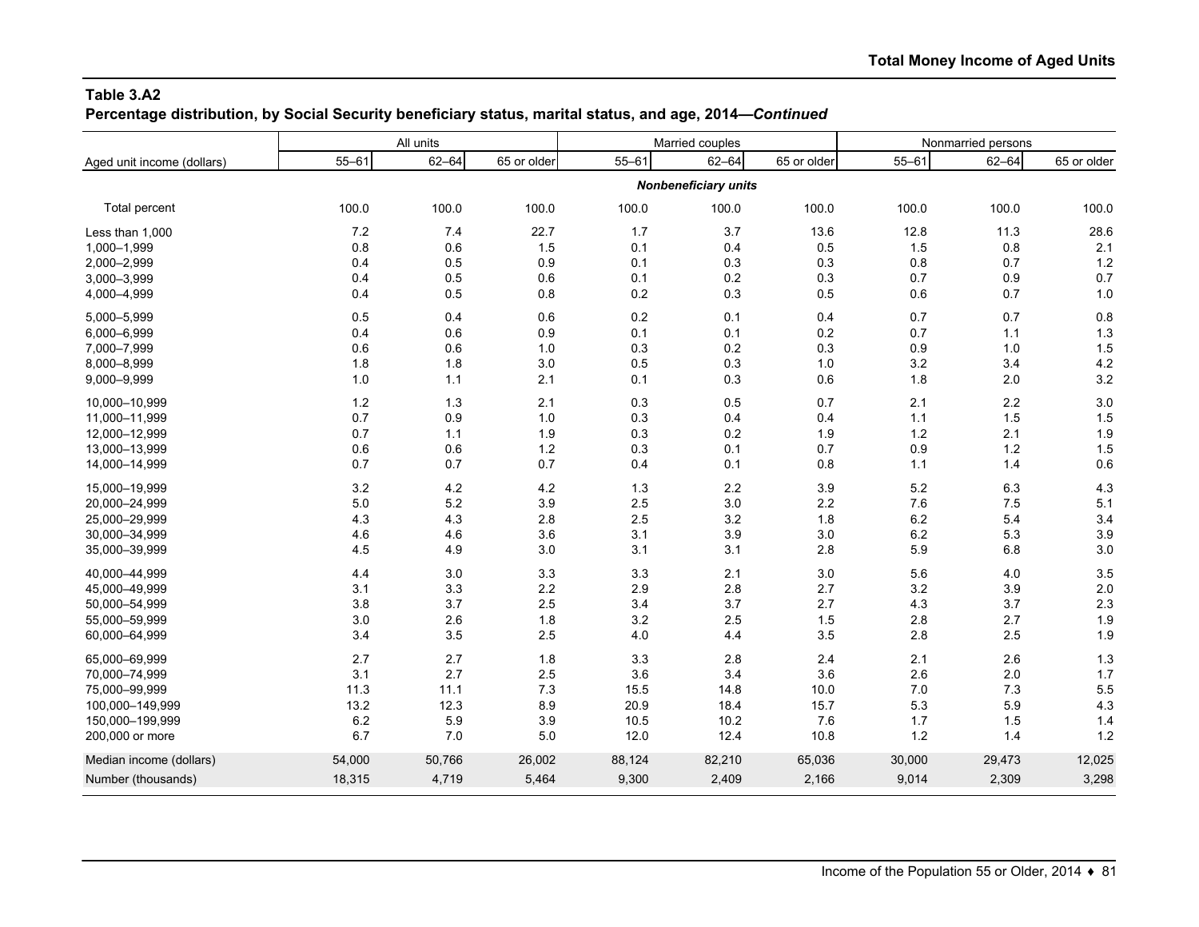**Table 3.A2**
**Percentage distribution, by Social Security beneficiary status, marital status, and age, 2014—*Continued***

| Aged unit income (dollars) | All units | | | Married couples | | | Nonmarried persons | | |
|---|---|---|---|---|---|---|---|---|---|
| | 55–61 | 62–64 | 65 or older | 55–61 | 62–64 | 65 or older | 55–61 | 62–64 | 65 or older |
| | ***Nonbeneficiary units*** | | | | | | | | |
| Total percent | 100.0 | 100.0 | 100.0 | 100.0 | 100.0 | 100.0 | 100.0 | 100.0 | 100.0 |
| Less than 1,000 | 7.2 | 7.4 | 22.7 | 1.7 | 3.7 | 13.6 | 12.8 | 11.3 | 28.6 |
| 1,000–1,999 | 0.8 | 0.6 | 1.5 | 0.1 | 0.4 | 0.5 | 1.5 | 0.8 | 2.1 |
| 2,000–2,999 | 0.4 | 0.5 | 0.9 | 0.1 | 0.3 | 0.3 | 0.8 | 0.7 | 1.2 |
| 3,000–3,999 | 0.4 | 0.5 | 0.6 | 0.1 | 0.2 | 0.3 | 0.7 | 0.9 | 0.7 |
| 4,000–4,999 | 0.4 | 0.5 | 0.8 | 0.2 | 0.3 | 0.5 | 0.6 | 0.7 | 1.0 |
| 5,000–5,999 | 0.5 | 0.4 | 0.6 | 0.2 | 0.1 | 0.4 | 0.7 | 0.7 | 0.8 |
| 6,000–6,999 | 0.4 | 0.6 | 0.9 | 0.1 | 0.1 | 0.2 | 0.7 | 1.1 | 1.3 |
| 7,000–7,999 | 0.6 | 0.6 | 1.0 | 0.3 | 0.2 | 0.3 | 0.9 | 1.0 | 1.5 |
| 8,000–8,999 | 1.8 | 1.8 | 3.0 | 0.5 | 0.3 | 1.0 | 3.2 | 3.4 | 4.2 |
| 9,000–9,999 | 1.0 | 1.1 | 2.1 | 0.1 | 0.3 | 0.6 | 1.8 | 2.0 | 3.2 |
| 10,000–10,999 | 1.2 | 1.3 | 2.1 | 0.3 | 0.5 | 0.7 | 2.1 | 2.2 | 3.0 |
| 11,000–11,999 | 0.7 | 0.9 | 1.0 | 0.3 | 0.4 | 0.4 | 1.1 | 1.5 | 1.5 |
| 12,000–12,999 | 0.7 | 1.1 | 1.9 | 0.3 | 0.2 | 1.9 | 1.2 | 2.1 | 1.9 |
| 13,000–13,999 | 0.6 | 0.6 | 1.2 | 0.3 | 0.1 | 0.7 | 0.9 | 1.2 | 1.5 |
| 14,000–14,999 | 0.7 | 0.7 | 0.7 | 0.4 | 0.1 | 0.8 | 1.1 | 1.4 | 0.6 |
| 15,000–19,999 | 3.2 | 4.2 | 4.2 | 1.3 | 2.2 | 3.9 | 5.2 | 6.3 | 4.3 |
| 20,000–24,999 | 5.0 | 5.2 | 3.9 | 2.5 | 3.0 | 2.2 | 7.6 | 7.5 | 5.1 |
| 25,000–29,999 | 4.3 | 4.3 | 2.8 | 2.5 | 3.2 | 1.8 | 6.2 | 5.4 | 3.4 |
| 30,000–34,999 | 4.6 | 4.6 | 3.6 | 3.1 | 3.9 | 3.0 | 6.2 | 5.3 | 3.9 |
| 35,000–39,999 | 4.5 | 4.9 | 3.0 | 3.1 | 3.1 | 2.8 | 5.9 | 6.8 | 3.0 |
| 40,000–44,999 | 4.4 | 3.0 | 3.3 | 3.3 | 2.1 | 3.0 | 5.6 | 4.0 | 3.5 |
| 45,000–49,999 | 3.1 | 3.3 | 2.2 | 2.9 | 2.8 | 2.7 | 3.2 | 3.9 | 2.0 |
| 50,000–54,999 | 3.8 | 3.7 | 2.5 | 3.4 | 3.7 | 2.7 | 4.3 | 3.7 | 2.3 |
| 55,000–59,999 | 3.0 | 2.6 | 1.8 | 3.2 | 2.5 | 1.5 | 2.8 | 2.7 | 1.9 |
| 60,000–64,999 | 3.4 | 3.5 | 2.5 | 4.0 | 4.4 | 3.5 | 2.8 | 2.5 | 1.9 |
| 65,000–69,999 | 2.7 | 2.7 | 1.8 | 3.3 | 2.8 | 2.4 | 2.1 | 2.6 | 1.3 |
| 70,000–74,999 | 3.1 | 2.7 | 2.5 | 3.6 | 3.4 | 3.6 | 2.6 | 2.0 | 1.7 |
| 75,000–99,999 | 11.3 | 11.1 | 7.3 | 15.5 | 14.8 | 10.0 | 7.0 | 7.3 | 5.5 |
| 100,000–149,999 | 13.2 | 12.3 | 8.9 | 20.9 | 18.4 | 15.7 | 5.3 | 5.9 | 4.3 |
| 150,000–199,999 | 6.2 | 5.9 | 3.9 | 10.5 | 10.2 | 7.6 | 1.7 | 1.5 | 1.4 |
| 200,000 or more | 6.7 | 7.0 | 5.0 | 12.0 | 12.4 | 10.8 | 1.2 | 1.4 | 1.2 |
| Median income (dollars) | 54,000 | 50,766 | 26,002 | 88,124 | 82,210 | 65,036 | 30,000 | 29,473 | 12,025 |
| Number (thousands) | 18,315 | 4,719 | 5,464 | 9,300 | 2,409 | 2,166 | 9,014 | 2,309 | 3,298 |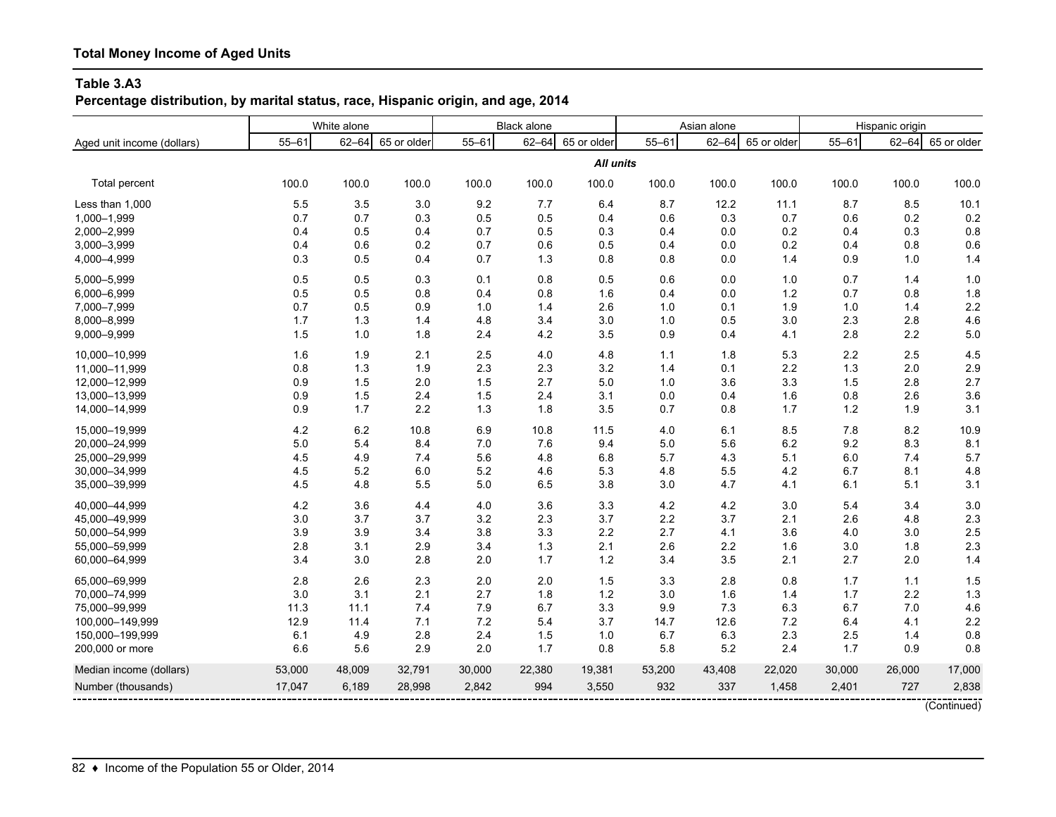## Total Money Income of Aged Units

### Table 3.A3
**Percentage distribution, by marital status, race, Hispanic origin, and age, 2014**

| Aged unit income (dollars) | White alone | | | Black alone | | | Asian alone | | | Hispanic origin | | |
|---|---|---|---|---|---|---|---|---|---|---|---|---|
| | 55–61 | 62–64 | 65 or older | 55–61 | 62–64 | 65 or older | 55–61 | 62–64 | 65 or older | 55–61 | 62–64 | 65 or older |
| | | | | | | ***All units*** | | | | | | |
| Total percent | 100.0 | 100.0 | 100.0 | 100.0 | 100.0 | 100.0 | 100.0 | 100.0 | 100.0 | 100.0 | 100.0 | 100.0 |
| Less than 1,000 | 5.5 | 3.5 | 3.0 | 9.2 | 7.7 | 6.4 | 8.7 | 12.2 | 11.1 | 8.7 | 8.5 | 10.1 |
| 1,000–1,999 | 0.7 | 0.7 | 0.3 | 0.5 | 0.5 | 0.4 | 0.6 | 0.3 | 0.7 | 0.6 | 0.2 | 0.2 |
| 2,000–2,999 | 0.4 | 0.5 | 0.4 | 0.7 | 0.5 | 0.3 | 0.4 | 0.0 | 0.2 | 0.4 | 0.3 | 0.8 |
| 3,000–3,999 | 0.4 | 0.6 | 0.2 | 0.7 | 0.6 | 0.5 | 0.4 | 0.0 | 0.2 | 0.4 | 0.8 | 0.6 |
| 4,000–4,999 | 0.3 | 0.5 | 0.4 | 0.7 | 1.3 | 0.8 | 0.8 | 0.0 | 1.4 | 0.9 | 1.0 | 1.4 |
| 5,000–5,999 | 0.5 | 0.5 | 0.3 | 0.1 | 0.8 | 0.5 | 0.6 | 0.0 | 1.0 | 0.7 | 1.4 | 1.0 |
| 6,000–6,999 | 0.5 | 0.5 | 0.8 | 0.4 | 0.8 | 1.6 | 0.4 | 0.0 | 1.2 | 0.7 | 0.8 | 1.8 |
| 7,000–7,999 | 0.7 | 0.5 | 0.9 | 1.0 | 1.4 | 2.6 | 1.0 | 0.1 | 1.9 | 1.0 | 1.4 | 2.2 |
| 8,000–8,999 | 1.7 | 1.3 | 1.4 | 4.8 | 3.4 | 3.0 | 1.0 | 0.5 | 3.0 | 2.3 | 2.8 | 4.6 |
| 9,000–9,999 | 1.5 | 1.0 | 1.8 | 2.4 | 4.2 | 3.5 | 0.9 | 0.4 | 4.1 | 2.8 | 2.2 | 5.0 |
| 10,000–10,999 | 1.6 | 1.9 | 2.1 | 2.5 | 4.0 | 4.8 | 1.1 | 1.8 | 5.3 | 2.2 | 2.5 | 4.5 |
| 11,000–11,999 | 0.8 | 1.3 | 1.9 | 2.3 | 2.3 | 3.2 | 1.4 | 0.1 | 2.2 | 1.3 | 2.0 | 2.9 |
| 12,000–12,999 | 0.9 | 1.5 | 2.0 | 1.5 | 2.7 | 5.0 | 1.0 | 3.6 | 3.3 | 1.5 | 2.8 | 2.7 |
| 13,000–13,999 | 0.9 | 1.5 | 2.4 | 1.5 | 2.4 | 3.1 | 0.0 | 0.4 | 1.6 | 0.8 | 2.6 | 3.6 |
| 14,000–14,999 | 0.9 | 1.7 | 2.2 | 1.3 | 1.8 | 3.5 | 0.7 | 0.8 | 1.7 | 1.2 | 1.9 | 3.1 |
| 15,000–19,999 | 4.2 | 6.2 | 10.8 | 6.9 | 10.8 | 11.5 | 4.0 | 6.1 | 8.5 | 7.8 | 8.2 | 10.9 |
| 20,000–24,999 | 5.0 | 5.4 | 8.4 | 7.0 | 7.6 | 9.4 | 5.0 | 5.6 | 6.2 | 9.2 | 8.3 | 8.1 |
| 25,000–29,999 | 4.5 | 4.9 | 7.4 | 5.6 | 4.8 | 6.8 | 5.7 | 4.3 | 5.1 | 6.0 | 7.4 | 5.7 |
| 30,000–34,999 | 4.5 | 5.2 | 6.0 | 5.2 | 4.6 | 5.3 | 4.8 | 5.5 | 4.2 | 6.7 | 8.1 | 4.8 |
| 35,000–39,999 | 4.5 | 4.8 | 5.5 | 5.0 | 6.5 | 3.8 | 3.0 | 4.7 | 4.1 | 6.1 | 5.1 | 3.1 |
| 40,000–44,999 | 4.2 | 3.6 | 4.4 | 4.0 | 3.6 | 3.3 | 4.2 | 4.2 | 3.0 | 5.4 | 3.4 | 3.0 |
| 45,000–49,999 | 3.0 | 3.7 | 3.7 | 3.2 | 2.3 | 3.7 | 2.2 | 3.7 | 2.1 | 2.6 | 4.8 | 2.3 |
| 50,000–54,999 | 3.9 | 3.9 | 3.4 | 3.8 | 3.3 | 2.2 | 2.7 | 4.1 | 3.6 | 4.0 | 3.0 | 2.5 |
| 55,000–59,999 | 2.8 | 3.1 | 2.9 | 3.4 | 1.3 | 2.1 | 2.6 | 2.2 | 1.6 | 3.0 | 1.8 | 2.3 |
| 60,000–64,999 | 3.4 | 3.0 | 2.8 | 2.0 | 1.7 | 1.2 | 3.4 | 3.5 | 2.1 | 2.7 | 2.0 | 1.4 |
| 65,000–69,999 | 2.8 | 2.6 | 2.3 | 2.0 | 2.0 | 1.5 | 3.3 | 2.8 | 0.8 | 1.7 | 1.1 | 1.5 |
| 70,000–74,999 | 3.0 | 3.1 | 2.1 | 2.7 | 1.8 | 1.2 | 3.0 | 1.6 | 1.4 | 1.7 | 2.2 | 1.3 |
| 75,000–99,999 | 11.3 | 11.1 | 7.4 | 7.9 | 6.7 | 3.3 | 9.9 | 7.3 | 6.3 | 6.7 | 7.0 | 4.6 |
| 100,000–149,999 | 12.9 | 11.4 | 7.1 | 7.2 | 5.4 | 3.7 | 14.7 | 12.6 | 7.2 | 6.4 | 4.1 | 2.2 |
| 150,000–199,999 | 6.1 | 4.9 | 2.8 | 2.4 | 1.5 | 1.0 | 6.7 | 6.3 | 2.3 | 2.5 | 1.4 | 0.8 |
| 200,000 or more | 6.6 | 5.6 | 2.9 | 2.0 | 1.7 | 0.8 | 5.8 | 5.2 | 2.4 | 1.7 | 0.9 | 0.8 |
| Median income (dollars) | 53,000 | 48,009 | 32,791 | 30,000 | 22,380 | 19,381 | 53,200 | 43,408 | 22,020 | 30,000 | 26,000 | 17,000 |
| Number (thousands) | 17,047 | 6,189 | 28,998 | 2,842 | 994 | 3,550 | 932 | 337 | 1,458 | 2,401 | 727 | 2,838 |

(Continued)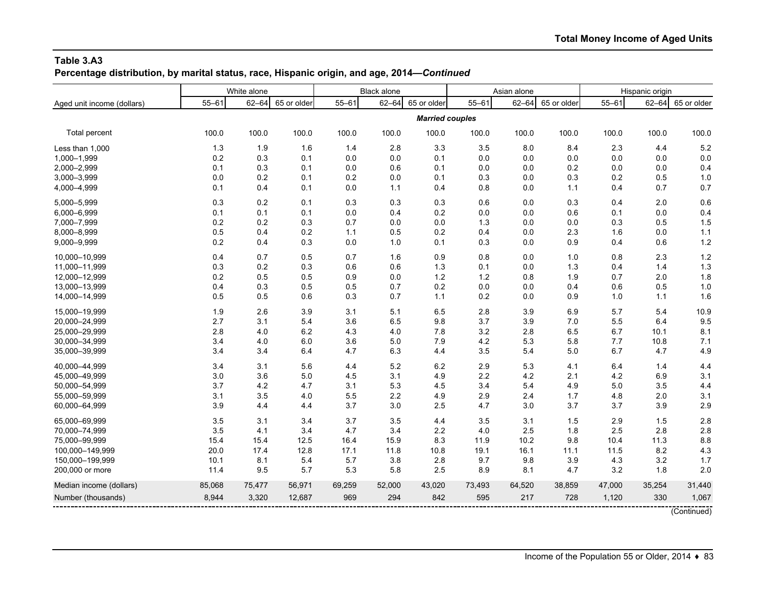## Table 3.A3

**Percentage distribution, by marital status, race, Hispanic origin, and age, 2014—*Continued***

| Aged unit income (dollars) | White alone | | | Black alone | | | Asian alone | | | Hispanic origin | | |
|---|---|---|---|---|---|---|---|---|---|---|---|---|
| | 55–61 | 62–64 | 65 or older | 55–61 | 62–64 | 65 or older | 55–61 | 62–64 | 65 or older | 55–61 | 62–64 | 65 or older |
| | | | | | | ***Married couples*** | | | | | | |
| Total percent | 100.0 | 100.0 | 100.0 | 100.0 | 100.0 | 100.0 | 100.0 | 100.0 | 100.0 | 100.0 | 100.0 | 100.0 |
| Less than 1,000 | 1.3 | 1.9 | 1.6 | 1.4 | 2.8 | 3.3 | 3.5 | 8.0 | 8.4 | 2.3 | 4.4 | 5.2 |
| 1,000–1,999 | 0.2 | 0.3 | 0.1 | 0.0 | 0.0 | 0.1 | 0.0 | 0.0 | 0.0 | 0.0 | 0.0 | 0.0 |
| 2,000–2,999 | 0.1 | 0.3 | 0.1 | 0.0 | 0.6 | 0.1 | 0.0 | 0.0 | 0.2 | 0.0 | 0.0 | 0.4 |
| 3,000–3,999 | 0.0 | 0.2 | 0.1 | 0.2 | 0.0 | 0.1 | 0.3 | 0.0 | 0.3 | 0.2 | 0.5 | 1.0 |
| 4,000–4,999 | 0.1 | 0.4 | 0.1 | 0.0 | 1.1 | 0.4 | 0.8 | 0.0 | 1.1 | 0.4 | 0.7 | 0.7 |
| 5,000–5,999 | 0.3 | 0.2 | 0.1 | 0.3 | 0.3 | 0.3 | 0.6 | 0.0 | 0.3 | 0.4 | 2.0 | 0.6 |
| 6,000–6,999 | 0.1 | 0.1 | 0.1 | 0.0 | 0.4 | 0.2 | 0.0 | 0.0 | 0.6 | 0.1 | 0.0 | 0.4 |
| 7,000–7,999 | 0.2 | 0.2 | 0.3 | 0.7 | 0.0 | 0.0 | 1.3 | 0.0 | 0.0 | 0.3 | 0.5 | 1.5 |
| 8,000–8,999 | 0.5 | 0.4 | 0.2 | 1.1 | 0.5 | 0.2 | 0.4 | 0.0 | 2.3 | 1.6 | 0.0 | 1.1 |
| 9,000–9,999 | 0.2 | 0.4 | 0.3 | 0.0 | 1.0 | 0.1 | 0.3 | 0.0 | 0.9 | 0.4 | 0.6 | 1.2 |
| 10,000–10,999 | 0.4 | 0.7 | 0.5 | 0.7 | 1.6 | 0.9 | 0.8 | 0.0 | 1.0 | 0.8 | 2.3 | 1.2 |
| 11,000–11,999 | 0.3 | 0.2 | 0.3 | 0.6 | 0.6 | 1.3 | 0.1 | 0.0 | 1.3 | 0.4 | 1.4 | 1.3 |
| 12,000–12,999 | 0.2 | 0.5 | 0.5 | 0.9 | 0.0 | 1.2 | 1.2 | 0.8 | 1.9 | 0.7 | 2.0 | 1.8 |
| 13,000–13,999 | 0.4 | 0.3 | 0.5 | 0.5 | 0.7 | 0.2 | 0.0 | 0.0 | 0.4 | 0.6 | 0.5 | 1.0 |
| 14,000–14,999 | 0.5 | 0.5 | 0.6 | 0.3 | 0.7 | 1.1 | 0.2 | 0.0 | 0.9 | 1.0 | 1.1 | 1.6 |
| 15,000–19,999 | 1.9 | 2.6 | 3.9 | 3.1 | 5.1 | 6.5 | 2.8 | 3.9 | 6.9 | 5.7 | 5.4 | 10.9 |
| 20,000–24,999 | 2.7 | 3.1 | 5.4 | 3.6 | 6.5 | 9.8 | 3.7 | 3.9 | 7.0 | 5.5 | 6.4 | 9.5 |
| 25,000–29,999 | 2.8 | 4.0 | 6.2 | 4.3 | 4.0 | 7.8 | 3.2 | 2.8 | 6.5 | 6.7 | 10.1 | 8.1 |
| 30,000–34,999 | 3.4 | 4.0 | 6.0 | 3.6 | 5.0 | 7.9 | 4.2 | 5.3 | 5.8 | 7.7 | 10.8 | 7.1 |
| 35,000–39,999 | 3.4 | 3.4 | 6.4 | 4.7 | 6.3 | 4.4 | 3.5 | 5.4 | 5.0 | 6.7 | 4.7 | 4.9 |
| 40,000–44,999 | 3.4 | 3.1 | 5.6 | 4.4 | 5.2 | 6.2 | 2.9 | 5.3 | 4.1 | 6.4 | 1.4 | 4.4 |
| 45,000–49,999 | 3.0 | 3.6 | 5.0 | 4.5 | 3.1 | 4.9 | 2.2 | 4.2 | 2.1 | 4.2 | 6.9 | 3.1 |
| 50,000–54,999 | 3.7 | 4.2 | 4.7 | 3.1 | 5.3 | 4.5 | 3.4 | 5.4 | 4.9 | 5.0 | 3.5 | 4.4 |
| 55,000–59,999 | 3.1 | 3.5 | 4.0 | 5.5 | 2.2 | 4.9 | 2.9 | 2.4 | 1.7 | 4.8 | 2.0 | 3.1 |
| 60,000–64,999 | 3.9 | 4.4 | 4.4 | 3.7 | 3.0 | 2.5 | 4.7 | 3.0 | 3.7 | 3.7 | 3.9 | 2.9 |
| 65,000–69,999 | 3.5 | 3.1 | 3.4 | 3.7 | 3.5 | 4.4 | 3.5 | 3.1 | 1.5 | 2.9 | 1.5 | 2.8 |
| 70,000–74,999 | 3.5 | 4.1 | 3.4 | 4.7 | 3.4 | 2.2 | 4.0 | 2.5 | 1.8 | 2.5 | 2.8 | 2.8 |
| 75,000–99,999 | 15.4 | 15.4 | 12.5 | 16.4 | 15.9 | 8.3 | 11.9 | 10.2 | 9.8 | 10.4 | 11.3 | 8.8 |
| 100,000–149,999 | 20.0 | 17.4 | 12.8 | 17.1 | 11.8 | 10.8 | 19.1 | 16.1 | 11.1 | 11.5 | 8.2 | 4.3 |
| 150,000–199,999 | 10.1 | 8.1 | 5.4 | 5.7 | 3.8 | 2.8 | 9.7 | 9.8 | 3.9 | 4.3 | 3.2 | 1.7 |
| 200,000 or more | 11.4 | 9.5 | 5.7 | 5.3 | 5.8 | 2.5 | 8.9 | 8.1 | 4.7 | 3.2 | 1.8 | 2.0 |
| Median income (dollars) | 85,068 | 75,477 | 56,971 | 69,259 | 52,000 | 43,020 | 73,493 | 64,520 | 38,859 | 47,000 | 35,254 | 31,440 |
| Number (thousands) | 8,944 | 3,320 | 12,687 | 969 | 294 | 842 | 595 | 217 | 728 | 1,120 | 330 | 1,067 |

(Continued)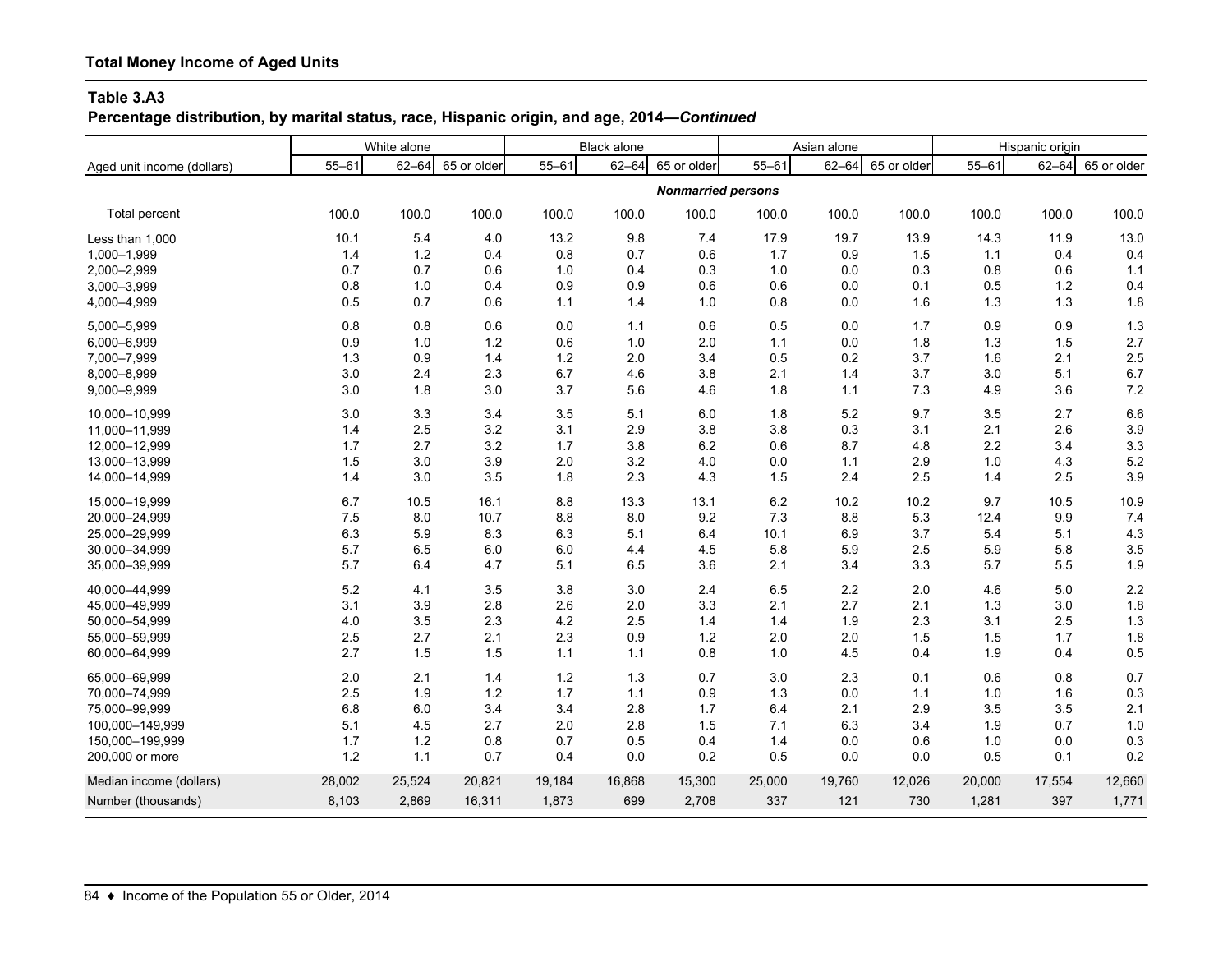**Total Money Income of Aged Units**

**Table 3.A3**
**Percentage distribution, by marital status, race, Hispanic origin, and age, 2014—*Continued***

| Aged unit income (dollars) | White alone | | | Black alone | | | Asian alone | | | Hispanic origin | | |
|---|---|---|---|---|---|---|---|---|---|---|---|---|
| | 55–61 | 62–64 | 65 or older | 55–61 | 62–64 | 65 or older | 55–61 | 62–64 | 65 or older | 55–61 | 62–64 | 65 or older |
| | ***Nonmarried persons*** | | | | | | | | | | | |
| Total percent | 100.0 | 100.0 | 100.0 | 100.0 | 100.0 | 100.0 | 100.0 | 100.0 | 100.0 | 100.0 | 100.0 | 100.0 |
| Less than 1,000 | 10.1 | 5.4 | 4.0 | 13.2 | 9.8 | 7.4 | 17.9 | 19.7 | 13.9 | 14.3 | 11.9 | 13.0 |
| 1,000–1,999 | 1.4 | 1.2 | 0.4 | 0.8 | 0.7 | 0.6 | 1.7 | 0.9 | 1.5 | 1.1 | 0.4 | 0.4 |
| 2,000–2,999 | 0.7 | 0.7 | 0.6 | 1.0 | 0.4 | 0.3 | 1.0 | 0.0 | 0.3 | 0.8 | 0.6 | 1.1 |
| 3,000–3,999 | 0.8 | 1.0 | 0.4 | 0.9 | 0.9 | 0.6 | 0.6 | 0.0 | 0.1 | 0.5 | 1.2 | 0.4 |
| 4,000–4,999 | 0.5 | 0.7 | 0.6 | 1.1 | 1.4 | 1.0 | 0.8 | 0.0 | 1.6 | 1.3 | 1.3 | 1.8 |
| 5,000–5,999 | 0.8 | 0.8 | 0.6 | 0.0 | 1.1 | 0.6 | 0.5 | 0.0 | 1.7 | 0.9 | 0.9 | 1.3 |
| 6,000–6,999 | 0.9 | 1.0 | 1.2 | 0.6 | 1.0 | 2.0 | 1.1 | 0.0 | 1.8 | 1.3 | 1.5 | 2.7 |
| 7,000–7,999 | 1.3 | 0.9 | 1.4 | 1.2 | 2.0 | 3.4 | 0.5 | 0.2 | 3.7 | 1.6 | 2.1 | 2.5 |
| 8,000–8,999 | 3.0 | 2.4 | 2.3 | 6.7 | 4.6 | 3.8 | 2.1 | 1.4 | 3.7 | 3.0 | 5.1 | 6.7 |
| 9,000–9,999 | 3.0 | 1.8 | 3.0 | 3.7 | 5.6 | 4.6 | 1.8 | 1.1 | 7.3 | 4.9 | 3.6 | 7.2 |
| 10,000–10,999 | 3.0 | 3.3 | 3.4 | 3.5 | 5.1 | 6.0 | 1.8 | 5.2 | 9.7 | 3.5 | 2.7 | 6.6 |
| 11,000–11,999 | 1.4 | 2.5 | 3.2 | 3.1 | 2.9 | 3.8 | 3.8 | 0.3 | 3.1 | 2.1 | 2.6 | 3.9 |
| 12,000–12,999 | 1.7 | 2.7 | 3.2 | 1.7 | 3.8 | 6.2 | 0.6 | 8.7 | 4.8 | 2.2 | 3.4 | 3.3 |
| 13,000–13,999 | 1.5 | 3.0 | 3.9 | 2.0 | 3.2 | 4.0 | 0.0 | 1.1 | 2.9 | 1.0 | 4.3 | 5.2 |
| 14,000–14,999 | 1.4 | 3.0 | 3.5 | 1.8 | 2.3 | 4.3 | 1.5 | 2.4 | 2.5 | 1.4 | 2.5 | 3.9 |
| 15,000–19,999 | 6.7 | 10.5 | 16.1 | 8.8 | 13.3 | 13.1 | 6.2 | 10.2 | 10.2 | 9.7 | 10.5 | 10.9 |
| 20,000–24,999 | 7.5 | 8.0 | 10.7 | 8.8 | 8.0 | 9.2 | 7.3 | 8.8 | 5.3 | 12.4 | 9.9 | 7.4 |
| 25,000–29,999 | 6.3 | 5.9 | 8.3 | 6.3 | 5.1 | 6.4 | 10.1 | 6.9 | 3.7 | 5.4 | 5.1 | 4.3 |
| 30,000–34,999 | 5.7 | 6.5 | 6.0 | 6.0 | 4.4 | 4.5 | 5.8 | 5.9 | 2.5 | 5.9 | 5.8 | 3.5 |
| 35,000–39,999 | 5.7 | 6.4 | 4.7 | 5.1 | 6.5 | 3.6 | 2.1 | 3.4 | 3.3 | 5.7 | 5.5 | 1.9 |
| 40,000–44,999 | 5.2 | 4.1 | 3.5 | 3.8 | 3.0 | 2.4 | 6.5 | 2.2 | 2.0 | 4.6 | 5.0 | 2.2 |
| 45,000–49,999 | 3.1 | 3.9 | 2.8 | 2.6 | 2.0 | 3.3 | 2.1 | 2.7 | 2.1 | 1.3 | 3.0 | 1.8 |
| 50,000–54,999 | 4.0 | 3.5 | 2.3 | 4.2 | 2.5 | 1.4 | 1.4 | 1.9 | 2.3 | 3.1 | 2.5 | 1.3 |
| 55,000–59,999 | 2.5 | 2.7 | 2.1 | 2.3 | 0.9 | 1.2 | 2.0 | 2.0 | 1.5 | 1.5 | 1.7 | 1.8 |
| 60,000–64,999 | 2.7 | 1.5 | 1.5 | 1.1 | 1.1 | 0.8 | 1.0 | 4.5 | 0.4 | 1.9 | 0.4 | 0.5 |
| 65,000–69,999 | 2.0 | 2.1 | 1.4 | 1.2 | 1.3 | 0.7 | 3.0 | 2.3 | 0.1 | 0.6 | 0.8 | 0.7 |
| 70,000–74,999 | 2.5 | 1.9 | 1.2 | 1.7 | 1.1 | 0.9 | 1.3 | 0.0 | 1.1 | 1.0 | 1.6 | 0.3 |
| 75,000–99,999 | 6.8 | 6.0 | 3.4 | 3.4 | 2.8 | 1.7 | 6.4 | 2.1 | 2.9 | 3.5 | 3.5 | 2.1 |
| 100,000–149,999 | 5.1 | 4.5 | 2.7 | 2.0 | 2.8 | 1.5 | 7.1 | 6.3 | 3.4 | 1.9 | 0.7 | 1.0 |
| 150,000–199,999 | 1.7 | 1.2 | 0.8 | 0.7 | 0.5 | 0.4 | 1.4 | 0.0 | 0.6 | 1.0 | 0.0 | 0.3 |
| 200,000 or more | 1.2 | 1.1 | 0.7 | 0.4 | 0.0 | 0.2 | 0.5 | 0.0 | 0.0 | 0.5 | 0.1 | 0.2 |
| Median income (dollars) | 28,002 | 25,524 | 20,821 | 19,184 | 16,868 | 15,300 | 25,000 | 19,760 | 12,026 | 20,000 | 17,554 | 12,660 |
| Number (thousands) | 8,103 | 2,869 | 16,311 | 1,873 | 699 | 2,708 | 337 | 121 | 730 | 1,281 | 397 | 1,771 |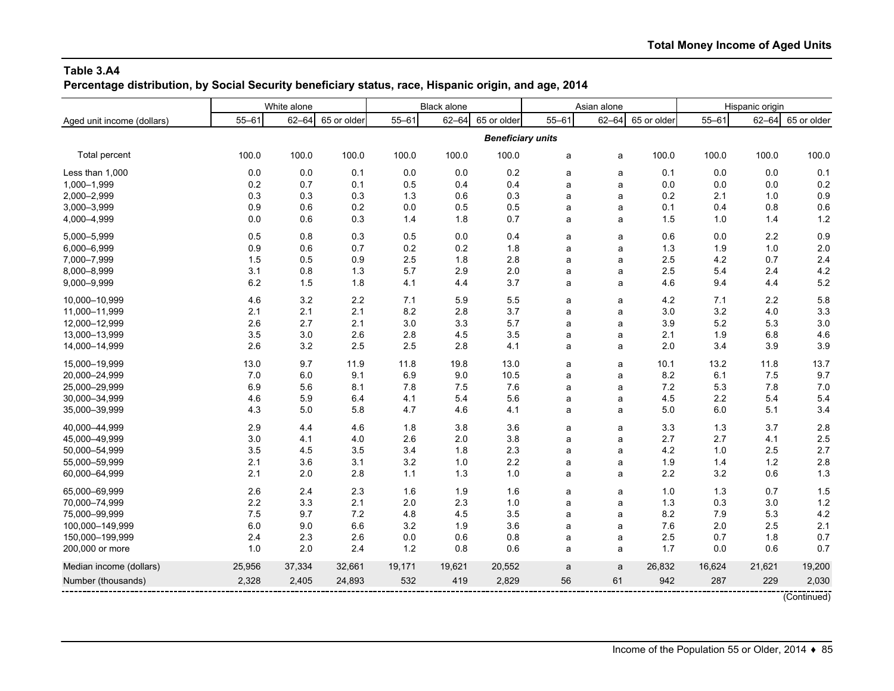## Table 3.A4

**Percentage distribution, by Social Security beneficiary status, race, Hispanic origin, and age, 2014**

| Aged unit income (dollars) | White alone | | | Black alone | | | Asian alone | | | Hispanic origin | | |
|---|---|---|---|---|---|---|---|---|---|---|---|---|
| | 55–61 | 62–64 | 65 or older | 55–61 | 62–64 | 65 or older | 55–61 | 62–64 | 65 or older | 55–61 | 62–64 | 65 or older |
| | | | | | | | ***Beneficiary units*** | | | | | |
| Total percent | 100.0 | 100.0 | 100.0 | 100.0 | 100.0 | 100.0 | a | a | 100.0 | 100.0 | 100.0 | 100.0 |
| Less than 1,000 | 0.0 | 0.0 | 0.1 | 0.0 | 0.0 | 0.2 | a | a | 0.1 | 0.0 | 0.0 | 0.1 |
| 1,000–1,999 | 0.2 | 0.7 | 0.1 | 0.5 | 0.4 | 0.4 | a | a | 0.0 | 0.0 | 0.0 | 0.2 |
| 2,000–2,999 | 0.3 | 0.3 | 0.3 | 1.3 | 0.6 | 0.3 | a | a | 0.2 | 2.1 | 1.0 | 0.9 |
| 3,000–3,999 | 0.9 | 0.6 | 0.2 | 0.0 | 0.5 | 0.5 | a | a | 0.1 | 0.4 | 0.8 | 0.6 |
| 4,000–4,999 | 0.0 | 0.6 | 0.3 | 1.4 | 1.8 | 0.7 | a | a | 1.5 | 1.0 | 1.4 | 1.2 |
| 5,000–5,999 | 0.5 | 0.8 | 0.3 | 0.5 | 0.0 | 0.4 | a | a | 0.6 | 0.0 | 2.2 | 0.9 |
| 6,000–6,999 | 0.9 | 0.6 | 0.7 | 0.2 | 0.2 | 1.8 | a | a | 1.3 | 1.9 | 1.0 | 2.0 |
| 7,000–7,999 | 1.5 | 0.5 | 0.9 | 2.5 | 1.8 | 2.8 | a | a | 2.5 | 4.2 | 0.7 | 2.4 |
| 8,000–8,999 | 3.1 | 0.8 | 1.3 | 5.7 | 2.9 | 2.0 | a | a | 2.5 | 5.4 | 2.4 | 4.2 |
| 9,000–9,999 | 6.2 | 1.5 | 1.8 | 4.1 | 4.4 | 3.7 | a | a | 4.6 | 9.4 | 4.4 | 5.2 |
| 10,000–10,999 | 4.6 | 3.2 | 2.2 | 7.1 | 5.9 | 5.5 | a | a | 4.2 | 7.1 | 2.2 | 5.8 |
| 11,000–11,999 | 2.1 | 2.1 | 2.1 | 8.2 | 2.8 | 3.7 | a | a | 3.0 | 3.2 | 4.0 | 3.3 |
| 12,000–12,999 | 2.6 | 2.7 | 2.1 | 3.0 | 3.3 | 5.7 | a | a | 3.9 | 5.2 | 5.3 | 3.0 |
| 13,000–13,999 | 3.5 | 3.0 | 2.6 | 2.8 | 4.5 | 3.5 | a | a | 2.1 | 1.9 | 6.8 | 4.6 |
| 14,000–14,999 | 2.6 | 3.2 | 2.5 | 2.5 | 2.8 | 4.1 | a | a | 2.0 | 3.4 | 3.9 | 3.9 |
| 15,000–19,999 | 13.0 | 9.7 | 11.9 | 11.8 | 19.8 | 13.0 | a | a | 10.1 | 13.2 | 11.8 | 13.7 |
| 20,000–24,999 | 7.0 | 6.0 | 9.1 | 6.9 | 9.0 | 10.5 | a | a | 8.2 | 6.1 | 7.5 | 9.7 |
| 25,000–29,999 | 6.9 | 5.6 | 8.1 | 7.8 | 7.5 | 7.6 | a | a | 7.2 | 5.3 | 7.8 | 7.0 |
| 30,000–34,999 | 4.6 | 5.9 | 6.4 | 4.1 | 5.4 | 5.6 | a | a | 4.5 | 2.2 | 5.4 | 5.4 |
| 35,000–39,999 | 4.3 | 5.0 | 5.8 | 4.7 | 4.6 | 4.1 | a | a | 5.0 | 6.0 | 5.1 | 3.4 |
| 40,000–44,999 | 2.9 | 4.4 | 4.6 | 1.8 | 3.8 | 3.6 | a | a | 3.3 | 1.3 | 3.7 | 2.8 |
| 45,000–49,999 | 3.0 | 4.1 | 4.0 | 2.6 | 2.0 | 3.8 | a | a | 2.7 | 2.7 | 4.1 | 2.5 |
| 50,000–54,999 | 3.5 | 4.5 | 3.5 | 3.4 | 1.8 | 2.3 | a | a | 4.2 | 1.0 | 2.5 | 2.7 |
| 55,000–59,999 | 2.1 | 3.6 | 3.1 | 3.2 | 1.0 | 2.2 | a | a | 1.9 | 1.4 | 1.2 | 2.8 |
| 60,000–64,999 | 2.1 | 2.0 | 2.8 | 1.1 | 1.3 | 1.0 | a | a | 2.2 | 3.2 | 0.6 | 1.3 |
| 65,000–69,999 | 2.6 | 2.4 | 2.3 | 1.6 | 1.9 | 1.6 | a | a | 1.0 | 1.3 | 0.7 | 1.5 |
| 70,000–74,999 | 2.2 | 3.3 | 2.1 | 2.0 | 2.3 | 1.0 | a | a | 1.3 | 0.3 | 3.0 | 1.2 |
| 75,000–99,999 | 7.5 | 9.7 | 7.2 | 4.8 | 4.5 | 3.5 | a | a | 8.2 | 7.9 | 5.3 | 4.2 |
| 100,000–149,999 | 6.0 | 9.0 | 6.6 | 3.2 | 1.9 | 3.6 | a | a | 7.6 | 2.0 | 2.5 | 2.1 |
| 150,000–199,999 | 2.4 | 2.3 | 2.6 | 0.0 | 0.6 | 0.8 | a | a | 2.5 | 0.7 | 1.8 | 0.7 |
| 200,000 or more | 1.0 | 2.0 | 2.4 | 1.2 | 0.8 | 0.6 | a | a | 1.7 | 0.0 | 0.6 | 0.7 |
| Median income (dollars) | 25,956 | 37,334 | 32,661 | 19,171 | 19,621 | 20,552 | a | a | 26,832 | 16,624 | 21,621 | 19,200 |
| Number (thousands) | 2,328 | 2,405 | 24,893 | 532 | 419 | 2,829 | 56 | 61 | 942 | 287 | 229 | 2,030 |

(Continued)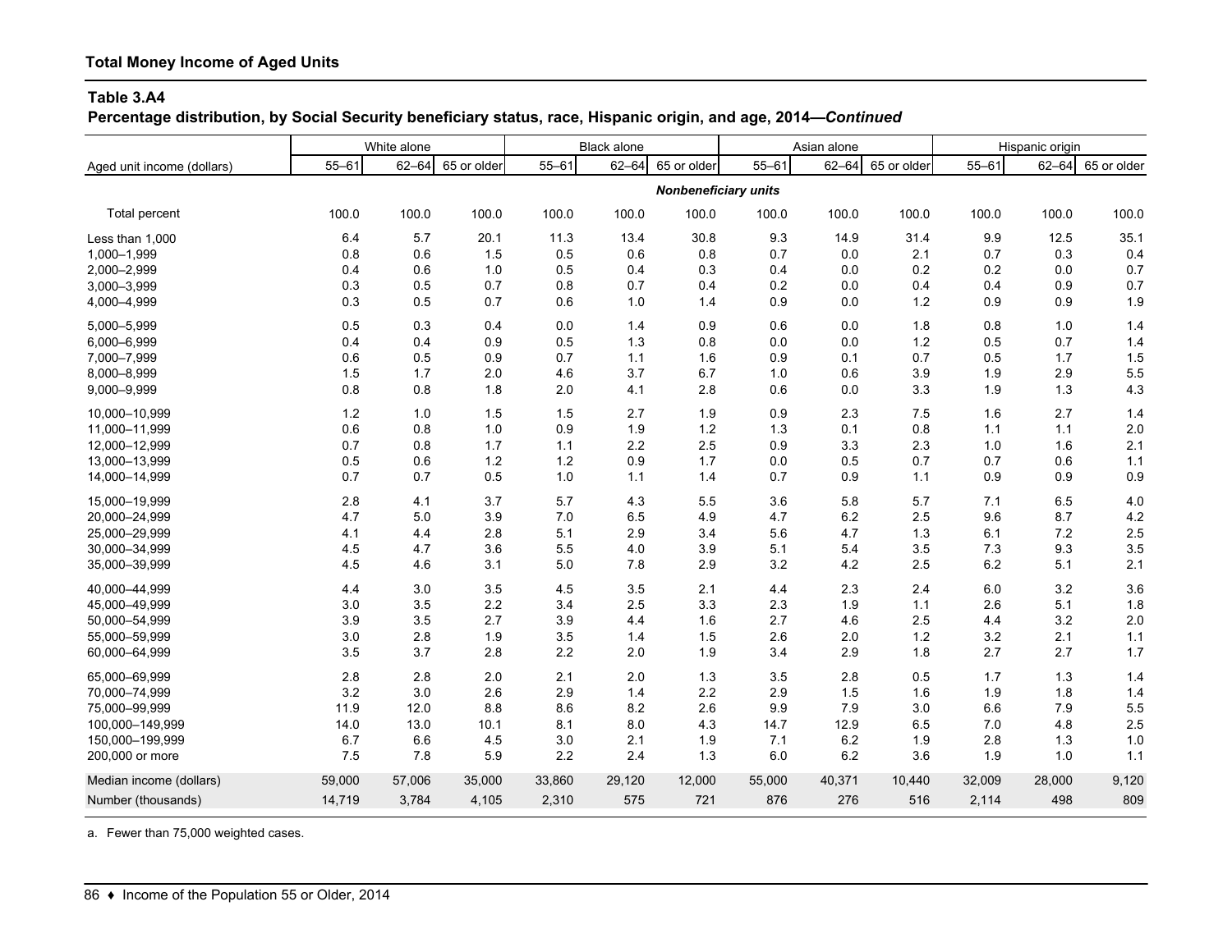## Total Money Income of Aged Units

### Table 3.A4
**Percentage distribution, by Social Security beneficiary status, race, Hispanic origin, and age, 2014—*Continued***

| Aged unit income (dollars) | White alone | | | Black alone | | | Asian alone | | | Hispanic origin | | |
|---|---|---|---|---|---|---|---|---|---|---|---|---|
| | 55–61 | 62–64 | 65 or older | 55–61 | 62–64 | 65 or older | 55–61 | 62–64 | 65 or older | 55–61 | 62–64 | 65 or older |
| | | | | | | | ***Nonbeneficiary units*** | | | | | |
| Total percent | 100.0 | 100.0 | 100.0 | 100.0 | 100.0 | 100.0 | 100.0 | 100.0 | 100.0 | 100.0 | 100.0 | 100.0 |
| Less than 1,000 | 6.4 | 5.7 | 20.1 | 11.3 | 13.4 | 30.8 | 9.3 | 14.9 | 31.4 | 9.9 | 12.5 | 35.1 |
| 1,000–1,999 | 0.8 | 0.6 | 1.5 | 0.5 | 0.6 | 0.8 | 0.7 | 0.0 | 2.1 | 0.7 | 0.3 | 0.4 |
| 2,000–2,999 | 0.4 | 0.6 | 1.0 | 0.5 | 0.4 | 0.3 | 0.4 | 0.0 | 0.2 | 0.2 | 0.0 | 0.7 |
| 3,000–3,999 | 0.3 | 0.5 | 0.7 | 0.8 | 0.7 | 0.4 | 0.2 | 0.0 | 0.4 | 0.4 | 0.9 | 0.7 |
| 4,000–4,999 | 0.3 | 0.5 | 0.7 | 0.6 | 1.0 | 1.4 | 0.9 | 0.0 | 1.2 | 0.9 | 0.9 | 1.9 |
| 5,000–5,999 | 0.5 | 0.3 | 0.4 | 0.0 | 1.4 | 0.9 | 0.6 | 0.0 | 1.8 | 0.8 | 1.0 | 1.4 |
| 6,000–6,999 | 0.4 | 0.4 | 0.9 | 0.5 | 1.3 | 0.8 | 0.0 | 0.0 | 1.2 | 0.5 | 0.7 | 1.4 |
| 7,000–7,999 | 0.6 | 0.5 | 0.9 | 0.7 | 1.1 | 1.6 | 0.9 | 0.1 | 0.7 | 0.5 | 1.7 | 1.5 |
| 8,000–8,999 | 1.5 | 1.7 | 2.0 | 4.6 | 3.7 | 6.7 | 1.0 | 0.6 | 3.9 | 1.9 | 2.9 | 5.5 |
| 9,000–9,999 | 0.8 | 0.8 | 1.8 | 2.0 | 4.1 | 2.8 | 0.6 | 0.0 | 3.3 | 1.9 | 1.3 | 4.3 |
| 10,000–10,999 | 1.2 | 1.0 | 1.5 | 1.5 | 2.7 | 1.9 | 0.9 | 2.3 | 7.5 | 1.6 | 2.7 | 1.4 |
| 11,000–11,999 | 0.6 | 0.8 | 1.0 | 0.9 | 1.9 | 1.2 | 1.3 | 0.1 | 0.8 | 1.1 | 1.1 | 2.0 |
| 12,000–12,999 | 0.7 | 0.8 | 1.7 | 1.1 | 2.2 | 2.5 | 0.9 | 3.3 | 2.3 | 1.0 | 1.6 | 2.1 |
| 13,000–13,999 | 0.5 | 0.6 | 1.2 | 1.2 | 0.9 | 1.7 | 0.0 | 0.5 | 0.7 | 0.7 | 0.6 | 1.1 |
| 14,000–14,999 | 0.7 | 0.7 | 0.5 | 1.0 | 1.1 | 1.4 | 0.7 | 0.9 | 1.1 | 0.9 | 0.9 | 0.9 |
| 15,000–19,999 | 2.8 | 4.1 | 3.7 | 5.7 | 4.3 | 5.5 | 3.6 | 5.8 | 5.7 | 7.1 | 6.5 | 4.0 |
| 20,000–24,999 | 4.7 | 5.0 | 3.9 | 7.0 | 6.5 | 4.9 | 4.7 | 6.2 | 2.5 | 9.6 | 8.7 | 4.2 |
| 25,000–29,999 | 4.1 | 4.4 | 2.8 | 5.1 | 2.9 | 3.4 | 5.6 | 4.7 | 1.3 | 6.1 | 7.2 | 2.5 |
| 30,000–34,999 | 4.5 | 4.7 | 3.6 | 5.5 | 4.0 | 3.9 | 5.1 | 5.4 | 3.5 | 7.3 | 9.3 | 3.5 |
| 35,000–39,999 | 4.5 | 4.6 | 3.1 | 5.0 | 7.8 | 2.9 | 3.2 | 4.2 | 2.5 | 6.2 | 5.1 | 2.1 |
| 40,000–44,999 | 4.4 | 3.0 | 3.5 | 4.5 | 3.5 | 2.1 | 4.4 | 2.3 | 2.4 | 6.0 | 3.2 | 3.6 |
| 45,000–49,999 | 3.0 | 3.5 | 2.2 | 3.4 | 2.5 | 3.3 | 2.3 | 1.9 | 1.1 | 2.6 | 5.1 | 1.8 |
| 50,000–54,999 | 3.9 | 3.5 | 2.7 | 3.9 | 4.4 | 1.6 | 2.7 | 4.6 | 2.5 | 4.4 | 3.2 | 2.0 |
| 55,000–59,999 | 3.0 | 2.8 | 1.9 | 3.5 | 1.4 | 1.5 | 2.6 | 2.0 | 1.2 | 3.2 | 2.1 | 1.1 |
| 60,000–64,999 | 3.5 | 3.7 | 2.8 | 2.2 | 2.0 | 1.9 | 3.4 | 2.9 | 1.8 | 2.7 | 2.7 | 1.7 |
| 65,000–69,999 | 2.8 | 2.8 | 2.0 | 2.1 | 2.0 | 1.3 | 3.5 | 2.8 | 0.5 | 1.7 | 1.3 | 1.4 |
| 70,000–74,999 | 3.2 | 3.0 | 2.6 | 2.9 | 1.4 | 2.2 | 2.9 | 1.5 | 1.6 | 1.9 | 1.8 | 1.4 |
| 75,000–99,999 | 11.9 | 12.0 | 8.8 | 8.6 | 8.2 | 2.6 | 9.9 | 7.9 | 3.0 | 6.6 | 7.9 | 5.5 |
| 100,000–149,999 | 14.0 | 13.0 | 10.1 | 8.1 | 8.0 | 4.3 | 14.7 | 12.9 | 6.5 | 7.0 | 4.8 | 2.5 |
| 150,000–199,999 | 6.7 | 6.6 | 4.5 | 3.0 | 2.1 | 1.9 | 7.1 | 6.2 | 1.9 | 2.8 | 1.3 | 1.0 |
| 200,000 or more | 7.5 | 7.8 | 5.9 | 2.2 | 2.4 | 1.3 | 6.0 | 6.2 | 3.6 | 1.9 | 1.0 | 1.1 |
| Median income (dollars) | 59,000 | 57,006 | 35,000 | 33,860 | 29,120 | 12,000 | 55,000 | 40,371 | 10,440 | 32,009 | 28,000 | 9,120 |
| Number (thousands) | 14,719 | 3,784 | 4,105 | 2,310 | 575 | 721 | 876 | 276 | 516 | 2,114 | 498 | 809 |

a. Fewer than 75,000 weighted cases.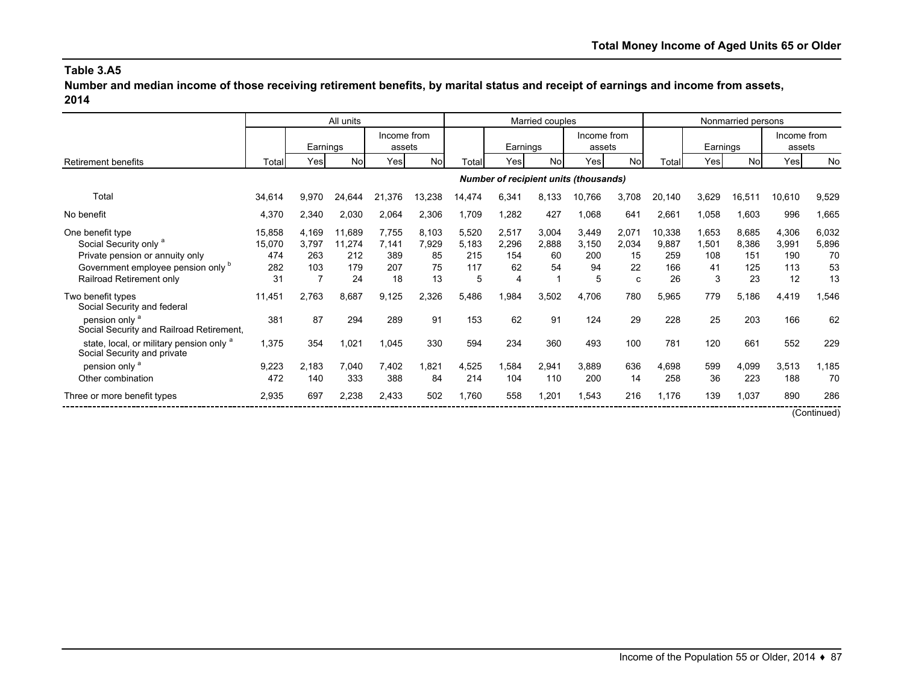## Table 3.A5

**Number and median income of those receiving retirement benefits, by marital status and receipt of earnings and income from assets, 2014**

| Retirement benefits | All units | | | | | Married couples | | | | | Nonmarried persons | | | | |
|---|---|---|---|---|---|---|---|---|---|---|---|---|---|---|---|
| | | Earnings | | Income from assets | | | Earnings | | Income from assets | | | Earnings | | Income from assets | |
| | Total | Yes | No | Yes | No | Total | Yes | No | Yes | No | Total | Yes | No | Yes | No |
| | *Number of recipient units (thousands)* | | | | | | | | | | | | | | |
| Total | 34,614 | 9,970 | 24,644 | 21,376 | 13,238 | 14,474 | 6,341 | 8,133 | 10,766 | 3,708 | 20,140 | 3,629 | 16,511 | 10,610 | 9,529 |
| No benefit | 4,370 | 2,340 | 2,030 | 2,064 | 2,306 | 1,709 | 1,282 | 427 | 1,068 | 641 | 2,661 | 1,058 | 1,603 | 996 | 1,665 |
| One benefit type | 15,858 | 4,169 | 11,689 | 7,755 | 8,103 | 5,520 | 2,517 | 3,004 | 3,449 | 2,071 | 10,338 | 1,653 | 8,685 | 4,306 | 6,032 |
| Social Security only [a] | 15,070 | 3,797 | 11,274 | 7,141 | 7,929 | 5,183 | 2,296 | 2,888 | 3,150 | 2,034 | 9,887 | 1,501 | 8,386 | 3,991 | 5,896 |
| Private pension or annuity only | 474 | 263 | 212 | 389 | 85 | 215 | 154 | 60 | 200 | 15 | 259 | 108 | 151 | 190 | 70 |
| Government employee pension only [b] | 282 | 103 | 179 | 207 | 75 | 117 | 62 | 54 | 94 | 22 | 166 | 41 | 125 | 113 | 53 |
| Railroad Retirement only | 31 | 7 | 24 | 18 | 13 | 5 | 4 | 1 | 5 | c | 26 | 3 | 23 | 12 | 13 |
| Two benefit types | 11,451 | 2,763 | 8,687 | 9,125 | 2,326 | 5,486 | 1,984 | 3,502 | 4,706 | 780 | 5,965 | 779 | 5,186 | 4,419 | 1,546 |
| Social Security and federal pension only [a] | 381 | 87 | 294 | 289 | 91 | 153 | 62 | 91 | 124 | 29 | 228 | 25 | 203 | 166 | 62 |
| Social Security and Railroad Retirement, state, local, or military pension only [a] | 1,375 | 354 | 1,021 | 1,045 | 330 | 594 | 234 | 360 | 493 | 100 | 781 | 120 | 661 | 552 | 229 |
| Social Security and private pension only [a] | 9,223 | 2,183 | 7,040 | 7,402 | 1,821 | 4,525 | 1,584 | 2,941 | 3,889 | 636 | 4,698 | 599 | 4,099 | 3,513 | 1,185 |
| Other combination | 472 | 140 | 333 | 388 | 84 | 214 | 104 | 110 | 200 | 14 | 258 | 36 | 223 | 188 | 70 |
| Three or more benefit types | 2,935 | 697 | 2,238 | 2,433 | 502 | 1,760 | 558 | 1,201 | 1,543 | 216 | 1,176 | 139 | 1,037 | 890 | 286 |

(Continued)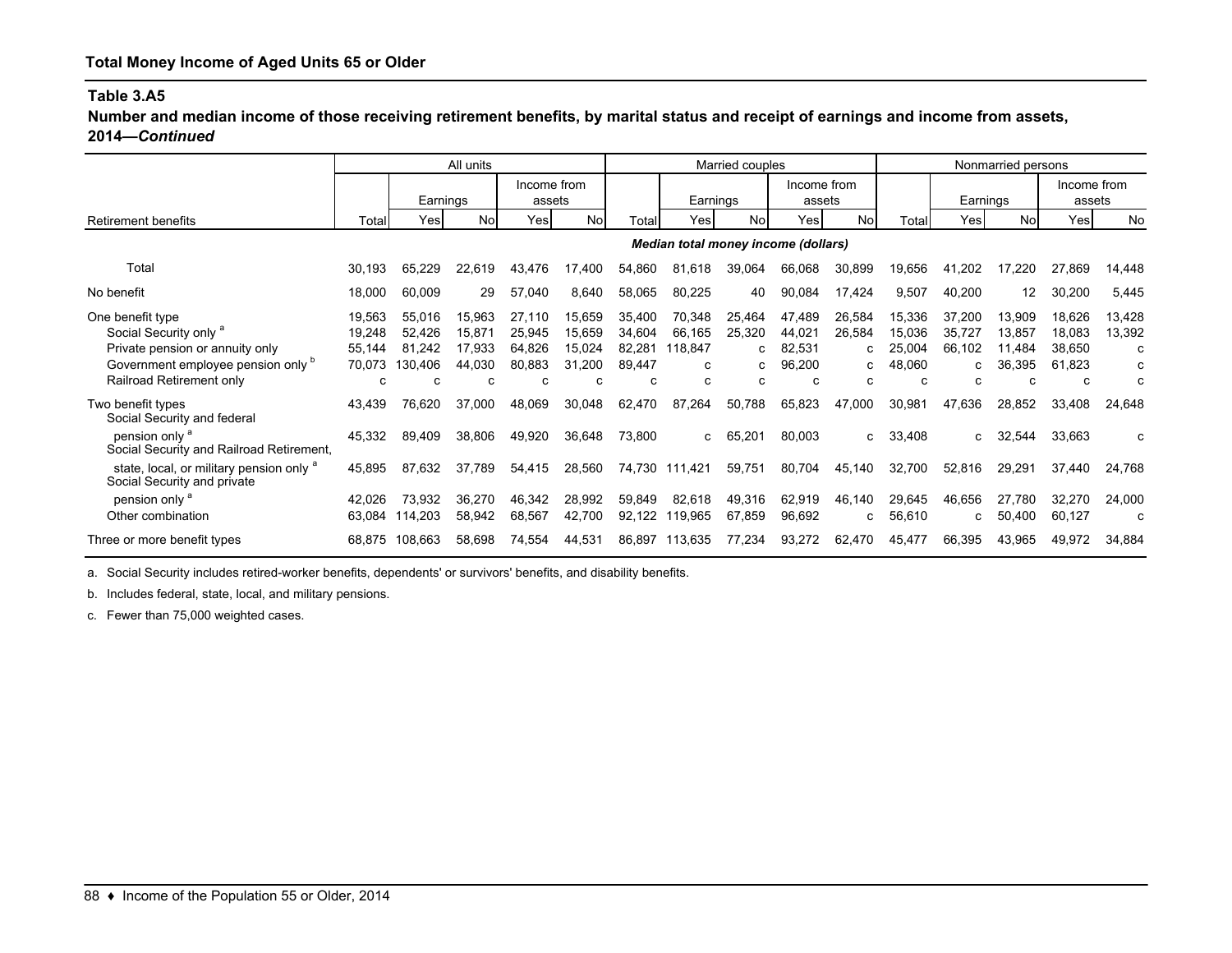## Total Money Income of Aged Units 65 or Older

### Table 3.A5

**Number and median income of those receiving retirement benefits, by marital status and receipt of earnings and income from assets, 2014—*Continued***

| Retirement benefits | All units | | | | | Married couples | | | | | Nonmarried persons | | | | |
|---|---|---|---|---|---|---|---|---|---|---|---|---|---|---|---|
| | | Earnings | | Income from assets | | | Earnings | | Income from assets | | | Earnings | | Income from assets | |
| | Total | Yes | No | Yes | No | Total | Yes | No | Yes | No | Total | Yes | No | Yes | No |
| | ***Median total money income (dollars)*** | | | | | | | | | | | | | | |
| Total | 30,193 | 65,229 | 22,619 | 43,476 | 17,400 | 54,860 | 81,618 | 39,064 | 66,068 | 30,899 | 19,656 | 41,202 | 17,220 | 27,869 | 14,448 |
| No benefit | 18,000 | 60,009 | 29 | 57,040 | 8,640 | 58,065 | 80,225 | 40 | 90,084 | 17,424 | 9,507 | 40,200 | 12 | 30,200 | 5,445 |
| One benefit type | 19,563 | 55,016 | 15,963 | 27,110 | 15,659 | 35,400 | 70,348 | 25,464 | 47,489 | 26,584 | 15,336 | 37,200 | 13,909 | 18,626 | 13,428 |
| Social Security only [a] | 19,248 | 52,426 | 15,871 | 25,945 | 15,659 | 34,604 | 66,165 | 25,320 | 44,021 | 26,584 | 15,036 | 35,727 | 13,857 | 18,083 | 13,392 |
| Private pension or annuity only | 55,144 | 81,242 | 17,933 | 64,826 | 15,024 | 82,281 | 118,847 | c | 82,531 | c | 25,004 | 66,102 | 11,484 | 38,650 | c |
| Government employee pension only [b] | 70,073 | 130,406 | 44,030 | 80,883 | 31,200 | 89,447 | c | c | 96,200 | c | 48,060 | c | 36,395 | 61,823 | c |
| Railroad Retirement only | c | c | c | c | c | c | c | c | c | c | c | c | c | c | c |
| Two benefit types | 43,439 | 76,620 | 37,000 | 48,069 | 30,048 | 62,470 | 87,264 | 50,788 | 65,823 | 47,000 | 30,981 | 47,636 | 28,852 | 33,408 | 24,648 |
| Social Security and federal pension only [a] | 45,332 | 89,409 | 38,806 | 49,920 | 36,648 | 73,800 | c | 65,201 | 80,003 | c | 33,408 | c | 32,544 | 33,663 | c |
| Social Security and Railroad Retirement, state, local, or military pension only [a] | 45,895 | 87,632 | 37,789 | 54,415 | 28,560 | 74,730 | 111,421 | 59,751 | 80,704 | 45,140 | 32,700 | 52,816 | 29,291 | 37,440 | 24,768 |
| Social Security and private pension only [a] | 42,026 | 73,932 | 36,270 | 46,342 | 28,992 | 59,849 | 82,618 | 49,316 | 62,919 | 46,140 | 29,645 | 46,656 | 27,780 | 32,270 | 24,000 |
| Other combination | 63,084 | 114,203 | 58,942 | 68,567 | 42,700 | 92,122 | 119,965 | 67,859 | 96,692 | c | 56,610 | c | 50,400 | 60,127 | c |
| Three or more benefit types | 68,875 | 108,663 | 58,698 | 74,554 | 44,531 | 86,897 | 113,635 | 77,234 | 93,272 | 62,470 | 45,477 | 66,395 | 43,965 | 49,972 | 34,884 |

a. Social Security includes retired-worker benefits, dependents' or survivors' benefits, and disability benefits.

b. Includes federal, state, local, and military pensions.

c. Fewer than 75,000 weighted cases.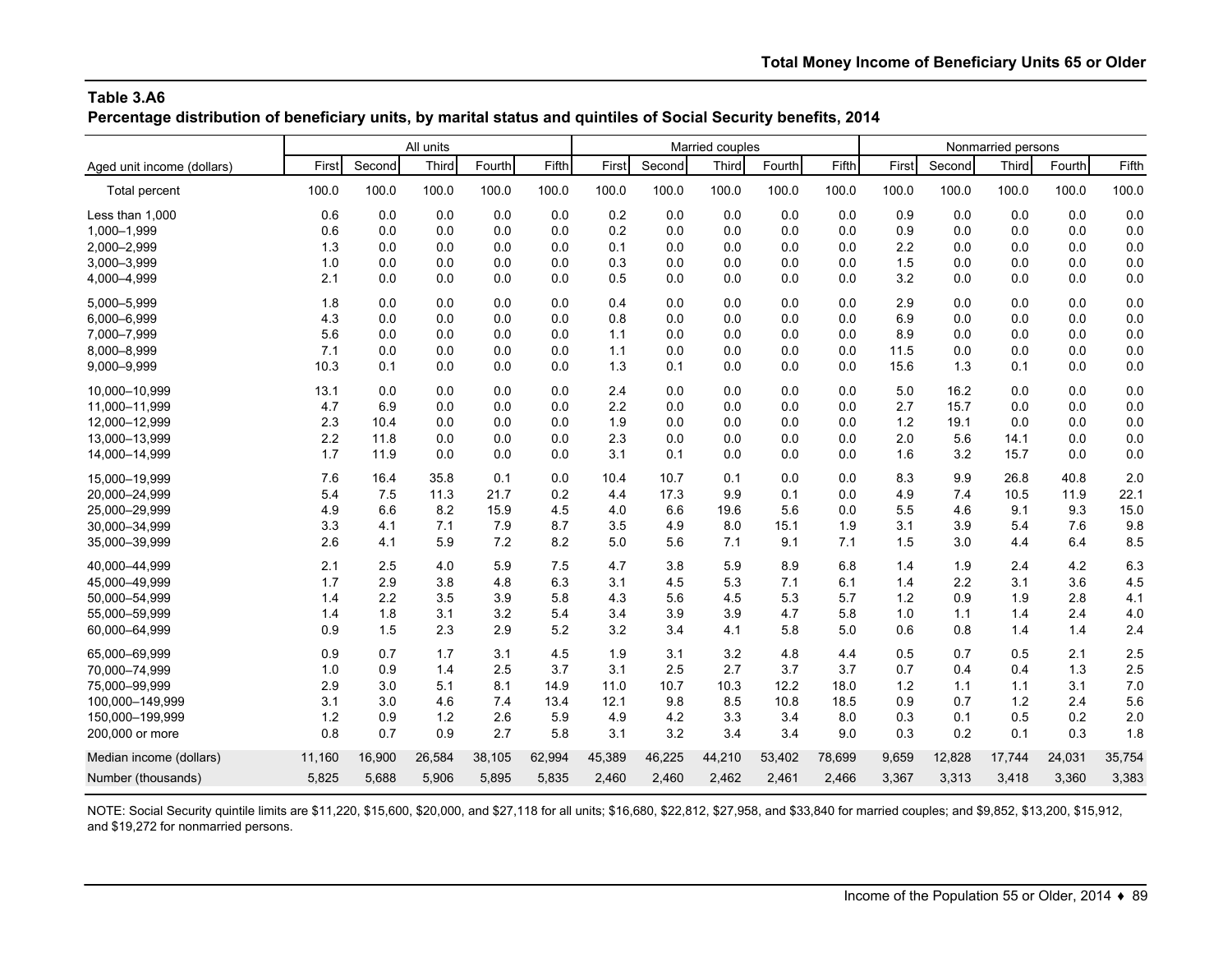**Table 3.A6**
**Percentage distribution of beneficiary units, by marital status and quintiles of Social Security benefits, 2014**

| | All units | | | | | Married couples | | | | | Nonmarried persons | | | | |
|---|---|---|---|---|---|---|---|---|---|---|---|---|---|---|---|
| Aged unit income (dollars) | First | Second | Third | Fourth | Fifth | First | Second | Third | Fourth | Fifth | First | Second | Third | Fourth | Fifth |
| Total percent | 100.0 | 100.0 | 100.0 | 100.0 | 100.0 | 100.0 | 100.0 | 100.0 | 100.0 | 100.0 | 100.0 | 100.0 | 100.0 | 100.0 | 100.0 |
| Less than 1,000 | 0.6 | 0.0 | 0.0 | 0.0 | 0.0 | 0.2 | 0.0 | 0.0 | 0.0 | 0.0 | 0.9 | 0.0 | 0.0 | 0.0 | 0.0 |
| 1,000–1,999 | 0.6 | 0.0 | 0.0 | 0.0 | 0.0 | 0.2 | 0.0 | 0.0 | 0.0 | 0.0 | 0.9 | 0.0 | 0.0 | 0.0 | 0.0 |
| 2,000–2,999 | 1.3 | 0.0 | 0.0 | 0.0 | 0.0 | 0.1 | 0.0 | 0.0 | 0.0 | 0.0 | 2.2 | 0.0 | 0.0 | 0.0 | 0.0 |
| 3,000–3,999 | 1.0 | 0.0 | 0.0 | 0.0 | 0.0 | 0.3 | 0.0 | 0.0 | 0.0 | 0.0 | 1.5 | 0.0 | 0.0 | 0.0 | 0.0 |
| 4,000–4,999 | 2.1 | 0.0 | 0.0 | 0.0 | 0.0 | 0.5 | 0.0 | 0.0 | 0.0 | 0.0 | 3.2 | 0.0 | 0.0 | 0.0 | 0.0 |
| 5,000–5,999 | 1.8 | 0.0 | 0.0 | 0.0 | 0.0 | 0.4 | 0.0 | 0.0 | 0.0 | 0.0 | 2.9 | 0.0 | 0.0 | 0.0 | 0.0 |
| 6,000–6,999 | 4.3 | 0.0 | 0.0 | 0.0 | 0.0 | 0.8 | 0.0 | 0.0 | 0.0 | 0.0 | 6.9 | 0.0 | 0.0 | 0.0 | 0.0 |
| 7,000–7,999 | 5.6 | 0.0 | 0.0 | 0.0 | 0.0 | 1.1 | 0.0 | 0.0 | 0.0 | 0.0 | 8.9 | 0.0 | 0.0 | 0.0 | 0.0 |
| 8,000–8,999 | 7.1 | 0.0 | 0.0 | 0.0 | 0.0 | 1.1 | 0.0 | 0.0 | 0.0 | 0.0 | 11.5 | 0.0 | 0.0 | 0.0 | 0.0 |
| 9,000–9,999 | 10.3 | 0.1 | 0.0 | 0.0 | 0.0 | 1.3 | 0.1 | 0.0 | 0.0 | 0.0 | 15.6 | 1.3 | 0.1 | 0.0 | 0.0 |
| 10,000–10,999 | 13.1 | 0.0 | 0.0 | 0.0 | 0.0 | 2.4 | 0.0 | 0.0 | 0.0 | 0.0 | 5.0 | 16.2 | 0.0 | 0.0 | 0.0 |
| 11,000–11,999 | 4.7 | 6.9 | 0.0 | 0.0 | 0.0 | 2.2 | 0.0 | 0.0 | 0.0 | 0.0 | 2.7 | 15.7 | 0.0 | 0.0 | 0.0 |
| 12,000–12,999 | 2.3 | 10.4 | 0.0 | 0.0 | 0.0 | 1.9 | 0.0 | 0.0 | 0.0 | 0.0 | 1.2 | 19.1 | 0.0 | 0.0 | 0.0 |
| 13,000–13,999 | 2.2 | 11.8 | 0.0 | 0.0 | 0.0 | 2.3 | 0.0 | 0.0 | 0.0 | 0.0 | 2.0 | 5.6 | 14.1 | 0.0 | 0.0 |
| 14,000–14,999 | 1.7 | 11.9 | 0.0 | 0.0 | 0.0 | 3.1 | 0.1 | 0.0 | 0.0 | 0.0 | 1.6 | 3.2 | 15.7 | 0.0 | 0.0 |
| 15,000–19,999 | 7.6 | 16.4 | 35.8 | 0.1 | 0.0 | 10.4 | 10.7 | 0.1 | 0.0 | 0.0 | 8.3 | 9.9 | 26.8 | 40.8 | 2.0 |
| 20,000–24,999 | 5.4 | 7.5 | 11.3 | 21.7 | 0.2 | 4.4 | 17.3 | 9.9 | 0.1 | 0.0 | 4.9 | 7.4 | 10.5 | 11.9 | 22.1 |
| 25,000–29,999 | 4.9 | 6.6 | 8.2 | 15.9 | 4.5 | 4.0 | 6.6 | 19.6 | 5.6 | 0.0 | 5.5 | 4.6 | 9.1 | 9.3 | 15.0 |
| 30,000–34,999 | 3.3 | 4.1 | 7.1 | 7.9 | 8.7 | 3.5 | 4.9 | 8.0 | 15.1 | 1.9 | 3.1 | 3.9 | 5.4 | 7.6 | 9.8 |
| 35,000–39,999 | 2.6 | 4.1 | 5.9 | 7.2 | 8.2 | 5.0 | 5.6 | 7.1 | 9.1 | 7.1 | 1.5 | 3.0 | 4.4 | 6.4 | 8.5 |
| 40,000–44,999 | 2.1 | 2.5 | 4.0 | 5.9 | 7.5 | 4.7 | 3.8 | 5.9 | 8.9 | 6.8 | 1.4 | 1.9 | 2.4 | 4.2 | 6.3 |
| 45,000–49,999 | 1.7 | 2.9 | 3.8 | 4.8 | 6.3 | 3.1 | 4.5 | 5.3 | 7.1 | 6.1 | 1.4 | 2.2 | 3.1 | 3.6 | 4.5 |
| 50,000–54,999 | 1.4 | 2.2 | 3.5 | 3.9 | 5.8 | 4.3 | 5.6 | 4.5 | 5.3 | 5.7 | 1.2 | 0.9 | 1.9 | 2.8 | 4.1 |
| 55,000–59,999 | 1.4 | 1.8 | 3.1 | 3.2 | 5.4 | 3.4 | 3.9 | 3.9 | 4.7 | 5.8 | 1.0 | 1.1 | 1.4 | 2.4 | 4.0 |
| 60,000–64,999 | 0.9 | 1.5 | 2.3 | 2.9 | 5.2 | 3.2 | 3.4 | 4.1 | 5.8 | 5.0 | 0.6 | 0.8 | 1.4 | 1.4 | 2.4 |
| 65,000–69,999 | 0.9 | 0.7 | 1.7 | 3.1 | 4.5 | 1.9 | 3.1 | 3.2 | 4.8 | 4.4 | 0.5 | 0.7 | 0.5 | 2.1 | 2.5 |
| 70,000–74,999 | 1.0 | 0.9 | 1.4 | 2.5 | 3.7 | 3.1 | 2.5 | 2.7 | 3.7 | 3.7 | 0.7 | 0.4 | 0.4 | 1.3 | 2.5 |
| 75,000–99,999 | 2.9 | 3.0 | 5.1 | 8.1 | 14.9 | 11.0 | 10.7 | 10.3 | 12.2 | 18.0 | 1.2 | 1.1 | 1.1 | 3.1 | 7.0 |
| 100,000–149,999 | 3.1 | 3.0 | 4.6 | 7.4 | 13.4 | 12.1 | 9.8 | 8.5 | 10.8 | 18.5 | 0.9 | 0.7 | 1.2 | 2.4 | 5.6 |
| 150,000–199,999 | 1.2 | 0.9 | 1.2 | 2.6 | 5.9 | 4.9 | 4.2 | 3.3 | 3.4 | 8.0 | 0.3 | 0.1 | 0.5 | 0.2 | 2.0 |
| 200,000 or more | 0.8 | 0.7 | 0.9 | 2.7 | 5.8 | 3.1 | 3.2 | 3.4 | 3.4 | 9.0 | 0.3 | 0.2 | 0.1 | 0.3 | 1.8 |
| Median income (dollars) | 11,160 | 16,900 | 26,584 | 38,105 | 62,994 | 45,389 | 46,225 | 44,210 | 53,402 | 78,699 | 9,659 | 12,828 | 17,744 | 24,031 | 35,754 |
| Number (thousands) | 5,825 | 5,688 | 5,906 | 5,895 | 5,835 | 2,460 | 2,460 | 2,462 | 2,461 | 2,466 | 3,367 | 3,313 | 3,418 | 3,360 | 3,383 |

NOTE: Social Security quintile limits are $11,220, $15,600, $20,000, and $27,118 for all units; $16,680, $22,812, $27,958, and $33,840 for married couples; and $9,852, $13,200, $15,912, and $19,272 for nonmarried persons.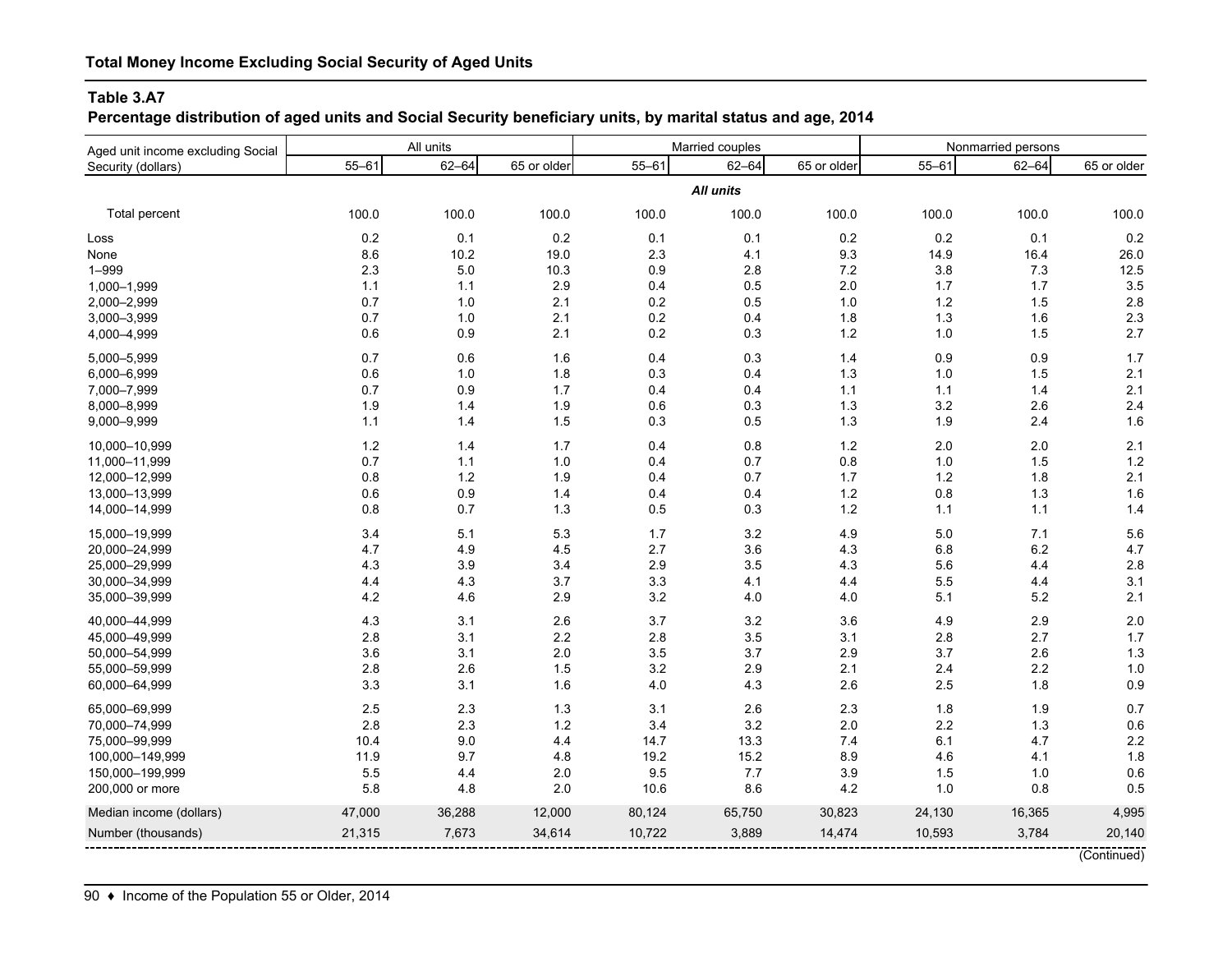## Total Money Income Excluding Social Security of Aged Units

**Table 3.A7**

**Percentage distribution of aged units and Social Security beneficiary units, by marital status and age, 2014**

| Aged unit income excluding Social Security (dollars) | All units | | | Married couples | | | Nonmarried persons | | |
|---|---|---|---|---|---|---|---|---|---|
| | 55–61 | 62–64 | 65 or older | 55–61 | 62–64 | 65 or older | 55–61 | 62–64 | 65 or older |
| | | | | | ***All units*** | | | | |
| Total percent | 100.0 | 100.0 | 100.0 | 100.0 | 100.0 | 100.0 | 100.0 | 100.0 | 100.0 |
| Loss | 0.2 | 0.1 | 0.2 | 0.1 | 0.1 | 0.2 | 0.2 | 0.1 | 0.2 |
| None | 8.6 | 10.2 | 19.0 | 2.3 | 4.1 | 9.3 | 14.9 | 16.4 | 26.0 |
| 1–999 | 2.3 | 5.0 | 10.3 | 0.9 | 2.8 | 7.2 | 3.8 | 7.3 | 12.5 |
| 1,000–1,999 | 1.1 | 1.1 | 2.9 | 0.4 | 0.5 | 2.0 | 1.7 | 1.7 | 3.5 |
| 2,000–2,999 | 0.7 | 1.0 | 2.1 | 0.2 | 0.5 | 1.0 | 1.2 | 1.5 | 2.8 |
| 3,000–3,999 | 0.7 | 1.0 | 2.1 | 0.2 | 0.4 | 1.8 | 1.3 | 1.6 | 2.3 |
| 4,000–4,999 | 0.6 | 0.9 | 2.1 | 0.2 | 0.3 | 1.2 | 1.0 | 1.5 | 2.7 |
| 5,000–5,999 | 0.7 | 0.6 | 1.6 | 0.4 | 0.3 | 1.4 | 0.9 | 0.9 | 1.7 |
| 6,000–6,999 | 0.6 | 1.0 | 1.8 | 0.3 | 0.4 | 1.3 | 1.0 | 1.5 | 2.1 |
| 7,000–7,999 | 0.7 | 0.9 | 1.7 | 0.4 | 0.4 | 1.1 | 1.1 | 1.4 | 2.1 |
| 8,000–8,999 | 1.9 | 1.4 | 1.9 | 0.6 | 0.3 | 1.3 | 3.2 | 2.6 | 2.4 |
| 9,000–9,999 | 1.1 | 1.4 | 1.5 | 0.3 | 0.5 | 1.3 | 1.9 | 2.4 | 1.6 |
| 10,000–10,999 | 1.2 | 1.4 | 1.7 | 0.4 | 0.8 | 1.2 | 2.0 | 2.0 | 2.1 |
| 11,000–11,999 | 0.7 | 1.1 | 1.0 | 0.4 | 0.7 | 0.8 | 1.0 | 1.5 | 1.2 |
| 12,000–12,999 | 0.8 | 1.2 | 1.9 | 0.4 | 0.7 | 1.7 | 1.2 | 1.8 | 2.1 |
| 13,000–13,999 | 0.6 | 0.9 | 1.4 | 0.4 | 0.4 | 1.2 | 0.8 | 1.3 | 1.6 |
| 14,000–14,999 | 0.8 | 0.7 | 1.3 | 0.5 | 0.3 | 1.2 | 1.1 | 1.1 | 1.4 |
| 15,000–19,999 | 3.4 | 5.1 | 5.3 | 1.7 | 3.2 | 4.9 | 5.0 | 7.1 | 5.6 |
| 20,000–24,999 | 4.7 | 4.9 | 4.5 | 2.7 | 3.6 | 4.3 | 6.8 | 6.2 | 4.7 |
| 25,000–29,999 | 4.3 | 3.9 | 3.4 | 2.9 | 3.5 | 4.3 | 5.6 | 4.4 | 2.8 |
| 30,000–34,999 | 4.4 | 4.3 | 3.7 | 3.3 | 4.1 | 4.4 | 5.5 | 4.4 | 3.1 |
| 35,000–39,999 | 4.2 | 4.6 | 2.9 | 3.2 | 4.0 | 4.0 | 5.1 | 5.2 | 2.1 |
| 40,000–44,999 | 4.3 | 3.1 | 2.6 | 3.7 | 3.2 | 3.6 | 4.9 | 2.9 | 2.0 |
| 45,000–49,999 | 2.8 | 3.1 | 2.2 | 2.8 | 3.5 | 3.1 | 2.8 | 2.7 | 1.7 |
| 50,000–54,999 | 3.6 | 3.1 | 2.0 | 3.5 | 3.7 | 2.9 | 3.7 | 2.6 | 1.3 |
| 55,000–59,999 | 2.8 | 2.6 | 1.5 | 3.2 | 2.9 | 2.1 | 2.4 | 2.2 | 1.0 |
| 60,000–64,999 | 3.3 | 3.1 | 1.6 | 4.0 | 4.3 | 2.6 | 2.5 | 1.8 | 0.9 |
| 65,000–69,999 | 2.5 | 2.3 | 1.3 | 3.1 | 2.6 | 2.3 | 1.8 | 1.9 | 0.7 |
| 70,000–74,999 | 2.8 | 2.3 | 1.2 | 3.4 | 3.2 | 2.0 | 2.2 | 1.3 | 0.6 |
| 75,000–99,999 | 10.4 | 9.0 | 4.4 | 14.7 | 13.3 | 7.4 | 6.1 | 4.7 | 2.2 |
| 100,000–149,999 | 11.9 | 9.7 | 4.8 | 19.2 | 15.2 | 8.9 | 4.6 | 4.1 | 1.8 |
| 150,000–199,999 | 5.5 | 4.4 | 2.0 | 9.5 | 7.7 | 3.9 | 1.5 | 1.0 | 0.6 |
| 200,000 or more | 5.8 | 4.8 | 2.0 | 10.6 | 8.6 | 4.2 | 1.0 | 0.8 | 0.5 |
| Median income (dollars) | 47,000 | 36,288 | 12,000 | 80,124 | 65,750 | 30,823 | 24,130 | 16,365 | 4,995 |
| Number (thousands) | 21,315 | 7,673 | 34,614 | 10,722 | 3,889 | 14,474 | 10,593 | 3,784 | 20,140 |

(Continued)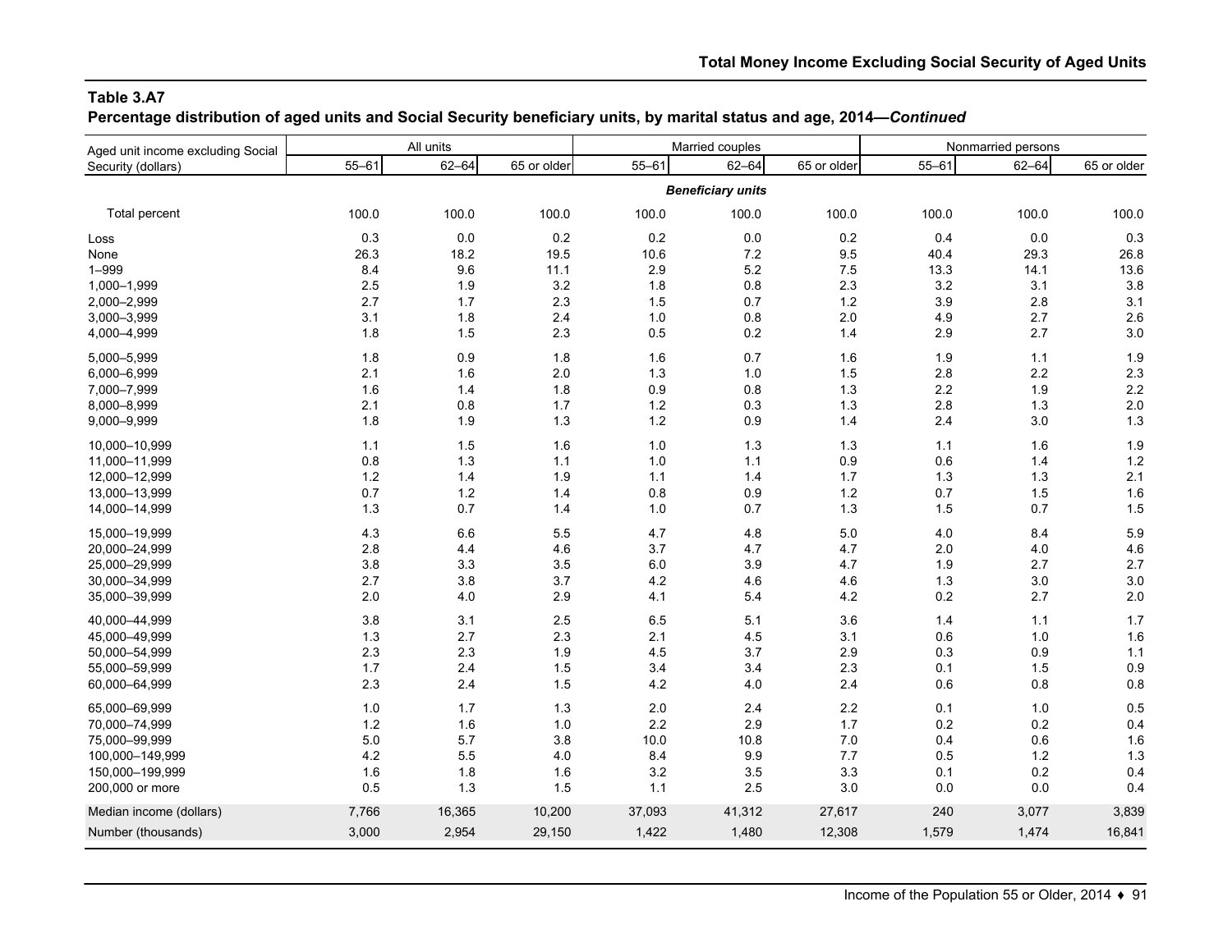## Table 3.A7

**Percentage distribution of aged units and Social Security beneficiary units, by marital status and age, 2014—*Continued***

| Aged unit income excluding Social Security (dollars) | All units | | | Married couples | | | Nonmarried persons | | |
|---|---|---|---|---|---|---|---|---|---|
| | 55–61 | 62–64 | 65 or older | 55–61 | 62–64 | 65 or older | 55–61 | 62–64 | 65 or older |
| | | | | ***Beneficiary units*** | | | | | |
| Total percent | 100.0 | 100.0 | 100.0 | 100.0 | 100.0 | 100.0 | 100.0 | 100.0 | 100.0 |
| Loss | 0.3 | 0.0 | 0.2 | 0.2 | 0.0 | 0.2 | 0.4 | 0.0 | 0.3 |
| None | 26.3 | 18.2 | 19.5 | 10.6 | 7.2 | 9.5 | 40.4 | 29.3 | 26.8 |
| 1–999 | 8.4 | 9.6 | 11.1 | 2.9 | 5.2 | 7.5 | 13.3 | 14.1 | 13.6 |
| 1,000–1,999 | 2.5 | 1.9 | 3.2 | 1.8 | 0.8 | 2.3 | 3.2 | 3.1 | 3.8 |
| 2,000–2,999 | 2.7 | 1.7 | 2.3 | 1.5 | 0.7 | 1.2 | 3.9 | 2.8 | 3.1 |
| 3,000–3,999 | 3.1 | 1.8 | 2.4 | 1.0 | 0.8 | 2.0 | 4.9 | 2.7 | 2.6 |
| 4,000–4,999 | 1.8 | 1.5 | 2.3 | 0.5 | 0.2 | 1.4 | 2.9 | 2.7 | 3.0 |
| 5,000–5,999 | 1.8 | 0.9 | 1.8 | 1.6 | 0.7 | 1.6 | 1.9 | 1.1 | 1.9 |
| 6,000–6,999 | 2.1 | 1.6 | 2.0 | 1.3 | 1.0 | 1.5 | 2.8 | 2.2 | 2.3 |
| 7,000–7,999 | 1.6 | 1.4 | 1.8 | 0.9 | 0.8 | 1.3 | 2.2 | 1.9 | 2.2 |
| 8,000–8,999 | 2.1 | 0.8 | 1.7 | 1.2 | 0.3 | 1.3 | 2.8 | 1.3 | 2.0 |
| 9,000–9,999 | 1.8 | 1.9 | 1.3 | 1.2 | 0.9 | 1.4 | 2.4 | 3.0 | 1.3 |
| 10,000–10,999 | 1.1 | 1.5 | 1.6 | 1.0 | 1.3 | 1.3 | 1.1 | 1.6 | 1.9 |
| 11,000–11,999 | 0.8 | 1.3 | 1.1 | 1.0 | 1.1 | 0.9 | 0.6 | 1.4 | 1.2 |
| 12,000–12,999 | 1.2 | 1.4 | 1.9 | 1.1 | 1.4 | 1.7 | 1.3 | 1.3 | 2.1 |
| 13,000–13,999 | 0.7 | 1.2 | 1.4 | 0.8 | 0.9 | 1.2 | 0.7 | 1.5 | 1.6 |
| 14,000–14,999 | 1.3 | 0.7 | 1.4 | 1.0 | 0.7 | 1.3 | 1.5 | 0.7 | 1.5 |
| 15,000–19,999 | 4.3 | 6.6 | 5.5 | 4.7 | 4.8 | 5.0 | 4.0 | 8.4 | 5.9 |
| 20,000–24,999 | 2.8 | 4.4 | 4.6 | 3.7 | 4.7 | 4.7 | 2.0 | 4.0 | 4.6 |
| 25,000–29,999 | 3.8 | 3.3 | 3.5 | 6.0 | 3.9 | 4.7 | 1.9 | 2.7 | 2.7 |
| 30,000–34,999 | 2.7 | 3.8 | 3.7 | 4.2 | 4.6 | 4.6 | 1.3 | 3.0 | 3.0 |
| 35,000–39,999 | 2.0 | 4.0 | 2.9 | 4.1 | 5.4 | 4.2 | 0.2 | 2.7 | 2.0 |
| 40,000–44,999 | 3.8 | 3.1 | 2.5 | 6.5 | 5.1 | 3.6 | 1.4 | 1.1 | 1.7 |
| 45,000–49,999 | 1.3 | 2.7 | 2.3 | 2.1 | 4.5 | 3.1 | 0.6 | 1.0 | 1.6 |
| 50,000–54,999 | 2.3 | 2.3 | 1.9 | 4.5 | 3.7 | 2.9 | 0.3 | 0.9 | 1.1 |
| 55,000–59,999 | 1.7 | 2.4 | 1.5 | 3.4 | 3.4 | 2.3 | 0.1 | 1.5 | 0.9 |
| 60,000–64,999 | 2.3 | 2.4 | 1.5 | 4.2 | 4.0 | 2.4 | 0.6 | 0.8 | 0.8 |
| 65,000–69,999 | 1.0 | 1.7 | 1.3 | 2.0 | 2.4 | 2.2 | 0.1 | 1.0 | 0.5 |
| 70,000–74,999 | 1.2 | 1.6 | 1.0 | 2.2 | 2.9 | 1.7 | 0.2 | 0.2 | 0.4 |
| 75,000–99,999 | 5.0 | 5.7 | 3.8 | 10.0 | 10.8 | 7.0 | 0.4 | 0.6 | 1.6 |
| 100,000–149,999 | 4.2 | 5.5 | 4.0 | 8.4 | 9.9 | 7.7 | 0.5 | 1.2 | 1.3 |
| 150,000–199,999 | 1.6 | 1.8 | 1.6 | 3.2 | 3.5 | 3.3 | 0.1 | 0.2 | 0.4 |
| 200,000 or more | 0.5 | 1.3 | 1.5 | 1.1 | 2.5 | 3.0 | 0.0 | 0.0 | 0.4 |
| Median income (dollars) | 7,766 | 16,365 | 10,200 | 37,093 | 41,312 | 27,617 | 240 | 3,077 | 3,839 |
| Number (thousands) | 3,000 | 2,954 | 29,150 | 1,422 | 1,480 | 12,308 | 1,579 | 1,474 | 16,841 |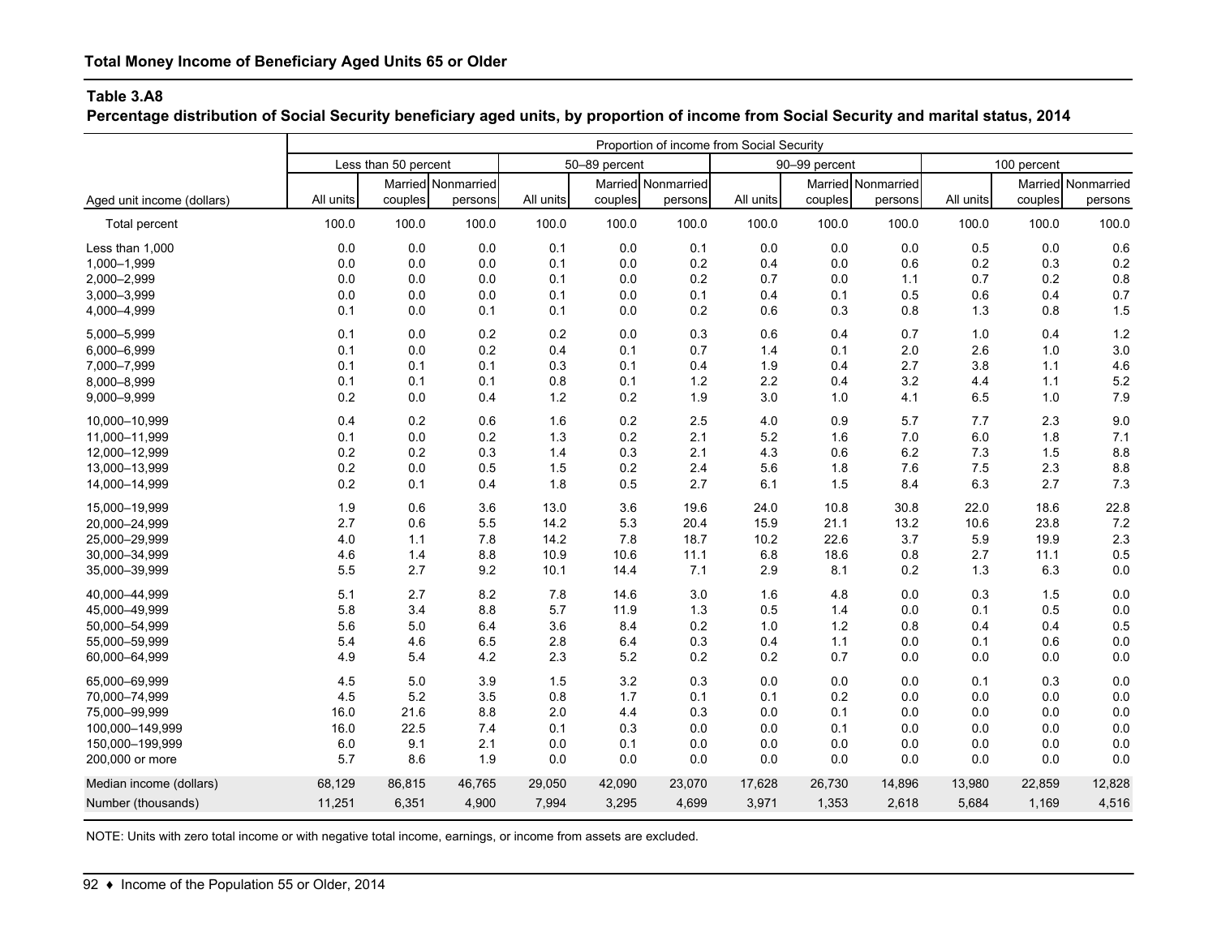## Total Money Income of Beneficiary Aged Units 65 or Older

**Table 3.A8**

**Percentage distribution of Social Security beneficiary aged units, by proportion of income from Social Security and marital status, 2014**

| | Proportion of income from Social Security | | | | | | | | | | | |
|---|---|---|---|---|---|---|---|---|---|---|---|---|
| | Less than 50 percent | | | 50–89 percent | | | 90–99 percent | | | 100 percent | | |
| Aged unit income (dollars) | All units | Married couples | Nonmarried persons | All units | Married couples | Nonmarried persons | All units | Married couples | Nonmarried persons | All units | Married couples | Nonmarried persons |
| Total percent | 100.0 | 100.0 | 100.0 | 100.0 | 100.0 | 100.0 | 100.0 | 100.0 | 100.0 | 100.0 | 100.0 | 100.0 |
| Less than 1,000 | 0.0 | 0.0 | 0.0 | 0.1 | 0.0 | 0.1 | 0.0 | 0.0 | 0.0 | 0.5 | 0.0 | 0.6 |
| 1,000–1,999 | 0.0 | 0.0 | 0.0 | 0.1 | 0.0 | 0.2 | 0.4 | 0.0 | 0.6 | 0.2 | 0.3 | 0.2 |
| 2,000–2,999 | 0.0 | 0.0 | 0.0 | 0.1 | 0.0 | 0.2 | 0.7 | 0.0 | 1.1 | 0.7 | 0.2 | 0.8 |
| 3,000–3,999 | 0.0 | 0.0 | 0.0 | 0.1 | 0.0 | 0.1 | 0.4 | 0.1 | 0.5 | 0.6 | 0.4 | 0.7 |
| 4,000–4,999 | 0.1 | 0.0 | 0.1 | 0.1 | 0.0 | 0.2 | 0.6 | 0.3 | 0.8 | 1.3 | 0.8 | 1.5 |
| 5,000–5,999 | 0.1 | 0.0 | 0.2 | 0.2 | 0.0 | 0.3 | 0.6 | 0.4 | 0.7 | 1.0 | 0.4 | 1.2 |
| 6,000–6,999 | 0.1 | 0.0 | 0.2 | 0.4 | 0.1 | 0.7 | 1.4 | 0.1 | 2.0 | 2.6 | 1.0 | 3.0 |
| 7,000–7,999 | 0.1 | 0.1 | 0.1 | 0.3 | 0.1 | 0.4 | 1.9 | 0.4 | 2.7 | 3.8 | 1.1 | 4.6 |
| 8,000–8,999 | 0.1 | 0.1 | 0.1 | 0.8 | 0.1 | 1.2 | 2.2 | 0.4 | 3.2 | 4.4 | 1.1 | 5.2 |
| 9,000–9,999 | 0.2 | 0.0 | 0.4 | 1.2 | 0.2 | 1.9 | 3.0 | 1.0 | 4.1 | 6.5 | 1.0 | 7.9 |
| 10,000–10,999 | 0.4 | 0.2 | 0.6 | 1.6 | 0.2 | 2.5 | 4.0 | 0.9 | 5.7 | 7.7 | 2.3 | 9.0 |
| 11,000–11,999 | 0.1 | 0.0 | 0.2 | 1.3 | 0.2 | 2.1 | 5.2 | 1.6 | 7.0 | 6.0 | 1.8 | 7.1 |
| 12,000–12,999 | 0.2 | 0.2 | 0.3 | 1.4 | 0.3 | 2.1 | 4.3 | 0.6 | 6.2 | 7.3 | 1.5 | 8.8 |
| 13,000–13,999 | 0.2 | 0.0 | 0.5 | 1.5 | 0.2 | 2.4 | 5.6 | 1.8 | 7.6 | 7.5 | 2.3 | 8.8 |
| 14,000–14,999 | 0.2 | 0.1 | 0.4 | 1.8 | 0.5 | 2.7 | 6.1 | 1.5 | 8.4 | 6.3 | 2.7 | 7.3 |
| 15,000–19,999 | 1.9 | 0.6 | 3.6 | 13.0 | 3.6 | 19.6 | 24.0 | 10.8 | 30.8 | 22.0 | 18.6 | 22.8 |
| 20,000–24,999 | 2.7 | 0.6 | 5.5 | 14.2 | 5.3 | 20.4 | 15.9 | 21.1 | 13.2 | 10.6 | 23.8 | 7.2 |
| 25,000–29,999 | 4.0 | 1.1 | 7.8 | 14.2 | 7.8 | 18.7 | 10.2 | 22.6 | 3.7 | 5.9 | 19.9 | 2.3 |
| 30,000–34,999 | 4.6 | 1.4 | 8.8 | 10.9 | 10.6 | 11.1 | 6.8 | 18.6 | 0.8 | 2.7 | 11.1 | 0.5 |
| 35,000–39,999 | 5.5 | 2.7 | 9.2 | 10.1 | 14.4 | 7.1 | 2.9 | 8.1 | 0.2 | 1.3 | 6.3 | 0.0 |
| 40,000–44,999 | 5.1 | 2.7 | 8.2 | 7.8 | 14.6 | 3.0 | 1.6 | 4.8 | 0.0 | 0.3 | 1.5 | 0.0 |
| 45,000–49,999 | 5.8 | 3.4 | 8.8 | 5.7 | 11.9 | 1.3 | 0.5 | 1.4 | 0.0 | 0.1 | 0.5 | 0.0 |
| 50,000–54,999 | 5.6 | 5.0 | 6.4 | 3.6 | 8.4 | 0.2 | 1.0 | 1.2 | 0.8 | 0.4 | 0.4 | 0.5 |
| 55,000–59,999 | 5.4 | 4.6 | 6.5 | 2.8 | 6.4 | 0.3 | 0.4 | 1.1 | 0.0 | 0.1 | 0.6 | 0.0 |
| 60,000–64,999 | 4.9 | 5.4 | 4.2 | 2.3 | 5.2 | 0.2 | 0.2 | 0.7 | 0.0 | 0.0 | 0.0 | 0.0 |
| 65,000–69,999 | 4.5 | 5.0 | 3.9 | 1.5 | 3.2 | 0.3 | 0.0 | 0.0 | 0.0 | 0.1 | 0.3 | 0.0 |
| 70,000–74,999 | 4.5 | 5.2 | 3.5 | 0.8 | 1.7 | 0.1 | 0.1 | 0.2 | 0.0 | 0.0 | 0.0 | 0.0 |
| 75,000–99,999 | 16.0 | 21.6 | 8.8 | 2.0 | 4.4 | 0.3 | 0.0 | 0.1 | 0.0 | 0.0 | 0.0 | 0.0 |
| 100,000–149,999 | 16.0 | 22.5 | 7.4 | 0.1 | 0.3 | 0.0 | 0.0 | 0.1 | 0.0 | 0.0 | 0.0 | 0.0 |
| 150,000–199,999 | 6.0 | 9.1 | 2.1 | 0.0 | 0.1 | 0.0 | 0.0 | 0.0 | 0.0 | 0.0 | 0.0 | 0.0 |
| 200,000 or more | 5.7 | 8.6 | 1.9 | 0.0 | 0.0 | 0.0 | 0.0 | 0.0 | 0.0 | 0.0 | 0.0 | 0.0 |
| Median income (dollars) | 68,129 | 86,815 | 46,765 | 29,050 | 42,090 | 23,070 | 17,628 | 26,730 | 14,896 | 13,980 | 22,859 | 12,828 |
| Number (thousands) | 11,251 | 6,351 | 4,900 | 7,994 | 3,295 | 4,699 | 3,971 | 1,353 | 2,618 | 5,684 | 1,169 | 4,516 |

NOTE: Units with zero total income or with negative total income, earnings, or income from assets are excluded.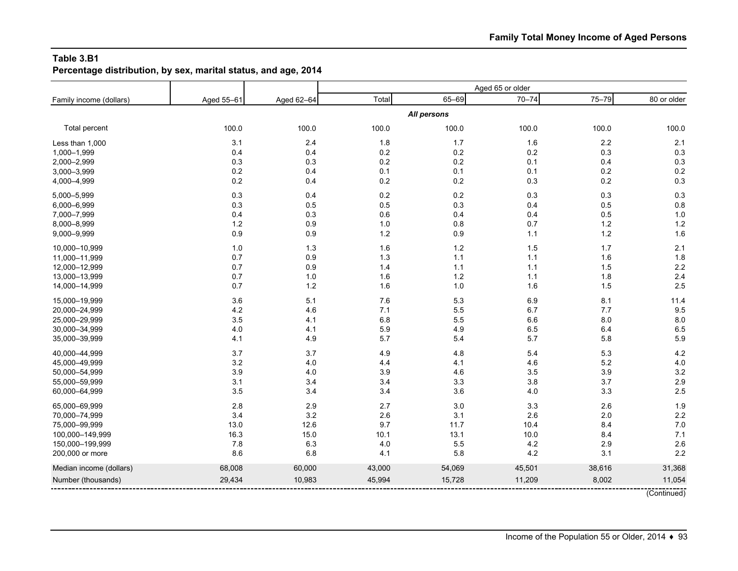**Table 3.B1**
**Percentage distribution, by sex, marital status, and age, 2014**

| Family income (dollars) | Aged 55–61 | Aged 62–64 | Aged 65 or older | | | | |
|---|---|---|---|---|---|---|---|
| | | | Total | 65–69 | 70–74 | 75–79 | 80 or older |
| | | | ***All persons*** | | | | |
| Total percent | 100.0 | 100.0 | 100.0 | 100.0 | 100.0 | 100.0 | 100.0 |
| Less than 1,000 | 3.1 | 2.4 | 1.8 | 1.7 | 1.6 | 2.2 | 2.1 |
| 1,000–1,999 | 0.4 | 0.4 | 0.2 | 0.2 | 0.2 | 0.3 | 0.3 |
| 2,000–2,999 | 0.3 | 0.3 | 0.2 | 0.2 | 0.1 | 0.4 | 0.3 |
| 3,000–3,999 | 0.2 | 0.4 | 0.1 | 0.1 | 0.1 | 0.2 | 0.2 |
| 4,000–4,999 | 0.2 | 0.4 | 0.2 | 0.2 | 0.3 | 0.2 | 0.3 |
| 5,000–5,999 | 0.3 | 0.4 | 0.2 | 0.2 | 0.3 | 0.3 | 0.3 |
| 6,000–6,999 | 0.3 | 0.5 | 0.5 | 0.3 | 0.4 | 0.5 | 0.8 |
| 7,000–7,999 | 0.4 | 0.3 | 0.6 | 0.4 | 0.4 | 0.5 | 1.0 |
| 8,000–8,999 | 1.2 | 0.9 | 1.0 | 0.8 | 0.7 | 1.2 | 1.2 |
| 9,000–9,999 | 0.9 | 0.9 | 1.2 | 0.9 | 1.1 | 1.2 | 1.6 |
| 10,000–10,999 | 1.0 | 1.3 | 1.6 | 1.2 | 1.5 | 1.7 | 2.1 |
| 11,000–11,999 | 0.7 | 0.9 | 1.3 | 1.1 | 1.1 | 1.6 | 1.8 |
| 12,000–12,999 | 0.7 | 0.9 | 1.4 | 1.1 | 1.1 | 1.5 | 2.2 |
| 13,000–13,999 | 0.7 | 1.0 | 1.6 | 1.2 | 1.1 | 1.8 | 2.4 |
| 14,000–14,999 | 0.7 | 1.2 | 1.6 | 1.0 | 1.6 | 1.5 | 2.5 |
| 15,000–19,999 | 3.6 | 5.1 | 7.6 | 5.3 | 6.9 | 8.1 | 11.4 |
| 20,000–24,999 | 4.2 | 4.6 | 7.1 | 5.5 | 6.7 | 7.7 | 9.5 |
| 25,000–29,999 | 3.5 | 4.1 | 6.8 | 5.5 | 6.6 | 8.0 | 8.0 |
| 30,000–34,999 | 4.0 | 4.1 | 5.9 | 4.9 | 6.5 | 6.4 | 6.5 |
| 35,000–39,999 | 4.1 | 4.9 | 5.7 | 5.4 | 5.7 | 5.8 | 5.9 |
| 40,000–44,999 | 3.7 | 3.7 | 4.9 | 4.8 | 5.4 | 5.3 | 4.2 |
| 45,000–49,999 | 3.2 | 4.0 | 4.4 | 4.1 | 4.6 | 5.2 | 4.0 |
| 50,000–54,999 | 3.9 | 4.0 | 3.9 | 4.6 | 3.5 | 3.9 | 3.2 |
| 55,000–59,999 | 3.1 | 3.4 | 3.4 | 3.3 | 3.8 | 3.7 | 2.9 |
| 60,000–64,999 | 3.5 | 3.4 | 3.4 | 3.6 | 4.0 | 3.3 | 2.5 |
| 65,000–69,999 | 2.8 | 2.9 | 2.7 | 3.0 | 3.3 | 2.6 | 1.9 |
| 70,000–74,999 | 3.4 | 3.2 | 2.6 | 3.1 | 2.6 | 2.0 | 2.2 |
| 75,000–99,999 | 13.0 | 12.6 | 9.7 | 11.7 | 10.4 | 8.4 | 7.0 |
| 100,000–149,999 | 16.3 | 15.0 | 10.1 | 13.1 | 10.0 | 8.4 | 7.1 |
| 150,000–199,999 | 7.8 | 6.3 | 4.0 | 5.5 | 4.2 | 2.9 | 2.6 |
| 200,000 or more | 8.6 | 6.8 | 4.1 | 5.8 | 4.2 | 3.1 | 2.2 |
| Median income (dollars) | 68,008 | 60,000 | 43,000 | 54,069 | 45,501 | 38,616 | 31,368 |
| Number (thousands) | 29,434 | 10,983 | 45,994 | 15,728 | 11,209 | 8,002 | 11,054 |

(Continued)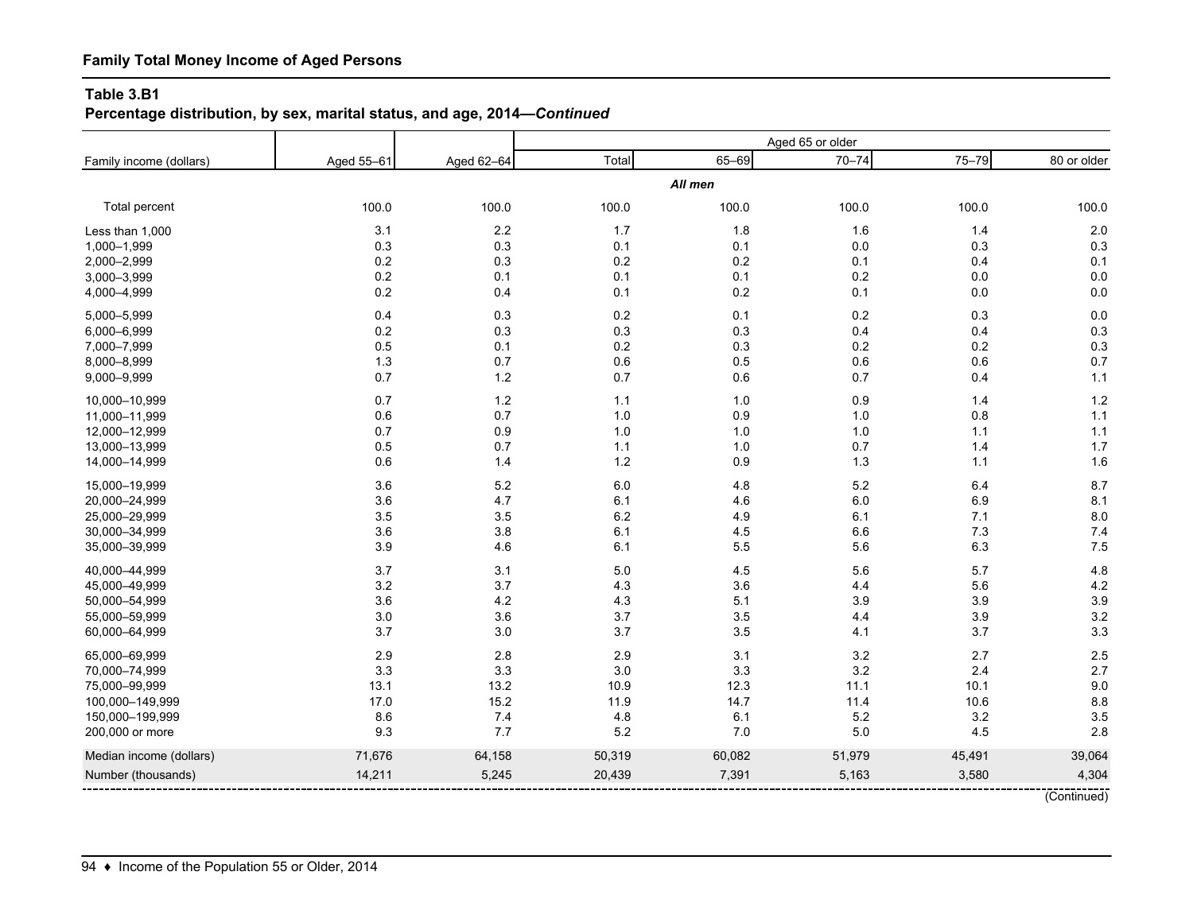**Family Total Money Income of Aged Persons**

**Table 3.B1**
**Percentage distribution, by sex, marital status, and age, 2014—*Continued***

| Family income (dollars) | Aged 55–61 | Aged 62–64 | Aged 65 or older: Total | 65–69 | 70–74 | 75–79 | 80 or older |
|---|---|---|---|---|---|---|---|
| | | | ***All men*** | | | | |
| Total percent | 100.0 | 100.0 | 100.0 | 100.0 | 100.0 | 100.0 | 100.0 |
| Less than 1,000 | 3.1 | 2.2 | 1.7 | 1.8 | 1.6 | 1.4 | 2.0 |
| 1,000–1,999 | 0.3 | 0.3 | 0.1 | 0.1 | 0.0 | 0.3 | 0.3 |
| 2,000–2,999 | 0.2 | 0.3 | 0.2 | 0.2 | 0.1 | 0.4 | 0.1 |
| 3,000–3,999 | 0.2 | 0.1 | 0.1 | 0.1 | 0.2 | 0.0 | 0.0 |
| 4,000–4,999 | 0.2 | 0.4 | 0.1 | 0.2 | 0.1 | 0.0 | 0.0 |
| 5,000–5,999 | 0.4 | 0.3 | 0.2 | 0.1 | 0.2 | 0.3 | 0.0 |
| 6,000–6,999 | 0.2 | 0.3 | 0.3 | 0.3 | 0.4 | 0.4 | 0.3 |
| 7,000–7,999 | 0.5 | 0.1 | 0.2 | 0.3 | 0.2 | 0.2 | 0.3 |
| 8,000–8,999 | 1.3 | 0.7 | 0.6 | 0.5 | 0.6 | 0.6 | 0.7 |
| 9,000–9,999 | 0.7 | 1.2 | 0.7 | 0.6 | 0.7 | 0.4 | 1.1 |
| 10,000–10,999 | 0.7 | 1.2 | 1.1 | 1.0 | 0.9 | 1.4 | 1.2 |
| 11,000–11,999 | 0.6 | 0.7 | 1.0 | 0.9 | 1.0 | 0.8 | 1.1 |
| 12,000–12,999 | 0.7 | 0.9 | 1.0 | 1.0 | 1.0 | 1.1 | 1.1 |
| 13,000–13,999 | 0.5 | 0.7 | 1.1 | 1.0 | 0.7 | 1.4 | 1.7 |
| 14,000–14,999 | 0.6 | 1.4 | 1.2 | 0.9 | 1.3 | 1.1 | 1.6 |
| 15,000–19,999 | 3.6 | 5.2 | 6.0 | 4.8 | 5.2 | 6.4 | 8.7 |
| 20,000–24,999 | 3.6 | 4.7 | 6.1 | 4.6 | 6.0 | 6.9 | 8.1 |
| 25,000–29,999 | 3.5 | 3.5 | 6.2 | 4.9 | 6.1 | 7.1 | 8.0 |
| 30,000–34,999 | 3.6 | 3.8 | 6.1 | 4.5 | 6.6 | 7.3 | 7.4 |
| 35,000–39,999 | 3.9 | 4.6 | 6.1 | 5.5 | 5.6 | 6.3 | 7.5 |
| 40,000–44,999 | 3.7 | 3.1 | 5.0 | 4.5 | 5.6 | 5.7 | 4.8 |
| 45,000–49,999 | 3.2 | 3.7 | 4.3 | 3.6 | 4.4 | 5.6 | 4.2 |
| 50,000–54,999 | 3.6 | 4.2 | 4.3 | 5.1 | 3.9 | 3.9 | 3.9 |
| 55,000–59,999 | 3.0 | 3.6 | 3.7 | 3.5 | 4.4 | 3.9 | 3.2 |
| 60,000–64,999 | 3.7 | 3.0 | 3.7 | 3.5 | 4.1 | 3.7 | 3.3 |
| 65,000–69,999 | 2.9 | 2.8 | 2.9 | 3.1 | 3.2 | 2.7 | 2.5 |
| 70,000–74,999 | 3.3 | 3.3 | 3.0 | 3.3 | 3.2 | 2.4 | 2.7 |
| 75,000–99,999 | 13.1 | 13.2 | 10.9 | 12.3 | 11.1 | 10.1 | 9.0 |
| 100,000–149,999 | 17.0 | 15.2 | 11.9 | 14.7 | 11.4 | 10.6 | 8.8 |
| 150,000–199,999 | 8.6 | 7.4 | 4.8 | 6.1 | 5.2 | 3.2 | 3.5 |
| 200,000 or more | 9.3 | 7.7 | 5.2 | 7.0 | 5.0 | 4.5 | 2.8 |
| Median income (dollars) | 71,676 | 64,158 | 50,319 | 60,082 | 51,979 | 45,491 | 39,064 |
| Number (thousands) | 14,211 | 5,245 | 20,439 | 7,391 | 5,163 | 3,580 | 4,304 |

(Continued)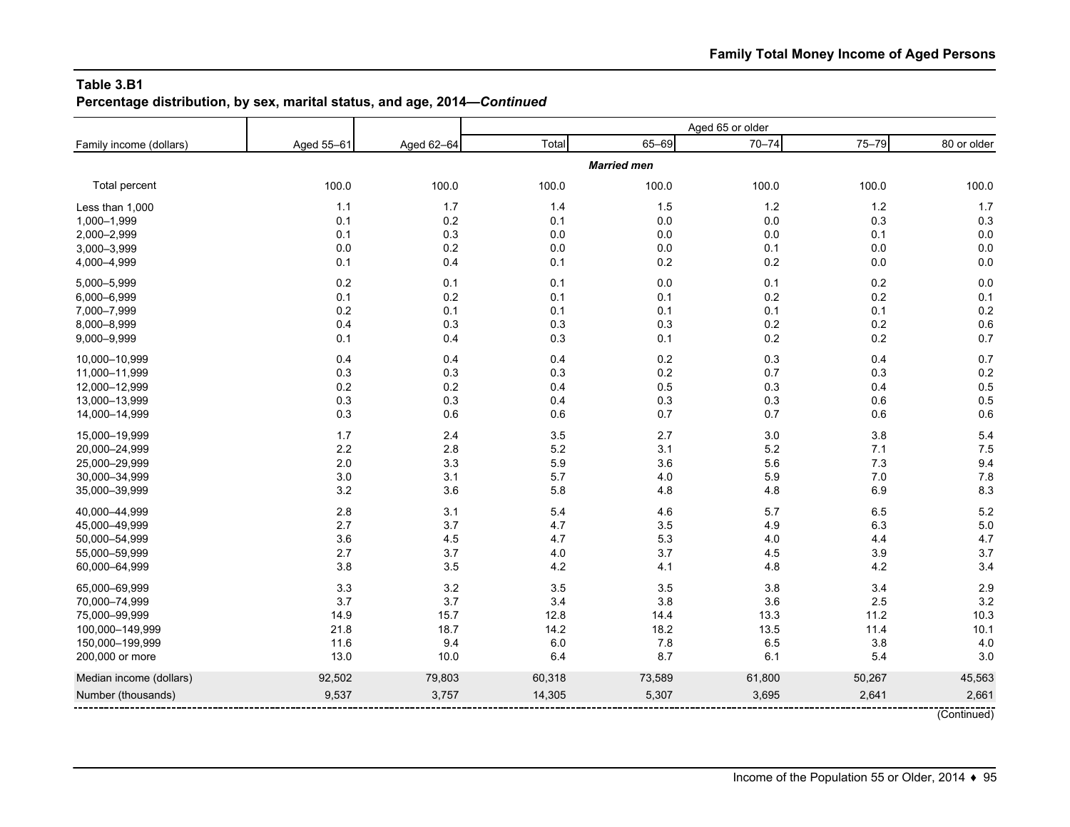## Table 3.B1

**Percentage distribution, by sex, marital status, and age, 2014—*Continued***

| Family income (dollars) | Aged 55–61 | Aged 62–64 | Aged 65 or older | | | | |
|---|---|---|---|---|---|---|---|
| | | | Total | 65–69 | 70–74 | 75–79 | 80 or older |
| | | | ***Married men*** | | | | |
| Total percent | 100.0 | 100.0 | 100.0 | 100.0 | 100.0 | 100.0 | 100.0 |
| Less than 1,000 | 1.1 | 1.7 | 1.4 | 1.5 | 1.2 | 1.2 | 1.7 |
| 1,000–1,999 | 0.1 | 0.2 | 0.1 | 0.0 | 0.0 | 0.3 | 0.3 |
| 2,000–2,999 | 0.1 | 0.3 | 0.0 | 0.0 | 0.0 | 0.1 | 0.0 |
| 3,000–3,999 | 0.0 | 0.2 | 0.0 | 0.0 | 0.1 | 0.0 | 0.0 |
| 4,000–4,999 | 0.1 | 0.4 | 0.1 | 0.2 | 0.2 | 0.0 | 0.0 |
| 5,000–5,999 | 0.2 | 0.1 | 0.1 | 0.0 | 0.1 | 0.2 | 0.0 |
| 6,000–6,999 | 0.1 | 0.2 | 0.1 | 0.1 | 0.2 | 0.2 | 0.1 |
| 7,000–7,999 | 0.2 | 0.1 | 0.1 | 0.1 | 0.1 | 0.1 | 0.2 |
| 8,000–8,999 | 0.4 | 0.3 | 0.3 | 0.3 | 0.2 | 0.2 | 0.6 |
| 9,000–9,999 | 0.1 | 0.4 | 0.3 | 0.1 | 0.2 | 0.2 | 0.7 |
| 10,000–10,999 | 0.4 | 0.4 | 0.4 | 0.2 | 0.3 | 0.4 | 0.7 |
| 11,000–11,999 | 0.3 | 0.3 | 0.3 | 0.2 | 0.7 | 0.3 | 0.2 |
| 12,000–12,999 | 0.2 | 0.2 | 0.4 | 0.5 | 0.3 | 0.4 | 0.5 |
| 13,000–13,999 | 0.3 | 0.3 | 0.4 | 0.3 | 0.3 | 0.6 | 0.5 |
| 14,000–14,999 | 0.3 | 0.6 | 0.6 | 0.7 | 0.7 | 0.6 | 0.6 |
| 15,000–19,999 | 1.7 | 2.4 | 3.5 | 2.7 | 3.0 | 3.8 | 5.4 |
| 20,000–24,999 | 2.2 | 2.8 | 5.2 | 3.1 | 5.2 | 7.1 | 7.5 |
| 25,000–29,999 | 2.0 | 3.3 | 5.9 | 3.6 | 5.6 | 7.3 | 9.4 |
| 30,000–34,999 | 3.0 | 3.1 | 5.7 | 4.0 | 5.9 | 7.0 | 7.8 |
| 35,000–39,999 | 3.2 | 3.6 | 5.8 | 4.8 | 4.8 | 6.9 | 8.3 |
| 40,000–44,999 | 2.8 | 3.1 | 5.4 | 4.6 | 5.7 | 6.5 | 5.2 |
| 45,000–49,999 | 2.7 | 3.7 | 4.7 | 3.5 | 4.9 | 6.3 | 5.0 |
| 50,000–54,999 | 3.6 | 4.5 | 4.7 | 5.3 | 4.0 | 4.4 | 4.7 |
| 55,000–59,999 | 2.7 | 3.7 | 4.0 | 3.7 | 4.5 | 3.9 | 3.7 |
| 60,000–64,999 | 3.8 | 3.5 | 4.2 | 4.1 | 4.8 | 4.2 | 3.4 |
| 65,000–69,999 | 3.3 | 3.2 | 3.5 | 3.5 | 3.8 | 3.4 | 2.9 |
| 70,000–74,999 | 3.7 | 3.7 | 3.4 | 3.8 | 3.6 | 2.5 | 3.2 |
| 75,000–99,999 | 14.9 | 15.7 | 12.8 | 14.4 | 13.3 | 11.2 | 10.3 |
| 100,000–149,999 | 21.8 | 18.7 | 14.2 | 18.2 | 13.5 | 11.4 | 10.1 |
| 150,000–199,999 | 11.6 | 9.4 | 6.0 | 7.8 | 6.5 | 3.8 | 4.0 |
| 200,000 or more | 13.0 | 10.0 | 6.4 | 8.7 | 6.1 | 5.4 | 3.0 |
| Median income (dollars) | 92,502 | 79,803 | 60,318 | 73,589 | 61,800 | 50,267 | 45,563 |
| Number (thousands) | 9,537 | 3,757 | 14,305 | 5,307 | 3,695 | 2,641 | 2,661 |

(Continued)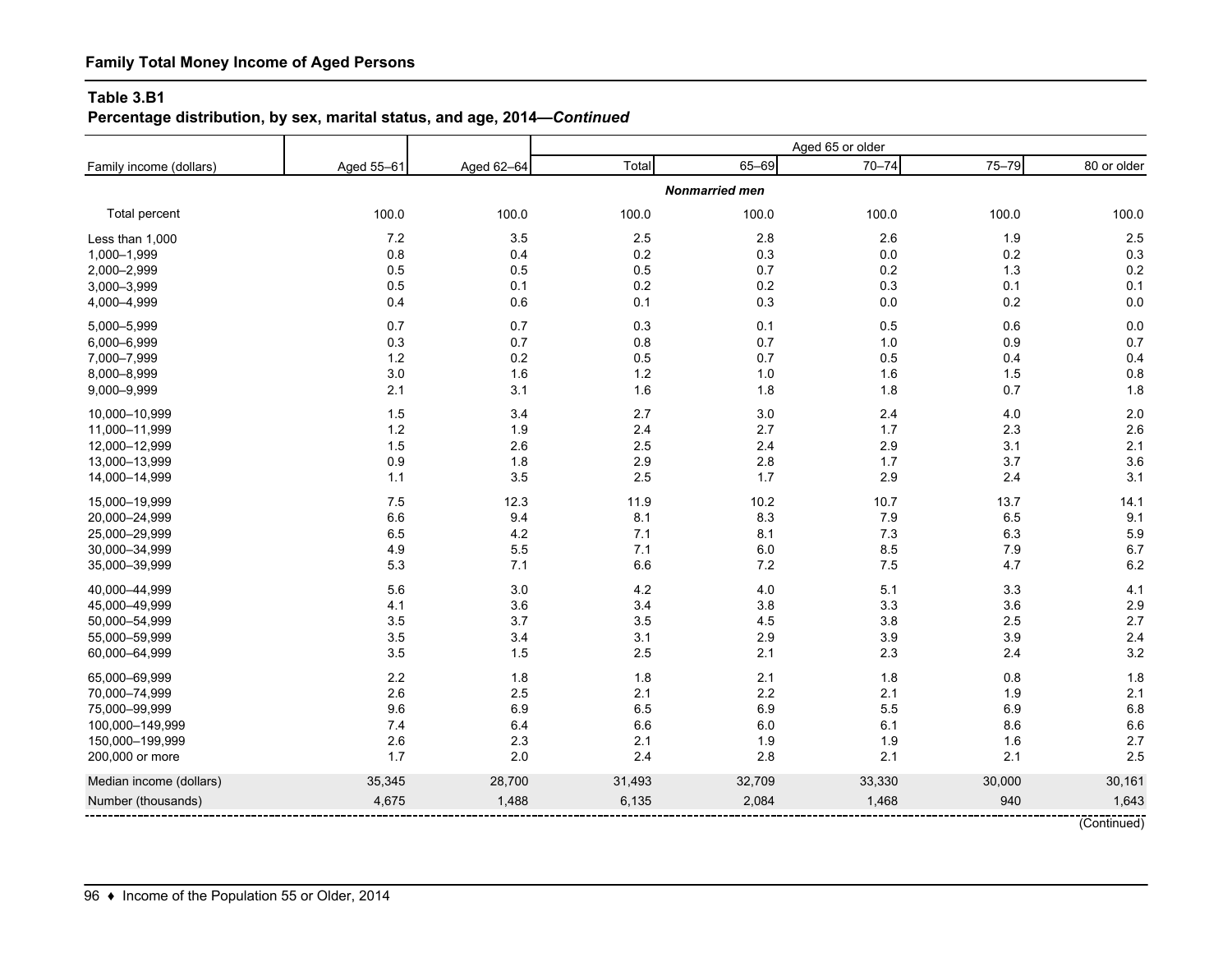## Family Total Money Income of Aged Persons

**Table 3.B1**
**Percentage distribution, by sex, marital status, and age, 2014—*Continued***

| Family income (dollars) | Aged 55–61 | Aged 62–64 | Aged 65 or older: Total | 65–69 | 70–74 | 75–79 | 80 or older |
|---|---|---|---|---|---|---|---|
| | | | ***Nonmarried men*** | | | | |
| Total percent | 100.0 | 100.0 | 100.0 | 100.0 | 100.0 | 100.0 | 100.0 |
| Less than 1,000 | 7.2 | 3.5 | 2.5 | 2.8 | 2.6 | 1.9 | 2.5 |
| 1,000–1,999 | 0.8 | 0.4 | 0.2 | 0.3 | 0.0 | 0.2 | 0.3 |
| 2,000–2,999 | 0.5 | 0.5 | 0.5 | 0.7 | 0.2 | 1.3 | 0.2 |
| 3,000–3,999 | 0.5 | 0.1 | 0.2 | 0.2 | 0.3 | 0.1 | 0.1 |
| 4,000–4,999 | 0.4 | 0.6 | 0.1 | 0.3 | 0.0 | 0.2 | 0.0 |
| 5,000–5,999 | 0.7 | 0.7 | 0.3 | 0.1 | 0.5 | 0.6 | 0.0 |
| 6,000–6,999 | 0.3 | 0.7 | 0.8 | 0.7 | 1.0 | 0.9 | 0.7 |
| 7,000–7,999 | 1.2 | 0.2 | 0.5 | 0.7 | 0.5 | 0.4 | 0.4 |
| 8,000–8,999 | 3.0 | 1.6 | 1.2 | 1.0 | 1.6 | 1.5 | 0.8 |
| 9,000–9,999 | 2.1 | 3.1 | 1.6 | 1.8 | 1.8 | 0.7 | 1.8 |
| 10,000–10,999 | 1.5 | 3.4 | 2.7 | 3.0 | 2.4 | 4.0 | 2.0 |
| 11,000–11,999 | 1.2 | 1.9 | 2.4 | 2.7 | 1.7 | 2.3 | 2.6 |
| 12,000–12,999 | 1.5 | 2.6 | 2.5 | 2.4 | 2.9 | 3.1 | 2.1 |
| 13,000–13,999 | 0.9 | 1.8 | 2.9 | 2.8 | 1.7 | 3.7 | 3.6 |
| 14,000–14,999 | 1.1 | 3.5 | 2.5 | 1.7 | 2.9 | 2.4 | 3.1 |
| 15,000–19,999 | 7.5 | 12.3 | 11.9 | 10.2 | 10.7 | 13.7 | 14.1 |
| 20,000–24,999 | 6.6 | 9.4 | 8.1 | 8.3 | 7.9 | 6.5 | 9.1 |
| 25,000–29,999 | 6.5 | 4.2 | 7.1 | 8.1 | 7.3 | 6.3 | 5.9 |
| 30,000–34,999 | 4.9 | 5.5 | 7.1 | 6.0 | 8.5 | 7.9 | 6.7 |
| 35,000–39,999 | 5.3 | 7.1 | 6.6 | 7.2 | 7.5 | 4.7 | 6.2 |
| 40,000–44,999 | 5.6 | 3.0 | 4.2 | 4.0 | 5.1 | 3.3 | 4.1 |
| 45,000–49,999 | 4.1 | 3.6 | 3.4 | 3.8 | 3.3 | 3.6 | 2.9 |
| 50,000–54,999 | 3.5 | 3.7 | 3.5 | 4.5 | 3.8 | 2.5 | 2.7 |
| 55,000–59,999 | 3.5 | 3.4 | 3.1 | 2.9 | 3.9 | 3.9 | 2.4 |
| 60,000–64,999 | 3.5 | 1.5 | 2.5 | 2.1 | 2.3 | 2.4 | 3.2 |
| 65,000–69,999 | 2.2 | 1.8 | 1.8 | 2.1 | 1.8 | 0.8 | 1.8 |
| 70,000–74,999 | 2.6 | 2.5 | 2.1 | 2.2 | 2.1 | 1.9 | 2.1 |
| 75,000–99,999 | 9.6 | 6.9 | 6.5 | 6.9 | 5.5 | 6.9 | 6.8 |
| 100,000–149,999 | 7.4 | 6.4 | 6.6 | 6.0 | 6.1 | 8.6 | 6.6 |
| 150,000–199,999 | 2.6 | 2.3 | 2.1 | 1.9 | 1.9 | 1.6 | 2.7 |
| 200,000 or more | 1.7 | 2.0 | 2.4 | 2.8 | 2.1 | 2.1 | 2.5 |
| Median income (dollars) | 35,345 | 28,700 | 31,493 | 32,709 | 33,330 | 30,000 | 30,161 |
| Number (thousands) | 4,675 | 1,488 | 6,135 | 2,084 | 1,468 | 940 | 1,643 |

(Continued)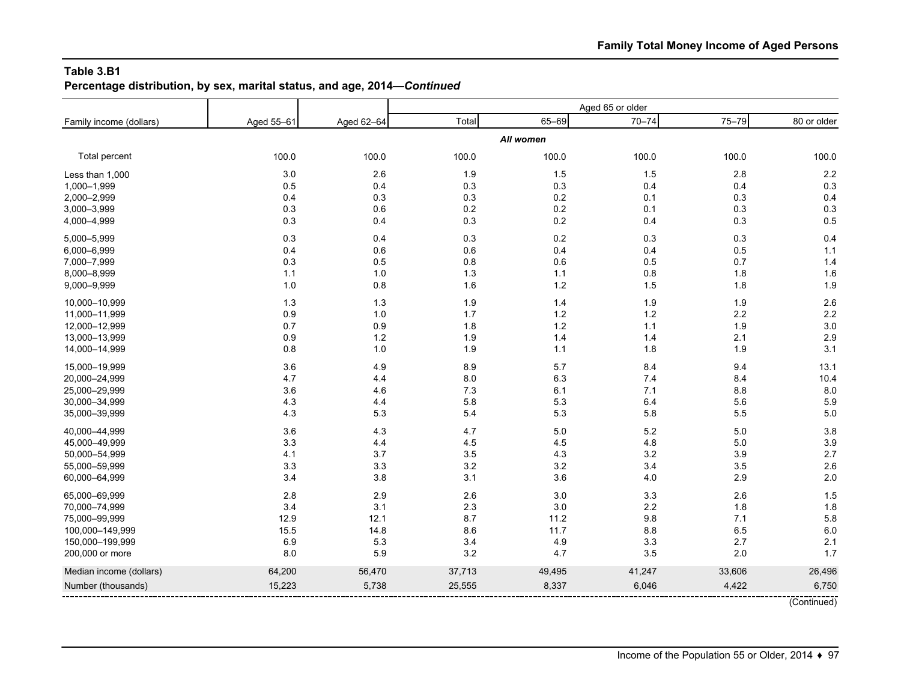**Table 3.B1**
**Percentage distribution, by sex, marital status, and age, 2014—*Continued***

| Family income (dollars) | Aged 55–61 | Aged 62–64 | Aged 65 or older | | | | |
|---|---|---|---|---|---|---|---|
| | | | Total | 65–69 | 70–74 | 75–79 | 80 or older |
| | | | ***All women*** | | | | |
| Total percent | 100.0 | 100.0 | 100.0 | 100.0 | 100.0 | 100.0 | 100.0 |
| Less than 1,000 | 3.0 | 2.6 | 1.9 | 1.5 | 1.5 | 2.8 | 2.2 |
| 1,000–1,999 | 0.5 | 0.4 | 0.3 | 0.3 | 0.4 | 0.4 | 0.3 |
| 2,000–2,999 | 0.4 | 0.3 | 0.3 | 0.2 | 0.1 | 0.3 | 0.4 |
| 3,000–3,999 | 0.3 | 0.6 | 0.2 | 0.2 | 0.1 | 0.3 | 0.3 |
| 4,000–4,999 | 0.3 | 0.4 | 0.3 | 0.2 | 0.4 | 0.3 | 0.5 |
| 5,000–5,999 | 0.3 | 0.4 | 0.3 | 0.2 | 0.3 | 0.3 | 0.4 |
| 6,000–6,999 | 0.4 | 0.6 | 0.6 | 0.4 | 0.4 | 0.5 | 1.1 |
| 7,000–7,999 | 0.3 | 0.5 | 0.8 | 0.6 | 0.5 | 0.7 | 1.4 |
| 8,000–8,999 | 1.1 | 1.0 | 1.3 | 1.1 | 0.8 | 1.8 | 1.6 |
| 9,000–9,999 | 1.0 | 0.8 | 1.6 | 1.2 | 1.5 | 1.8 | 1.9 |
| 10,000–10,999 | 1.3 | 1.3 | 1.9 | 1.4 | 1.9 | 1.9 | 2.6 |
| 11,000–11,999 | 0.9 | 1.0 | 1.7 | 1.2 | 1.2 | 2.2 | 2.2 |
| 12,000–12,999 | 0.7 | 0.9 | 1.8 | 1.2 | 1.1 | 1.9 | 3.0 |
| 13,000–13,999 | 0.9 | 1.2 | 1.9 | 1.4 | 1.4 | 2.1 | 2.9 |
| 14,000–14,999 | 0.8 | 1.0 | 1.9 | 1.1 | 1.8 | 1.9 | 3.1 |
| 15,000–19,999 | 3.6 | 4.9 | 8.9 | 5.7 | 8.4 | 9.4 | 13.1 |
| 20,000–24,999 | 4.7 | 4.4 | 8.0 | 6.3 | 7.4 | 8.4 | 10.4 |
| 25,000–29,999 | 3.6 | 4.6 | 7.3 | 6.1 | 7.1 | 8.8 | 8.0 |
| 30,000–34,999 | 4.3 | 4.4 | 5.8 | 5.3 | 6.4 | 5.6 | 5.9 |
| 35,000–39,999 | 4.3 | 5.3 | 5.4 | 5.3 | 5.8 | 5.5 | 5.0 |
| 40,000–44,999 | 3.6 | 4.3 | 4.7 | 5.0 | 5.2 | 5.0 | 3.8 |
| 45,000–49,999 | 3.3 | 4.4 | 4.5 | 4.5 | 4.8 | 5.0 | 3.9 |
| 50,000–54,999 | 4.1 | 3.7 | 3.5 | 4.3 | 3.2 | 3.9 | 2.7 |
| 55,000–59,999 | 3.3 | 3.3 | 3.2 | 3.2 | 3.4 | 3.5 | 2.6 |
| 60,000–64,999 | 3.4 | 3.8 | 3.1 | 3.6 | 4.0 | 2.9 | 2.0 |
| 65,000–69,999 | 2.8 | 2.9 | 2.6 | 3.0 | 3.3 | 2.6 | 1.5 |
| 70,000–74,999 | 3.4 | 3.1 | 2.3 | 3.0 | 2.2 | 1.8 | 1.8 |
| 75,000–99,999 | 12.9 | 12.1 | 8.7 | 11.2 | 9.8 | 7.1 | 5.8 |
| 100,000–149,999 | 15.5 | 14.8 | 8.6 | 11.7 | 8.8 | 6.5 | 6.0 |
| 150,000–199,999 | 6.9 | 5.3 | 3.4 | 4.9 | 3.3 | 2.7 | 2.1 |
| 200,000 or more | 8.0 | 5.9 | 3.2 | 4.7 | 3.5 | 2.0 | 1.7 |
| Median income (dollars) | 64,200 | 56,470 | 37,713 | 49,495 | 41,247 | 33,606 | 26,496 |
| Number (thousands) | 15,223 | 5,738 | 25,555 | 8,337 | 6,046 | 4,422 | 6,750 |

(Continued)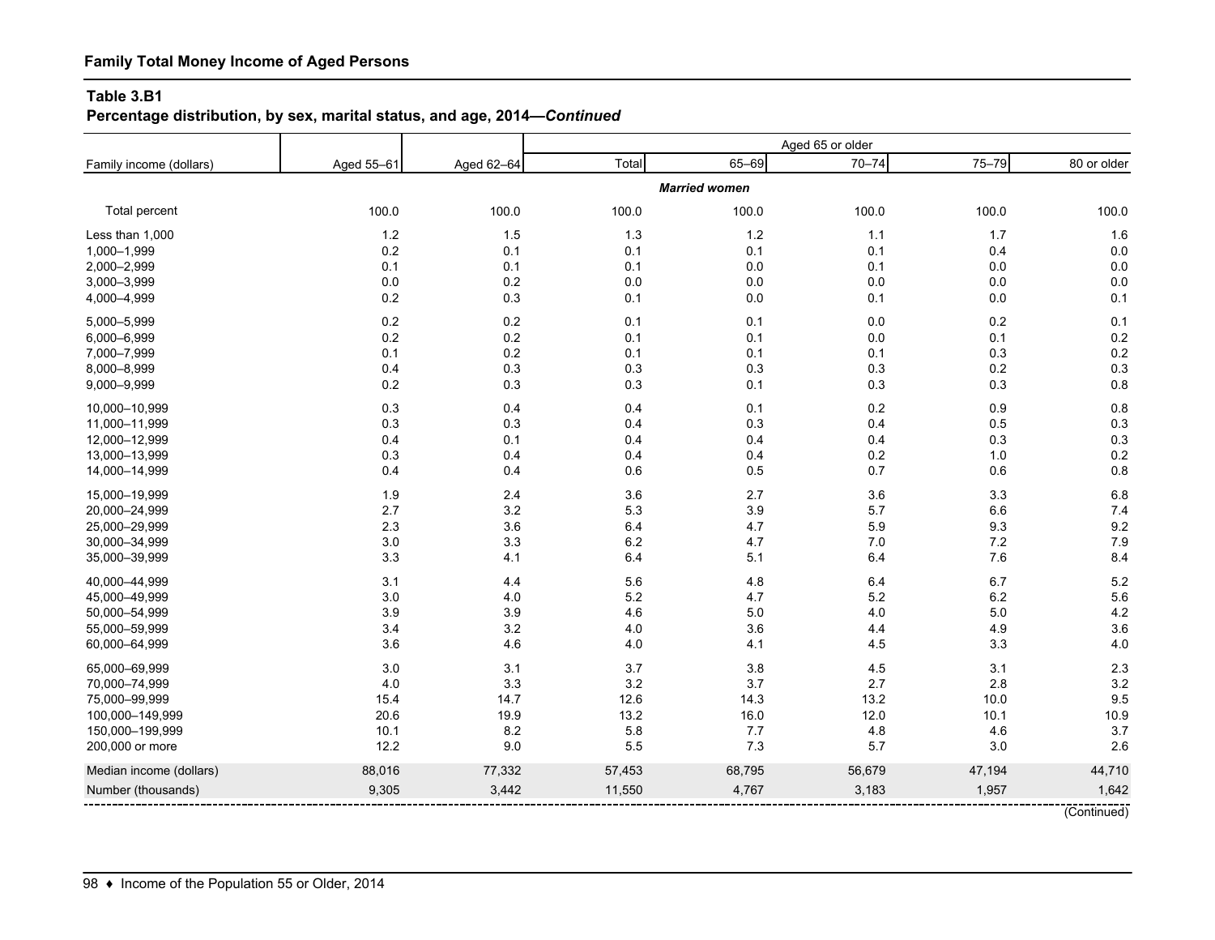## Family Total Money Income of Aged Persons

### Table 3.B1

**Percentage distribution, by sex, marital status, and age, 2014—*Continued***

| Family income (dollars) | Aged 55–61 | Aged 62–64 | Aged 65 or older: Total | 65–69 | 70–74 | 75–79 | 80 or older |
|---|---|---|---|---|---|---|---|
| | | | ***Married women*** | | | | |
| Total percent | 100.0 | 100.0 | 100.0 | 100.0 | 100.0 | 100.0 | 100.0 |
| Less than 1,000 | 1.2 | 1.5 | 1.3 | 1.2 | 1.1 | 1.7 | 1.6 |
| 1,000–1,999 | 0.2 | 0.1 | 0.1 | 0.1 | 0.1 | 0.4 | 0.0 |
| 2,000–2,999 | 0.1 | 0.1 | 0.1 | 0.0 | 0.1 | 0.0 | 0.0 |
| 3,000–3,999 | 0.0 | 0.2 | 0.0 | 0.0 | 0.0 | 0.0 | 0.0 |
| 4,000–4,999 | 0.2 | 0.3 | 0.1 | 0.0 | 0.1 | 0.0 | 0.1 |
| 5,000–5,999 | 0.2 | 0.2 | 0.1 | 0.1 | 0.0 | 0.2 | 0.1 |
| 6,000–6,999 | 0.2 | 0.2 | 0.1 | 0.1 | 0.0 | 0.1 | 0.2 |
| 7,000–7,999 | 0.1 | 0.2 | 0.1 | 0.1 | 0.1 | 0.3 | 0.2 |
| 8,000–8,999 | 0.4 | 0.3 | 0.3 | 0.3 | 0.3 | 0.2 | 0.3 |
| 9,000–9,999 | 0.2 | 0.3 | 0.3 | 0.1 | 0.3 | 0.3 | 0.8 |
| 10,000–10,999 | 0.3 | 0.4 | 0.4 | 0.1 | 0.2 | 0.9 | 0.8 |
| 11,000–11,999 | 0.3 | 0.3 | 0.4 | 0.3 | 0.4 | 0.5 | 0.3 |
| 12,000–12,999 | 0.4 | 0.1 | 0.4 | 0.4 | 0.4 | 0.3 | 0.3 |
| 13,000–13,999 | 0.3 | 0.4 | 0.4 | 0.4 | 0.2 | 1.0 | 0.2 |
| 14,000–14,999 | 0.4 | 0.4 | 0.6 | 0.5 | 0.7 | 0.6 | 0.8 |
| 15,000–19,999 | 1.9 | 2.4 | 3.6 | 2.7 | 3.6 | 3.3 | 6.8 |
| 20,000–24,999 | 2.7 | 3.2 | 5.3 | 3.9 | 5.7 | 6.6 | 7.4 |
| 25,000–29,999 | 2.3 | 3.6 | 6.4 | 4.7 | 5.9 | 9.3 | 9.2 |
| 30,000–34,999 | 3.0 | 3.3 | 6.2 | 4.7 | 7.0 | 7.2 | 7.9 |
| 35,000–39,999 | 3.3 | 4.1 | 6.4 | 5.1 | 6.4 | 7.6 | 8.4 |
| 40,000–44,999 | 3.1 | 4.4 | 5.6 | 4.8 | 6.4 | 6.7 | 5.2 |
| 45,000–49,999 | 3.0 | 4.0 | 5.2 | 4.7 | 5.2 | 6.2 | 5.6 |
| 50,000–54,999 | 3.9 | 3.9 | 4.6 | 5.0 | 4.0 | 5.0 | 4.2 |
| 55,000–59,999 | 3.4 | 3.2 | 4.0 | 3.6 | 4.4 | 4.9 | 3.6 |
| 60,000–64,999 | 3.6 | 4.6 | 4.0 | 4.1 | 4.5 | 3.3 | 4.0 |
| 65,000–69,999 | 3.0 | 3.1 | 3.7 | 3.8 | 4.5 | 3.1 | 2.3 |
| 70,000–74,999 | 4.0 | 3.3 | 3.2 | 3.7 | 2.7 | 2.8 | 3.2 |
| 75,000–99,999 | 15.4 | 14.7 | 12.6 | 14.3 | 13.2 | 10.0 | 9.5 |
| 100,000–149,999 | 20.6 | 19.9 | 13.2 | 16.0 | 12.0 | 10.1 | 10.9 |
| 150,000–199,999 | 10.1 | 8.2 | 5.8 | 7.7 | 4.8 | 4.6 | 3.7 |
| 200,000 or more | 12.2 | 9.0 | 5.5 | 7.3 | 5.7 | 3.0 | 2.6 |
| Median income (dollars) | 88,016 | 77,332 | 57,453 | 68,795 | 56,679 | 47,194 | 44,710 |
| Number (thousands) | 9,305 | 3,442 | 11,550 | 4,767 | 3,183 | 1,957 | 1,642 |

(Continued)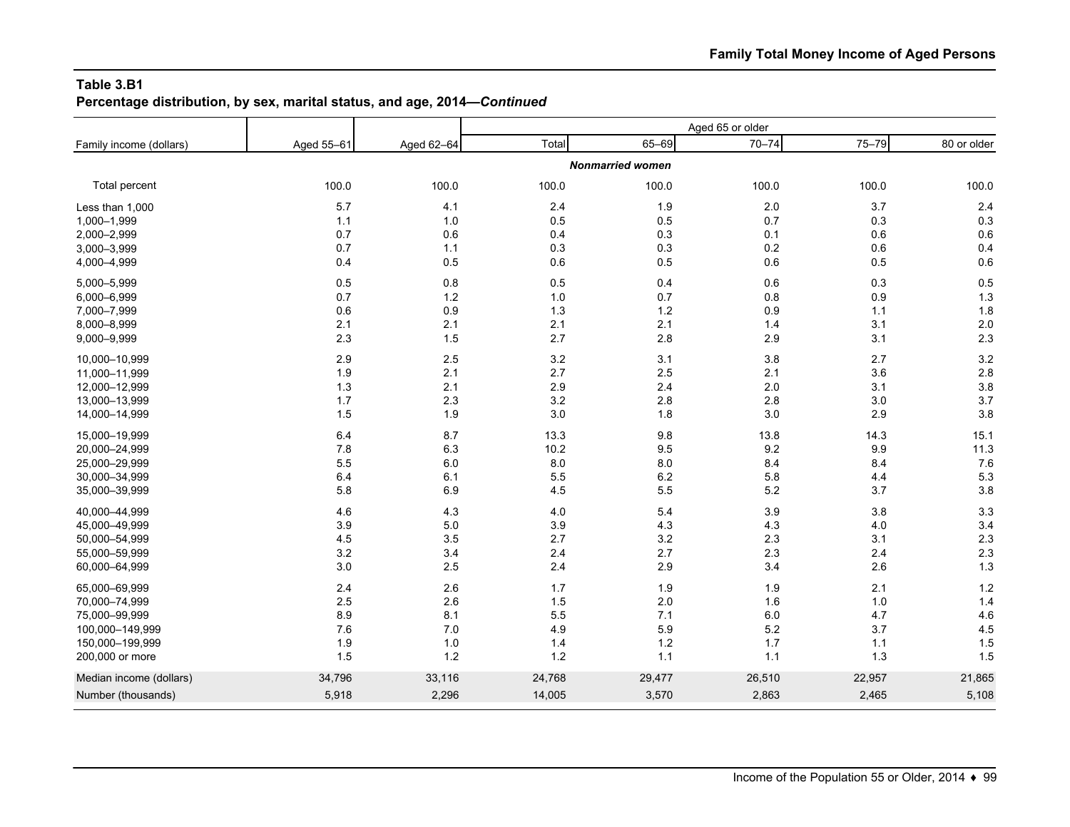**Table 3.B1**
**Percentage distribution, by sex, marital status, and age, 2014—*Continued***

| Family income (dollars) | Aged 55–61 | Aged 62–64 | Aged 65 or older: Total | 65–69 | 70–74 | 75–79 | 80 or older |
|---|---|---|---|---|---|---|---|
| | | | ***Nonmarried women*** | | | | |
| Total percent | 100.0 | 100.0 | 100.0 | 100.0 | 100.0 | 100.0 | 100.0 |
| Less than 1,000 | 5.7 | 4.1 | 2.4 | 1.9 | 2.0 | 3.7 | 2.4 |
| 1,000–1,999 | 1.1 | 1.0 | 0.5 | 0.5 | 0.7 | 0.3 | 0.3 |
| 2,000–2,999 | 0.7 | 0.6 | 0.4 | 0.3 | 0.1 | 0.6 | 0.6 |
| 3,000–3,999 | 0.7 | 1.1 | 0.3 | 0.3 | 0.2 | 0.6 | 0.4 |
| 4,000–4,999 | 0.4 | 0.5 | 0.6 | 0.5 | 0.6 | 0.5 | 0.6 |
| 5,000–5,999 | 0.5 | 0.8 | 0.5 | 0.4 | 0.6 | 0.3 | 0.5 |
| 6,000–6,999 | 0.7 | 1.2 | 1.0 | 0.7 | 0.8 | 0.9 | 1.3 |
| 7,000–7,999 | 0.6 | 0.9 | 1.3 | 1.2 | 0.9 | 1.1 | 1.8 |
| 8,000–8,999 | 2.1 | 2.1 | 2.1 | 2.1 | 1.4 | 3.1 | 2.0 |
| 9,000–9,999 | 2.3 | 1.5 | 2.7 | 2.8 | 2.9 | 3.1 | 2.3 |
| 10,000–10,999 | 2.9 | 2.5 | 3.2 | 3.1 | 3.8 | 2.7 | 3.2 |
| 11,000–11,999 | 1.9 | 2.1 | 2.7 | 2.5 | 2.1 | 3.6 | 2.8 |
| 12,000–12,999 | 1.3 | 2.1 | 2.9 | 2.4 | 2.0 | 3.1 | 3.8 |
| 13,000–13,999 | 1.7 | 2.3 | 3.2 | 2.8 | 2.8 | 3.0 | 3.7 |
| 14,000–14,999 | 1.5 | 1.9 | 3.0 | 1.8 | 3.0 | 2.9 | 3.8 |
| 15,000–19,999 | 6.4 | 8.7 | 13.3 | 9.8 | 13.8 | 14.3 | 15.1 |
| 20,000–24,999 | 7.8 | 6.3 | 10.2 | 9.5 | 9.2 | 9.9 | 11.3 |
| 25,000–29,999 | 5.5 | 6.0 | 8.0 | 8.0 | 8.4 | 8.4 | 7.6 |
| 30,000–34,999 | 6.4 | 6.1 | 5.5 | 6.2 | 5.8 | 4.4 | 5.3 |
| 35,000–39,999 | 5.8 | 6.9 | 4.5 | 5.5 | 5.2 | 3.7 | 3.8 |
| 40,000–44,999 | 4.6 | 4.3 | 4.0 | 5.4 | 3.9 | 3.8 | 3.3 |
| 45,000–49,999 | 3.9 | 5.0 | 3.9 | 4.3 | 4.3 | 4.0 | 3.4 |
| 50,000–54,999 | 4.5 | 3.5 | 2.7 | 3.2 | 2.3 | 3.1 | 2.3 |
| 55,000–59,999 | 3.2 | 3.4 | 2.4 | 2.7 | 2.3 | 2.4 | 2.3 |
| 60,000–64,999 | 3.0 | 2.5 | 2.4 | 2.9 | 3.4 | 2.6 | 1.3 |
| 65,000–69,999 | 2.4 | 2.6 | 1.7 | 1.9 | 1.9 | 2.1 | 1.2 |
| 70,000–74,999 | 2.5 | 2.6 | 1.5 | 2.0 | 1.6 | 1.0 | 1.4 |
| 75,000–99,999 | 8.9 | 8.1 | 5.5 | 7.1 | 6.0 | 4.7 | 4.6 |
| 100,000–149,999 | 7.6 | 7.0 | 4.9 | 5.9 | 5.2 | 3.7 | 4.5 |
| 150,000–199,999 | 1.9 | 1.0 | 1.4 | 1.2 | 1.7 | 1.1 | 1.5 |
| 200,000 or more | 1.5 | 1.2 | 1.2 | 1.1 | 1.1 | 1.3 | 1.5 |
| Median income (dollars) | 34,796 | 33,116 | 24,768 | 29,477 | 26,510 | 22,957 | 21,865 |
| Number (thousands) | 5,918 | 2,296 | 14,005 | 3,570 | 2,863 | 2,465 | 5,108 |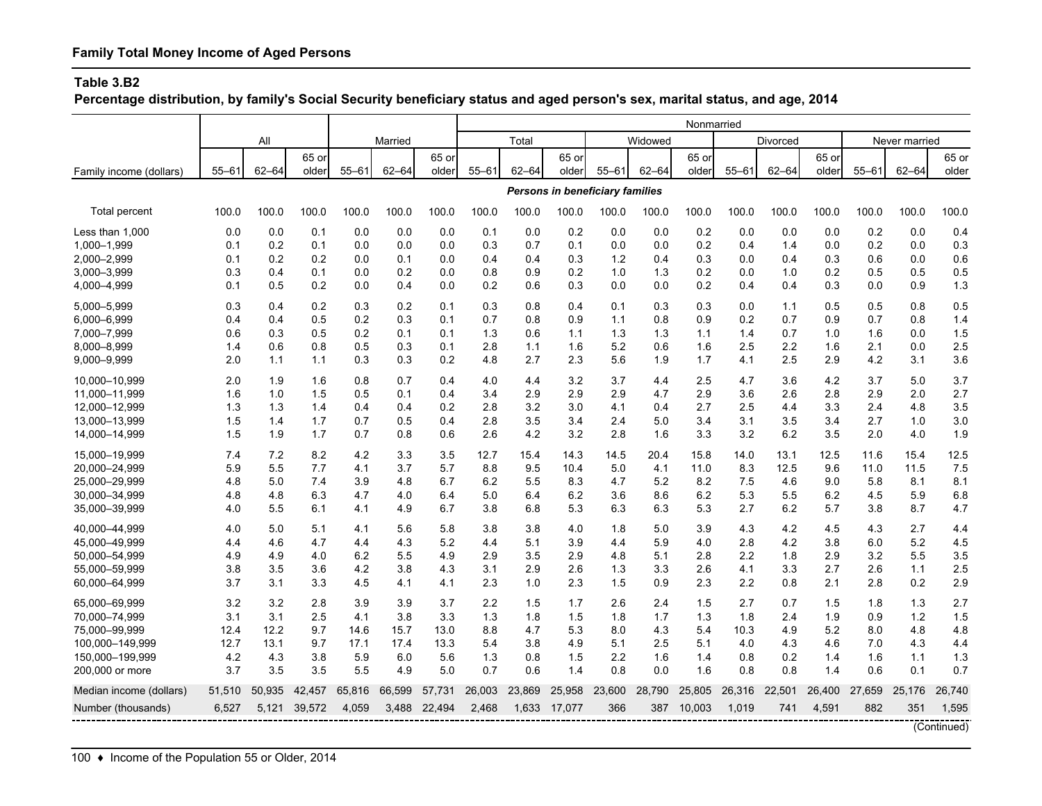## Family Total Money Income of Aged Persons

### Table 3.B2

**Percentage distribution, by family's Social Security beneficiary status and aged person's sex, marital status, and age, 2014**

| Family income (dollars) | All | | | Married | | | Nonmarried | | | | | | | | | | | |
|---|---|---|---|---|---|---|---|---|---|---|---|---|---|---|---|---|---|---|
| | | | | | | | Total | | | Widowed | | | Divorced | | | Never married | | |
| | 55–61 | 62–64 | 65 or older | 55–61 | 62–64 | 65 or older | 55–61 | 62–64 | 65 or older | 55–61 | 62–64 | 65 or older | 55–61 | 62–64 | 65 or older | 55–61 | 62–64 | 65 or older |
| | *Persons in beneficiary families* | | | | | | | | | | | | | | | | | |
| Total percent | 100.0 | 100.0 | 100.0 | 100.0 | 100.0 | 100.0 | 100.0 | 100.0 | 100.0 | 100.0 | 100.0 | 100.0 | 100.0 | 100.0 | 100.0 | 100.0 | 100.0 | 100.0 |
| Less than 1,000 | 0.0 | 0.0 | 0.1 | 0.0 | 0.0 | 0.0 | 0.1 | 0.0 | 0.2 | 0.0 | 0.0 | 0.2 | 0.0 | 0.0 | 0.0 | 0.2 | 0.0 | 0.4 |
| 1,000–1,999 | 0.1 | 0.2 | 0.1 | 0.0 | 0.0 | 0.0 | 0.3 | 0.7 | 0.1 | 0.0 | 0.0 | 0.2 | 0.4 | 1.4 | 0.0 | 0.2 | 0.0 | 0.3 |
| 2,000–2,999 | 0.1 | 0.2 | 0.2 | 0.0 | 0.1 | 0.0 | 0.4 | 0.4 | 0.3 | 1.2 | 0.4 | 0.3 | 0.0 | 0.4 | 0.3 | 0.6 | 0.0 | 0.6 |
| 3,000–3,999 | 0.3 | 0.4 | 0.1 | 0.0 | 0.2 | 0.0 | 0.8 | 0.9 | 0.2 | 1.0 | 1.3 | 0.2 | 0.0 | 1.0 | 0.2 | 0.5 | 0.5 | 0.5 |
| 4,000–4,999 | 0.1 | 0.5 | 0.2 | 0.0 | 0.4 | 0.0 | 0.2 | 0.6 | 0.3 | 0.0 | 0.0 | 0.2 | 0.4 | 0.4 | 0.3 | 0.0 | 0.9 | 1.3 |
| 5,000–5,999 | 0.3 | 0.4 | 0.2 | 0.3 | 0.2 | 0.1 | 0.3 | 0.8 | 0.4 | 0.1 | 0.3 | 0.3 | 0.0 | 1.1 | 0.5 | 0.5 | 0.8 | 0.5 |
| 6,000–6,999 | 0.4 | 0.4 | 0.5 | 0.2 | 0.3 | 0.1 | 0.7 | 0.8 | 0.9 | 1.1 | 0.8 | 0.9 | 0.2 | 0.7 | 0.9 | 0.7 | 0.8 | 1.4 |
| 7,000–7,999 | 0.6 | 0.3 | 0.5 | 0.2 | 0.1 | 0.1 | 1.3 | 0.6 | 1.1 | 1.3 | 1.3 | 1.1 | 1.4 | 0.7 | 1.0 | 1.6 | 0.0 | 1.5 |
| 8,000–8,999 | 1.4 | 0.6 | 0.8 | 0.5 | 0.3 | 0.1 | 2.8 | 1.1 | 1.6 | 5.2 | 0.6 | 1.6 | 2.5 | 2.2 | 1.6 | 2.1 | 0.0 | 2.5 |
| 9,000–9,999 | 2.0 | 1.1 | 1.1 | 0.3 | 0.3 | 0.2 | 4.8 | 2.7 | 2.3 | 5.6 | 1.9 | 1.7 | 4.1 | 2.5 | 2.9 | 4.2 | 3.1 | 3.6 |
| 10,000–10,999 | 2.0 | 1.9 | 1.6 | 0.8 | 0.7 | 0.4 | 4.0 | 4.4 | 3.2 | 3.7 | 4.4 | 2.5 | 4.7 | 3.6 | 4.2 | 3.7 | 5.0 | 3.7 |
| 11,000–11,999 | 1.6 | 1.0 | 1.5 | 0.5 | 0.1 | 0.4 | 3.4 | 2.9 | 2.9 | 2.9 | 4.7 | 2.9 | 3.6 | 2.6 | 2.8 | 2.9 | 2.0 | 2.7 |
| 12,000–12,999 | 1.3 | 1.3 | 1.4 | 0.4 | 0.4 | 0.2 | 2.8 | 3.2 | 3.0 | 4.1 | 0.4 | 2.7 | 2.5 | 4.4 | 3.3 | 2.4 | 4.8 | 3.5 |
| 13,000–13,999 | 1.5 | 1.4 | 1.7 | 0.7 | 0.5 | 0.4 | 2.8 | 3.5 | 3.4 | 2.4 | 5.0 | 3.4 | 3.1 | 3.5 | 3.4 | 2.7 | 1.0 | 3.0 |
| 14,000–14,999 | 1.5 | 1.9 | 1.7 | 0.7 | 0.8 | 0.6 | 2.6 | 4.2 | 3.2 | 2.8 | 1.6 | 3.3 | 3.2 | 6.2 | 3.5 | 2.0 | 4.0 | 1.9 |
| 15,000–19,999 | 7.4 | 7.2 | 8.2 | 4.2 | 3.3 | 3.5 | 12.7 | 15.4 | 14.3 | 14.5 | 20.4 | 15.8 | 14.0 | 13.1 | 12.5 | 11.6 | 15.4 | 12.5 |
| 20,000–24,999 | 5.9 | 5.5 | 7.7 | 4.1 | 3.7 | 5.7 | 8.8 | 9.5 | 10.4 | 5.0 | 4.1 | 11.0 | 8.3 | 12.5 | 9.6 | 11.0 | 11.5 | 7.5 |
| 25,000–29,999 | 4.8 | 5.0 | 7.4 | 3.9 | 4.8 | 6.7 | 6.2 | 5.5 | 8.3 | 4.7 | 5.2 | 8.2 | 7.5 | 4.6 | 9.0 | 5.8 | 8.1 | 8.1 |
| 30,000–34,999 | 4.8 | 4.8 | 6.3 | 4.7 | 4.0 | 6.4 | 5.0 | 6.4 | 6.2 | 3.6 | 8.6 | 6.2 | 5.3 | 5.5 | 6.2 | 4.5 | 5.9 | 6.8 |
| 35,000–39,999 | 4.0 | 5.5 | 6.1 | 4.1 | 4.9 | 6.7 | 3.8 | 6.8 | 5.3 | 6.3 | 6.3 | 5.3 | 2.7 | 6.2 | 5.7 | 3.8 | 8.7 | 4.7 |
| 40,000–44,999 | 4.0 | 5.0 | 5.1 | 4.1 | 5.6 | 5.8 | 3.8 | 3.8 | 4.0 | 1.8 | 5.0 | 3.9 | 4.3 | 4.2 | 4.5 | 4.3 | 2.7 | 4.4 |
| 45,000–49,999 | 4.4 | 4.6 | 4.7 | 4.4 | 4.3 | 5.2 | 4.4 | 5.1 | 3.9 | 4.4 | 5.9 | 4.0 | 2.8 | 4.2 | 3.8 | 6.0 | 5.2 | 4.5 |
| 50,000–54,999 | 4.9 | 4.9 | 4.0 | 6.2 | 5.5 | 4.9 | 2.9 | 3.5 | 2.9 | 4.8 | 5.1 | 2.8 | 2.2 | 1.8 | 2.9 | 3.2 | 5.5 | 3.5 |
| 55,000–59,999 | 3.8 | 3.5 | 3.6 | 4.2 | 3.8 | 4.3 | 3.1 | 2.9 | 2.6 | 1.3 | 3.3 | 2.6 | 4.1 | 3.3 | 2.7 | 2.6 | 1.1 | 2.5 |
| 60,000–64,999 | 3.7 | 3.1 | 3.3 | 4.5 | 4.1 | 4.1 | 2.3 | 1.0 | 2.3 | 1.5 | 0.9 | 2.3 | 2.2 | 0.8 | 2.1 | 2.8 | 0.2 | 2.9 |
| 65,000–69,999 | 3.2 | 3.2 | 2.8 | 3.9 | 3.9 | 3.7 | 2.2 | 1.5 | 1.7 | 2.6 | 2.4 | 1.5 | 2.7 | 0.7 | 1.5 | 1.8 | 1.3 | 2.7 |
| 70,000–74,999 | 3.1 | 3.1 | 2.5 | 4.1 | 3.8 | 3.3 | 1.3 | 1.8 | 1.5 | 1.8 | 1.7 | 1.3 | 1.8 | 2.4 | 1.9 | 0.9 | 1.2 | 1.5 |
| 75,000–99,999 | 12.4 | 12.2 | 9.7 | 14.6 | 15.7 | 13.0 | 8.8 | 4.7 | 5.3 | 8.0 | 4.3 | 5.4 | 10.3 | 4.9 | 5.2 | 8.0 | 4.8 | 4.8 |
| 100,000–149,999 | 12.7 | 13.1 | 9.7 | 17.1 | 17.4 | 13.3 | 5.4 | 3.8 | 4.9 | 5.1 | 2.5 | 5.1 | 4.0 | 4.3 | 4.6 | 7.0 | 4.3 | 4.4 |
| 150,000–199,999 | 4.2 | 4.3 | 3.8 | 5.9 | 6.0 | 5.6 | 1.3 | 0.8 | 1.5 | 2.2 | 1.6 | 1.4 | 0.8 | 0.2 | 1.4 | 1.6 | 1.1 | 1.3 |
| 200,000 or more | 3.7 | 3.5 | 3.5 | 5.5 | 4.9 | 5.0 | 0.7 | 0.6 | 1.4 | 0.8 | 0.0 | 1.6 | 0.8 | 0.8 | 1.4 | 0.6 | 0.1 | 0.7 |
| Median income (dollars) | 51,510 | 50,935 | 42,457 | 65,816 | 66,599 | 57,731 | 26,003 | 23,869 | 25,958 | 23,600 | 28,790 | 25,805 | 26,316 | 22,501 | 26,400 | 27,659 | 25,176 | 26,740 |
| Number (thousands) | 6,527 | 5,121 | 39,572 | 4,059 | 3,488 | 22,494 | 2,468 | 1,633 | 17,077 | 366 | 387 | 10,003 | 1,019 | 741 | 4,591 | 882 | 351 | 1,595 |

(Continued)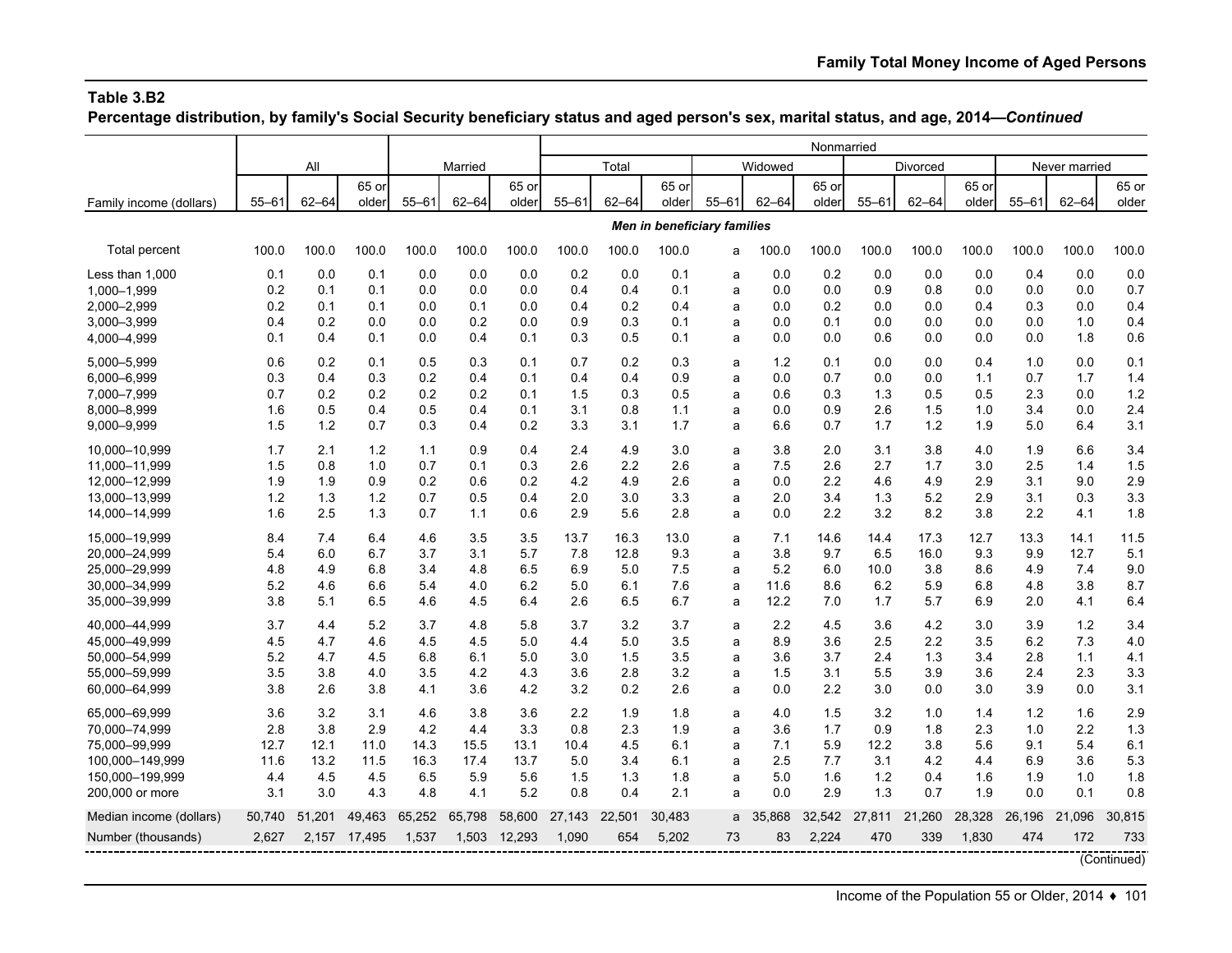**Table 3.B2**

**Percentage distribution, by family's Social Security beneficiary status and aged person's sex, marital status, and age, 2014—*Continued***

| | All | | | Married | | | Nonmarried | | | | | | | | | | | |
|---|---|---|---|---|---|---|---|---|---|---|---|---|---|---|---|---|---|---|
| | | | | | | | Total | | | Widowed | | | Divorced | | | Never married | | |
| Family income (dollars) | 55–61 | 62–64 | 65 or older | 55–61 | 62–64 | 65 or older | 55–61 | 62–64 | 65 or older | 55–61 | 62–64 | 65 or older | 55–61 | 62–64 | 65 or older | 55–61 | 62–64 | 65 or older |
| | ***Men in beneficiary families*** | | | | | | | | | | | | | | | | | |
| Total percent | 100.0 | 100.0 | 100.0 | 100.0 | 100.0 | 100.0 | 100.0 | 100.0 | 100.0 | a | 100.0 | 100.0 | 100.0 | 100.0 | 100.0 | 100.0 | 100.0 | 100.0 |
| Less than 1,000 | 0.1 | 0.0 | 0.1 | 0.0 | 0.0 | 0.0 | 0.2 | 0.0 | 0.1 | a | 0.0 | 0.2 | 0.0 | 0.0 | 0.0 | 0.4 | 0.0 | 0.0 |
| 1,000–1,999 | 0.2 | 0.1 | 0.1 | 0.0 | 0.0 | 0.0 | 0.4 | 0.4 | 0.1 | a | 0.0 | 0.0 | 0.9 | 0.8 | 0.0 | 0.0 | 0.0 | 0.7 |
| 2,000–2,999 | 0.2 | 0.1 | 0.1 | 0.0 | 0.1 | 0.0 | 0.4 | 0.2 | 0.4 | a | 0.0 | 0.2 | 0.0 | 0.0 | 0.4 | 0.3 | 0.0 | 0.4 |
| 3,000–3,999 | 0.4 | 0.2 | 0.0 | 0.0 | 0.2 | 0.0 | 0.9 | 0.3 | 0.1 | a | 0.0 | 0.1 | 0.0 | 0.0 | 0.0 | 0.0 | 1.0 | 0.4 |
| 4,000–4,999 | 0.1 | 0.4 | 0.1 | 0.0 | 0.4 | 0.1 | 0.3 | 0.5 | 0.1 | a | 0.0 | 0.0 | 0.6 | 0.0 | 0.0 | 0.0 | 1.8 | 0.6 |
| 5,000–5,999 | 0.6 | 0.2 | 0.1 | 0.5 | 0.3 | 0.1 | 0.7 | 0.2 | 0.3 | a | 1.2 | 0.1 | 0.0 | 0.0 | 0.4 | 1.0 | 0.0 | 0.1 |
| 6,000–6,999 | 0.3 | 0.4 | 0.3 | 0.2 | 0.4 | 0.1 | 0.4 | 0.4 | 0.9 | a | 0.0 | 0.7 | 0.0 | 0.0 | 1.1 | 0.7 | 1.7 | 1.4 |
| 7,000–7,999 | 0.7 | 0.2 | 0.2 | 0.2 | 0.2 | 0.1 | 1.5 | 0.3 | 0.5 | a | 0.6 | 0.3 | 1.3 | 0.5 | 0.5 | 2.3 | 0.0 | 1.2 |
| 8,000–8,999 | 1.6 | 0.5 | 0.4 | 0.5 | 0.4 | 0.1 | 3.1 | 0.8 | 1.1 | a | 0.0 | 0.9 | 2.6 | 1.5 | 1.0 | 3.4 | 0.0 | 2.4 |
| 9,000–9,999 | 1.5 | 1.2 | 0.7 | 0.3 | 0.4 | 0.2 | 3.3 | 3.1 | 1.7 | a | 6.6 | 0.7 | 1.7 | 1.2 | 1.9 | 5.0 | 6.4 | 3.1 |
| 10,000–10,999 | 1.7 | 2.1 | 1.2 | 1.1 | 0.9 | 0.4 | 2.4 | 4.9 | 3.0 | a | 3.8 | 2.0 | 3.1 | 3.8 | 4.0 | 1.9 | 6.6 | 3.4 |
| 11,000–11,999 | 1.5 | 0.8 | 1.0 | 0.7 | 0.1 | 0.3 | 2.6 | 2.2 | 2.6 | a | 7.5 | 2.6 | 2.7 | 1.7 | 3.0 | 2.5 | 1.4 | 1.5 |
| 12,000–12,999 | 1.9 | 1.9 | 0.9 | 0.2 | 0.6 | 0.2 | 4.2 | 4.9 | 2.6 | a | 0.0 | 2.2 | 4.6 | 4.9 | 2.9 | 3.1 | 9.0 | 2.9 |
| 13,000–13,999 | 1.2 | 1.3 | 1.2 | 0.7 | 0.5 | 0.4 | 2.0 | 3.0 | 3.3 | a | 2.0 | 3.4 | 1.3 | 5.2 | 2.9 | 3.1 | 0.3 | 3.3 |
| 14,000–14,999 | 1.6 | 2.5 | 1.3 | 0.7 | 1.1 | 0.6 | 2.9 | 5.6 | 2.8 | a | 0.0 | 2.2 | 3.2 | 8.2 | 3.8 | 2.2 | 4.1 | 1.8 |
| 15,000–19,999 | 8.4 | 7.4 | 6.4 | 4.6 | 3.5 | 3.5 | 13.7 | 16.3 | 13.0 | a | 7.1 | 14.6 | 14.4 | 17.3 | 12.7 | 13.3 | 14.1 | 11.5 |
| 20,000–24,999 | 5.4 | 6.0 | 6.7 | 3.7 | 3.1 | 5.7 | 7.8 | 12.8 | 9.3 | a | 3.8 | 9.7 | 6.5 | 16.0 | 9.3 | 9.9 | 12.7 | 5.1 |
| 25,000–29,999 | 4.8 | 4.9 | 6.8 | 3.4 | 4.8 | 6.5 | 6.9 | 5.0 | 7.5 | a | 5.2 | 6.0 | 10.0 | 3.8 | 8.6 | 4.9 | 7.4 | 9.0 |
| 30,000–34,999 | 5.2 | 4.6 | 6.6 | 5.4 | 4.0 | 6.2 | 5.0 | 6.1 | 7.6 | a | 11.6 | 8.6 | 6.2 | 5.9 | 6.8 | 4.8 | 3.8 | 8.7 |
| 35,000–39,999 | 3.8 | 5.1 | 6.5 | 4.6 | 4.5 | 6.4 | 2.6 | 6.5 | 6.7 | a | 12.2 | 7.0 | 1.7 | 5.7 | 6.9 | 2.0 | 4.1 | 6.4 |
| 40,000–44,999 | 3.7 | 4.4 | 5.2 | 3.7 | 4.8 | 5.8 | 3.7 | 3.2 | 3.7 | a | 2.2 | 4.5 | 3.6 | 4.2 | 3.0 | 3.9 | 1.2 | 3.4 |
| 45,000–49,999 | 4.5 | 4.7 | 4.6 | 4.5 | 4.5 | 5.0 | 4.4 | 5.0 | 3.5 | a | 8.9 | 3.6 | 2.5 | 2.2 | 3.5 | 6.2 | 7.3 | 4.0 |
| 50,000–54,999 | 5.2 | 4.7 | 4.5 | 6.8 | 6.1 | 5.0 | 3.0 | 1.5 | 3.5 | a | 3.6 | 3.7 | 2.4 | 1.3 | 3.4 | 2.8 | 1.1 | 4.1 |
| 55,000–59,999 | 3.5 | 3.8 | 4.0 | 3.5 | 4.2 | 4.3 | 3.6 | 2.8 | 3.2 | a | 1.5 | 3.1 | 5.5 | 3.9 | 3.6 | 2.4 | 2.3 | 3.3 |
| 60,000–64,999 | 3.8 | 2.6 | 3.8 | 4.1 | 3.6 | 4.2 | 3.2 | 0.2 | 2.6 | a | 0.0 | 2.2 | 3.0 | 0.0 | 3.0 | 3.9 | 0.0 | 3.1 |
| 65,000–69,999 | 3.6 | 3.2 | 3.1 | 4.6 | 3.8 | 3.6 | 2.2 | 1.9 | 1.8 | a | 4.0 | 1.5 | 3.2 | 1.0 | 1.4 | 1.2 | 1.6 | 2.9 |
| 70,000–74,999 | 2.8 | 3.8 | 2.9 | 4.2 | 4.4 | 3.3 | 0.8 | 2.3 | 1.9 | a | 3.6 | 1.7 | 0.9 | 1.8 | 2.3 | 1.0 | 2.2 | 1.3 |
| 75,000–99,999 | 12.7 | 12.1 | 11.0 | 14.3 | 15.5 | 13.1 | 10.4 | 4.5 | 6.1 | a | 7.1 | 5.9 | 12.2 | 3.8 | 5.6 | 9.1 | 5.4 | 6.1 |
| 100,000–149,999 | 11.6 | 13.2 | 11.5 | 16.3 | 17.4 | 13.7 | 5.0 | 3.4 | 6.1 | a | 2.5 | 7.7 | 3.1 | 4.2 | 4.4 | 6.9 | 3.6 | 5.3 |
| 150,000–199,999 | 4.4 | 4.5 | 4.5 | 6.5 | 5.9 | 5.6 | 1.5 | 1.3 | 1.8 | a | 5.0 | 1.6 | 1.2 | 0.4 | 1.6 | 1.9 | 1.0 | 1.8 |
| 200,000 or more | 3.1 | 3.0 | 4.3 | 4.8 | 4.1 | 5.2 | 0.8 | 0.4 | 2.1 | a | 0.0 | 2.9 | 1.3 | 0.7 | 1.9 | 0.0 | 0.1 | 0.8 |
| Median income (dollars) | 50,740 | 51,201 | 49,463 | 65,252 | 65,798 | 58,600 | 27,143 | 22,501 | 30,483 | a | 35,868 | 32,542 | 27,811 | 21,260 | 28,328 | 26,196 | 21,096 | 30,815 |
| Number (thousands) | 2,627 | 2,157 | 17,495 | 1,537 | 1,503 | 12,293 | 1,090 | 654 | 5,202 | 73 | 83 | 2,224 | 470 | 339 | 1,830 | 474 | 172 | 733 |

(Continued)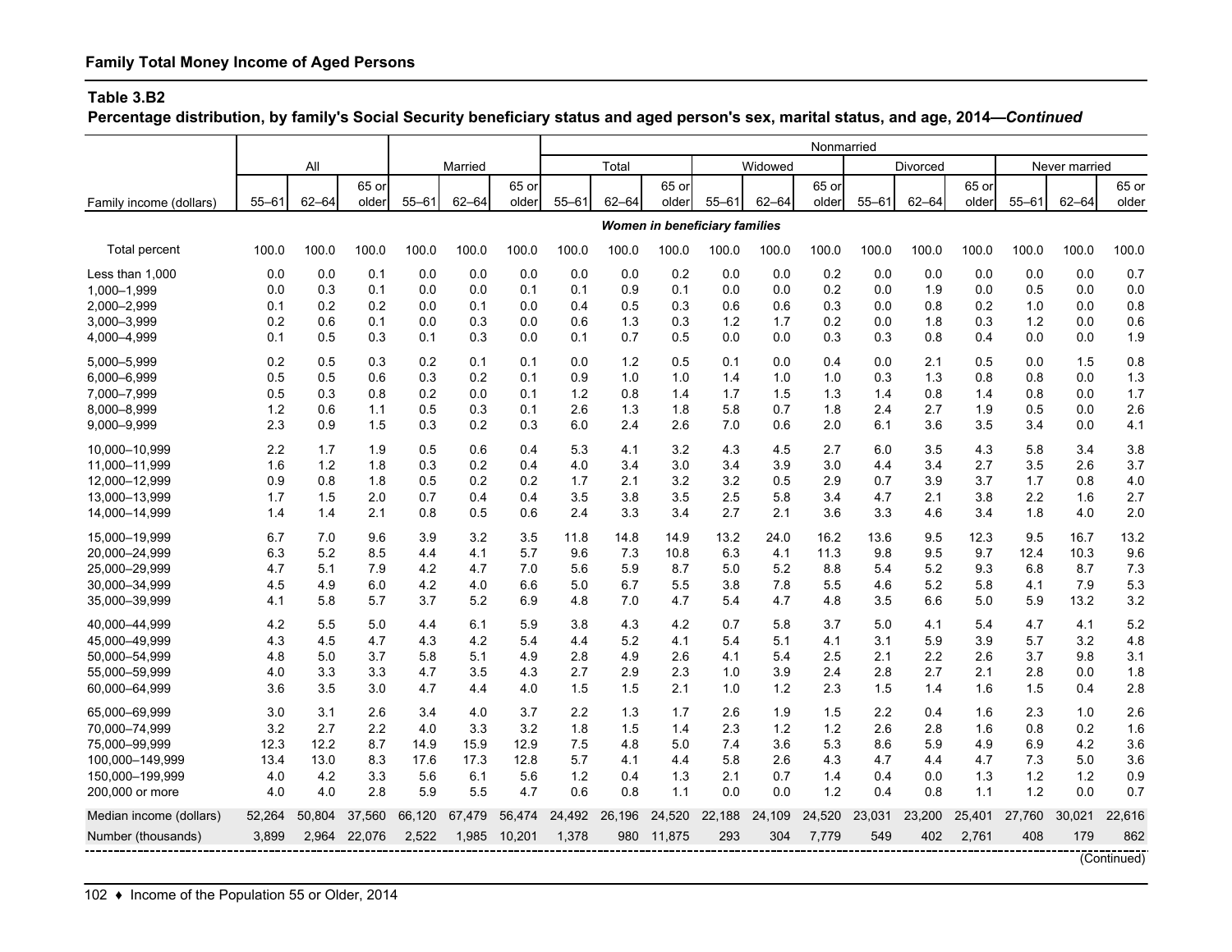**Family Total Money Income of Aged Persons**

**Table 3.B2**

**Percentage distribution, by family's Social Security beneficiary status and aged person's sex, marital status, and age, 2014—*Continued***

| Family income (dollars) | All | | | Married | | | Nonmarried | | | | | | | | | | | |
|---|---|---|---|---|---|---|---|---|---|---|---|---|---|---|---|---|---|---|
| | | | | | | | Total | | | Widowed | | | Divorced | | | Never married | | |
| | 55–61 | 62–64 | 65 or older | 55–61 | 62–64 | 65 or older | 55–61 | 62–64 | 65 or older | 55–61 | 62–64 | 65 or older | 55–61 | 62–64 | 65 or older | 55–61 | 62–64 | 65 or older |
| | ***Women in beneficiary families*** | | | | | | | | | | | | | | | | | |
| Total percent | 100.0 | 100.0 | 100.0 | 100.0 | 100.0 | 100.0 | 100.0 | 100.0 | 100.0 | 100.0 | 100.0 | 100.0 | 100.0 | 100.0 | 100.0 | 100.0 | 100.0 | 100.0 |
| Less than 1,000 | 0.0 | 0.0 | 0.1 | 0.0 | 0.0 | 0.0 | 0.0 | 0.0 | 0.2 | 0.0 | 0.0 | 0.2 | 0.0 | 0.0 | 0.0 | 0.0 | 0.0 | 0.7 |
| 1,000–1,999 | 0.0 | 0.3 | 0.1 | 0.0 | 0.0 | 0.1 | 0.1 | 0.9 | 0.1 | 0.0 | 0.0 | 0.2 | 0.0 | 1.9 | 0.0 | 0.5 | 0.0 | 0.0 |
| 2,000–2,999 | 0.1 | 0.2 | 0.2 | 0.0 | 0.1 | 0.0 | 0.4 | 0.5 | 0.3 | 0.6 | 0.6 | 0.3 | 0.0 | 0.8 | 0.2 | 1.0 | 0.0 | 0.8 |
| 3,000–3,999 | 0.2 | 0.6 | 0.1 | 0.0 | 0.3 | 0.0 | 0.6 | 1.3 | 0.3 | 1.2 | 1.7 | 0.2 | 0.0 | 1.8 | 0.3 | 1.2 | 0.0 | 0.6 |
| 4,000–4,999 | 0.1 | 0.5 | 0.3 | 0.1 | 0.3 | 0.0 | 0.1 | 0.7 | 0.5 | 0.0 | 0.0 | 0.3 | 0.3 | 0.8 | 0.4 | 0.0 | 0.0 | 1.9 |
| 5,000–5,999 | 0.2 | 0.5 | 0.3 | 0.2 | 0.1 | 0.1 | 0.0 | 1.2 | 0.5 | 0.1 | 0.0 | 0.4 | 0.0 | 2.1 | 0.5 | 0.0 | 1.5 | 0.8 |
| 6,000–6,999 | 0.5 | 0.5 | 0.6 | 0.3 | 0.2 | 0.1 | 0.9 | 1.0 | 1.0 | 1.4 | 1.0 | 1.0 | 0.3 | 1.3 | 0.8 | 0.8 | 0.0 | 1.3 |
| 7,000–7,999 | 0.5 | 0.3 | 0.8 | 0.2 | 0.0 | 0.1 | 1.2 | 0.8 | 1.4 | 1.7 | 1.5 | 1.3 | 1.4 | 0.8 | 1.4 | 0.8 | 0.0 | 1.7 |
| 8,000–8,999 | 1.2 | 0.6 | 1.1 | 0.5 | 0.3 | 0.1 | 2.6 | 1.3 | 1.8 | 5.8 | 0.7 | 1.8 | 2.4 | 2.7 | 1.9 | 0.5 | 0.0 | 2.6 |
| 9,000–9,999 | 2.3 | 0.9 | 1.5 | 0.3 | 0.2 | 0.3 | 6.0 | 2.4 | 2.6 | 7.0 | 0.6 | 2.0 | 6.1 | 3.6 | 3.5 | 3.4 | 0.0 | 4.1 |
| 10,000–10,999 | 2.2 | 1.7 | 1.9 | 0.5 | 0.6 | 0.4 | 5.3 | 4.1 | 3.2 | 4.3 | 4.5 | 2.7 | 6.0 | 3.5 | 4.3 | 5.8 | 3.4 | 3.8 |
| 11,000–11,999 | 1.6 | 1.2 | 1.8 | 0.3 | 0.2 | 0.4 | 4.0 | 3.4 | 3.0 | 3.4 | 3.9 | 3.0 | 4.4 | 3.4 | 2.7 | 3.5 | 2.6 | 3.7 |
| 12,000–12,999 | 0.9 | 0.8 | 1.8 | 0.5 | 0.2 | 0.2 | 1.7 | 2.1 | 3.2 | 3.2 | 0.5 | 2.9 | 0.7 | 3.9 | 3.7 | 1.7 | 0.8 | 4.0 |
| 13,000–13,999 | 1.7 | 1.5 | 2.0 | 0.7 | 0.4 | 0.4 | 3.5 | 3.8 | 3.5 | 2.5 | 5.8 | 3.4 | 4.7 | 2.1 | 3.8 | 2.2 | 1.6 | 2.7 |
| 14,000–14,999 | 1.4 | 1.4 | 2.1 | 0.8 | 0.5 | 0.6 | 2.4 | 3.3 | 3.4 | 2.7 | 2.1 | 3.6 | 3.3 | 4.6 | 3.4 | 1.8 | 4.0 | 2.0 |
| 15,000–19,999 | 6.7 | 7.0 | 9.6 | 3.9 | 3.2 | 3.5 | 11.8 | 14.8 | 14.9 | 13.2 | 24.0 | 16.2 | 13.6 | 9.5 | 12.3 | 9.5 | 16.7 | 13.2 |
| 20,000–24,999 | 6.3 | 5.2 | 8.5 | 4.4 | 4.1 | 5.7 | 9.6 | 7.3 | 10.8 | 6.3 | 4.1 | 11.3 | 9.8 | 9.5 | 9.7 | 12.4 | 10.3 | 9.6 |
| 25,000–29,999 | 4.7 | 5.1 | 7.9 | 4.2 | 4.7 | 7.0 | 5.6 | 5.9 | 8.7 | 5.0 | 5.2 | 8.8 | 5.4 | 5.2 | 9.3 | 6.8 | 8.7 | 7.3 |
| 30,000–34,999 | 4.5 | 4.9 | 6.0 | 4.2 | 4.0 | 6.6 | 5.0 | 6.7 | 5.5 | 3.8 | 7.8 | 5.5 | 4.6 | 5.2 | 5.8 | 4.1 | 7.9 | 5.3 |
| 35,000–39,999 | 4.1 | 5.8 | 5.7 | 3.7 | 5.2 | 6.9 | 4.8 | 7.0 | 4.7 | 5.4 | 4.7 | 4.8 | 3.5 | 6.6 | 5.0 | 5.9 | 13.2 | 3.2 |
| 40,000–44,999 | 4.2 | 5.5 | 5.0 | 4.4 | 6.1 | 5.9 | 3.8 | 4.3 | 4.2 | 0.7 | 5.8 | 3.7 | 5.0 | 4.1 | 5.4 | 4.7 | 4.1 | 5.2 |
| 45,000–49,999 | 4.3 | 4.5 | 4.7 | 4.3 | 4.2 | 5.4 | 4.4 | 5.2 | 4.1 | 5.4 | 5.1 | 4.1 | 3.1 | 5.9 | 3.9 | 5.7 | 3.2 | 4.8 |
| 50,000–54,999 | 4.8 | 5.0 | 3.7 | 5.8 | 5.1 | 4.9 | 2.8 | 4.9 | 2.6 | 4.1 | 5.4 | 2.5 | 2.1 | 2.2 | 2.6 | 3.7 | 9.8 | 3.1 |
| 55,000–59,999 | 4.0 | 3.3 | 3.3 | 4.7 | 3.5 | 4.3 | 2.7 | 2.9 | 2.3 | 1.0 | 3.9 | 2.4 | 2.8 | 2.7 | 2.1 | 2.8 | 0.0 | 1.8 |
| 60,000–64,999 | 3.6 | 3.5 | 3.0 | 4.7 | 4.4 | 4.0 | 1.5 | 1.5 | 2.1 | 1.0 | 1.2 | 2.3 | 1.5 | 1.4 | 1.6 | 1.5 | 0.4 | 2.8 |
| 65,000–69,999 | 3.0 | 3.1 | 2.6 | 3.4 | 4.0 | 3.7 | 2.2 | 1.3 | 1.7 | 2.6 | 1.9 | 1.5 | 2.2 | 0.4 | 1.6 | 2.3 | 1.0 | 2.6 |
| 70,000–74,999 | 3.2 | 2.7 | 2.2 | 4.0 | 3.3 | 3.2 | 1.8 | 1.5 | 1.4 | 2.3 | 1.2 | 1.2 | 2.6 | 2.8 | 1.6 | 0.8 | 0.2 | 1.6 |
| 75,000–99,999 | 12.3 | 12.2 | 8.7 | 14.9 | 15.9 | 12.9 | 7.5 | 4.8 | 5.0 | 7.4 | 3.6 | 5.3 | 8.6 | 5.9 | 4.9 | 6.9 | 4.2 | 3.6 |
| 100,000–149,999 | 13.4 | 13.0 | 8.3 | 17.6 | 17.3 | 12.8 | 5.7 | 4.1 | 4.4 | 5.8 | 2.6 | 4.3 | 4.7 | 4.4 | 4.7 | 7.3 | 5.0 | 3.6 |
| 150,000–199,999 | 4.0 | 4.2 | 3.3 | 5.6 | 6.1 | 5.6 | 1.2 | 0.4 | 1.3 | 2.1 | 0.7 | 1.4 | 0.4 | 0.0 | 1.3 | 1.2 | 1.2 | 0.9 |
| 200,000 or more | 4.0 | 4.0 | 2.8 | 5.9 | 5.5 | 4.7 | 0.6 | 0.8 | 1.1 | 0.0 | 0.0 | 1.2 | 0.4 | 0.8 | 1.1 | 1.2 | 0.0 | 0.7 |
| Median income (dollars) | 52,264 | 50,804 | 37,560 | 66,120 | 67,479 | 56,474 | 24,492 | 26,196 | 24,520 | 22,188 | 24,109 | 24,520 | 23,031 | 23,200 | 25,401 | 27,760 | 30,021 | 22,616 |
| Number (thousands) | 3,899 | 2,964 | 22,076 | 2,522 | 1,985 | 10,201 | 1,378 | 980 | 11,875 | 293 | 304 | 7,779 | 549 | 402 | 2,761 | 408 | 179 | 862 |

(Continued)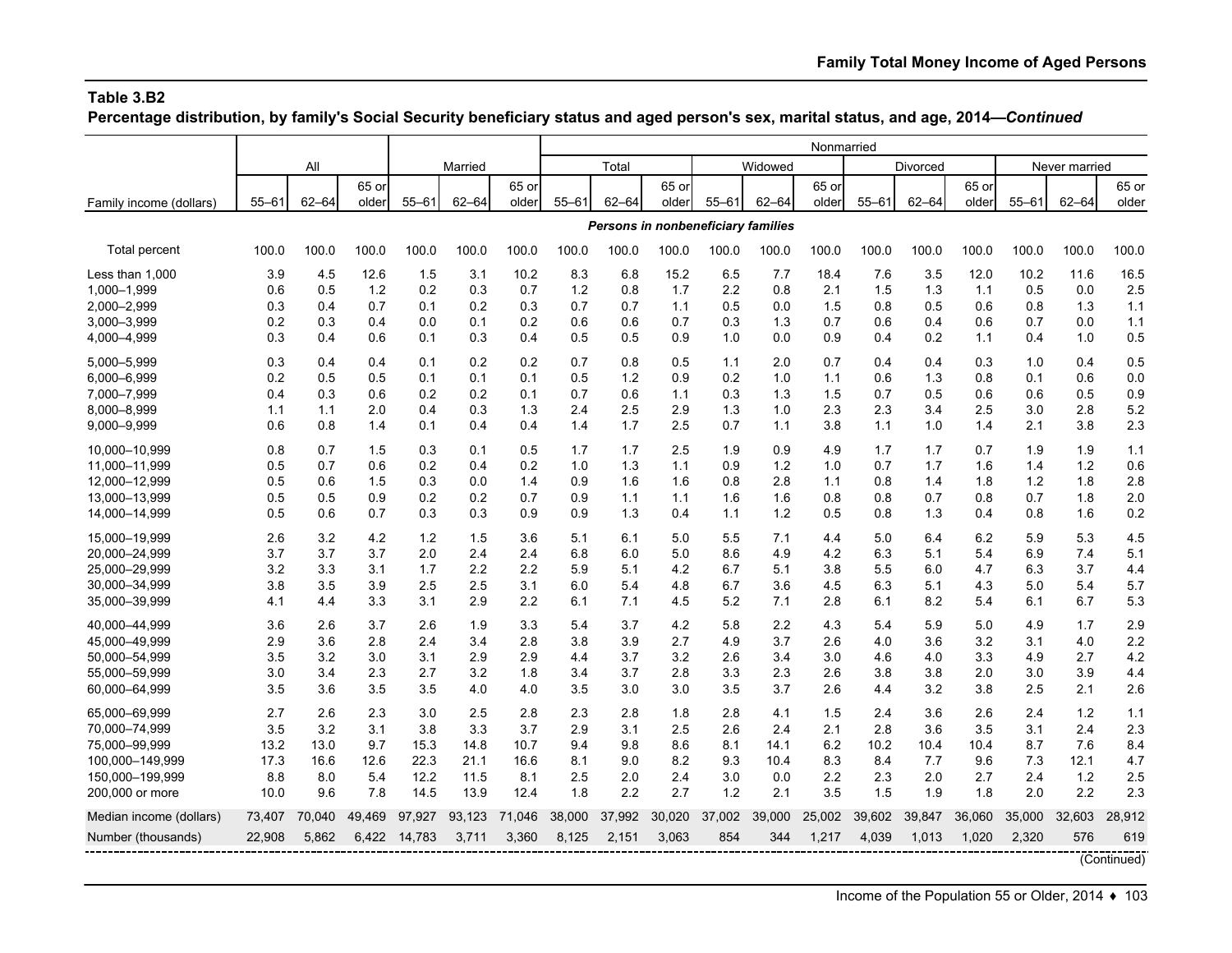**Table 3.B2**

**Percentage distribution, by family's Social Security beneficiary status and aged person's sex, marital status, and age, 2014—*Continued***

| | All | | | Married | | | Nonmarried | | | | | | | | | | | |
|---|---|---|---|---|---|---|---|---|---|---|---|---|---|---|---|---|---|---|
| | | | | | | | Total | | | Widowed | | | Divorced | | | Never married | | |
| Family income (dollars) | 55–61 | 62–64 | 65 or older | 55–61 | 62–64 | 65 or older | 55–61 | 62–64 | 65 or older | 55–61 | 62–64 | 65 or older | 55–61 | 62–64 | 65 or older | 55–61 | 62–64 | 65 or older |
| | ***Persons in nonbeneficiary families*** | | | | | | | | | | | | | | | | | |
| Total percent | 100.0 | 100.0 | 100.0 | 100.0 | 100.0 | 100.0 | 100.0 | 100.0 | 100.0 | 100.0 | 100.0 | 100.0 | 100.0 | 100.0 | 100.0 | 100.0 | 100.0 | 100.0 |
| Less than 1,000 | 3.9 | 4.5 | 12.6 | 1.5 | 3.1 | 10.2 | 8.3 | 6.8 | 15.2 | 6.5 | 7.7 | 18.4 | 7.6 | 3.5 | 12.0 | 10.2 | 11.6 | 16.5 |
| 1,000–1,999 | 0.6 | 0.5 | 1.2 | 0.2 | 0.3 | 0.7 | 1.2 | 0.8 | 1.7 | 2.2 | 0.8 | 2.1 | 1.5 | 1.3 | 1.1 | 0.5 | 0.0 | 2.5 |
| 2,000–2,999 | 0.3 | 0.4 | 0.7 | 0.1 | 0.2 | 0.3 | 0.7 | 0.7 | 1.1 | 0.5 | 0.0 | 1.5 | 0.8 | 0.5 | 0.6 | 0.8 | 1.3 | 1.1 |
| 3,000–3,999 | 0.2 | 0.3 | 0.4 | 0.0 | 0.1 | 0.2 | 0.6 | 0.6 | 0.7 | 0.3 | 1.3 | 0.7 | 0.6 | 0.4 | 0.6 | 0.7 | 0.0 | 1.1 |
| 4,000–4,999 | 0.3 | 0.4 | 0.6 | 0.1 | 0.3 | 0.4 | 0.5 | 0.5 | 0.9 | 1.0 | 0.0 | 0.9 | 0.4 | 0.2 | 1.1 | 0.4 | 1.0 | 0.5 |
| 5,000–5,999 | 0.3 | 0.4 | 0.4 | 0.1 | 0.2 | 0.2 | 0.7 | 0.8 | 0.5 | 1.1 | 2.0 | 0.7 | 0.4 | 0.4 | 0.3 | 1.0 | 0.4 | 0.5 |
| 6,000–6,999 | 0.2 | 0.5 | 0.5 | 0.1 | 0.1 | 0.1 | 0.5 | 1.2 | 0.9 | 0.2 | 1.0 | 1.1 | 0.6 | 1.3 | 0.8 | 0.1 | 0.6 | 0.0 |
| 7,000–7,999 | 0.4 | 0.3 | 0.6 | 0.2 | 0.2 | 0.1 | 0.7 | 0.6 | 1.1 | 0.3 | 1.3 | 1.5 | 0.7 | 0.5 | 0.6 | 0.6 | 0.5 | 0.9 |
| 8,000–8,999 | 1.1 | 1.1 | 2.0 | 0.4 | 0.3 | 1.3 | 2.4 | 2.5 | 2.9 | 1.3 | 1.0 | 2.3 | 2.3 | 3.4 | 2.5 | 3.0 | 2.8 | 5.2 |
| 9,000–9,999 | 0.6 | 0.8 | 1.4 | 0.1 | 0.4 | 0.4 | 1.4 | 1.7 | 2.5 | 0.7 | 1.1 | 3.8 | 1.1 | 1.0 | 1.4 | 2.1 | 3.8 | 2.3 |
| 10,000–10,999 | 0.8 | 0.7 | 1.5 | 0.3 | 0.1 | 0.5 | 1.7 | 1.7 | 2.5 | 1.9 | 0.9 | 4.9 | 1.7 | 1.7 | 0.7 | 1.9 | 1.9 | 1.1 |
| 11,000–11,999 | 0.5 | 0.7 | 0.6 | 0.2 | 0.4 | 0.2 | 1.0 | 1.3 | 1.1 | 0.9 | 1.2 | 1.0 | 0.7 | 1.7 | 1.6 | 1.4 | 1.2 | 0.6 |
| 12,000–12,999 | 0.5 | 0.6 | 1.5 | 0.3 | 0.0 | 1.4 | 0.9 | 1.6 | 1.6 | 0.8 | 2.8 | 1.1 | 0.8 | 1.4 | 1.8 | 1.2 | 1.8 | 2.8 |
| 13,000–13,999 | 0.5 | 0.5 | 0.9 | 0.2 | 0.2 | 0.7 | 0.9 | 1.1 | 1.1 | 1.6 | 1.6 | 0.8 | 0.8 | 0.7 | 0.8 | 0.7 | 1.8 | 2.0 |
| 14,000–14,999 | 0.5 | 0.6 | 0.7 | 0.3 | 0.3 | 0.9 | 0.9 | 1.3 | 0.4 | 1.1 | 1.2 | 0.5 | 0.8 | 1.3 | 0.4 | 0.8 | 1.6 | 0.2 |
| 15,000–19,999 | 2.6 | 3.2 | 4.2 | 1.2 | 1.5 | 3.6 | 5.1 | 6.1 | 5.0 | 5.5 | 7.1 | 4.4 | 5.0 | 6.4 | 6.2 | 5.9 | 5.3 | 4.5 |
| 20,000–24,999 | 3.7 | 3.7 | 3.7 | 2.0 | 2.4 | 2.4 | 6.8 | 6.0 | 5.0 | 8.6 | 4.9 | 4.2 | 6.3 | 5.1 | 5.4 | 6.9 | 7.4 | 5.1 |
| 25,000–29,999 | 3.2 | 3.3 | 3.1 | 1.7 | 2.2 | 2.2 | 5.9 | 5.1 | 4.2 | 6.7 | 5.1 | 3.8 | 5.5 | 6.0 | 4.7 | 6.3 | 3.7 | 4.4 |
| 30,000–34,999 | 3.8 | 3.5 | 3.9 | 2.5 | 2.5 | 3.1 | 6.0 | 5.4 | 4.8 | 6.7 | 3.6 | 4.5 | 6.3 | 5.1 | 4.3 | 5.0 | 5.4 | 5.7 |
| 35,000–39,999 | 4.1 | 4.4 | 3.3 | 3.1 | 2.9 | 2.2 | 6.1 | 7.1 | 4.5 | 5.2 | 7.1 | 2.8 | 6.1 | 8.2 | 5.4 | 6.1 | 6.7 | 5.3 |
| 40,000–44,999 | 3.6 | 2.6 | 3.7 | 2.6 | 1.9 | 3.3 | 5.4 | 3.7 | 4.2 | 5.8 | 2.2 | 4.3 | 5.4 | 5.9 | 5.0 | 4.9 | 1.7 | 2.9 |
| 45,000–49,999 | 2.9 | 3.6 | 2.8 | 2.4 | 3.4 | 2.8 | 3.8 | 3.9 | 2.7 | 4.9 | 3.7 | 2.6 | 4.0 | 3.6 | 3.2 | 3.1 | 4.0 | 2.2 |
| 50,000–54,999 | 3.5 | 3.2 | 3.0 | 3.1 | 2.9 | 2.9 | 4.4 | 3.7 | 3.2 | 2.6 | 3.4 | 3.0 | 4.6 | 4.0 | 3.3 | 4.9 | 2.7 | 4.2 |
| 55,000–59,999 | 3.0 | 3.4 | 2.3 | 2.7 | 3.2 | 1.8 | 3.4 | 3.7 | 2.8 | 3.3 | 2.3 | 2.6 | 3.8 | 3.8 | 2.0 | 3.0 | 3.9 | 4.4 |
| 60,000–64,999 | 3.5 | 3.6 | 3.5 | 3.5 | 4.0 | 4.0 | 3.5 | 3.0 | 3.0 | 3.5 | 3.7 | 2.6 | 4.4 | 3.2 | 3.8 | 2.5 | 2.1 | 2.6 |
| 65,000–69,999 | 2.7 | 2.6 | 2.3 | 3.0 | 2.5 | 2.8 | 2.3 | 2.8 | 1.8 | 2.8 | 4.1 | 1.5 | 2.4 | 3.6 | 2.6 | 2.4 | 1.2 | 1.1 |
| 70,000–74,999 | 3.5 | 3.2 | 3.1 | 3.8 | 3.3 | 3.7 | 2.9 | 3.1 | 2.5 | 2.6 | 2.4 | 2.1 | 2.8 | 3.6 | 3.5 | 3.1 | 2.4 | 2.3 |
| 75,000–99,999 | 13.2 | 13.0 | 9.7 | 15.3 | 14.8 | 10.7 | 9.4 | 9.8 | 8.6 | 8.1 | 14.1 | 6.2 | 10.2 | 10.4 | 10.4 | 8.7 | 7.6 | 8.4 |
| 100,000–149,999 | 17.3 | 16.6 | 12.6 | 22.3 | 21.1 | 16.6 | 8.1 | 9.0 | 8.2 | 9.3 | 10.4 | 8.3 | 8.4 | 7.7 | 9.6 | 7.3 | 12.1 | 4.7 |
| 150,000–199,999 | 8.8 | 8.0 | 5.4 | 12.2 | 11.5 | 8.1 | 2.5 | 2.0 | 2.4 | 3.0 | 0.0 | 2.2 | 2.3 | 2.0 | 2.7 | 2.4 | 1.2 | 2.5 |
| 200,000 or more | 10.0 | 9.6 | 7.8 | 14.5 | 13.9 | 12.4 | 1.8 | 2.2 | 2.7 | 1.2 | 2.1 | 3.5 | 1.5 | 1.9 | 1.8 | 2.0 | 2.2 | 2.3 |
| Median income (dollars) | 73,407 | 70,040 | 49,469 | 97,927 | 93,123 | 71,046 | 38,000 | 37,992 | 30,020 | 37,002 | 39,000 | 25,002 | 39,602 | 39,847 | 36,060 | 35,000 | 32,603 | 28,912 |
| Number (thousands) | 22,908 | 5,862 | 6,422 | 14,783 | 3,711 | 3,360 | 8,125 | 2,151 | 3,063 | 854 | 344 | 1,217 | 4,039 | 1,013 | 1,020 | 2,320 | 576 | 619 |

(Continued)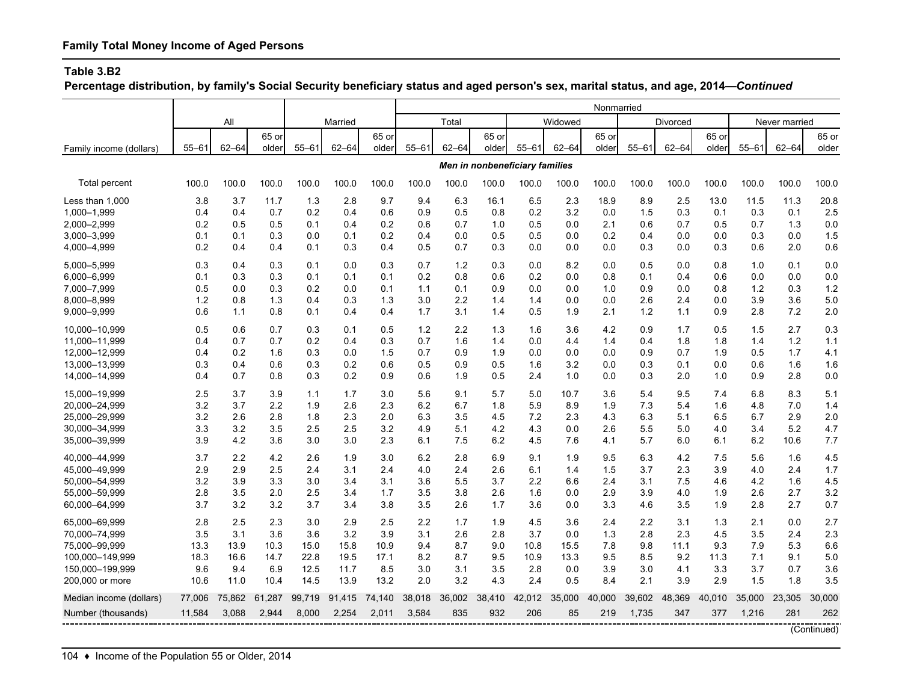## Family Total Money Income of Aged Persons

### Table 3.B2

**Percentage distribution, by family's Social Security beneficiary status and aged person's sex, marital status, and age, 2014—*Continued***

| Family income (dollars) | All | | | Married | | | Nonmarried | | | | | | | | | | | |
|---|---|---|---|---|---|---|---|---|---|---|---|---|---|---|---|---|---|---|
| | | | | | | | Total | | | Widowed | | | Divorced | | | Never married | | |
| | 55–61 | 62–64 | 65 or older | 55–61 | 62–64 | 65 or older | 55–61 | 62–64 | 65 or older | 55–61 | 62–64 | 65 or older | 55–61 | 62–64 | 65 or older | 55–61 | 62–64 | 65 or older |
| | ***Men in nonbeneficiary families*** | | | | | | | | | | | | | | | | | |
| Total percent | 100.0 | 100.0 | 100.0 | 100.0 | 100.0 | 100.0 | 100.0 | 100.0 | 100.0 | 100.0 | 100.0 | 100.0 | 100.0 | 100.0 | 100.0 | 100.0 | 100.0 | 100.0 |
| Less than 1,000 | 3.8 | 3.7 | 11.7 | 1.3 | 2.8 | 9.7 | 9.4 | 6.3 | 16.1 | 6.5 | 2.3 | 18.9 | 8.9 | 2.5 | 13.0 | 11.5 | 11.3 | 20.8 |
| 1,000–1,999 | 0.4 | 0.4 | 0.7 | 0.2 | 0.4 | 0.6 | 0.9 | 0.5 | 0.8 | 0.2 | 3.2 | 0.0 | 1.5 | 0.3 | 0.1 | 0.3 | 0.1 | 2.5 |
| 2,000–2,999 | 0.2 | 0.5 | 0.5 | 0.1 | 0.4 | 0.2 | 0.6 | 0.7 | 1.0 | 0.5 | 0.0 | 2.1 | 0.6 | 0.7 | 0.5 | 0.7 | 1.3 | 0.0 |
| 3,000–3,999 | 0.1 | 0.1 | 0.3 | 0.0 | 0.1 | 0.2 | 0.4 | 0.0 | 0.5 | 0.5 | 0.0 | 0.2 | 0.4 | 0.0 | 0.0 | 0.3 | 0.0 | 1.5 |
| 4,000–4,999 | 0.2 | 0.4 | 0.4 | 0.1 | 0.3 | 0.4 | 0.5 | 0.7 | 0.3 | 0.0 | 0.0 | 0.0 | 0.3 | 0.0 | 0.3 | 0.6 | 2.0 | 0.6 |
| 5,000–5,999 | 0.3 | 0.4 | 0.3 | 0.1 | 0.0 | 0.3 | 0.7 | 1.2 | 0.3 | 0.0 | 8.2 | 0.0 | 0.5 | 0.0 | 0.8 | 1.0 | 0.1 | 0.0 |
| 6,000–6,999 | 0.1 | 0.3 | 0.3 | 0.1 | 0.1 | 0.1 | 0.2 | 0.8 | 0.6 | 0.2 | 0.0 | 0.8 | 0.1 | 0.4 | 0.6 | 0.0 | 0.0 | 0.0 |
| 7,000–7,999 | 0.5 | 0.0 | 0.3 | 0.2 | 0.0 | 0.1 | 1.1 | 0.1 | 0.9 | 0.0 | 0.0 | 1.0 | 0.9 | 0.0 | 0.8 | 1.2 | 0.3 | 1.2 |
| 8,000–8,999 | 1.2 | 0.8 | 1.3 | 0.4 | 0.3 | 1.3 | 3.0 | 2.2 | 1.4 | 1.4 | 0.0 | 0.0 | 2.6 | 2.4 | 0.0 | 3.9 | 3.6 | 5.0 |
| 9,000–9,999 | 0.6 | 1.1 | 0.8 | 0.1 | 0.4 | 0.4 | 1.7 | 3.1 | 1.4 | 0.5 | 1.9 | 2.1 | 1.2 | 1.1 | 0.9 | 2.8 | 7.2 | 2.0 |
| 10,000–10,999 | 0.5 | 0.6 | 0.7 | 0.3 | 0.1 | 0.5 | 1.2 | 2.2 | 1.3 | 1.6 | 3.6 | 4.2 | 0.9 | 1.7 | 0.5 | 1.5 | 2.7 | 0.3 |
| 11,000–11,999 | 0.4 | 0.7 | 0.7 | 0.2 | 0.4 | 0.3 | 0.7 | 1.6 | 1.4 | 0.0 | 4.4 | 1.4 | 0.4 | 1.8 | 1.8 | 1.4 | 1.2 | 1.1 |
| 12,000–12,999 | 0.4 | 0.2 | 1.6 | 0.3 | 0.0 | 1.5 | 0.7 | 0.9 | 1.9 | 0.0 | 0.0 | 0.0 | 0.9 | 0.7 | 1.9 | 0.5 | 1.7 | 4.1 |
| 13,000–13,999 | 0.3 | 0.4 | 0.6 | 0.3 | 0.2 | 0.6 | 0.5 | 0.9 | 0.5 | 1.6 | 3.2 | 0.0 | 0.3 | 0.1 | 0.0 | 0.6 | 1.6 | 1.6 |
| 14,000–14,999 | 0.4 | 0.7 | 0.8 | 0.3 | 0.2 | 0.9 | 0.6 | 1.9 | 0.5 | 2.4 | 1.0 | 0.0 | 0.3 | 2.0 | 1.0 | 0.9 | 2.8 | 0.0 |
| 15,000–19,999 | 2.5 | 3.7 | 3.9 | 1.1 | 1.7 | 3.0 | 5.6 | 9.1 | 5.7 | 5.0 | 10.7 | 3.6 | 5.4 | 9.5 | 7.4 | 6.8 | 8.3 | 5.1 |
| 20,000–24,999 | 3.2 | 3.7 | 2.2 | 1.9 | 2.6 | 2.3 | 6.2 | 6.7 | 1.8 | 5.9 | 8.9 | 1.9 | 7.3 | 5.4 | 1.6 | 4.8 | 7.0 | 1.4 |
| 25,000–29,999 | 3.2 | 2.6 | 2.8 | 1.8 | 2.3 | 2.0 | 6.3 | 3.5 | 4.5 | 7.2 | 2.3 | 4.3 | 6.3 | 5.1 | 6.5 | 6.7 | 2.9 | 2.0 |
| 30,000–34,999 | 3.3 | 3.2 | 3.5 | 2.5 | 2.5 | 3.2 | 4.9 | 5.1 | 4.2 | 4.3 | 0.0 | 2.6 | 5.5 | 5.0 | 4.0 | 3.4 | 5.2 | 4.7 |
| 35,000–39,999 | 3.9 | 4.2 | 3.6 | 3.0 | 3.0 | 2.3 | 6.1 | 7.5 | 6.2 | 4.5 | 7.6 | 4.1 | 5.7 | 6.0 | 6.1 | 6.2 | 10.6 | 7.7 |
| 40,000–44,999 | 3.7 | 2.2 | 4.2 | 2.6 | 1.9 | 3.0 | 6.2 | 2.8 | 6.9 | 9.1 | 1.9 | 9.5 | 6.3 | 4.2 | 7.5 | 5.6 | 1.6 | 4.5 |
| 45,000–49,999 | 2.9 | 2.9 | 2.5 | 2.4 | 3.1 | 2.4 | 4.0 | 2.4 | 2.6 | 6.1 | 1.4 | 1.5 | 3.7 | 2.3 | 3.9 | 4.0 | 2.4 | 1.7 |
| 50,000–54,999 | 3.2 | 3.9 | 3.3 | 3.0 | 3.4 | 3.1 | 3.6 | 5.5 | 3.7 | 2.2 | 6.6 | 2.4 | 3.1 | 7.5 | 4.6 | 4.2 | 1.6 | 4.5 |
| 55,000–59,999 | 2.8 | 3.5 | 2.0 | 2.5 | 3.4 | 1.7 | 3.5 | 3.8 | 2.6 | 1.6 | 0.0 | 2.9 | 3.9 | 4.0 | 1.9 | 2.6 | 2.7 | 3.2 |
| 60,000–64,999 | 3.7 | 3.2 | 3.2 | 3.7 | 3.4 | 3.8 | 3.5 | 2.6 | 1.7 | 3.6 | 0.0 | 3.3 | 4.6 | 3.5 | 1.9 | 2.8 | 2.7 | 0.7 |
| 65,000–69,999 | 2.8 | 2.5 | 2.3 | 3.0 | 2.9 | 2.5 | 2.2 | 1.7 | 1.9 | 4.5 | 3.6 | 2.4 | 2.2 | 3.1 | 1.3 | 2.1 | 0.0 | 2.7 |
| 70,000–74,999 | 3.5 | 3.1 | 3.6 | 3.6 | 3.2 | 3.9 | 3.1 | 2.6 | 2.8 | 3.7 | 0.0 | 1.3 | 2.8 | 2.3 | 4.5 | 3.5 | 2.4 | 2.3 |
| 75,000–99,999 | 13.3 | 13.9 | 10.3 | 15.0 | 15.8 | 10.9 | 9.4 | 8.7 | 9.0 | 10.8 | 15.5 | 7.8 | 9.8 | 11.1 | 9.3 | 7.9 | 5.3 | 6.6 |
| 100,000–149,999 | 18.3 | 16.6 | 14.7 | 22.8 | 19.5 | 17.1 | 8.2 | 8.7 | 9.5 | 10.9 | 13.3 | 9.5 | 8.5 | 9.2 | 11.3 | 7.1 | 9.1 | 5.0 |
| 150,000–199,999 | 9.6 | 9.4 | 6.9 | 12.5 | 11.7 | 8.5 | 3.0 | 3.1 | 3.5 | 2.8 | 0.0 | 3.9 | 3.0 | 4.1 | 3.3 | 3.7 | 0.7 | 3.6 |
| 200,000 or more | 10.6 | 11.0 | 10.4 | 14.5 | 13.9 | 13.2 | 2.0 | 3.2 | 4.3 | 2.4 | 0.5 | 8.4 | 2.1 | 3.9 | 2.9 | 1.5 | 1.8 | 3.5 |
| Median income (dollars) | 77,006 | 75,862 | 61,287 | 99,719 | 91,415 | 74,140 | 38,018 | 36,002 | 38,410 | 42,012 | 35,000 | 40,000 | 39,602 | 48,369 | 40,010 | 35,000 | 23,305 | 30,000 |
| Number (thousands) | 11,584 | 3,088 | 2,944 | 8,000 | 2,254 | 2,011 | 3,584 | 835 | 932 | 206 | 85 | 219 | 1,735 | 347 | 377 | 1,216 | 281 | 262 |

(Continued)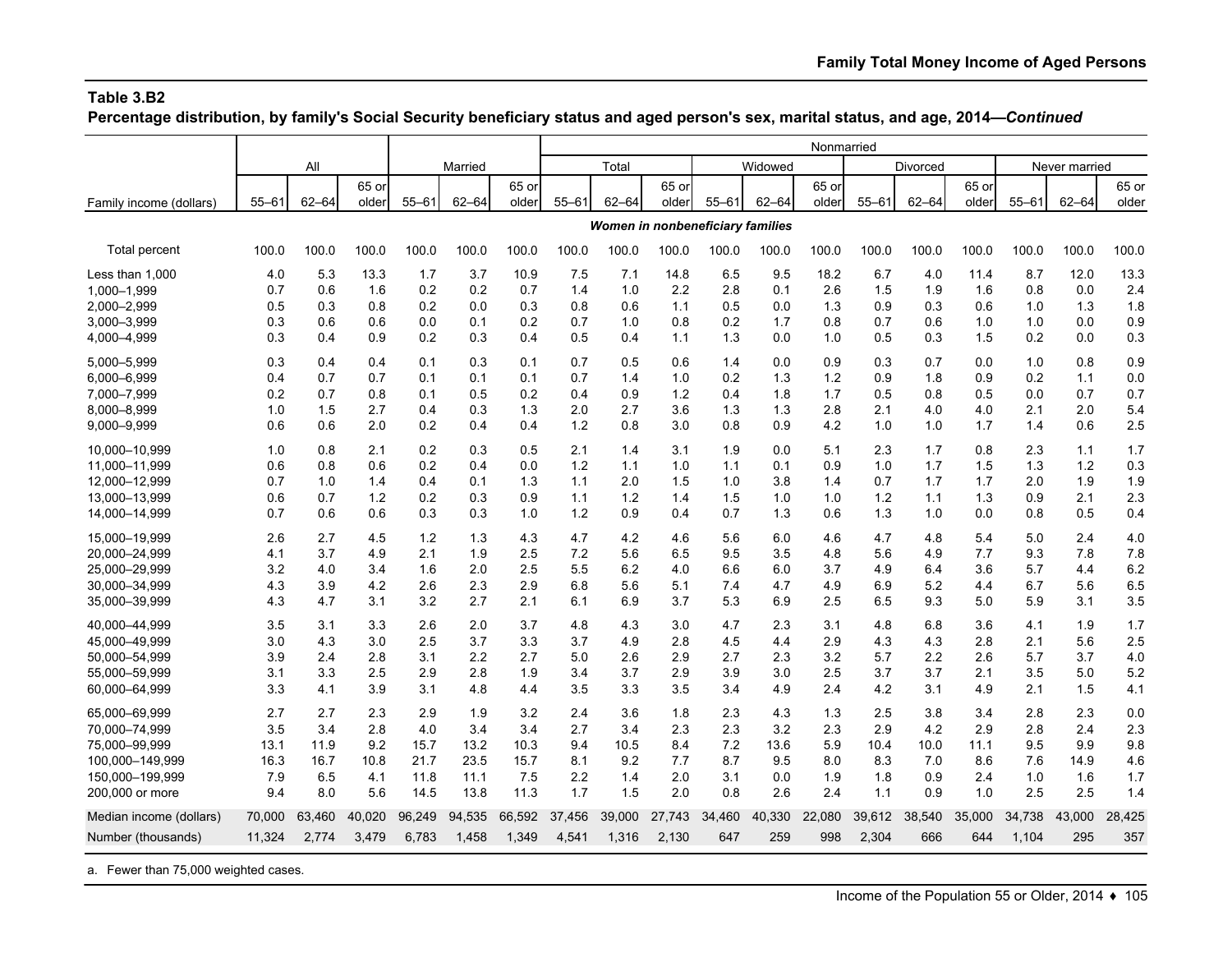**Table 3.B2**

**Percentage distribution, by family's Social Security beneficiary status and aged person's sex, marital status, and age, 2014—*Continued***

| | All | | | Married | | | Nonmarried | | | | | | | | | | | |
|---|---|---|---|---|---|---|---|---|---|---|---|---|---|---|---|---|---|---|
| | | | | | | | Total | | | Widowed | | | Divorced | | | Never married | | |
| Family income (dollars) | 55–61 | 62–64 | 65 or older | 55–61 | 62–64 | 65 or older | 55–61 | 62–64 | 65 or older | 55–61 | 62–64 | 65 or older | 55–61 | 62–64 | 65 or older | 55–61 | 62–64 | 65 or older |
| | ***Women in nonbeneficiary families*** | | | | | | | | | | | | | | | | | |
| Total percent | 100.0 | 100.0 | 100.0 | 100.0 | 100.0 | 100.0 | 100.0 | 100.0 | 100.0 | 100.0 | 100.0 | 100.0 | 100.0 | 100.0 | 100.0 | 100.0 | 100.0 | 100.0 |
| Less than 1,000 | 4.0 | 5.3 | 13.3 | 1.7 | 3.7 | 10.9 | 7.5 | 7.1 | 14.8 | 6.5 | 9.5 | 18.2 | 6.7 | 4.0 | 11.4 | 8.7 | 12.0 | 13.3 |
| 1,000–1,999 | 0.7 | 0.6 | 1.6 | 0.2 | 0.2 | 0.7 | 1.4 | 1.0 | 2.2 | 2.8 | 0.1 | 2.6 | 1.5 | 1.9 | 1.6 | 0.8 | 0.0 | 2.4 |
| 2,000–2,999 | 0.5 | 0.3 | 0.8 | 0.2 | 0.0 | 0.3 | 0.8 | 0.6 | 1.1 | 0.5 | 0.0 | 1.3 | 0.9 | 0.3 | 0.6 | 1.0 | 1.3 | 1.8 |
| 3,000–3,999 | 0.3 | 0.6 | 0.6 | 0.0 | 0.1 | 0.2 | 0.7 | 1.0 | 0.8 | 0.2 | 1.7 | 0.8 | 0.7 | 0.6 | 1.0 | 1.0 | 0.0 | 0.9 |
| 4,000–4,999 | 0.3 | 0.4 | 0.9 | 0.2 | 0.3 | 0.4 | 0.5 | 0.4 | 1.1 | 1.3 | 0.0 | 1.0 | 0.5 | 0.3 | 1.5 | 0.2 | 0.0 | 0.3 |
| 5,000–5,999 | 0.3 | 0.4 | 0.4 | 0.1 | 0.3 | 0.1 | 0.7 | 0.5 | 0.6 | 1.4 | 0.0 | 0.9 | 0.3 | 0.7 | 0.0 | 1.0 | 0.8 | 0.9 |
| 6,000–6,999 | 0.4 | 0.7 | 0.7 | 0.1 | 0.1 | 0.1 | 0.7 | 1.4 | 1.0 | 0.2 | 1.3 | 1.2 | 0.9 | 1.8 | 0.9 | 0.2 | 1.1 | 0.0 |
| 7,000–7,999 | 0.2 | 0.7 | 0.8 | 0.1 | 0.5 | 0.2 | 0.4 | 0.9 | 1.2 | 0.4 | 1.8 | 1.7 | 0.5 | 0.8 | 0.5 | 0.0 | 0.7 | 0.7 |
| 8,000–8,999 | 1.0 | 1.5 | 2.7 | 0.4 | 0.3 | 1.3 | 2.0 | 2.7 | 3.6 | 1.3 | 1.3 | 2.8 | 2.1 | 4.0 | 4.0 | 2.1 | 2.0 | 5.4 |
| 9,000–9,999 | 0.6 | 0.6 | 2.0 | 0.2 | 0.4 | 0.4 | 1.2 | 0.8 | 3.0 | 0.8 | 0.9 | 4.2 | 1.0 | 1.0 | 1.7 | 1.4 | 0.6 | 2.5 |
| 10,000–10,999 | 1.0 | 0.8 | 2.1 | 0.2 | 0.3 | 0.5 | 2.1 | 1.4 | 3.1 | 1.9 | 0.0 | 5.1 | 2.3 | 1.7 | 0.8 | 2.3 | 1.1 | 1.7 |
| 11,000–11,999 | 0.6 | 0.8 | 0.6 | 0.2 | 0.4 | 0.0 | 1.2 | 1.1 | 1.0 | 1.1 | 0.1 | 0.9 | 1.0 | 1.7 | 1.5 | 1.3 | 1.2 | 0.3 |
| 12,000–12,999 | 0.7 | 1.0 | 1.4 | 0.4 | 0.1 | 1.3 | 1.1 | 2.0 | 1.5 | 1.0 | 3.8 | 1.4 | 0.7 | 1.7 | 1.7 | 2.0 | 1.9 | 1.9 |
| 13,000–13,999 | 0.6 | 0.7 | 1.2 | 0.2 | 0.3 | 0.9 | 1.1 | 1.2 | 1.4 | 1.5 | 1.0 | 1.0 | 1.2 | 1.1 | 1.3 | 0.9 | 2.1 | 2.3 |
| 14,000–14,999 | 0.7 | 0.6 | 0.6 | 0.3 | 0.3 | 1.0 | 1.2 | 0.9 | 0.4 | 0.7 | 1.3 | 0.6 | 1.3 | 1.0 | 0.0 | 0.8 | 0.5 | 0.4 |
| 15,000–19,999 | 2.6 | 2.7 | 4.5 | 1.2 | 1.3 | 4.3 | 4.7 | 4.2 | 4.6 | 5.6 | 6.0 | 4.6 | 4.7 | 4.8 | 5.4 | 5.0 | 2.4 | 4.0 |
| 20,000–24,999 | 4.1 | 3.7 | 4.9 | 2.1 | 1.9 | 2.5 | 7.2 | 5.6 | 6.5 | 9.5 | 3.5 | 4.8 | 5.6 | 4.9 | 7.7 | 9.3 | 7.8 | 7.8 |
| 25,000–29,999 | 3.2 | 4.0 | 3.4 | 1.6 | 2.0 | 2.5 | 5.5 | 6.2 | 4.0 | 6.6 | 6.0 | 3.7 | 4.9 | 6.4 | 3.6 | 5.7 | 4.4 | 6.2 |
| 30,000–34,999 | 4.3 | 3.9 | 4.2 | 2.6 | 2.3 | 2.9 | 6.8 | 5.6 | 5.1 | 7.4 | 4.7 | 4.9 | 6.9 | 5.2 | 4.4 | 6.7 | 5.6 | 6.5 |
| 35,000–39,999 | 4.3 | 4.7 | 3.1 | 3.2 | 2.7 | 2.1 | 6.1 | 6.9 | 3.7 | 5.3 | 6.9 | 2.5 | 6.5 | 9.3 | 5.0 | 5.9 | 3.1 | 3.5 |
| 40,000–44,999 | 3.5 | 3.1 | 3.3 | 2.6 | 2.0 | 3.7 | 4.8 | 4.3 | 3.0 | 4.7 | 2.3 | 3.1 | 4.8 | 6.8 | 3.6 | 4.1 | 1.9 | 1.7 |
| 45,000–49,999 | 3.0 | 4.3 | 3.0 | 2.5 | 3.7 | 3.3 | 3.7 | 4.9 | 2.8 | 4.5 | 4.4 | 2.9 | 4.3 | 4.3 | 2.8 | 2.1 | 5.6 | 2.5 |
| 50,000–54,999 | 3.9 | 2.4 | 2.8 | 3.1 | 2.2 | 2.7 | 5.0 | 2.6 | 2.9 | 2.7 | 2.3 | 3.2 | 5.7 | 2.2 | 2.6 | 5.7 | 3.7 | 4.0 |
| 55,000–59,999 | 3.1 | 3.3 | 2.5 | 2.9 | 2.8 | 1.9 | 3.4 | 3.7 | 2.9 | 3.9 | 3.0 | 2.5 | 3.7 | 3.7 | 2.1 | 3.5 | 5.0 | 5.2 |
| 60,000–64,999 | 3.3 | 4.1 | 3.9 | 3.1 | 4.8 | 4.4 | 3.5 | 3.3 | 3.5 | 3.4 | 4.9 | 2.4 | 4.2 | 3.1 | 4.9 | 2.1 | 1.5 | 4.1 |
| 65,000–69,999 | 2.7 | 2.7 | 2.3 | 2.9 | 1.9 | 3.2 | 2.4 | 3.6 | 1.8 | 2.3 | 4.3 | 1.3 | 2.5 | 3.8 | 3.4 | 2.8 | 2.3 | 0.0 |
| 70,000–74,999 | 3.5 | 3.4 | 2.8 | 4.0 | 3.4 | 3.4 | 2.7 | 3.4 | 2.3 | 2.3 | 3.2 | 2.3 | 2.9 | 4.2 | 2.9 | 2.8 | 2.4 | 2.3 |
| 75,000–99,999 | 13.1 | 11.9 | 9.2 | 15.7 | 13.2 | 10.3 | 9.4 | 10.5 | 8.4 | 7.2 | 13.6 | 5.9 | 10.4 | 10.0 | 11.1 | 9.5 | 9.9 | 9.8 |
| 100,000–149,999 | 16.3 | 16.7 | 10.8 | 21.7 | 23.5 | 15.7 | 8.1 | 9.2 | 7.7 | 8.7 | 9.5 | 8.0 | 8.3 | 7.0 | 8.6 | 7.6 | 14.9 | 4.6 |
| 150,000–199,999 | 7.9 | 6.5 | 4.1 | 11.8 | 11.1 | 7.5 | 2.2 | 1.4 | 2.0 | 3.1 | 0.0 | 1.9 | 1.8 | 0.9 | 2.4 | 1.0 | 1.6 | 1.7 |
| 200,000 or more | 9.4 | 8.0 | 5.6 | 14.5 | 13.8 | 11.3 | 1.7 | 1.5 | 2.0 | 0.8 | 2.6 | 2.4 | 1.1 | 0.9 | 1.0 | 2.5 | 2.5 | 1.4 |
| Median income (dollars) | 70,000 | 63,460 | 40,020 | 96,249 | 94,535 | 66,592 | 37,456 | 39,000 | 27,743 | 34,460 | 40,330 | 22,080 | 39,612 | 38,540 | 35,000 | 34,738 | 43,000 | 28,425 |
| Number (thousands) | 11,324 | 2,774 | 3,479 | 6,783 | 1,458 | 1,349 | 4,541 | 1,316 | 2,130 | 647 | 259 | 998 | 2,304 | 666 | 644 | 1,104 | 295 | 357 |

a. Fewer than 75,000 weighted cases.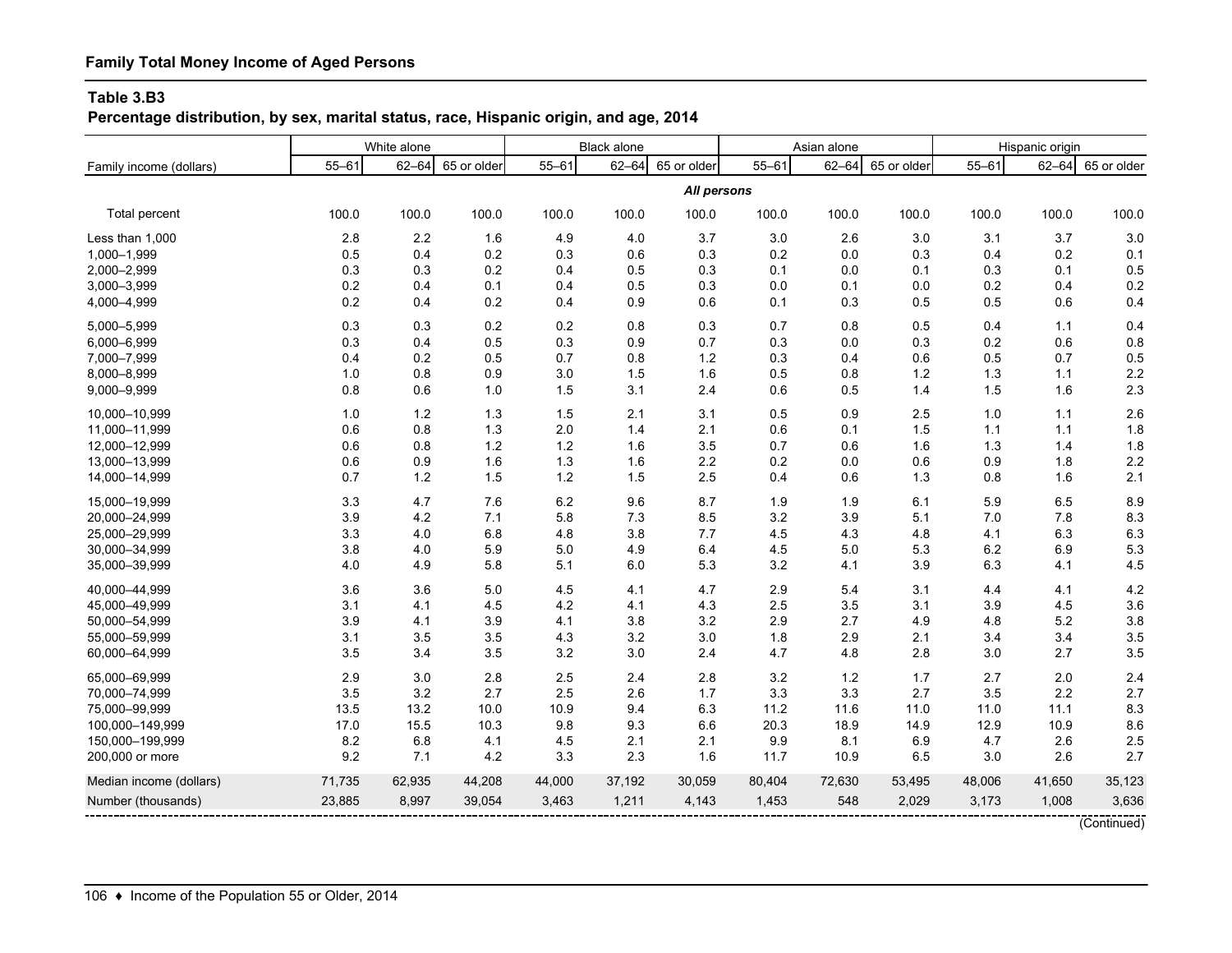**Family Total Money Income of Aged Persons**

**Table 3.B3**
**Percentage distribution, by sex, marital status, race, Hispanic origin, and age, 2014**

| Family income (dollars) | White alone | | | Black alone | | | Asian alone | | | Hispanic origin | | |
|---|---|---|---|---|---|---|---|---|---|---|---|---|
| | 55–61 | 62–64 | 65 or older | 55–61 | 62–64 | 65 or older | 55–61 | 62–64 | 65 or older | 55–61 | 62–64 | 65 or older |
| | | | | | | *All persons* | | | | | | |
| Total percent | 100.0 | 100.0 | 100.0 | 100.0 | 100.0 | 100.0 | 100.0 | 100.0 | 100.0 | 100.0 | 100.0 | 100.0 |
| Less than 1,000 | 2.8 | 2.2 | 1.6 | 4.9 | 4.0 | 3.7 | 3.0 | 2.6 | 3.0 | 3.1 | 3.7 | 3.0 |
| 1,000–1,999 | 0.5 | 0.4 | 0.2 | 0.3 | 0.6 | 0.3 | 0.2 | 0.0 | 0.3 | 0.4 | 0.2 | 0.1 |
| 2,000–2,999 | 0.3 | 0.3 | 0.2 | 0.4 | 0.5 | 0.3 | 0.1 | 0.0 | 0.1 | 0.3 | 0.1 | 0.5 |
| 3,000–3,999 | 0.2 | 0.4 | 0.1 | 0.4 | 0.5 | 0.3 | 0.0 | 0.1 | 0.0 | 0.2 | 0.4 | 0.2 |
| 4,000–4,999 | 0.2 | 0.4 | 0.2 | 0.4 | 0.9 | 0.6 | 0.1 | 0.3 | 0.5 | 0.5 | 0.6 | 0.4 |
| 5,000–5,999 | 0.3 | 0.3 | 0.2 | 0.2 | 0.8 | 0.3 | 0.7 | 0.8 | 0.5 | 0.4 | 1.1 | 0.4 |
| 6,000–6,999 | 0.3 | 0.4 | 0.5 | 0.3 | 0.9 | 0.7 | 0.3 | 0.0 | 0.3 | 0.2 | 0.6 | 0.8 |
| 7,000–7,999 | 0.4 | 0.2 | 0.5 | 0.7 | 0.8 | 1.2 | 0.3 | 0.4 | 0.6 | 0.5 | 0.7 | 0.5 |
| 8,000–8,999 | 1.0 | 0.8 | 0.9 | 3.0 | 1.5 | 1.6 | 0.5 | 0.8 | 1.2 | 1.3 | 1.1 | 2.2 |
| 9,000–9,999 | 0.8 | 0.6 | 1.0 | 1.5 | 3.1 | 2.4 | 0.6 | 0.5 | 1.4 | 1.5 | 1.6 | 2.3 |
| 10,000–10,999 | 1.0 | 1.2 | 1.3 | 1.5 | 2.1 | 3.1 | 0.5 | 0.9 | 2.5 | 1.0 | 1.1 | 2.6 |
| 11,000–11,999 | 0.6 | 0.8 | 1.3 | 2.0 | 1.4 | 2.1 | 0.6 | 0.1 | 1.5 | 1.1 | 1.1 | 1.8 |
| 12,000–12,999 | 0.6 | 0.8 | 1.2 | 1.2 | 1.6 | 3.5 | 0.7 | 0.6 | 1.6 | 1.3 | 1.4 | 1.8 |
| 13,000–13,999 | 0.6 | 0.9 | 1.6 | 1.3 | 1.6 | 2.2 | 0.2 | 0.0 | 0.6 | 0.9 | 1.8 | 2.2 |
| 14,000–14,999 | 0.7 | 1.2 | 1.5 | 1.2 | 1.5 | 2.5 | 0.4 | 0.6 | 1.3 | 0.8 | 1.6 | 2.1 |
| 15,000–19,999 | 3.3 | 4.7 | 7.6 | 6.2 | 9.6 | 8.7 | 1.9 | 1.9 | 6.1 | 5.9 | 6.5 | 8.9 |
| 20,000–24,999 | 3.9 | 4.2 | 7.1 | 5.8 | 7.3 | 8.5 | 3.2 | 3.9 | 5.1 | 7.0 | 7.8 | 8.3 |
| 25,000–29,999 | 3.3 | 4.0 | 6.8 | 4.8 | 3.8 | 7.7 | 4.5 | 4.3 | 4.8 | 4.1 | 6.3 | 6.3 |
| 30,000–34,999 | 3.8 | 4.0 | 5.9 | 5.0 | 4.9 | 6.4 | 4.5 | 5.0 | 5.3 | 6.2 | 6.9 | 5.3 |
| 35,000–39,999 | 4.0 | 4.9 | 5.8 | 5.1 | 6.0 | 5.3 | 3.2 | 4.1 | 3.9 | 6.3 | 4.1 | 4.5 |
| 40,000–44,999 | 3.6 | 3.6 | 5.0 | 4.5 | 4.1 | 4.7 | 2.9 | 5.4 | 3.1 | 4.4 | 4.1 | 4.2 |
| 45,000–49,999 | 3.1 | 4.1 | 4.5 | 4.2 | 4.1 | 4.3 | 2.5 | 3.5 | 3.1 | 3.9 | 4.5 | 3.6 |
| 50,000–54,999 | 3.9 | 4.1 | 3.9 | 4.1 | 3.8 | 3.2 | 2.9 | 2.7 | 4.9 | 4.8 | 5.2 | 3.8 |
| 55,000–59,999 | 3.1 | 3.5 | 3.5 | 4.3 | 3.2 | 3.0 | 1.8 | 2.9 | 2.1 | 3.4 | 3.4 | 3.5 |
| 60,000–64,999 | 3.5 | 3.4 | 3.5 | 3.2 | 3.0 | 2.4 | 4.7 | 4.8 | 2.8 | 3.0 | 2.7 | 3.5 |
| 65,000–69,999 | 2.9 | 3.0 | 2.8 | 2.5 | 2.4 | 2.8 | 3.2 | 1.2 | 1.7 | 2.7 | 2.0 | 2.4 |
| 70,000–74,999 | 3.5 | 3.2 | 2.7 | 2.5 | 2.6 | 1.7 | 3.3 | 3.3 | 2.7 | 3.5 | 2.2 | 2.7 |
| 75,000–99,999 | 13.5 | 13.2 | 10.0 | 10.9 | 9.4 | 6.3 | 11.2 | 11.6 | 11.0 | 11.0 | 11.1 | 8.3 |
| 100,000–149,999 | 17.0 | 15.5 | 10.3 | 9.8 | 9.3 | 6.6 | 20.3 | 18.9 | 14.9 | 12.9 | 10.9 | 8.6 |
| 150,000–199,999 | 8.2 | 6.8 | 4.1 | 4.5 | 2.1 | 2.1 | 9.9 | 8.1 | 6.9 | 4.7 | 2.6 | 2.5 |
| 200,000 or more | 9.2 | 7.1 | 4.2 | 3.3 | 2.3 | 1.6 | 11.7 | 10.9 | 6.5 | 3.0 | 2.6 | 2.7 |
| Median income (dollars) | 71,735 | 62,935 | 44,208 | 44,000 | 37,192 | 30,059 | 80,404 | 72,630 | 53,495 | 48,006 | 41,650 | 35,123 |
| Number (thousands) | 23,885 | 8,997 | 39,054 | 3,463 | 1,211 | 4,143 | 1,453 | 548 | 2,029 | 3,173 | 1,008 | 3,636 |

(Continued)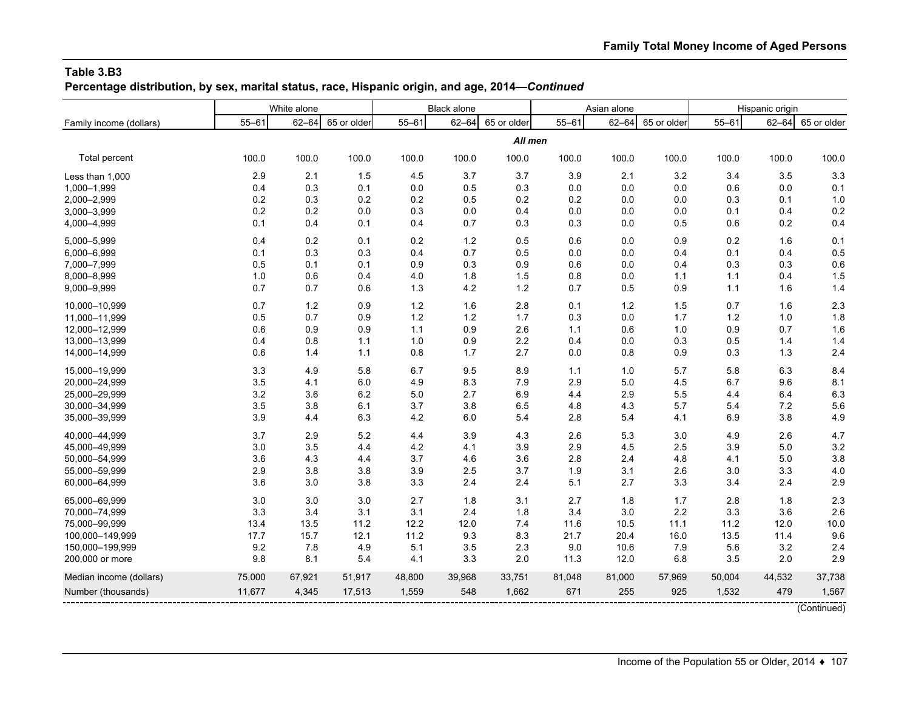## Table 3.B3

**Percentage distribution, by sex, marital status, race, Hispanic origin, and age, 2014—*Continued***

| | White alone | | | Black alone | | | Asian alone | | | Hispanic origin | | |
|---|---|---|---|---|---|---|---|---|---|---|---|---|
| Family income (dollars) | 55–61 | 62–64 | 65 or older | 55–61 | 62–64 | 65 or older | 55–61 | 62–64 | 65 or older | 55–61 | 62–64 | 65 or older |
| | | | | | | | ***All men*** | | | | | |
| Total percent | 100.0 | 100.0 | 100.0 | 100.0 | 100.0 | 100.0 | 100.0 | 100.0 | 100.0 | 100.0 | 100.0 | 100.0 |
| Less than 1,000 | 2.9 | 2.1 | 1.5 | 4.5 | 3.7 | 3.7 | 3.9 | 2.1 | 3.2 | 3.4 | 3.5 | 3.3 |
| 1,000–1,999 | 0.4 | 0.3 | 0.1 | 0.0 | 0.5 | 0.3 | 0.0 | 0.0 | 0.0 | 0.6 | 0.0 | 0.1 |
| 2,000–2,999 | 0.2 | 0.3 | 0.2 | 0.2 | 0.5 | 0.2 | 0.2 | 0.0 | 0.0 | 0.3 | 0.1 | 1.0 |
| 3,000–3,999 | 0.2 | 0.2 | 0.0 | 0.3 | 0.0 | 0.4 | 0.0 | 0.0 | 0.0 | 0.1 | 0.4 | 0.2 |
| 4,000–4,999 | 0.1 | 0.4 | 0.1 | 0.4 | 0.7 | 0.3 | 0.3 | 0.0 | 0.5 | 0.6 | 0.2 | 0.4 |
| 5,000–5,999 | 0.4 | 0.2 | 0.1 | 0.2 | 1.2 | 0.5 | 0.6 | 0.0 | 0.9 | 0.2 | 1.6 | 0.1 |
| 6,000–6,999 | 0.1 | 0.3 | 0.3 | 0.4 | 0.7 | 0.5 | 0.0 | 0.0 | 0.4 | 0.1 | 0.4 | 0.5 |
| 7,000–7,999 | 0.5 | 0.1 | 0.1 | 0.9 | 0.3 | 0.9 | 0.6 | 0.0 | 0.4 | 0.3 | 0.3 | 0.6 |
| 8,000–8,999 | 1.0 | 0.6 | 0.4 | 4.0 | 1.8 | 1.5 | 0.8 | 0.0 | 1.1 | 1.1 | 0.4 | 1.5 |
| 9,000–9,999 | 0.7 | 0.7 | 0.6 | 1.3 | 4.2 | 1.2 | 0.7 | 0.5 | 0.9 | 1.1 | 1.6 | 1.4 |
| 10,000–10,999 | 0.7 | 1.2 | 0.9 | 1.2 | 1.6 | 2.8 | 0.1 | 1.2 | 1.5 | 0.7 | 1.6 | 2.3 |
| 11,000–11,999 | 0.5 | 0.7 | 0.9 | 1.2 | 1.2 | 1.7 | 0.3 | 0.0 | 1.7 | 1.2 | 1.0 | 1.8 |
| 12,000–12,999 | 0.6 | 0.9 | 0.9 | 1.1 | 0.9 | 2.6 | 1.1 | 0.6 | 1.0 | 0.9 | 0.7 | 1.6 |
| 13,000–13,999 | 0.4 | 0.8 | 1.1 | 1.0 | 0.9 | 2.2 | 0.4 | 0.0 | 0.3 | 0.5 | 1.4 | 1.4 |
| 14,000–14,999 | 0.6 | 1.4 | 1.1 | 0.8 | 1.7 | 2.7 | 0.0 | 0.8 | 0.9 | 0.3 | 1.3 | 2.4 |
| 15,000–19,999 | 3.3 | 4.9 | 5.8 | 6.7 | 9.5 | 8.9 | 1.1 | 1.0 | 5.7 | 5.8 | 6.3 | 8.4 |
| 20,000–24,999 | 3.5 | 4.1 | 6.0 | 4.9 | 8.3 | 7.9 | 2.9 | 5.0 | 4.5 | 6.7 | 9.6 | 8.1 |
| 25,000–29,999 | 3.2 | 3.6 | 6.2 | 5.0 | 2.7 | 6.9 | 4.4 | 2.9 | 5.5 | 4.4 | 6.4 | 6.3 |
| 30,000–34,999 | 3.5 | 3.8 | 6.1 | 3.7 | 3.8 | 6.5 | 4.8 | 4.3 | 5.7 | 5.4 | 7.2 | 5.6 |
| 35,000–39,999 | 3.9 | 4.4 | 6.3 | 4.2 | 6.0 | 5.4 | 2.8 | 5.4 | 4.1 | 6.9 | 3.8 | 4.9 |
| 40,000–44,999 | 3.7 | 2.9 | 5.2 | 4.4 | 3.9 | 4.3 | 2.6 | 5.3 | 3.0 | 4.9 | 2.6 | 4.7 |
| 45,000–49,999 | 3.0 | 3.5 | 4.4 | 4.2 | 4.1 | 3.9 | 2.9 | 4.5 | 2.5 | 3.9 | 5.0 | 3.2 |
| 50,000–54,999 | 3.6 | 4.3 | 4.4 | 3.7 | 4.6 | 3.6 | 2.8 | 2.4 | 4.8 | 4.1 | 5.0 | 3.8 |
| 55,000–59,999 | 2.9 | 3.8 | 3.8 | 3.9 | 2.5 | 3.7 | 1.9 | 3.1 | 2.6 | 3.0 | 3.3 | 4.0 |
| 60,000–64,999 | 3.6 | 3.0 | 3.8 | 3.3 | 2.4 | 2.4 | 5.1 | 2.7 | 3.3 | 3.4 | 2.4 | 2.9 |
| 65,000–69,999 | 3.0 | 3.0 | 3.0 | 2.7 | 1.8 | 3.1 | 2.7 | 1.8 | 1.7 | 2.8 | 1.8 | 2.3 |
| 70,000–74,999 | 3.3 | 3.4 | 3.1 | 3.1 | 2.4 | 1.8 | 3.4 | 3.0 | 2.2 | 3.3 | 3.6 | 2.6 |
| 75,000–99,999 | 13.4 | 13.5 | 11.2 | 12.2 | 12.0 | 7.4 | 11.6 | 10.5 | 11.1 | 11.2 | 12.0 | 10.0 |
| 100,000–149,999 | 17.7 | 15.7 | 12.1 | 11.2 | 9.3 | 8.3 | 21.7 | 20.4 | 16.0 | 13.5 | 11.4 | 9.6 |
| 150,000–199,999 | 9.2 | 7.8 | 4.9 | 5.1 | 3.5 | 2.3 | 9.0 | 10.6 | 7.9 | 5.6 | 3.2 | 2.4 |
| 200,000 or more | 9.8 | 8.1 | 5.4 | 4.1 | 3.3 | 2.0 | 11.3 | 12.0 | 6.8 | 3.5 | 2.0 | 2.9 |
| Median income (dollars) | 75,000 | 67,921 | 51,917 | 48,800 | 39,968 | 33,751 | 81,048 | 81,000 | 57,969 | 50,004 | 44,532 | 37,738 |
| Number (thousands) | 11,677 | 4,345 | 17,513 | 1,559 | 548 | 1,662 | 671 | 255 | 925 | 1,532 | 479 | 1,567 |

(Continued)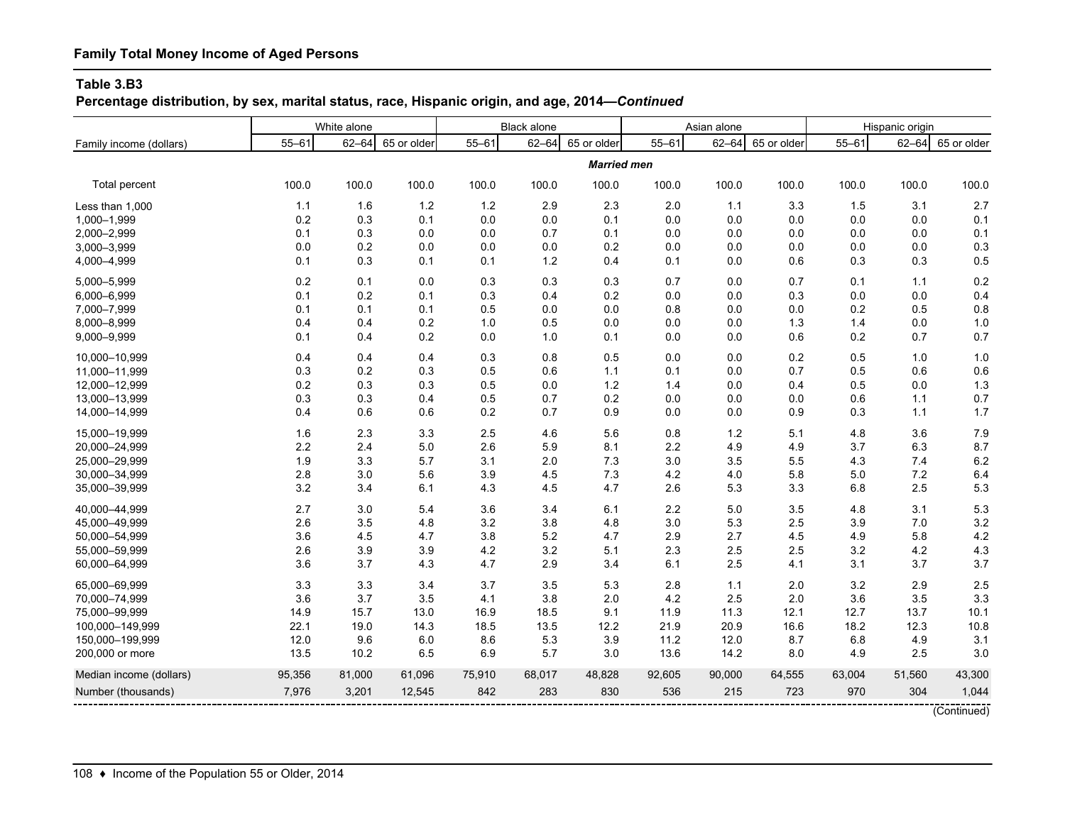## Family Total Money Income of Aged Persons

### Table 3.B3

**Percentage distribution, by sex, marital status, race, Hispanic origin, and age, 2014—*Continued***

| Family income (dollars) | White alone | | | Black alone | | | Asian alone | | | Hispanic origin | | |
|---|---|---|---|---|---|---|---|---|---|---|---|---|
| | 55–61 | 62–64 | 65 or older | 55–61 | 62–64 | 65 or older | 55–61 | 62–64 | 65 or older | 55–61 | 62–64 | 65 or older |
| | | | | | | ***Married men*** | | | | | | |
| Total percent | 100.0 | 100.0 | 100.0 | 100.0 | 100.0 | 100.0 | 100.0 | 100.0 | 100.0 | 100.0 | 100.0 | 100.0 |
| Less than 1,000 | 1.1 | 1.6 | 1.2 | 1.2 | 2.9 | 2.3 | 2.0 | 1.1 | 3.3 | 1.5 | 3.1 | 2.7 |
| 1,000–1,999 | 0.2 | 0.3 | 0.1 | 0.0 | 0.0 | 0.1 | 0.0 | 0.0 | 0.0 | 0.0 | 0.0 | 0.1 |
| 2,000–2,999 | 0.1 | 0.3 | 0.0 | 0.0 | 0.7 | 0.1 | 0.0 | 0.0 | 0.0 | 0.0 | 0.0 | 0.1 |
| 3,000–3,999 | 0.0 | 0.2 | 0.0 | 0.0 | 0.0 | 0.2 | 0.0 | 0.0 | 0.0 | 0.0 | 0.0 | 0.3 |
| 4,000–4,999 | 0.1 | 0.3 | 0.1 | 0.1 | 1.2 | 0.4 | 0.1 | 0.0 | 0.6 | 0.3 | 0.3 | 0.5 |
| 5,000–5,999 | 0.2 | 0.1 | 0.0 | 0.3 | 0.3 | 0.3 | 0.7 | 0.0 | 0.7 | 0.1 | 1.1 | 0.2 |
| 6,000–6,999 | 0.1 | 0.2 | 0.1 | 0.3 | 0.4 | 0.2 | 0.0 | 0.0 | 0.3 | 0.0 | 0.0 | 0.4 |
| 7,000–7,999 | 0.1 | 0.1 | 0.1 | 0.5 | 0.0 | 0.0 | 0.8 | 0.0 | 0.0 | 0.2 | 0.5 | 0.8 |
| 8,000–8,999 | 0.4 | 0.4 | 0.2 | 1.0 | 0.5 | 0.0 | 0.0 | 0.0 | 1.3 | 1.4 | 0.0 | 1.0 |
| 9,000–9,999 | 0.1 | 0.4 | 0.2 | 0.0 | 1.0 | 0.1 | 0.0 | 0.0 | 0.6 | 0.2 | 0.7 | 0.7 |
| 10,000–10,999 | 0.4 | 0.4 | 0.4 | 0.3 | 0.8 | 0.5 | 0.0 | 0.0 | 0.2 | 0.5 | 1.0 | 1.0 |
| 11,000–11,999 | 0.3 | 0.2 | 0.3 | 0.5 | 0.6 | 1.1 | 0.1 | 0.0 | 0.7 | 0.5 | 0.6 | 0.6 |
| 12,000–12,999 | 0.2 | 0.3 | 0.3 | 0.5 | 0.0 | 1.2 | 1.4 | 0.0 | 0.4 | 0.5 | 0.0 | 1.3 |
| 13,000–13,999 | 0.3 | 0.3 | 0.4 | 0.5 | 0.7 | 0.2 | 0.0 | 0.0 | 0.0 | 0.6 | 1.1 | 0.7 |
| 14,000–14,999 | 0.4 | 0.6 | 0.6 | 0.2 | 0.7 | 0.9 | 0.0 | 0.0 | 0.9 | 0.3 | 1.1 | 1.7 |
| 15,000–19,999 | 1.6 | 2.3 | 3.3 | 2.5 | 4.6 | 5.6 | 0.8 | 1.2 | 5.1 | 4.8 | 3.6 | 7.9 |
| 20,000–24,999 | 2.2 | 2.4 | 5.0 | 2.6 | 5.9 | 8.1 | 2.2 | 4.9 | 4.9 | 3.7 | 6.3 | 8.7 |
| 25,000–29,999 | 1.9 | 3.3 | 5.7 | 3.1 | 2.0 | 7.3 | 3.0 | 3.5 | 5.5 | 4.3 | 7.4 | 6.2 |
| 30,000–34,999 | 2.8 | 3.0 | 5.6 | 3.9 | 4.5 | 7.3 | 4.2 | 4.0 | 5.8 | 5.0 | 7.2 | 6.4 |
| 35,000–39,999 | 3.2 | 3.4 | 6.1 | 4.3 | 4.5 | 4.7 | 2.6 | 5.3 | 3.3 | 6.8 | 2.5 | 5.3 |
| 40,000–44,999 | 2.7 | 3.0 | 5.4 | 3.6 | 3.4 | 6.1 | 2.2 | 5.0 | 3.5 | 4.8 | 3.1 | 5.3 |
| 45,000–49,999 | 2.6 | 3.5 | 4.8 | 3.2 | 3.8 | 4.8 | 3.0 | 5.3 | 2.5 | 3.9 | 7.0 | 3.2 |
| 50,000–54,999 | 3.6 | 4.5 | 4.7 | 3.8 | 5.2 | 4.7 | 2.9 | 2.7 | 4.5 | 4.9 | 5.8 | 4.2 |
| 55,000–59,999 | 2.6 | 3.9 | 3.9 | 4.2 | 3.2 | 5.1 | 2.3 | 2.5 | 2.5 | 3.2 | 4.2 | 4.3 |
| 60,000–64,999 | 3.6 | 3.7 | 4.3 | 4.7 | 2.9 | 3.4 | 6.1 | 2.5 | 4.1 | 3.1 | 3.7 | 3.7 |
| 65,000–69,999 | 3.3 | 3.3 | 3.4 | 3.7 | 3.5 | 5.3 | 2.8 | 1.1 | 2.0 | 3.2 | 2.9 | 2.5 |
| 70,000–74,999 | 3.6 | 3.7 | 3.5 | 4.1 | 3.8 | 2.0 | 4.2 | 2.5 | 2.0 | 3.6 | 3.5 | 3.3 |
| 75,000–99,999 | 14.9 | 15.7 | 13.0 | 16.9 | 18.5 | 9.1 | 11.9 | 11.3 | 12.1 | 12.7 | 13.7 | 10.1 |
| 100,000–149,999 | 22.1 | 19.0 | 14.3 | 18.5 | 13.5 | 12.2 | 21.9 | 20.9 | 16.6 | 18.2 | 12.3 | 10.8 |
| 150,000–199,999 | 12.0 | 9.6 | 6.0 | 8.6 | 5.3 | 3.9 | 11.2 | 12.0 | 8.7 | 6.8 | 4.9 | 3.1 |
| 200,000 or more | 13.5 | 10.2 | 6.5 | 6.9 | 5.7 | 3.0 | 13.6 | 14.2 | 8.0 | 4.9 | 2.5 | 3.0 |
| Median income (dollars) | 95,356 | 81,000 | 61,096 | 75,910 | 68,017 | 48,828 | 92,605 | 90,000 | 64,555 | 63,004 | 51,560 | 43,300 |
| Number (thousands) | 7,976 | 3,201 | 12,545 | 842 | 283 | 830 | 536 | 215 | 723 | 970 | 304 | 1,044 |

(Continued)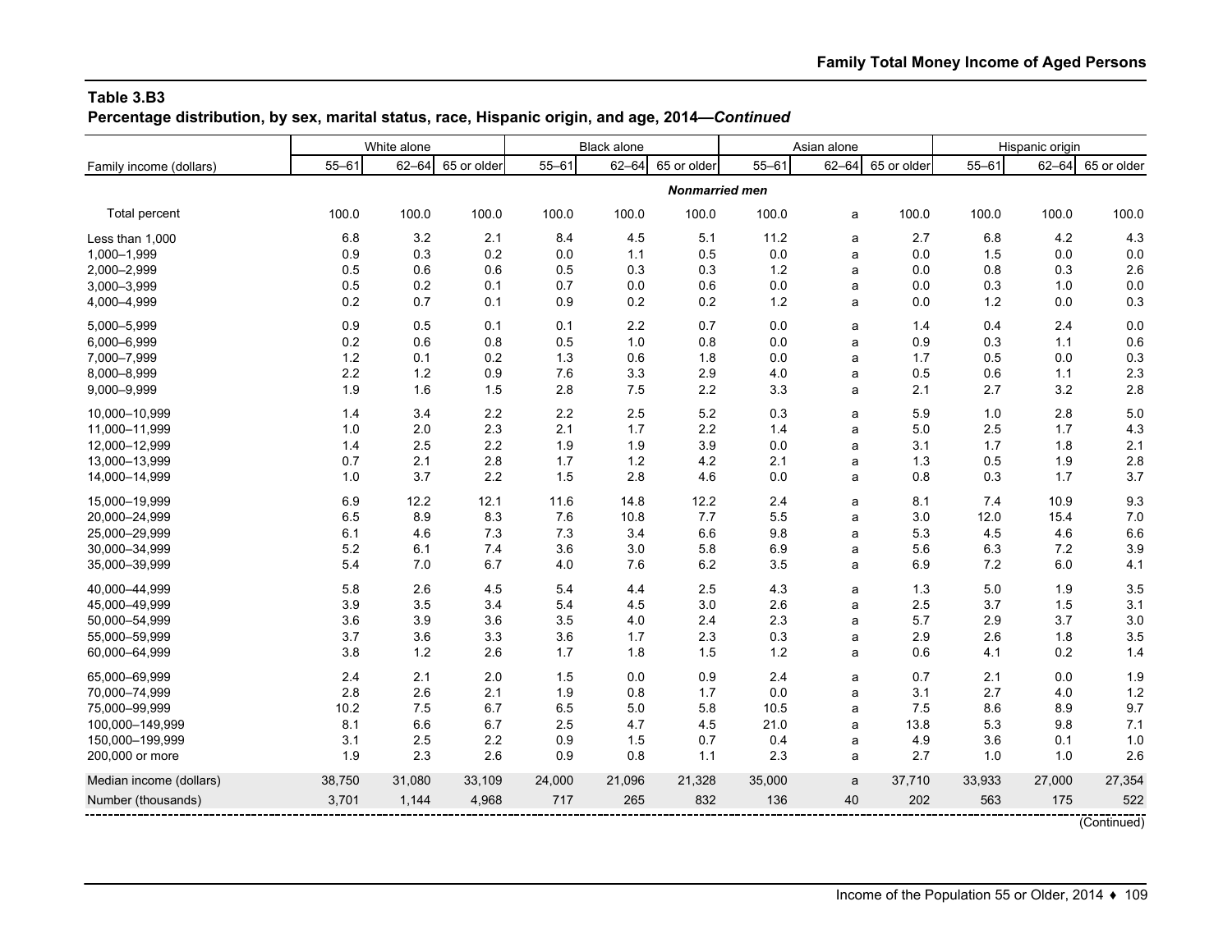**Table 3.B3**
**Percentage distribution, by sex, marital status, race, Hispanic origin, and age, 2014—*Continued***

| Family income (dollars) | White alone | | | Black alone | | | Asian alone | | | Hispanic origin | | |
|---|---|---|---|---|---|---|---|---|---|---|---|---|
| | 55–61 | 62–64 | 65 or older | 55–61 | 62–64 | 65 or older | 55–61 | 62–64 | 65 or older | 55–61 | 62–64 | 65 or older |
| | ***Nonmarried men*** | | | | | | | | | | | |
| Total percent | 100.0 | 100.0 | 100.0 | 100.0 | 100.0 | 100.0 | 100.0 | a | 100.0 | 100.0 | 100.0 | 100.0 |
| Less than 1,000 | 6.8 | 3.2 | 2.1 | 8.4 | 4.5 | 5.1 | 11.2 | a | 2.7 | 6.8 | 4.2 | 4.3 |
| 1,000–1,999 | 0.9 | 0.3 | 0.2 | 0.0 | 1.1 | 0.5 | 0.0 | a | 0.0 | 1.5 | 0.0 | 0.0 |
| 2,000–2,999 | 0.5 | 0.6 | 0.6 | 0.5 | 0.3 | 0.3 | 1.2 | a | 0.0 | 0.8 | 0.3 | 2.6 |
| 3,000–3,999 | 0.5 | 0.2 | 0.1 | 0.7 | 0.0 | 0.6 | 0.0 | a | 0.0 | 0.3 | 1.0 | 0.0 |
| 4,000–4,999 | 0.2 | 0.7 | 0.1 | 0.9 | 0.2 | 0.2 | 1.2 | a | 0.0 | 1.2 | 0.0 | 0.3 |
| 5,000–5,999 | 0.9 | 0.5 | 0.1 | 0.1 | 2.2 | 0.7 | 0.0 | a | 1.4 | 0.4 | 2.4 | 0.0 |
| 6,000–6,999 | 0.2 | 0.6 | 0.8 | 0.5 | 1.0 | 0.8 | 0.0 | a | 0.9 | 0.3 | 1.1 | 0.6 |
| 7,000–7,999 | 1.2 | 0.1 | 0.2 | 1.3 | 0.6 | 1.8 | 0.0 | a | 1.7 | 0.5 | 0.0 | 0.3 |
| 8,000–8,999 | 2.2 | 1.2 | 0.9 | 7.6 | 3.3 | 2.9 | 4.0 | a | 0.5 | 0.6 | 1.1 | 2.3 |
| 9,000–9,999 | 1.9 | 1.6 | 1.5 | 2.8 | 7.5 | 2.2 | 3.3 | a | 2.1 | 2.7 | 3.2 | 2.8 |
| 10,000–10,999 | 1.4 | 3.4 | 2.2 | 2.2 | 2.5 | 5.2 | 0.3 | a | 5.9 | 1.0 | 2.8 | 5.0 |
| 11,000–11,999 | 1.0 | 2.0 | 2.3 | 2.1 | 1.7 | 2.2 | 1.4 | a | 5.0 | 2.5 | 1.7 | 4.3 |
| 12,000–12,999 | 1.4 | 2.5 | 2.2 | 1.9 | 1.9 | 3.9 | 0.0 | a | 3.1 | 1.7 | 1.8 | 2.1 |
| 13,000–13,999 | 0.7 | 2.1 | 2.8 | 1.7 | 1.2 | 4.2 | 2.1 | a | 1.3 | 0.5 | 1.9 | 2.8 |
| 14,000–14,999 | 1.0 | 3.7 | 2.2 | 1.5 | 2.8 | 4.6 | 0.0 | a | 0.8 | 0.3 | 1.7 | 3.7 |
| 15,000–19,999 | 6.9 | 12.2 | 12.1 | 11.6 | 14.8 | 12.2 | 2.4 | a | 8.1 | 7.4 | 10.9 | 9.3 |
| 20,000–24,999 | 6.5 | 8.9 | 8.3 | 7.6 | 10.8 | 7.7 | 5.5 | a | 3.0 | 12.0 | 15.4 | 7.0 |
| 25,000–29,999 | 6.1 | 4.6 | 7.3 | 7.3 | 3.4 | 6.6 | 9.8 | a | 5.3 | 4.5 | 4.6 | 6.6 |
| 30,000–34,999 | 5.2 | 6.1 | 7.4 | 3.6 | 3.0 | 5.8 | 6.9 | a | 5.6 | 6.3 | 7.2 | 3.9 |
| 35,000–39,999 | 5.4 | 7.0 | 6.7 | 4.0 | 7.6 | 6.2 | 3.5 | a | 6.9 | 7.2 | 6.0 | 4.1 |
| 40,000–44,999 | 5.8 | 2.6 | 4.5 | 5.4 | 4.4 | 2.5 | 4.3 | a | 1.3 | 5.0 | 1.9 | 3.5 |
| 45,000–49,999 | 3.9 | 3.5 | 3.4 | 5.4 | 4.5 | 3.0 | 2.6 | a | 2.5 | 3.7 | 1.5 | 3.1 |
| 50,000–54,999 | 3.6 | 3.9 | 3.6 | 3.5 | 4.0 | 2.4 | 2.3 | a | 5.7 | 2.9 | 3.7 | 3.0 |
| 55,000–59,999 | 3.7 | 3.6 | 3.3 | 3.6 | 1.7 | 2.3 | 0.3 | a | 2.9 | 2.6 | 1.8 | 3.5 |
| 60,000–64,999 | 3.8 | 1.2 | 2.6 | 1.7 | 1.8 | 1.5 | 1.2 | a | 0.6 | 4.1 | 0.2 | 1.4 |
| 65,000–69,999 | 2.4 | 2.1 | 2.0 | 1.5 | 0.0 | 0.9 | 2.4 | a | 0.7 | 2.1 | 0.0 | 1.9 |
| 70,000–74,999 | 2.8 | 2.6 | 2.1 | 1.9 | 0.8 | 1.7 | 0.0 | a | 3.1 | 2.7 | 4.0 | 1.2 |
| 75,000–99,999 | 10.2 | 7.5 | 6.7 | 6.5 | 5.0 | 5.8 | 10.5 | a | 7.5 | 8.6 | 8.9 | 9.7 |
| 100,000–149,999 | 8.1 | 6.6 | 6.7 | 2.5 | 4.7 | 4.5 | 21.0 | a | 13.8 | 5.3 | 9.8 | 7.1 |
| 150,000–199,999 | 3.1 | 2.5 | 2.2 | 0.9 | 1.5 | 0.7 | 0.4 | a | 4.9 | 3.6 | 0.1 | 1.0 |
| 200,000 or more | 1.9 | 2.3 | 2.6 | 0.9 | 0.8 | 1.1 | 2.3 | a | 2.7 | 1.0 | 1.0 | 2.6 |
| Median income (dollars) | 38,750 | 31,080 | 33,109 | 24,000 | 21,096 | 21,328 | 35,000 | a | 37,710 | 33,933 | 27,000 | 27,354 |
| Number (thousands) | 3,701 | 1,144 | 4,968 | 717 | 265 | 832 | 136 | 40 | 202 | 563 | 175 | 522 |

(Continued)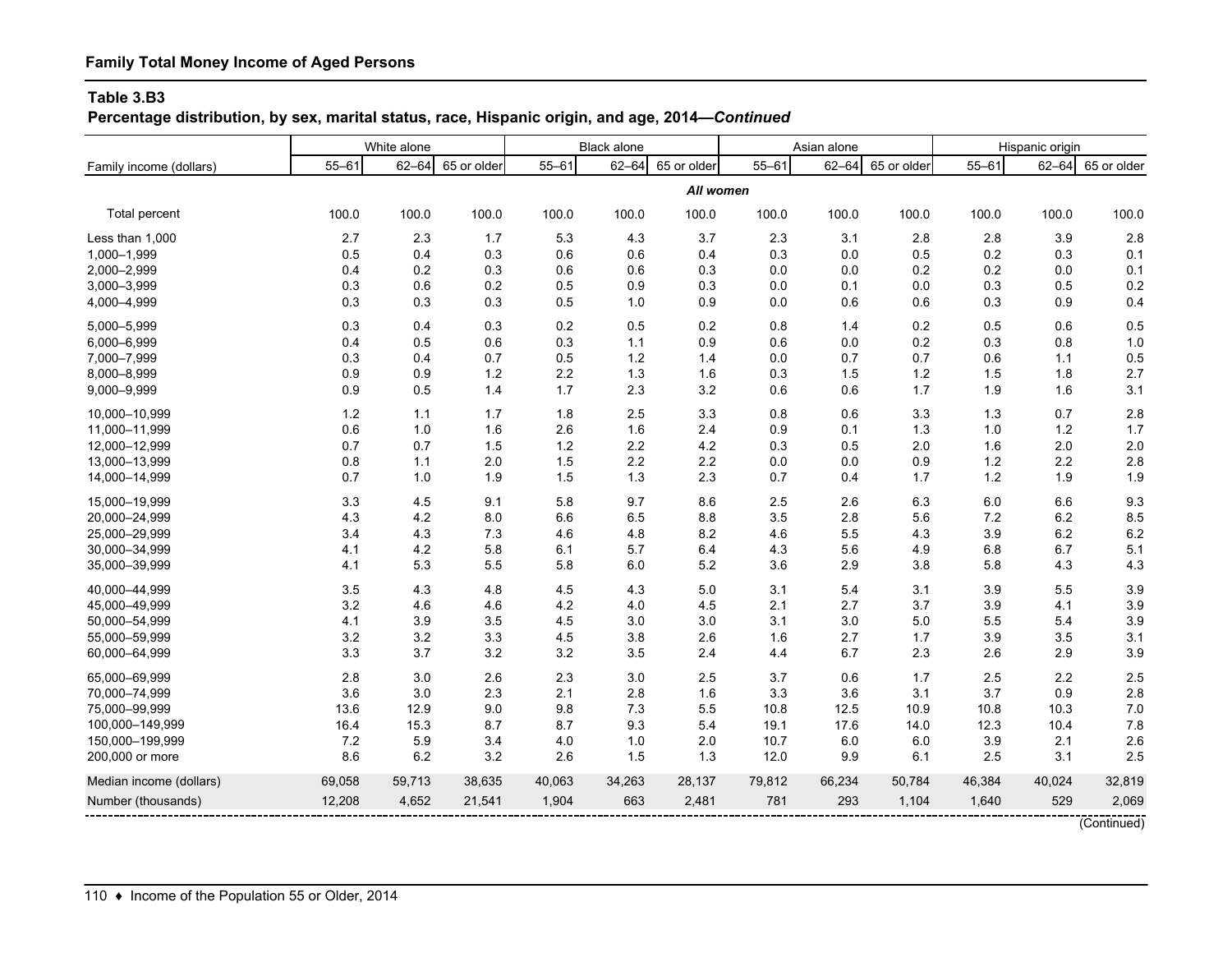**Family Total Money Income of Aged Persons**

**Table 3.B3**

**Percentage distribution, by sex, marital status, race, Hispanic origin, and age, 2014—*Continued***

| Family income (dollars) | White alone | | | Black alone | | | Asian alone | | | Hispanic origin | | |
|---|---|---|---|---|---|---|---|---|---|---|---|---|
| | 55–61 | 62–64 | 65 or older | 55–61 | 62–64 | 65 or older | 55–61 | 62–64 | 65 or older | 55–61 | 62–64 | 65 or older |
| | *All women* | | | | | | | | | | | |
| Total percent | 100.0 | 100.0 | 100.0 | 100.0 | 100.0 | 100.0 | 100.0 | 100.0 | 100.0 | 100.0 | 100.0 | 100.0 |
| Less than 1,000 | 2.7 | 2.3 | 1.7 | 5.3 | 4.3 | 3.7 | 2.3 | 3.1 | 2.8 | 2.8 | 3.9 | 2.8 |
| 1,000–1,999 | 0.5 | 0.4 | 0.3 | 0.6 | 0.6 | 0.4 | 0.3 | 0.0 | 0.5 | 0.2 | 0.3 | 0.1 |
| 2,000–2,999 | 0.4 | 0.2 | 0.3 | 0.6 | 0.6 | 0.3 | 0.0 | 0.0 | 0.2 | 0.2 | 0.0 | 0.1 |
| 3,000–3,999 | 0.3 | 0.6 | 0.2 | 0.5 | 0.9 | 0.3 | 0.0 | 0.1 | 0.0 | 0.3 | 0.5 | 0.2 |
| 4,000–4,999 | 0.3 | 0.3 | 0.3 | 0.5 | 1.0 | 0.9 | 0.0 | 0.6 | 0.6 | 0.3 | 0.9 | 0.4 |
| 5,000–5,999 | 0.3 | 0.4 | 0.3 | 0.2 | 0.5 | 0.2 | 0.8 | 1.4 | 0.2 | 0.5 | 0.6 | 0.5 |
| 6,000–6,999 | 0.4 | 0.5 | 0.6 | 0.3 | 1.1 | 0.9 | 0.6 | 0.0 | 0.2 | 0.3 | 0.8 | 1.0 |
| 7,000–7,999 | 0.3 | 0.4 | 0.7 | 0.5 | 1.2 | 1.4 | 0.0 | 0.7 | 0.7 | 0.6 | 1.1 | 0.5 |
| 8,000–8,999 | 0.9 | 0.9 | 1.2 | 2.2 | 1.3 | 1.6 | 0.3 | 1.5 | 1.2 | 1.5 | 1.8 | 2.7 |
| 9,000–9,999 | 0.9 | 0.5 | 1.4 | 1.7 | 2.3 | 3.2 | 0.6 | 0.6 | 1.7 | 1.9 | 1.6 | 3.1 |
| 10,000–10,999 | 1.2 | 1.1 | 1.7 | 1.8 | 2.5 | 3.3 | 0.8 | 0.6 | 3.3 | 1.3 | 0.7 | 2.8 |
| 11,000–11,999 | 0.6 | 1.0 | 1.6 | 2.6 | 1.6 | 2.4 | 0.9 | 0.1 | 1.3 | 1.0 | 1.2 | 1.7 |
| 12,000–12,999 | 0.7 | 0.7 | 1.5 | 1.2 | 2.2 | 4.2 | 0.3 | 0.5 | 2.0 | 1.6 | 2.0 | 2.0 |
| 13,000–13,999 | 0.8 | 1.1 | 2.0 | 1.5 | 2.2 | 2.2 | 0.0 | 0.0 | 0.9 | 1.2 | 2.2 | 2.8 |
| 14,000–14,999 | 0.7 | 1.0 | 1.9 | 1.5 | 1.3 | 2.3 | 0.7 | 0.4 | 1.7 | 1.2 | 1.9 | 1.9 |
| 15,000–19,999 | 3.3 | 4.5 | 9.1 | 5.8 | 9.7 | 8.6 | 2.5 | 2.6 | 6.3 | 6.0 | 6.6 | 9.3 |
| 20,000–24,999 | 4.3 | 4.2 | 8.0 | 6.6 | 6.5 | 8.8 | 3.5 | 2.8 | 5.6 | 7.2 | 6.2 | 8.5 |
| 25,000–29,999 | 3.4 | 4.3 | 7.3 | 4.6 | 4.8 | 8.2 | 4.6 | 5.5 | 4.3 | 3.9 | 6.2 | 6.2 |
| 30,000–34,999 | 4.1 | 4.2 | 5.8 | 6.1 | 5.7 | 6.4 | 4.3 | 5.6 | 4.9 | 6.8 | 6.7 | 5.1 |
| 35,000–39,999 | 4.1 | 5.3 | 5.5 | 5.8 | 6.0 | 5.2 | 3.6 | 2.9 | 3.8 | 5.8 | 4.3 | 4.3 |
| 40,000–44,999 | 3.5 | 4.3 | 4.8 | 4.5 | 4.3 | 5.0 | 3.1 | 5.4 | 3.1 | 3.9 | 5.5 | 3.9 |
| 45,000–49,999 | 3.2 | 4.6 | 4.6 | 4.2 | 4.0 | 4.5 | 2.1 | 2.7 | 3.7 | 3.9 | 4.1 | 3.9 |
| 50,000–54,999 | 4.1 | 3.9 | 3.5 | 4.5 | 3.0 | 3.0 | 3.1 | 3.0 | 5.0 | 5.5 | 5.4 | 3.9 |
| 55,000–59,999 | 3.2 | 3.2 | 3.3 | 4.5 | 3.8 | 2.6 | 1.6 | 2.7 | 1.7 | 3.9 | 3.5 | 3.1 |
| 60,000–64,999 | 3.3 | 3.7 | 3.2 | 3.2 | 3.5 | 2.4 | 4.4 | 6.7 | 2.3 | 2.6 | 2.9 | 3.9 |
| 65,000–69,999 | 2.8 | 3.0 | 2.6 | 2.3 | 3.0 | 2.5 | 3.7 | 0.6 | 1.7 | 2.5 | 2.2 | 2.5 |
| 70,000–74,999 | 3.6 | 3.0 | 2.3 | 2.1 | 2.8 | 1.6 | 3.3 | 3.6 | 3.1 | 3.7 | 0.9 | 2.8 |
| 75,000–99,999 | 13.6 | 12.9 | 9.0 | 9.8 | 7.3 | 5.5 | 10.8 | 12.5 | 10.9 | 10.8 | 10.3 | 7.0 |
| 100,000–149,999 | 16.4 | 15.3 | 8.7 | 8.7 | 9.3 | 5.4 | 19.1 | 17.6 | 14.0 | 12.3 | 10.4 | 7.8 |
| 150,000–199,999 | 7.2 | 5.9 | 3.4 | 4.0 | 1.0 | 2.0 | 10.7 | 6.0 | 6.0 | 3.9 | 2.1 | 2.6 |
| 200,000 or more | 8.6 | 6.2 | 3.2 | 2.6 | 1.5 | 1.3 | 12.0 | 9.9 | 6.1 | 2.5 | 3.1 | 2.5 |
| Median income (dollars) | 69,058 | 59,713 | 38,635 | 40,063 | 34,263 | 28,137 | 79,812 | 66,234 | 50,784 | 46,384 | 40,024 | 32,819 |
| Number (thousands) | 12,208 | 4,652 | 21,541 | 1,904 | 663 | 2,481 | 781 | 293 | 1,104 | 1,640 | 529 | 2,069 |

(Continued)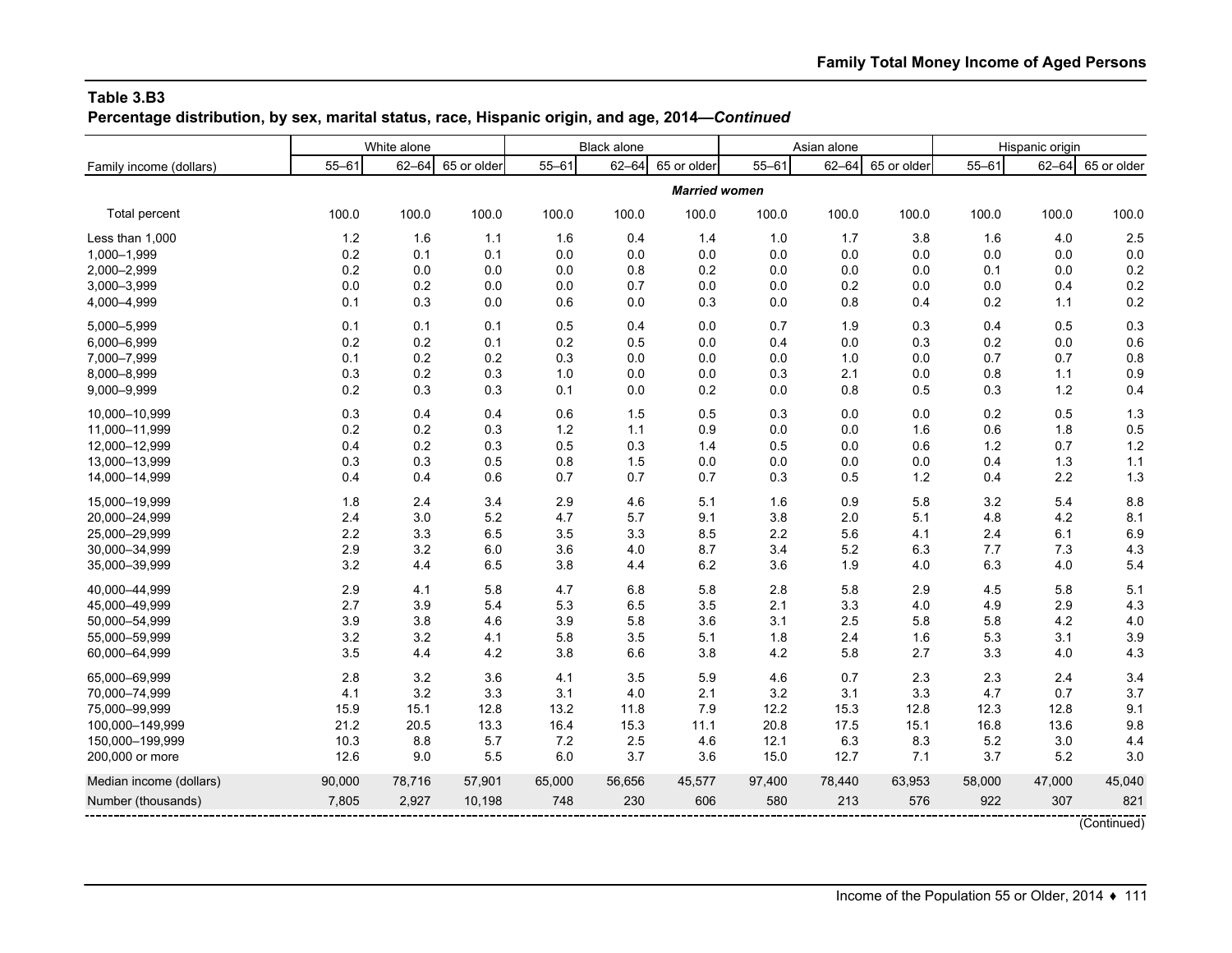**Table 3.B3**
**Percentage distribution, by sex, marital status, race, Hispanic origin, and age, 2014—*Continued***

| Family income (dollars) | White alone | | | Black alone | | | Asian alone | | | Hispanic origin | | |
|---|---|---|---|---|---|---|---|---|---|---|---|---|
| | 55–61 | 62–64 | 65 or older | 55–61 | 62–64 | 65 or older | 55–61 | 62–64 | 65 or older | 55–61 | 62–64 | 65 or older |
| | | | | | | ***Married women*** | | | | | | |
| Total percent | 100.0 | 100.0 | 100.0 | 100.0 | 100.0 | 100.0 | 100.0 | 100.0 | 100.0 | 100.0 | 100.0 | 100.0 |
| Less than 1,000 | 1.2 | 1.6 | 1.1 | 1.6 | 0.4 | 1.4 | 1.0 | 1.7 | 3.8 | 1.6 | 4.0 | 2.5 |
| 1,000–1,999 | 0.2 | 0.1 | 0.1 | 0.0 | 0.0 | 0.0 | 0.0 | 0.0 | 0.0 | 0.0 | 0.0 | 0.0 |
| 2,000–2,999 | 0.2 | 0.0 | 0.0 | 0.0 | 0.8 | 0.2 | 0.0 | 0.0 | 0.0 | 0.1 | 0.0 | 0.2 |
| 3,000–3,999 | 0.0 | 0.2 | 0.0 | 0.0 | 0.7 | 0.0 | 0.0 | 0.2 | 0.0 | 0.0 | 0.4 | 0.2 |
| 4,000–4,999 | 0.1 | 0.3 | 0.0 | 0.6 | 0.0 | 0.3 | 0.0 | 0.8 | 0.4 | 0.2 | 1.1 | 0.2 |
| 5,000–5,999 | 0.1 | 0.1 | 0.1 | 0.5 | 0.4 | 0.0 | 0.7 | 1.9 | 0.3 | 0.4 | 0.5 | 0.3 |
| 6,000–6,999 | 0.2 | 0.2 | 0.1 | 0.2 | 0.5 | 0.0 | 0.4 | 0.0 | 0.3 | 0.2 | 0.0 | 0.6 |
| 7,000–7,999 | 0.1 | 0.2 | 0.2 | 0.3 | 0.0 | 0.0 | 0.0 | 1.0 | 0.0 | 0.7 | 0.7 | 0.8 |
| 8,000–8,999 | 0.3 | 0.2 | 0.3 | 1.0 | 0.0 | 0.0 | 0.3 | 2.1 | 0.0 | 0.8 | 1.1 | 0.9 |
| 9,000–9,999 | 0.2 | 0.3 | 0.3 | 0.1 | 0.0 | 0.2 | 0.0 | 0.8 | 0.5 | 0.3 | 1.2 | 0.4 |
| 10,000–10,999 | 0.3 | 0.4 | 0.4 | 0.6 | 1.5 | 0.5 | 0.3 | 0.0 | 0.0 | 0.2 | 0.5 | 1.3 |
| 11,000–11,999 | 0.2 | 0.2 | 0.3 | 1.2 | 1.1 | 0.9 | 0.0 | 0.0 | 1.6 | 0.6 | 1.8 | 0.5 |
| 12,000–12,999 | 0.4 | 0.2 | 0.3 | 0.5 | 0.3 | 1.4 | 0.5 | 0.0 | 0.6 | 1.2 | 0.7 | 1.2 |
| 13,000–13,999 | 0.3 | 0.3 | 0.5 | 0.8 | 1.5 | 0.0 | 0.0 | 0.0 | 0.0 | 0.4 | 1.3 | 1.1 |
| 14,000–14,999 | 0.4 | 0.4 | 0.6 | 0.7 | 0.7 | 0.7 | 0.3 | 0.5 | 1.2 | 0.4 | 2.2 | 1.3 |
| 15,000–19,999 | 1.8 | 2.4 | 3.4 | 2.9 | 4.6 | 5.1 | 1.6 | 0.9 | 5.8 | 3.2 | 5.4 | 8.8 |
| 20,000–24,999 | 2.4 | 3.0 | 5.2 | 4.7 | 5.7 | 9.1 | 3.8 | 2.0 | 5.1 | 4.8 | 4.2 | 8.1 |
| 25,000–29,999 | 2.2 | 3.3 | 6.5 | 3.5 | 3.3 | 8.5 | 2.2 | 5.6 | 4.1 | 2.4 | 6.1 | 6.9 |
| 30,000–34,999 | 2.9 | 3.2 | 6.0 | 3.6 | 4.0 | 8.7 | 3.4 | 5.2 | 6.3 | 7.7 | 7.3 | 4.3 |
| 35,000–39,999 | 3.2 | 4.4 | 6.5 | 3.8 | 4.4 | 6.2 | 3.6 | 1.9 | 4.0 | 6.3 | 4.0 | 5.4 |
| 40,000–44,999 | 2.9 | 4.1 | 5.8 | 4.7 | 6.8 | 5.8 | 2.8 | 5.8 | 2.9 | 4.5 | 5.8 | 5.1 |
| 45,000–49,999 | 2.7 | 3.9 | 5.4 | 5.3 | 6.5 | 3.5 | 2.1 | 3.3 | 4.0 | 4.9 | 2.9 | 4.3 |
| 50,000–54,999 | 3.9 | 3.8 | 4.6 | 3.9 | 5.8 | 3.6 | 3.1 | 2.5 | 5.8 | 5.8 | 4.2 | 4.0 |
| 55,000–59,999 | 3.2 | 3.2 | 4.1 | 5.8 | 3.5 | 5.1 | 1.8 | 2.4 | 1.6 | 5.3 | 3.1 | 3.9 |
| 60,000–64,999 | 3.5 | 4.4 | 4.2 | 3.8 | 6.6 | 3.8 | 4.2 | 5.8 | 2.7 | 3.3 | 4.0 | 4.3 |
| 65,000–69,999 | 2.8 | 3.2 | 3.6 | 4.1 | 3.5 | 5.9 | 4.6 | 0.7 | 2.3 | 2.3 | 2.4 | 3.4 |
| 70,000–74,999 | 4.1 | 3.2 | 3.3 | 3.1 | 4.0 | 2.1 | 3.2 | 3.1 | 3.3 | 4.7 | 0.7 | 3.7 |
| 75,000–99,999 | 15.9 | 15.1 | 12.8 | 13.2 | 11.8 | 7.9 | 12.2 | 15.3 | 12.8 | 12.3 | 12.8 | 9.1 |
| 100,000–149,999 | 21.2 | 20.5 | 13.3 | 16.4 | 15.3 | 11.1 | 20.8 | 17.5 | 15.1 | 16.8 | 13.6 | 9.8 |
| 150,000–199,999 | 10.3 | 8.8 | 5.7 | 7.2 | 2.5 | 4.6 | 12.1 | 6.3 | 8.3 | 5.2 | 3.0 | 4.4 |
| 200,000 or more | 12.6 | 9.0 | 5.5 | 6.0 | 3.7 | 3.6 | 15.0 | 12.7 | 7.1 | 3.7 | 5.2 | 3.0 |
| Median income (dollars) | 90,000 | 78,716 | 57,901 | 65,000 | 56,656 | 45,577 | 97,400 | 78,440 | 63,953 | 58,000 | 47,000 | 45,040 |
| Number (thousands) | 7,805 | 2,927 | 10,198 | 748 | 230 | 606 | 580 | 213 | 576 | 922 | 307 | 821 |

(Continued)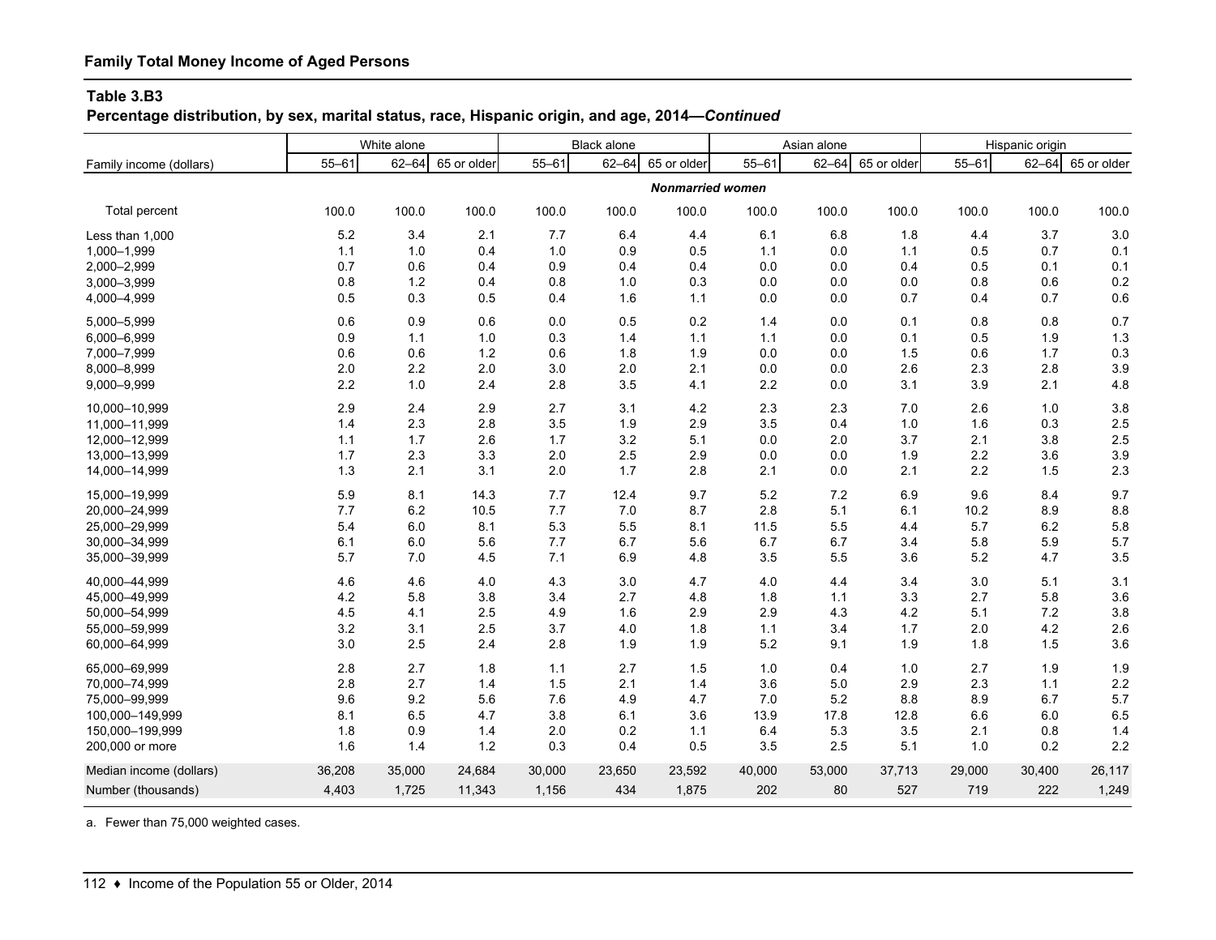**Family Total Money Income of Aged Persons**

**Table 3.B3**
**Percentage distribution, by sex, marital status, race, Hispanic origin, and age, 2014—*Continued***

| Family income (dollars) | White alone | | | Black alone | | | Asian alone | | | Hispanic origin | | |
|---|---|---|---|---|---|---|---|---|---|---|---|---|
| | 55–61 | 62–64 | 65 or older | 55–61 | 62–64 | 65 or older | 55–61 | 62–64 | 65 or older | 55–61 | 62–64 | 65 or older |
| | | | | | | *Nonmarried women* | | | | | | |
| Total percent | 100.0 | 100.0 | 100.0 | 100.0 | 100.0 | 100.0 | 100.0 | 100.0 | 100.0 | 100.0 | 100.0 | 100.0 |
| Less than 1,000 | 5.2 | 3.4 | 2.1 | 7.7 | 6.4 | 4.4 | 6.1 | 6.8 | 1.8 | 4.4 | 3.7 | 3.0 |
| 1,000–1,999 | 1.1 | 1.0 | 0.4 | 1.0 | 0.9 | 0.5 | 1.1 | 0.0 | 1.1 | 0.5 | 0.7 | 0.1 |
| 2,000–2,999 | 0.7 | 0.6 | 0.4 | 0.9 | 0.4 | 0.4 | 0.0 | 0.0 | 0.4 | 0.5 | 0.1 | 0.1 |
| 3,000–3,999 | 0.8 | 1.2 | 0.4 | 0.8 | 1.0 | 0.3 | 0.0 | 0.0 | 0.0 | 0.8 | 0.6 | 0.2 |
| 4,000–4,999 | 0.5 | 0.3 | 0.5 | 0.4 | 1.6 | 1.1 | 0.0 | 0.0 | 0.7 | 0.4 | 0.7 | 0.6 |
| 5,000–5,999 | 0.6 | 0.9 | 0.6 | 0.0 | 0.5 | 0.2 | 1.4 | 0.0 | 0.1 | 0.8 | 0.8 | 0.7 |
| 6,000–6,999 | 0.9 | 1.1 | 1.0 | 0.3 | 1.4 | 1.1 | 1.1 | 0.0 | 0.1 | 0.5 | 1.9 | 1.3 |
| 7,000–7,999 | 0.6 | 0.6 | 1.2 | 0.6 | 1.8 | 1.9 | 0.0 | 0.0 | 1.5 | 0.6 | 1.7 | 0.3 |
| 8,000–8,999 | 2.0 | 2.2 | 2.0 | 3.0 | 2.0 | 2.1 | 0.0 | 0.0 | 2.6 | 2.3 | 2.8 | 3.9 |
| 9,000–9,999 | 2.2 | 1.0 | 2.4 | 2.8 | 3.5 | 4.1 | 2.2 | 0.0 | 3.1 | 3.9 | 2.1 | 4.8 |
| 10,000–10,999 | 2.9 | 2.4 | 2.9 | 2.7 | 3.1 | 4.2 | 2.3 | 2.3 | 7.0 | 2.6 | 1.0 | 3.8 |
| 11,000–11,999 | 1.4 | 2.3 | 2.8 | 3.5 | 1.9 | 2.9 | 3.5 | 0.4 | 1.0 | 1.6 | 0.3 | 2.5 |
| 12,000–12,999 | 1.1 | 1.7 | 2.6 | 1.7 | 3.2 | 5.1 | 0.0 | 2.0 | 3.7 | 2.1 | 3.8 | 2.5 |
| 13,000–13,999 | 1.7 | 2.3 | 3.3 | 2.0 | 2.5 | 2.9 | 0.0 | 0.0 | 1.9 | 2.2 | 3.6 | 3.9 |
| 14,000–14,999 | 1.3 | 2.1 | 3.1 | 2.0 | 1.7 | 2.8 | 2.1 | 0.0 | 2.1 | 2.2 | 1.5 | 2.3 |
| 15,000–19,999 | 5.9 | 8.1 | 14.3 | 7.7 | 12.4 | 9.7 | 5.2 | 7.2 | 6.9 | 9.6 | 8.4 | 9.7 |
| 20,000–24,999 | 7.7 | 6.2 | 10.5 | 7.7 | 7.0 | 8.7 | 2.8 | 5.1 | 6.1 | 10.2 | 8.9 | 8.8 |
| 25,000–29,999 | 5.4 | 6.0 | 8.1 | 5.3 | 5.5 | 8.1 | 11.5 | 5.5 | 4.4 | 5.7 | 6.2 | 5.8 |
| 30,000–34,999 | 6.1 | 6.0 | 5.6 | 7.7 | 6.7 | 5.6 | 6.7 | 6.7 | 3.4 | 5.8 | 5.9 | 5.7 |
| 35,000–39,999 | 5.7 | 7.0 | 4.5 | 7.1 | 6.9 | 4.8 | 3.5 | 5.5 | 3.6 | 5.2 | 4.7 | 3.5 |
| 40,000–44,999 | 4.6 | 4.6 | 4.0 | 4.3 | 3.0 | 4.7 | 4.0 | 4.4 | 3.4 | 3.0 | 5.1 | 3.1 |
| 45,000–49,999 | 4.2 | 5.8 | 3.8 | 3.4 | 2.7 | 4.8 | 1.8 | 1.1 | 3.3 | 2.7 | 5.8 | 3.6 |
| 50,000–54,999 | 4.5 | 4.1 | 2.5 | 4.9 | 1.6 | 2.9 | 2.9 | 4.3 | 4.2 | 5.1 | 7.2 | 3.8 |
| 55,000–59,999 | 3.2 | 3.1 | 2.5 | 3.7 | 4.0 | 1.8 | 1.1 | 3.4 | 1.7 | 2.0 | 4.2 | 2.6 |
| 60,000–64,999 | 3.0 | 2.5 | 2.4 | 2.8 | 1.9 | 1.9 | 5.2 | 9.1 | 1.9 | 1.8 | 1.5 | 3.6 |
| 65,000–69,999 | 2.8 | 2.7 | 1.8 | 1.1 | 2.7 | 1.5 | 1.0 | 0.4 | 1.0 | 2.7 | 1.9 | 1.9 |
| 70,000–74,999 | 2.8 | 2.7 | 1.4 | 1.5 | 2.1 | 1.4 | 3.6 | 5.0 | 2.9 | 2.3 | 1.1 | 2.2 |
| 75,000–99,999 | 9.6 | 9.2 | 5.6 | 7.6 | 4.9 | 4.7 | 7.0 | 5.2 | 8.8 | 8.9 | 6.7 | 5.7 |
| 100,000–149,999 | 8.1 | 6.5 | 4.7 | 3.8 | 6.1 | 3.6 | 13.9 | 17.8 | 12.8 | 6.6 | 6.0 | 6.5 |
| 150,000–199,999 | 1.8 | 0.9 | 1.4 | 2.0 | 0.2 | 1.1 | 6.4 | 5.3 | 3.5 | 2.1 | 0.8 | 1.4 |
| 200,000 or more | 1.6 | 1.4 | 1.2 | 0.3 | 0.4 | 0.5 | 3.5 | 2.5 | 5.1 | 1.0 | 0.2 | 2.2 |
| Median income (dollars) | 36,208 | 35,000 | 24,684 | 30,000 | 23,650 | 23,592 | 40,000 | 53,000 | 37,713 | 29,000 | 30,400 | 26,117 |
| Number (thousands) | 4,403 | 1,725 | 11,343 | 1,156 | 434 | 1,875 | 202 | 80 | 527 | 719 | 222 | 1,249 |

a. Fewer than 75,000 weighted cases.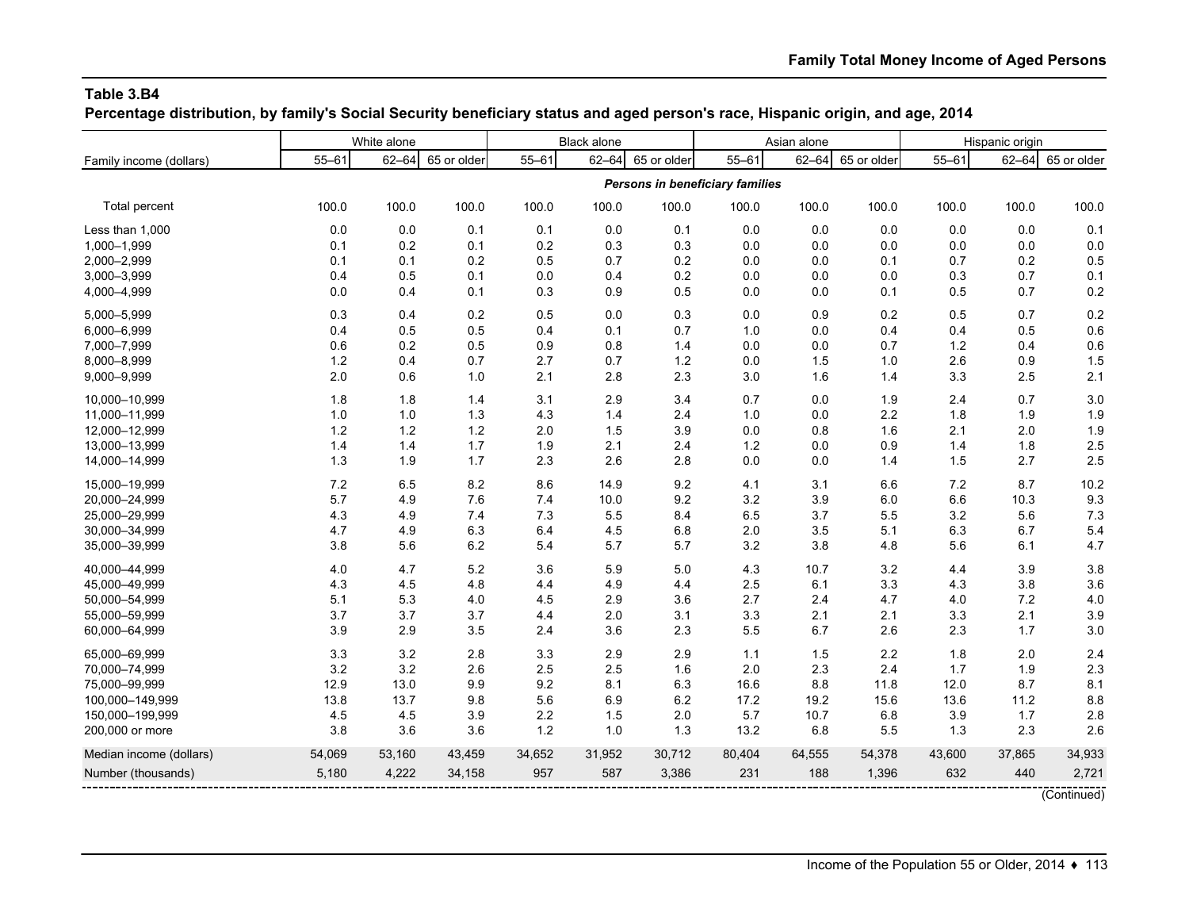## Table 3.B4

**Percentage distribution, by family's Social Security beneficiary status and aged person's race, Hispanic origin, and age, 2014**

| Family income (dollars) | White alone | | | Black alone | | | Asian alone | | | Hispanic origin | | |
|---|---|---|---|---|---|---|---|---|---|---|---|---|
| | 55–61 | 62–64 | 65 or older | 55–61 | 62–64 | 65 or older | 55–61 | 62–64 | 65 or older | 55–61 | 62–64 | 65 or older |
| | | | | | | *Persons in beneficiary families* | | | | | | |
| Total percent | 100.0 | 100.0 | 100.0 | 100.0 | 100.0 | 100.0 | 100.0 | 100.0 | 100.0 | 100.0 | 100.0 | 100.0 |
| Less than 1,000 | 0.0 | 0.0 | 0.1 | 0.1 | 0.0 | 0.1 | 0.0 | 0.0 | 0.0 | 0.0 | 0.0 | 0.1 |
| 1,000–1,999 | 0.1 | 0.2 | 0.1 | 0.2 | 0.3 | 0.3 | 0.0 | 0.0 | 0.0 | 0.0 | 0.0 | 0.0 |
| 2,000–2,999 | 0.1 | 0.1 | 0.2 | 0.5 | 0.7 | 0.2 | 0.0 | 0.0 | 0.1 | 0.7 | 0.2 | 0.5 |
| 3,000–3,999 | 0.4 | 0.5 | 0.1 | 0.0 | 0.4 | 0.2 | 0.0 | 0.0 | 0.0 | 0.3 | 0.7 | 0.1 |
| 4,000–4,999 | 0.0 | 0.4 | 0.1 | 0.3 | 0.9 | 0.5 | 0.0 | 0.0 | 0.1 | 0.5 | 0.7 | 0.2 |
| 5,000–5,999 | 0.3 | 0.4 | 0.2 | 0.5 | 0.0 | 0.3 | 0.0 | 0.9 | 0.2 | 0.5 | 0.7 | 0.2 |
| 6,000–6,999 | 0.4 | 0.5 | 0.5 | 0.4 | 0.1 | 0.7 | 1.0 | 0.0 | 0.4 | 0.4 | 0.5 | 0.6 |
| 7,000–7,999 | 0.6 | 0.2 | 0.5 | 0.9 | 0.8 | 1.4 | 0.0 | 0.0 | 0.7 | 1.2 | 0.4 | 0.6 |
| 8,000–8,999 | 1.2 | 0.4 | 0.7 | 2.7 | 0.7 | 1.2 | 0.0 | 1.5 | 1.0 | 2.6 | 0.9 | 1.5 |
| 9,000–9,999 | 2.0 | 0.6 | 1.0 | 2.1 | 2.8 | 2.3 | 3.0 | 1.6 | 1.4 | 3.3 | 2.5 | 2.1 |
| 10,000–10,999 | 1.8 | 1.8 | 1.4 | 3.1 | 2.9 | 3.4 | 0.7 | 0.0 | 1.9 | 2.4 | 0.7 | 3.0 |
| 11,000–11,999 | 1.0 | 1.0 | 1.3 | 4.3 | 1.4 | 2.4 | 1.0 | 0.0 | 2.2 | 1.8 | 1.9 | 1.9 |
| 12,000–12,999 | 1.2 | 1.2 | 1.2 | 2.0 | 1.5 | 3.9 | 0.0 | 0.8 | 1.6 | 2.1 | 2.0 | 1.9 |
| 13,000–13,999 | 1.4 | 1.4 | 1.7 | 1.9 | 2.1 | 2.4 | 1.2 | 0.0 | 0.9 | 1.4 | 1.8 | 2.5 |
| 14,000–14,999 | 1.3 | 1.9 | 1.7 | 2.3 | 2.6 | 2.8 | 0.0 | 0.0 | 1.4 | 1.5 | 2.7 | 2.5 |
| 15,000–19,999 | 7.2 | 6.5 | 8.2 | 8.6 | 14.9 | 9.2 | 4.1 | 3.1 | 6.6 | 7.2 | 8.7 | 10.2 |
| 20,000–24,999 | 5.7 | 4.9 | 7.6 | 7.4 | 10.0 | 9.2 | 3.2 | 3.9 | 6.0 | 6.6 | 10.3 | 9.3 |
| 25,000–29,999 | 4.3 | 4.9 | 7.4 | 7.3 | 5.5 | 8.4 | 6.5 | 3.7 | 5.5 | 3.2 | 5.6 | 7.3 |
| 30,000–34,999 | 4.7 | 4.9 | 6.3 | 6.4 | 4.5 | 6.8 | 2.0 | 3.5 | 5.1 | 6.3 | 6.7 | 5.4 |
| 35,000–39,999 | 3.8 | 5.6 | 6.2 | 5.4 | 5.7 | 5.7 | 3.2 | 3.8 | 4.8 | 5.6 | 6.1 | 4.7 |
| 40,000–44,999 | 4.0 | 4.7 | 5.2 | 3.6 | 5.9 | 5.0 | 4.3 | 10.7 | 3.2 | 4.4 | 3.9 | 3.8 |
| 45,000–49,999 | 4.3 | 4.5 | 4.8 | 4.4 | 4.9 | 4.4 | 2.5 | 6.1 | 3.3 | 4.3 | 3.8 | 3.6 |
| 50,000–54,999 | 5.1 | 5.3 | 4.0 | 4.5 | 2.9 | 3.6 | 2.7 | 2.4 | 4.7 | 4.0 | 7.2 | 4.0 |
| 55,000–59,999 | 3.7 | 3.7 | 3.7 | 4.4 | 2.0 | 3.1 | 3.3 | 2.1 | 2.1 | 3.3 | 2.1 | 3.9 |
| 60,000–64,999 | 3.9 | 2.9 | 3.5 | 2.4 | 3.6 | 2.3 | 5.5 | 6.7 | 2.6 | 2.3 | 1.7 | 3.0 |
| 65,000–69,999 | 3.3 | 3.2 | 2.8 | 3.3 | 2.9 | 2.9 | 1.1 | 1.5 | 2.2 | 1.8 | 2.0 | 2.4 |
| 70,000–74,999 | 3.2 | 3.2 | 2.6 | 2.5 | 2.5 | 1.6 | 2.0 | 2.3 | 2.4 | 1.7 | 1.9 | 2.3 |
| 75,000–99,999 | 12.9 | 13.0 | 9.9 | 9.2 | 8.1 | 6.3 | 16.6 | 8.8 | 11.8 | 12.0 | 8.7 | 8.1 |
| 100,000–149,999 | 13.8 | 13.7 | 9.8 | 5.6 | 6.9 | 6.2 | 17.2 | 19.2 | 15.6 | 13.6 | 11.2 | 8.8 |
| 150,000–199,999 | 4.5 | 4.5 | 3.9 | 2.2 | 1.5 | 2.0 | 5.7 | 10.7 | 6.8 | 3.9 | 1.7 | 2.8 |
| 200,000 or more | 3.8 | 3.6 | 3.6 | 1.2 | 1.0 | 1.3 | 13.2 | 6.8 | 5.5 | 1.3 | 2.3 | 2.6 |
| Median income (dollars) | 54,069 | 53,160 | 43,459 | 34,652 | 31,952 | 30,712 | 80,404 | 64,555 | 54,378 | 43,600 | 37,865 | 34,933 |
| Number (thousands) | 5,180 | 4,222 | 34,158 | 957 | 587 | 3,386 | 231 | 188 | 1,396 | 632 | 440 | 2,721 |

(Continued)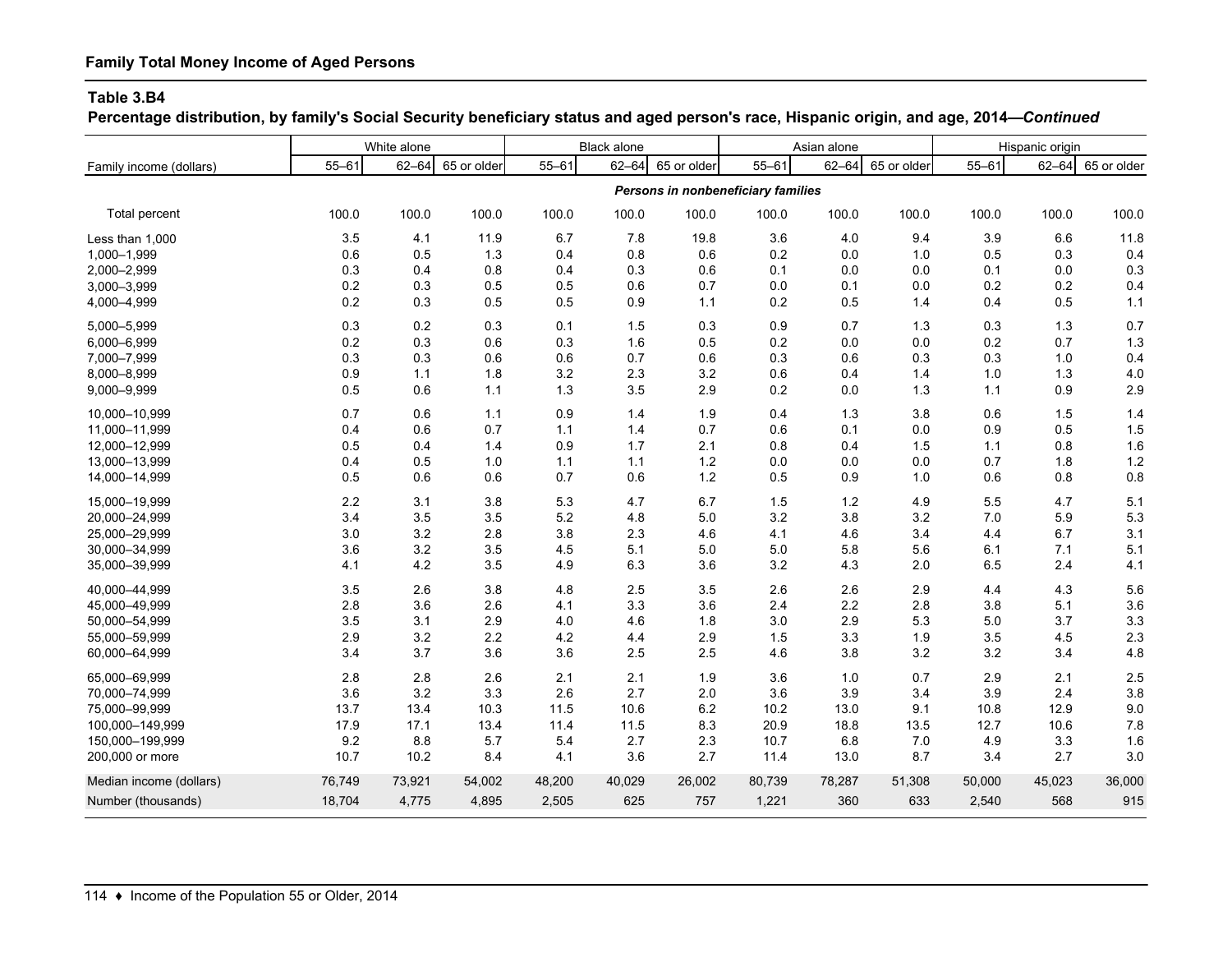## Family Total Money Income of Aged Persons

**Table 3.B4**

**Percentage distribution, by family's Social Security beneficiary status and aged person's race, Hispanic origin, and age, 2014—*Continued***

| Family income (dollars) | White alone | | | Black alone | | | Asian alone | | | Hispanic origin | | |
|---|---|---|---|---|---|---|---|---|---|---|---|---|
| | 55–61 | 62–64 | 65 or older | 55–61 | 62–64 | 65 or older | 55–61 | 62–64 | 65 or older | 55–61 | 62–64 | 65 or older |
| | ***Persons in nonbeneficiary families*** | | | | | | | | | | | |
| Total percent | 100.0 | 100.0 | 100.0 | 100.0 | 100.0 | 100.0 | 100.0 | 100.0 | 100.0 | 100.0 | 100.0 | 100.0 |
| Less than 1,000 | 3.5 | 4.1 | 11.9 | 6.7 | 7.8 | 19.8 | 3.6 | 4.0 | 9.4 | 3.9 | 6.6 | 11.8 |
| 1,000–1,999 | 0.6 | 0.5 | 1.3 | 0.4 | 0.8 | 0.6 | 0.2 | 0.0 | 1.0 | 0.5 | 0.3 | 0.4 |
| 2,000–2,999 | 0.3 | 0.4 | 0.8 | 0.4 | 0.3 | 0.6 | 0.1 | 0.0 | 0.0 | 0.1 | 0.0 | 0.3 |
| 3,000–3,999 | 0.2 | 0.3 | 0.5 | 0.5 | 0.6 | 0.7 | 0.0 | 0.1 | 0.0 | 0.2 | 0.2 | 0.4 |
| 4,000–4,999 | 0.2 | 0.3 | 0.5 | 0.5 | 0.9 | 1.1 | 0.2 | 0.5 | 1.4 | 0.4 | 0.5 | 1.1 |
| 5,000–5,999 | 0.3 | 0.2 | 0.3 | 0.1 | 1.5 | 0.3 | 0.9 | 0.7 | 1.3 | 0.3 | 1.3 | 0.7 |
| 6,000–6,999 | 0.2 | 0.3 | 0.6 | 0.3 | 1.6 | 0.5 | 0.2 | 0.0 | 0.0 | 0.2 | 0.7 | 1.3 |
| 7,000–7,999 | 0.3 | 0.3 | 0.6 | 0.6 | 0.7 | 0.6 | 0.3 | 0.6 | 0.3 | 0.3 | 1.0 | 0.4 |
| 8,000–8,999 | 0.9 | 1.1 | 1.8 | 3.2 | 2.3 | 3.2 | 0.6 | 0.4 | 1.4 | 1.0 | 1.3 | 4.0 |
| 9,000–9,999 | 0.5 | 0.6 | 1.1 | 1.3 | 3.5 | 2.9 | 0.2 | 0.0 | 1.3 | 1.1 | 0.9 | 2.9 |
| 10,000–10,999 | 0.7 | 0.6 | 1.1 | 0.9 | 1.4 | 1.9 | 0.4 | 1.3 | 3.8 | 0.6 | 1.5 | 1.4 |
| 11,000–11,999 | 0.4 | 0.6 | 0.7 | 1.1 | 1.4 | 0.7 | 0.6 | 0.1 | 0.0 | 0.9 | 0.5 | 1.5 |
| 12,000–12,999 | 0.5 | 0.4 | 1.4 | 0.9 | 1.7 | 2.1 | 0.8 | 0.4 | 1.5 | 1.1 | 0.8 | 1.6 |
| 13,000–13,999 | 0.4 | 0.5 | 1.0 | 1.1 | 1.1 | 1.2 | 0.0 | 0.0 | 0.0 | 0.7 | 1.8 | 1.2 |
| 14,000–14,999 | 0.5 | 0.6 | 0.6 | 0.7 | 0.6 | 1.2 | 0.5 | 0.9 | 1.0 | 0.6 | 0.8 | 0.8 |
| 15,000–19,999 | 2.2 | 3.1 | 3.8 | 5.3 | 4.7 | 6.7 | 1.5 | 1.2 | 4.9 | 5.5 | 4.7 | 5.1 |
| 20,000–24,999 | 3.4 | 3.5 | 3.5 | 5.2 | 4.8 | 5.0 | 3.2 | 3.8 | 3.2 | 7.0 | 5.9 | 5.3 |
| 25,000–29,999 | 3.0 | 3.2 | 2.8 | 3.8 | 2.3 | 4.6 | 4.1 | 4.6 | 3.4 | 4.4 | 6.7 | 3.1 |
| 30,000–34,999 | 3.6 | 3.2 | 3.5 | 4.5 | 5.1 | 5.0 | 5.0 | 5.8 | 5.6 | 6.1 | 7.1 | 5.1 |
| 35,000–39,999 | 4.1 | 4.2 | 3.5 | 4.9 | 6.3 | 3.6 | 3.2 | 4.3 | 2.0 | 6.5 | 2.4 | 4.1 |
| 40,000–44,999 | 3.5 | 2.6 | 3.8 | 4.8 | 2.5 | 3.5 | 2.6 | 2.6 | 2.9 | 4.4 | 4.3 | 5.6 |
| 45,000–49,999 | 2.8 | 3.6 | 2.6 | 4.1 | 3.3 | 3.6 | 2.4 | 2.2 | 2.8 | 3.8 | 5.1 | 3.6 |
| 50,000–54,999 | 3.5 | 3.1 | 2.9 | 4.0 | 4.6 | 1.8 | 3.0 | 2.9 | 5.3 | 5.0 | 3.7 | 3.3 |
| 55,000–59,999 | 2.9 | 3.2 | 2.2 | 4.2 | 4.4 | 2.9 | 1.5 | 3.3 | 1.9 | 3.5 | 4.5 | 2.3 |
| 60,000–64,999 | 3.4 | 3.7 | 3.6 | 3.6 | 2.5 | 2.5 | 4.6 | 3.8 | 3.2 | 3.2 | 3.4 | 4.8 |
| 65,000–69,999 | 2.8 | 2.8 | 2.6 | 2.1 | 2.1 | 1.9 | 3.6 | 1.0 | 0.7 | 2.9 | 2.1 | 2.5 |
| 70,000–74,999 | 3.6 | 3.2 | 3.3 | 2.6 | 2.7 | 2.0 | 3.6 | 3.9 | 3.4 | 3.9 | 2.4 | 3.8 |
| 75,000–99,999 | 13.7 | 13.4 | 10.3 | 11.5 | 10.6 | 6.2 | 10.2 | 13.0 | 9.1 | 10.8 | 12.9 | 9.0 |
| 100,000–149,999 | 17.9 | 17.1 | 13.4 | 11.4 | 11.5 | 8.3 | 20.9 | 18.8 | 13.5 | 12.7 | 10.6 | 7.8 |
| 150,000–199,999 | 9.2 | 8.8 | 5.7 | 5.4 | 2.7 | 2.3 | 10.7 | 6.8 | 7.0 | 4.9 | 3.3 | 1.6 |
| 200,000 or more | 10.7 | 10.2 | 8.4 | 4.1 | 3.6 | 2.7 | 11.4 | 13.0 | 8.7 | 3.4 | 2.7 | 3.0 |
| Median income (dollars) | 76,749 | 73,921 | 54,002 | 48,200 | 40,029 | 26,002 | 80,739 | 78,287 | 51,308 | 50,000 | 45,023 | 36,000 |
| Number (thousands) | 18,704 | 4,775 | 4,895 | 2,505 | 625 | 757 | 1,221 | 360 | 633 | 2,540 | 568 | 915 |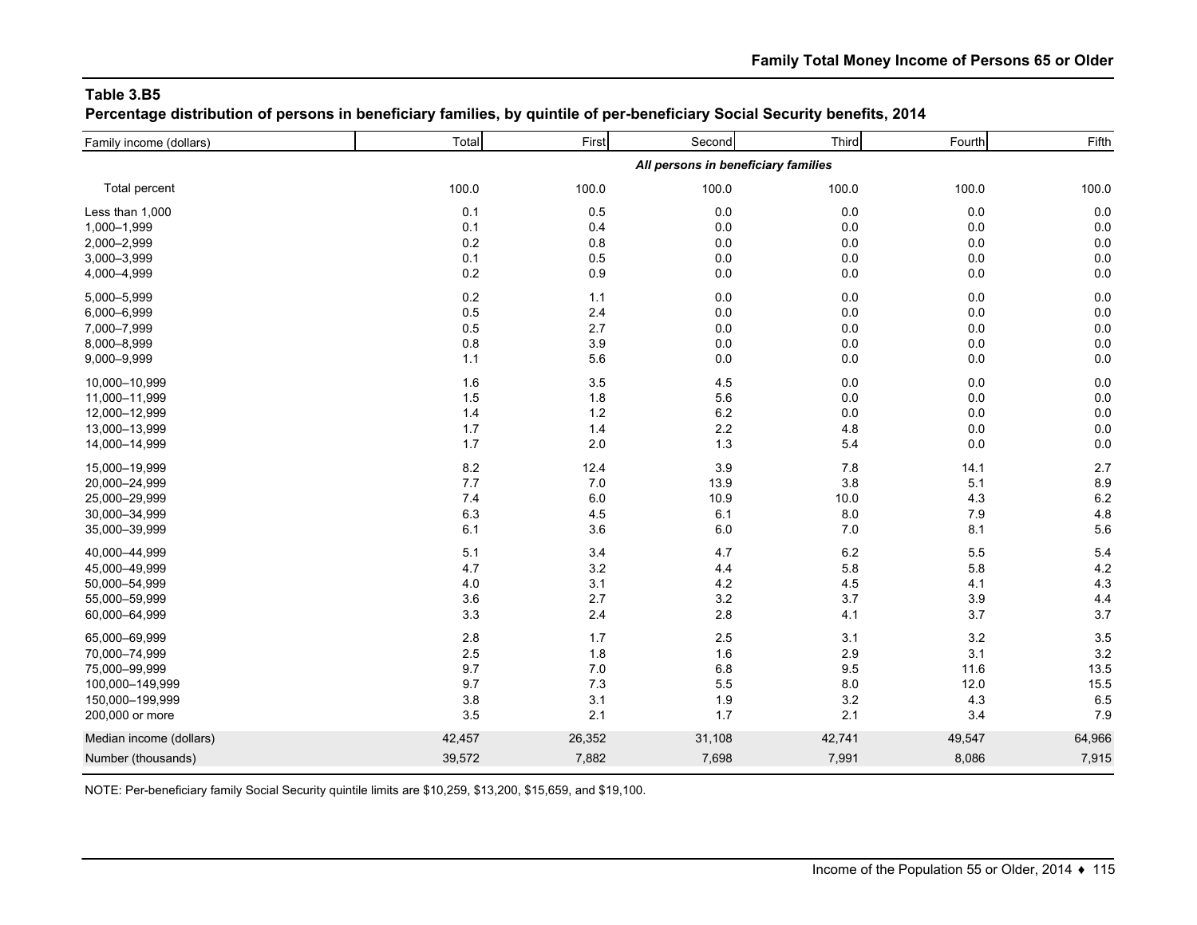## Table 3.B5

**Percentage distribution of persons in beneficiary families, by quintile of per-beneficiary Social Security benefits, 2014**

| Family income (dollars) | Total | First | Second | Third | Fourth | Fifth |
|---|---|---|---|---|---|---|
| | | | *All persons in beneficiary families* | | | |
| Total percent | 100.0 | 100.0 | 100.0 | 100.0 | 100.0 | 100.0 |
| Less than 1,000 | 0.1 | 0.5 | 0.0 | 0.0 | 0.0 | 0.0 |
| 1,000–1,999 | 0.1 | 0.4 | 0.0 | 0.0 | 0.0 | 0.0 |
| 2,000–2,999 | 0.2 | 0.8 | 0.0 | 0.0 | 0.0 | 0.0 |
| 3,000–3,999 | 0.1 | 0.5 | 0.0 | 0.0 | 0.0 | 0.0 |
| 4,000–4,999 | 0.2 | 0.9 | 0.0 | 0.0 | 0.0 | 0.0 |
| 5,000–5,999 | 0.2 | 1.1 | 0.0 | 0.0 | 0.0 | 0.0 |
| 6,000–6,999 | 0.5 | 2.4 | 0.0 | 0.0 | 0.0 | 0.0 |
| 7,000–7,999 | 0.5 | 2.7 | 0.0 | 0.0 | 0.0 | 0.0 |
| 8,000–8,999 | 0.8 | 3.9 | 0.0 | 0.0 | 0.0 | 0.0 |
| 9,000–9,999 | 1.1 | 5.6 | 0.0 | 0.0 | 0.0 | 0.0 |
| 10,000–10,999 | 1.6 | 3.5 | 4.5 | 0.0 | 0.0 | 0.0 |
| 11,000–11,999 | 1.5 | 1.8 | 5.6 | 0.0 | 0.0 | 0.0 |
| 12,000–12,999 | 1.4 | 1.2 | 6.2 | 0.0 | 0.0 | 0.0 |
| 13,000–13,999 | 1.7 | 1.4 | 2.2 | 4.8 | 0.0 | 0.0 |
| 14,000–14,999 | 1.7 | 2.0 | 1.3 | 5.4 | 0.0 | 0.0 |
| 15,000–19,999 | 8.2 | 12.4 | 3.9 | 7.8 | 14.1 | 2.7 |
| 20,000–24,999 | 7.7 | 7.0 | 13.9 | 3.8 | 5.1 | 8.9 |
| 25,000–29,999 | 7.4 | 6.0 | 10.9 | 10.0 | 4.3 | 6.2 |
| 30,000–34,999 | 6.3 | 4.5 | 6.1 | 8.0 | 7.9 | 4.8 |
| 35,000–39,999 | 6.1 | 3.6 | 6.0 | 7.0 | 8.1 | 5.6 |
| 40,000–44,999 | 5.1 | 3.4 | 4.7 | 6.2 | 5.5 | 5.4 |
| 45,000–49,999 | 4.7 | 3.2 | 4.4 | 5.8 | 5.8 | 4.2 |
| 50,000–54,999 | 4.0 | 3.1 | 4.2 | 4.5 | 4.1 | 4.3 |
| 55,000–59,999 | 3.6 | 2.7 | 3.2 | 3.7 | 3.9 | 4.4 |
| 60,000–64,999 | 3.3 | 2.4 | 2.8 | 4.1 | 3.7 | 3.7 |
| 65,000–69,999 | 2.8 | 1.7 | 2.5 | 3.1 | 3.2 | 3.5 |
| 70,000–74,999 | 2.5 | 1.8 | 1.6 | 2.9 | 3.1 | 3.2 |
| 75,000–99,999 | 9.7 | 7.0 | 6.8 | 9.5 | 11.6 | 13.5 |
| 100,000–149,999 | 9.7 | 7.3 | 5.5 | 8.0 | 12.0 | 15.5 |
| 150,000–199,999 | 3.8 | 3.1 | 1.9 | 3.2 | 4.3 | 6.5 |
| 200,000 or more | 3.5 | 2.1 | 1.7 | 2.1 | 3.4 | 7.9 |
| Median income (dollars) | 42,457 | 26,352 | 31,108 | 42,741 | 49,547 | 64,966 |
| Number (thousands) | 39,572 | 7,882 | 7,698 | 7,991 | 8,086 | 7,915 |

NOTE: Per-beneficiary family Social Security quintile limits are $10,259, $13,200, $15,659, and $19,100.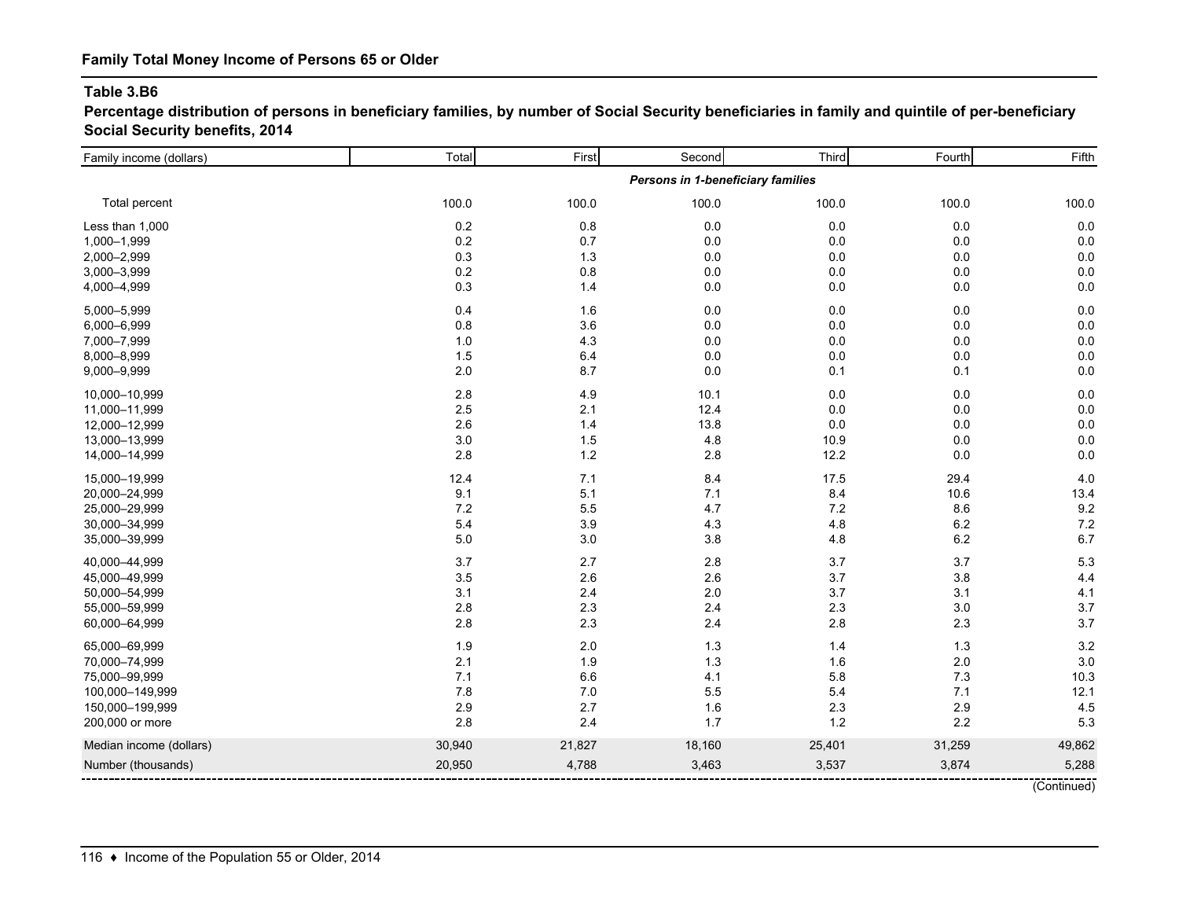## Family Total Money Income of Persons 65 or Older

### Table 3.B6

**Percentage distribution of persons in beneficiary families, by number of Social Security beneficiaries in family and quintile of per-beneficiary Social Security benefits, 2014**

| Family income (dollars) | Total | First | Second | Third | Fourth | Fifth |
|---|---|---|---|---|---|---|
| | | | *Persons in 1-beneficiary families* | | | |
| Total percent | 100.0 | 100.0 | 100.0 | 100.0 | 100.0 | 100.0 |
| Less than 1,000 | 0.2 | 0.8 | 0.0 | 0.0 | 0.0 | 0.0 |
| 1,000–1,999 | 0.2 | 0.7 | 0.0 | 0.0 | 0.0 | 0.0 |
| 2,000–2,999 | 0.3 | 1.3 | 0.0 | 0.0 | 0.0 | 0.0 |
| 3,000–3,999 | 0.2 | 0.8 | 0.0 | 0.0 | 0.0 | 0.0 |
| 4,000–4,999 | 0.3 | 1.4 | 0.0 | 0.0 | 0.0 | 0.0 |
| 5,000–5,999 | 0.4 | 1.6 | 0.0 | 0.0 | 0.0 | 0.0 |
| 6,000–6,999 | 0.8 | 3.6 | 0.0 | 0.0 | 0.0 | 0.0 |
| 7,000–7,999 | 1.0 | 4.3 | 0.0 | 0.0 | 0.0 | 0.0 |
| 8,000–8,999 | 1.5 | 6.4 | 0.0 | 0.0 | 0.0 | 0.0 |
| 9,000–9,999 | 2.0 | 8.7 | 0.0 | 0.1 | 0.1 | 0.0 |
| 10,000–10,999 | 2.8 | 4.9 | 10.1 | 0.0 | 0.0 | 0.0 |
| 11,000–11,999 | 2.5 | 2.1 | 12.4 | 0.0 | 0.0 | 0.0 |
| 12,000–12,999 | 2.6 | 1.4 | 13.8 | 0.0 | 0.0 | 0.0 |
| 13,000–13,999 | 3.0 | 1.5 | 4.8 | 10.9 | 0.0 | 0.0 |
| 14,000–14,999 | 2.8 | 1.2 | 2.8 | 12.2 | 0.0 | 0.0 |
| 15,000–19,999 | 12.4 | 7.1 | 8.4 | 17.5 | 29.4 | 4.0 |
| 20,000–24,999 | 9.1 | 5.1 | 7.1 | 8.4 | 10.6 | 13.4 |
| 25,000–29,999 | 7.2 | 5.5 | 4.7 | 7.2 | 8.6 | 9.2 |
| 30,000–34,999 | 5.4 | 3.9 | 4.3 | 4.8 | 6.2 | 7.2 |
| 35,000–39,999 | 5.0 | 3.0 | 3.8 | 4.8 | 6.2 | 6.7 |
| 40,000–44,999 | 3.7 | 2.7 | 2.8 | 3.7 | 3.7 | 5.3 |
| 45,000–49,999 | 3.5 | 2.6 | 2.6 | 3.7 | 3.8 | 4.4 |
| 50,000–54,999 | 3.1 | 2.4 | 2.0 | 3.7 | 3.1 | 4.1 |
| 55,000–59,999 | 2.8 | 2.3 | 2.4 | 2.3 | 3.0 | 3.7 |
| 60,000–64,999 | 2.8 | 2.3 | 2.4 | 2.8 | 2.3 | 3.7 |
| 65,000–69,999 | 1.9 | 2.0 | 1.3 | 1.4 | 1.3 | 3.2 |
| 70,000–74,999 | 2.1 | 1.9 | 1.3 | 1.6 | 2.0 | 3.0 |
| 75,000–99,999 | 7.1 | 6.6 | 4.1 | 5.8 | 7.3 | 10.3 |
| 100,000–149,999 | 7.8 | 7.0 | 5.5 | 5.4 | 7.1 | 12.1 |
| 150,000–199,999 | 2.9 | 2.7 | 1.6 | 2.3 | 2.9 | 4.5 |
| 200,000 or more | 2.8 | 2.4 | 1.7 | 1.2 | 2.2 | 5.3 |
| Median income (dollars) | 30,940 | 21,827 | 18,160 | 25,401 | 31,259 | 49,862 |
| Number (thousands) | 20,950 | 4,788 | 3,463 | 3,537 | 3,874 | 5,288 |

(Continued)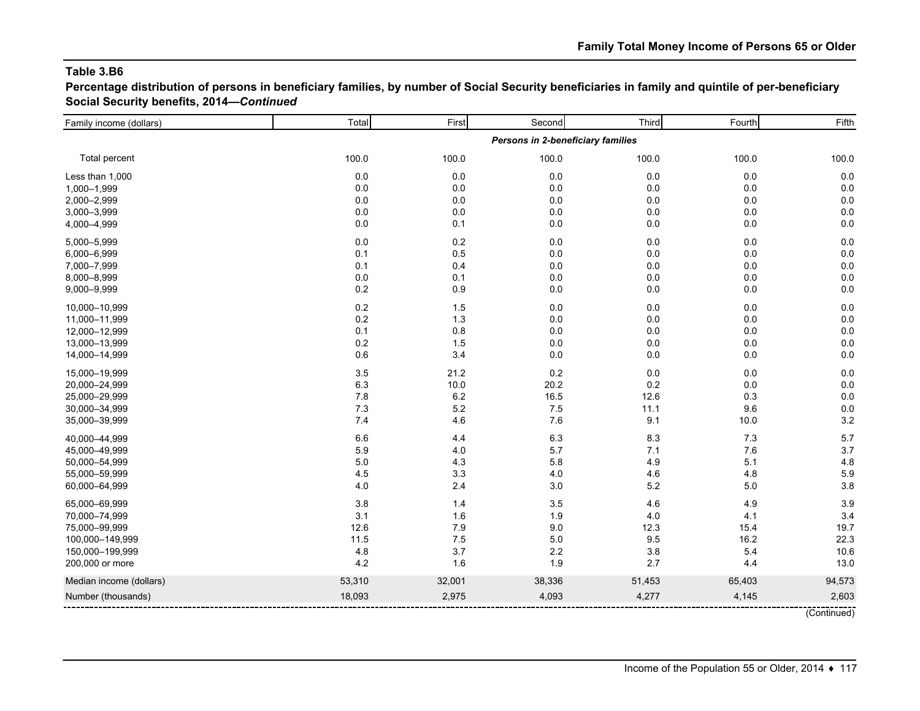**Table 3.B6**

**Percentage distribution of persons in beneficiary families, by number of Social Security beneficiaries in family and quintile of per-beneficiary Social Security benefits, 2014—*Continued***

| Family income (dollars) | Total | First | Second | Third | Fourth | Fifth |
|---|---|---|---|---|---|---|
| | | | ***Persons in 2-beneficiary families*** | | | |
| Total percent | 100.0 | 100.0 | 100.0 | 100.0 | 100.0 | 100.0 |
| Less than 1,000 | 0.0 | 0.0 | 0.0 | 0.0 | 0.0 | 0.0 |
| 1,000–1,999 | 0.0 | 0.0 | 0.0 | 0.0 | 0.0 | 0.0 |
| 2,000–2,999 | 0.0 | 0.0 | 0.0 | 0.0 | 0.0 | 0.0 |
| 3,000–3,999 | 0.0 | 0.0 | 0.0 | 0.0 | 0.0 | 0.0 |
| 4,000–4,999 | 0.0 | 0.1 | 0.0 | 0.0 | 0.0 | 0.0 |
| 5,000–5,999 | 0.0 | 0.2 | 0.0 | 0.0 | 0.0 | 0.0 |
| 6,000–6,999 | 0.1 | 0.5 | 0.0 | 0.0 | 0.0 | 0.0 |
| 7,000–7,999 | 0.1 | 0.4 | 0.0 | 0.0 | 0.0 | 0.0 |
| 8,000–8,999 | 0.0 | 0.1 | 0.0 | 0.0 | 0.0 | 0.0 |
| 9,000–9,999 | 0.2 | 0.9 | 0.0 | 0.0 | 0.0 | 0.0 |
| 10,000–10,999 | 0.2 | 1.5 | 0.0 | 0.0 | 0.0 | 0.0 |
| 11,000–11,999 | 0.2 | 1.3 | 0.0 | 0.0 | 0.0 | 0.0 |
| 12,000–12,999 | 0.1 | 0.8 | 0.0 | 0.0 | 0.0 | 0.0 |
| 13,000–13,999 | 0.2 | 1.5 | 0.0 | 0.0 | 0.0 | 0.0 |
| 14,000–14,999 | 0.6 | 3.4 | 0.0 | 0.0 | 0.0 | 0.0 |
| 15,000–19,999 | 3.5 | 21.2 | 0.2 | 0.0 | 0.0 | 0.0 |
| 20,000–24,999 | 6.3 | 10.0 | 20.2 | 0.2 | 0.0 | 0.0 |
| 25,000–29,999 | 7.8 | 6.2 | 16.5 | 12.6 | 0.3 | 0.0 |
| 30,000–34,999 | 7.3 | 5.2 | 7.5 | 11.1 | 9.6 | 0.0 |
| 35,000–39,999 | 7.4 | 4.6 | 7.6 | 9.1 | 10.0 | 3.2 |
| 40,000–44,999 | 6.6 | 4.4 | 6.3 | 8.3 | 7.3 | 5.7 |
| 45,000–49,999 | 5.9 | 4.0 | 5.7 | 7.1 | 7.6 | 3.7 |
| 50,000–54,999 | 5.0 | 4.3 | 5.8 | 4.9 | 5.1 | 4.8 |
| 55,000–59,999 | 4.5 | 3.3 | 4.0 | 4.6 | 4.8 | 5.9 |
| 60,000–64,999 | 4.0 | 2.4 | 3.0 | 5.2 | 5.0 | 3.8 |
| 65,000–69,999 | 3.8 | 1.4 | 3.5 | 4.6 | 4.9 | 3.9 |
| 70,000–74,999 | 3.1 | 1.6 | 1.9 | 4.0 | 4.1 | 3.4 |
| 75,000–99,999 | 12.6 | 7.9 | 9.0 | 12.3 | 15.4 | 19.7 |
| 100,000–149,999 | 11.5 | 7.5 | 5.0 | 9.5 | 16.2 | 22.3 |
| 150,000–199,999 | 4.8 | 3.7 | 2.2 | 3.8 | 5.4 | 10.6 |
| 200,000 or more | 4.2 | 1.6 | 1.9 | 2.7 | 4.4 | 13.0 |
| Median income (dollars) | 53,310 | 32,001 | 38,336 | 51,453 | 65,403 | 94,573 |
| Number (thousands) | 18,093 | 2,975 | 4,093 | 4,277 | 4,145 | 2,603 |

(Continued)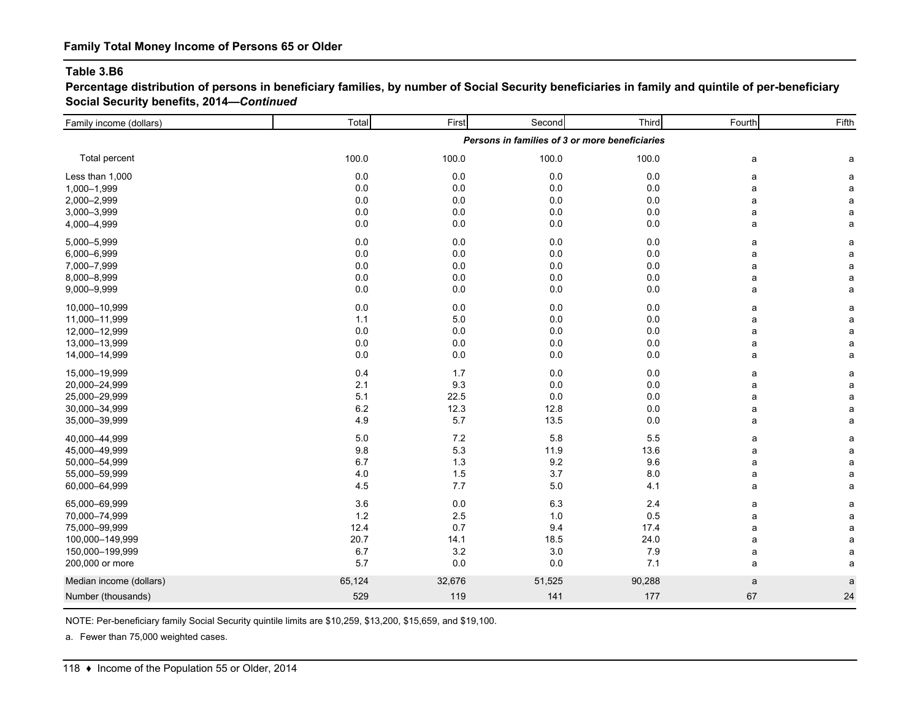**Family Total Money Income of Persons 65 or Older**

**Table 3.B6**

**Percentage distribution of persons in beneficiary families, by number of Social Security beneficiaries in family and quintile of per-beneficiary Social Security benefits, 2014—*Continued***

| Family income (dollars) | Total | First | Second | Third | Fourth | Fifth |
|---|---|---|---|---|---|---|
| | ***Persons in families of 3 or more beneficiaries*** | | | | | |
| Total percent | 100.0 | 100.0 | 100.0 | 100.0 | a | a |
| Less than 1,000 | 0.0 | 0.0 | 0.0 | 0.0 | a | a |
| 1,000–1,999 | 0.0 | 0.0 | 0.0 | 0.0 | a | a |
| 2,000–2,999 | 0.0 | 0.0 | 0.0 | 0.0 | a | a |
| 3,000–3,999 | 0.0 | 0.0 | 0.0 | 0.0 | a | a |
| 4,000–4,999 | 0.0 | 0.0 | 0.0 | 0.0 | a | a |
| 5,000–5,999 | 0.0 | 0.0 | 0.0 | 0.0 | a | a |
| 6,000–6,999 | 0.0 | 0.0 | 0.0 | 0.0 | a | a |
| 7,000–7,999 | 0.0 | 0.0 | 0.0 | 0.0 | a | a |
| 8,000–8,999 | 0.0 | 0.0 | 0.0 | 0.0 | a | a |
| 9,000–9,999 | 0.0 | 0.0 | 0.0 | 0.0 | a | a |
| 10,000–10,999 | 0.0 | 0.0 | 0.0 | 0.0 | a | a |
| 11,000–11,999 | 1.1 | 5.0 | 0.0 | 0.0 | a | a |
| 12,000–12,999 | 0.0 | 0.0 | 0.0 | 0.0 | a | a |
| 13,000–13,999 | 0.0 | 0.0 | 0.0 | 0.0 | a | a |
| 14,000–14,999 | 0.0 | 0.0 | 0.0 | 0.0 | a | a |
| 15,000–19,999 | 0.4 | 1.7 | 0.0 | 0.0 | a | a |
| 20,000–24,999 | 2.1 | 9.3 | 0.0 | 0.0 | a | a |
| 25,000–29,999 | 5.1 | 22.5 | 0.0 | 0.0 | a | a |
| 30,000–34,999 | 6.2 | 12.3 | 12.8 | 0.0 | a | a |
| 35,000–39,999 | 4.9 | 5.7 | 13.5 | 0.0 | a | a |
| 40,000–44,999 | 5.0 | 7.2 | 5.8 | 5.5 | a | a |
| 45,000–49,999 | 9.8 | 5.3 | 11.9 | 13.6 | a | a |
| 50,000–54,999 | 6.7 | 1.3 | 9.2 | 9.6 | a | a |
| 55,000–59,999 | 4.0 | 1.5 | 3.7 | 8.0 | a | a |
| 60,000–64,999 | 4.5 | 7.7 | 5.0 | 4.1 | a | a |
| 65,000–69,999 | 3.6 | 0.0 | 6.3 | 2.4 | a | a |
| 70,000–74,999 | 1.2 | 2.5 | 1.0 | 0.5 | a | a |
| 75,000–99,999 | 12.4 | 0.7 | 9.4 | 17.4 | a | a |
| 100,000–149,999 | 20.7 | 14.1 | 18.5 | 24.0 | a | a |
| 150,000–199,999 | 6.7 | 3.2 | 3.0 | 7.9 | a | a |
| 200,000 or more | 5.7 | 0.0 | 0.0 | 7.1 | a | a |
| Median income (dollars) | 65,124 | 32,676 | 51,525 | 90,288 | a | a |
| Number (thousands) | 529 | 119 | 141 | 177 | 67 | 24 |

NOTE: Per-beneficiary family Social Security quintile limits are $10,259, $13,200, $15,659, and $19,100.

a. Fewer than 75,000 weighted cases.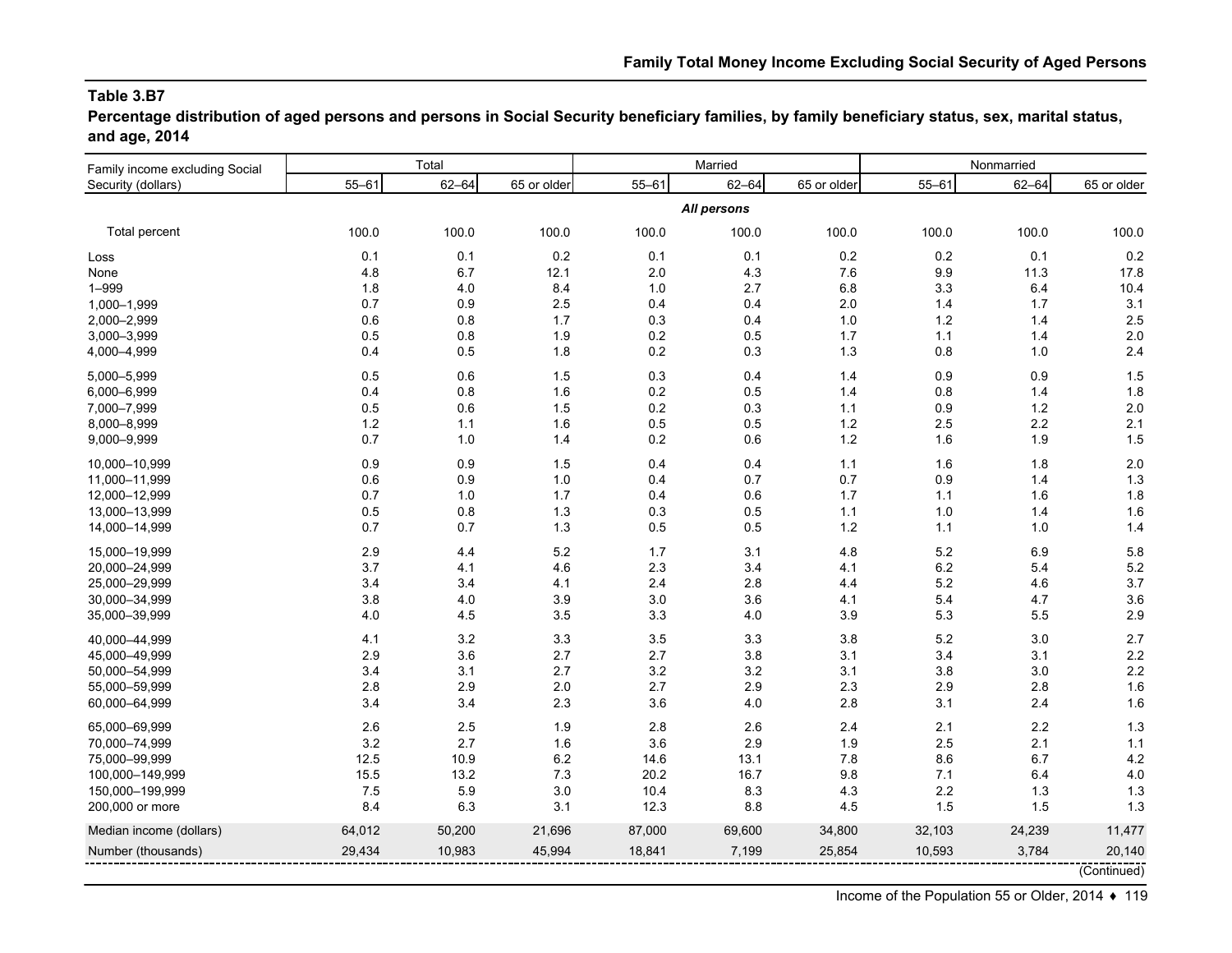**Table 3.B7**

**Percentage distribution of aged persons and persons in Social Security beneficiary families, by family beneficiary status, sex, marital status, and age, 2014**

| Family income excluding Social Security (dollars) | Total | | | Married | | | Nonmarried | | |
|---|---|---|---|---|---|---|---|---|---|
| | 55–61 | 62–64 | 65 or older | 55–61 | 62–64 | 65 or older | 55–61 | 62–64 | 65 or older |
| | | | | | *All persons* | | | | |
| Total percent | 100.0 | 100.0 | 100.0 | 100.0 | 100.0 | 100.0 | 100.0 | 100.0 | 100.0 |
| Loss | 0.1 | 0.1 | 0.2 | 0.1 | 0.1 | 0.2 | 0.2 | 0.1 | 0.2 |
| None | 4.8 | 6.7 | 12.1 | 2.0 | 4.3 | 7.6 | 9.9 | 11.3 | 17.8 |
| 1–999 | 1.8 | 4.0 | 8.4 | 1.0 | 2.7 | 6.8 | 3.3 | 6.4 | 10.4 |
| 1,000–1,999 | 0.7 | 0.9 | 2.5 | 0.4 | 0.4 | 2.0 | 1.4 | 1.7 | 3.1 |
| 2,000–2,999 | 0.6 | 0.8 | 1.7 | 0.3 | 0.4 | 1.0 | 1.2 | 1.4 | 2.5 |
| 3,000–3,999 | 0.5 | 0.8 | 1.9 | 0.2 | 0.5 | 1.7 | 1.1 | 1.4 | 2.0 |
| 4,000–4,999 | 0.4 | 0.5 | 1.8 | 0.2 | 0.3 | 1.3 | 0.8 | 1.0 | 2.4 |
| 5,000–5,999 | 0.5 | 0.6 | 1.5 | 0.3 | 0.4 | 1.4 | 0.9 | 0.9 | 1.5 |
| 6,000–6,999 | 0.4 | 0.8 | 1.6 | 0.2 | 0.5 | 1.4 | 0.8 | 1.4 | 1.8 |
| 7,000–7,999 | 0.5 | 0.6 | 1.5 | 0.2 | 0.3 | 1.1 | 0.9 | 1.2 | 2.0 |
| 8,000–8,999 | 1.2 | 1.1 | 1.6 | 0.5 | 0.5 | 1.2 | 2.5 | 2.2 | 2.1 |
| 9,000–9,999 | 0.7 | 1.0 | 1.4 | 0.2 | 0.6 | 1.2 | 1.6 | 1.9 | 1.5 |
| 10,000–10,999 | 0.9 | 0.9 | 1.5 | 0.4 | 0.4 | 1.1 | 1.6 | 1.8 | 2.0 |
| 11,000–11,999 | 0.6 | 0.9 | 1.0 | 0.4 | 0.7 | 0.7 | 0.9 | 1.4 | 1.3 |
| 12,000–12,999 | 0.7 | 1.0 | 1.7 | 0.4 | 0.6 | 1.7 | 1.1 | 1.6 | 1.8 |
| 13,000–13,999 | 0.5 | 0.8 | 1.3 | 0.3 | 0.5 | 1.1 | 1.0 | 1.4 | 1.6 |
| 14,000–14,999 | 0.7 | 0.7 | 1.3 | 0.5 | 0.5 | 1.2 | 1.1 | 1.0 | 1.4 |
| 15,000–19,999 | 2.9 | 4.4 | 5.2 | 1.7 | 3.1 | 4.8 | 5.2 | 6.9 | 5.8 |
| 20,000–24,999 | 3.7 | 4.1 | 4.6 | 2.3 | 3.4 | 4.1 | 6.2 | 5.4 | 5.2 |
| 25,000–29,999 | 3.4 | 3.4 | 4.1 | 2.4 | 2.8 | 4.4 | 5.2 | 4.6 | 3.7 |
| 30,000–34,999 | 3.8 | 4.0 | 3.9 | 3.0 | 3.6 | 4.1 | 5.4 | 4.7 | 3.6 |
| 35,000–39,999 | 4.0 | 4.5 | 3.5 | 3.3 | 4.0 | 3.9 | 5.3 | 5.5 | 2.9 |
| 40,000–44,999 | 4.1 | 3.2 | 3.3 | 3.5 | 3.3 | 3.8 | 5.2 | 3.0 | 2.7 |
| 45,000–49,999 | 2.9 | 3.6 | 2.7 | 2.7 | 3.8 | 3.1 | 3.4 | 3.1 | 2.2 |
| 50,000–54,999 | 3.4 | 3.1 | 2.7 | 3.2 | 3.2 | 3.1 | 3.8 | 3.0 | 2.2 |
| 55,000–59,999 | 2.8 | 2.9 | 2.0 | 2.7 | 2.9 | 2.3 | 2.9 | 2.8 | 1.6 |
| 60,000–64,999 | 3.4 | 3.4 | 2.3 | 3.6 | 4.0 | 2.8 | 3.1 | 2.4 | 1.6 |
| 65,000–69,999 | 2.6 | 2.5 | 1.9 | 2.8 | 2.6 | 2.4 | 2.1 | 2.2 | 1.3 |
| 70,000–74,999 | 3.2 | 2.7 | 1.6 | 3.6 | 2.9 | 1.9 | 2.5 | 2.1 | 1.1 |
| 75,000–99,999 | 12.5 | 10.9 | 6.2 | 14.6 | 13.1 | 7.8 | 8.6 | 6.7 | 4.2 |
| 100,000–149,999 | 15.5 | 13.2 | 7.3 | 20.2 | 16.7 | 9.8 | 7.1 | 6.4 | 4.0 |
| 150,000–199,999 | 7.5 | 5.9 | 3.0 | 10.4 | 8.3 | 4.3 | 2.2 | 1.3 | 1.3 |
| 200,000 or more | 8.4 | 6.3 | 3.1 | 12.3 | 8.8 | 4.5 | 1.5 | 1.5 | 1.3 |
| Median income (dollars) | 64,012 | 50,200 | 21,696 | 87,000 | 69,600 | 34,800 | 32,103 | 24,239 | 11,477 |
| Number (thousands) | 29,434 | 10,983 | 45,994 | 18,841 | 7,199 | 25,854 | 10,593 | 3,784 | 20,140 |

(Continued)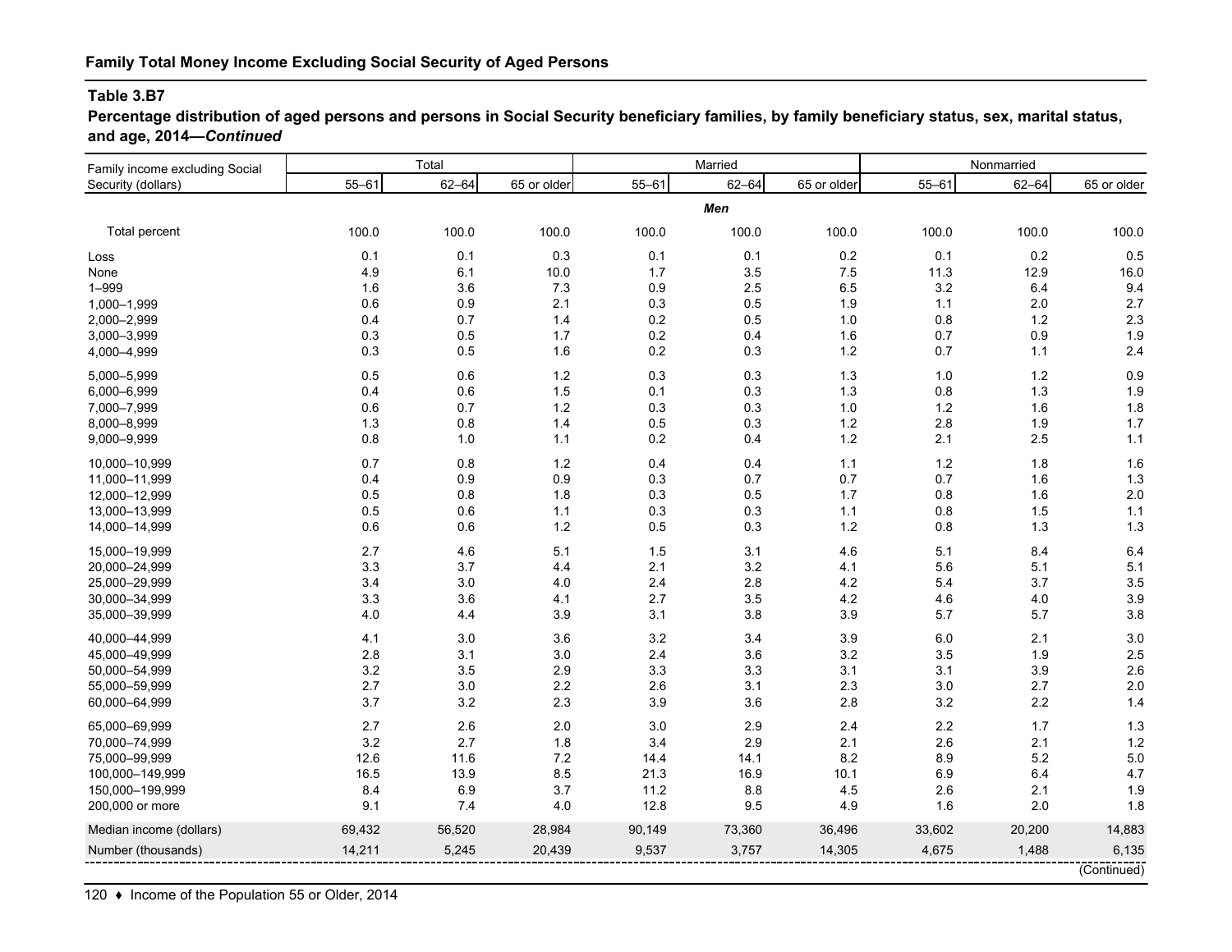## Family Total Money Income Excluding Social Security of Aged Persons

### Table 3.B7

**Percentage distribution of aged persons and persons in Social Security beneficiary families, by family beneficiary status, sex, marital status, and age, 2014—*Continued***

| Family income excluding Social Security (dollars) | Total | | | Married | | | Nonmarried | | |
|---|---|---|---|---|---|---|---|---|---|
| | 55–61 | 62–64 | 65 or older | 55–61 | 62–64 | 65 or older | 55–61 | 62–64 | 65 or older |
| | | | | | ***Men*** | | | | |
| Total percent | 100.0 | 100.0 | 100.0 | 100.0 | 100.0 | 100.0 | 100.0 | 100.0 | 100.0 |
| Loss | 0.1 | 0.1 | 0.3 | 0.1 | 0.1 | 0.2 | 0.1 | 0.2 | 0.5 |
| None | 4.9 | 6.1 | 10.0 | 1.7 | 3.5 | 7.5 | 11.3 | 12.9 | 16.0 |
| 1–999 | 1.6 | 3.6 | 7.3 | 0.9 | 2.5 | 6.5 | 3.2 | 6.4 | 9.4 |
| 1,000–1,999 | 0.6 | 0.9 | 2.1 | 0.3 | 0.5 | 1.9 | 1.1 | 2.0 | 2.7 |
| 2,000–2,999 | 0.4 | 0.7 | 1.4 | 0.2 | 0.5 | 1.0 | 0.8 | 1.2 | 2.3 |
| 3,000–3,999 | 0.3 | 0.5 | 1.7 | 0.2 | 0.4 | 1.6 | 0.7 | 0.9 | 1.9 |
| 4,000–4,999 | 0.3 | 0.5 | 1.6 | 0.2 | 0.3 | 1.2 | 0.7 | 1.1 | 2.4 |
| 5,000–5,999 | 0.5 | 0.6 | 1.2 | 0.3 | 0.3 | 1.3 | 1.0 | 1.2 | 0.9 |
| 6,000–6,999 | 0.4 | 0.6 | 1.5 | 0.1 | 0.3 | 1.3 | 0.8 | 1.3 | 1.9 |
| 7,000–7,999 | 0.6 | 0.7 | 1.2 | 0.3 | 0.3 | 1.0 | 1.2 | 1.6 | 1.8 |
| 8,000–8,999 | 1.3 | 0.8 | 1.4 | 0.5 | 0.3 | 1.2 | 2.8 | 1.9 | 1.7 |
| 9,000–9,999 | 0.8 | 1.0 | 1.1 | 0.2 | 0.4 | 1.2 | 2.1 | 2.5 | 1.1 |
| 10,000–10,999 | 0.7 | 0.8 | 1.2 | 0.4 | 0.4 | 1.1 | 1.2 | 1.8 | 1.6 |
| 11,000–11,999 | 0.4 | 0.9 | 0.9 | 0.3 | 0.7 | 0.7 | 0.7 | 1.6 | 1.3 |
| 12,000–12,999 | 0.5 | 0.8 | 1.8 | 0.3 | 0.5 | 1.7 | 0.8 | 1.6 | 2.0 |
| 13,000–13,999 | 0.5 | 0.6 | 1.1 | 0.3 | 0.3 | 1.1 | 0.8 | 1.5 | 1.1 |
| 14,000–14,999 | 0.6 | 0.6 | 1.2 | 0.5 | 0.3 | 1.2 | 0.8 | 1.3 | 1.3 |
| 15,000–19,999 | 2.7 | 4.6 | 5.1 | 1.5 | 3.1 | 4.6 | 5.1 | 8.4 | 6.4 |
| 20,000–24,999 | 3.3 | 3.7 | 4.4 | 2.1 | 3.2 | 4.1 | 5.6 | 5.1 | 5.1 |
| 25,000–29,999 | 3.4 | 3.0 | 4.0 | 2.4 | 2.8 | 4.2 | 5.4 | 3.7 | 3.5 |
| 30,000–34,999 | 3.3 | 3.6 | 4.1 | 2.7 | 3.5 | 4.2 | 4.6 | 4.0 | 3.9 |
| 35,000–39,999 | 4.0 | 4.4 | 3.9 | 3.1 | 3.8 | 3.9 | 5.7 | 5.7 | 3.8 |
| 40,000–44,999 | 4.1 | 3.0 | 3.6 | 3.2 | 3.4 | 3.9 | 6.0 | 2.1 | 3.0 |
| 45,000–49,999 | 2.8 | 3.1 | 3.0 | 2.4 | 3.6 | 3.2 | 3.5 | 1.9 | 2.5 |
| 50,000–54,999 | 3.2 | 3.5 | 2.9 | 3.3 | 3.3 | 3.1 | 3.1 | 3.9 | 2.6 |
| 55,000–59,999 | 2.7 | 3.0 | 2.2 | 2.6 | 3.1 | 2.3 | 3.0 | 2.7 | 2.0 |
| 60,000–64,999 | 3.7 | 3.2 | 2.3 | 3.9 | 3.6 | 2.8 | 3.2 | 2.2 | 1.4 |
| 65,000–69,999 | 2.7 | 2.6 | 2.0 | 3.0 | 2.9 | 2.4 | 2.2 | 1.7 | 1.3 |
| 70,000–74,999 | 3.2 | 2.7 | 1.8 | 3.4 | 2.9 | 2.1 | 2.6 | 2.1 | 1.2 |
| 75,000–99,999 | 12.6 | 11.6 | 7.2 | 14.4 | 14.1 | 8.2 | 8.9 | 5.2 | 5.0 |
| 100,000–149,999 | 16.5 | 13.9 | 8.5 | 21.3 | 16.9 | 10.1 | 6.9 | 6.4 | 4.7 |
| 150,000–199,999 | 8.4 | 6.9 | 3.7 | 11.2 | 8.8 | 4.5 | 2.6 | 2.1 | 1.9 |
| 200,000 or more | 9.1 | 7.4 | 4.0 | 12.8 | 9.5 | 4.9 | 1.6 | 2.0 | 1.8 |
| Median income (dollars) | 69,432 | 56,520 | 28,984 | 90,149 | 73,360 | 36,496 | 33,602 | 20,200 | 14,883 |
| Number (thousands) | 14,211 | 5,245 | 20,439 | 9,537 | 3,757 | 14,305 | 4,675 | 1,488 | 6,135 |

(Continued)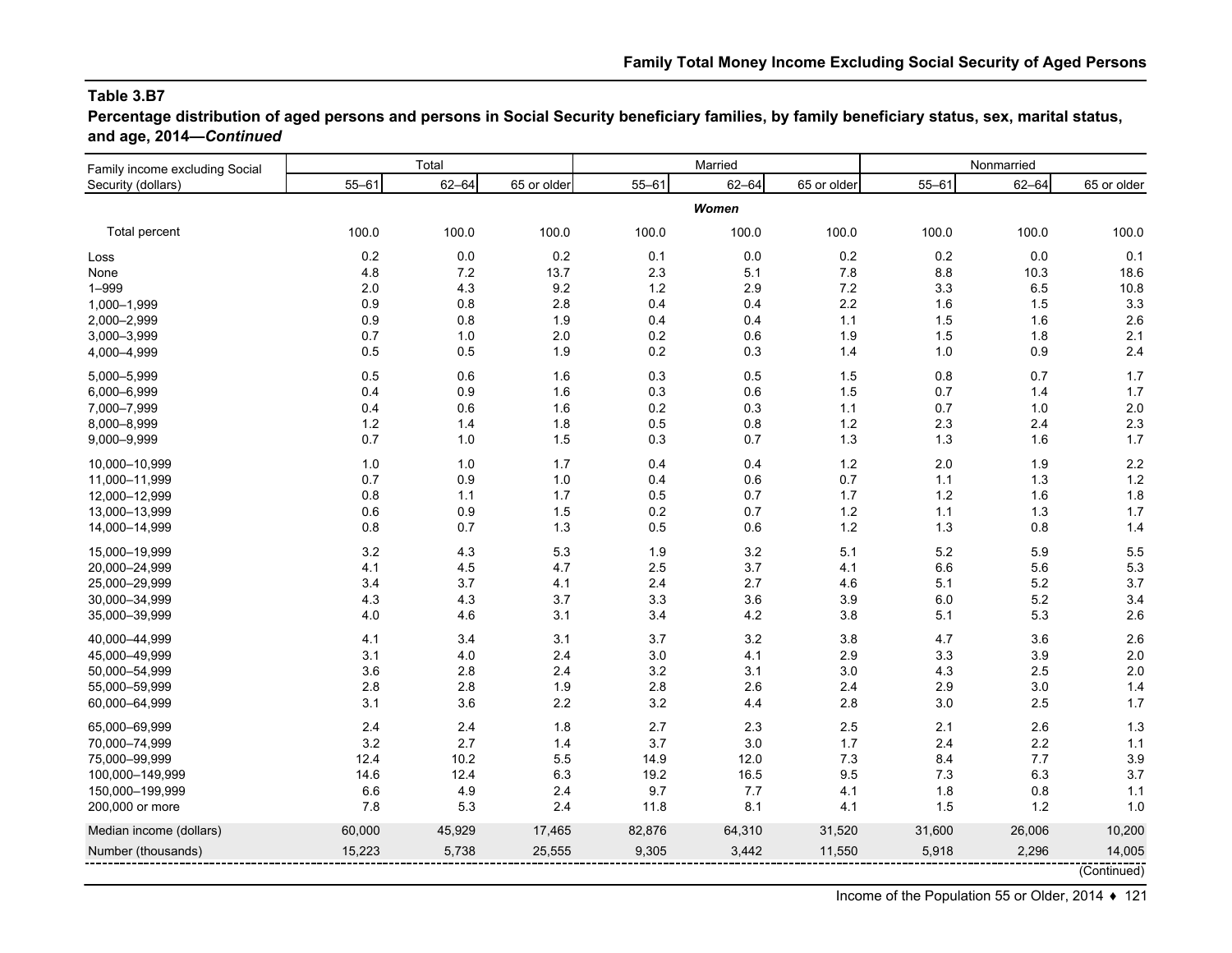**Table 3.B7**

**Percentage distribution of aged persons and persons in Social Security beneficiary families, by family beneficiary status, sex, marital status, and age, 2014—*Continued***

| Family income excluding Social Security (dollars) | Total | | | Married | | | Nonmarried | | |
|---|---|---|---|---|---|---|---|---|---|
| | 55–61 | 62–64 | 65 or older | 55–61 | 62–64 | 65 or older | 55–61 | 62–64 | 65 or older |
| | | | | | ***Women*** | | | | |
| Total percent | 100.0 | 100.0 | 100.0 | 100.0 | 100.0 | 100.0 | 100.0 | 100.0 | 100.0 |
| Loss | 0.2 | 0.0 | 0.2 | 0.1 | 0.0 | 0.2 | 0.2 | 0.0 | 0.1 |
| None | 4.8 | 7.2 | 13.7 | 2.3 | 5.1 | 7.8 | 8.8 | 10.3 | 18.6 |
| 1–999 | 2.0 | 4.3 | 9.2 | 1.2 | 2.9 | 7.2 | 3.3 | 6.5 | 10.8 |
| 1,000–1,999 | 0.9 | 0.8 | 2.8 | 0.4 | 0.4 | 2.2 | 1.6 | 1.5 | 3.3 |
| 2,000–2,999 | 0.9 | 0.8 | 1.9 | 0.4 | 0.4 | 1.1 | 1.5 | 1.6 | 2.6 |
| 3,000–3,999 | 0.7 | 1.0 | 2.0 | 0.2 | 0.6 | 1.9 | 1.5 | 1.8 | 2.1 |
| 4,000–4,999 | 0.5 | 0.5 | 1.9 | 0.2 | 0.3 | 1.4 | 1.0 | 0.9 | 2.4 |
| 5,000–5,999 | 0.5 | 0.6 | 1.6 | 0.3 | 0.5 | 1.5 | 0.8 | 0.7 | 1.7 |
| 6,000–6,999 | 0.4 | 0.9 | 1.6 | 0.3 | 0.6 | 1.5 | 0.7 | 1.4 | 1.7 |
| 7,000–7,999 | 0.4 | 0.6 | 1.6 | 0.2 | 0.3 | 1.1 | 0.7 | 1.0 | 2.0 |
| 8,000–8,999 | 1.2 | 1.4 | 1.8 | 0.5 | 0.8 | 1.2 | 2.3 | 2.4 | 2.3 |
| 9,000–9,999 | 0.7 | 1.0 | 1.5 | 0.3 | 0.7 | 1.3 | 1.3 | 1.6 | 1.7 |
| 10,000–10,999 | 1.0 | 1.0 | 1.7 | 0.4 | 0.4 | 1.2 | 2.0 | 1.9 | 2.2 |
| 11,000–11,999 | 0.7 | 0.9 | 1.0 | 0.4 | 0.6 | 0.7 | 1.1 | 1.3 | 1.2 |
| 12,000–12,999 | 0.8 | 1.1 | 1.7 | 0.5 | 0.7 | 1.7 | 1.2 | 1.6 | 1.8 |
| 13,000–13,999 | 0.6 | 0.9 | 1.5 | 0.2 | 0.7 | 1.2 | 1.1 | 1.3 | 1.7 |
| 14,000–14,999 | 0.8 | 0.7 | 1.3 | 0.5 | 0.6 | 1.2 | 1.3 | 0.8 | 1.4 |
| 15,000–19,999 | 3.2 | 4.3 | 5.3 | 1.9 | 3.2 | 5.1 | 5.2 | 5.9 | 5.5 |
| 20,000–24,999 | 4.1 | 4.5 | 4.7 | 2.5 | 3.7 | 4.1 | 6.6 | 5.6 | 5.3 |
| 25,000–29,999 | 3.4 | 3.7 | 4.1 | 2.4 | 2.7 | 4.6 | 5.1 | 5.2 | 3.7 |
| 30,000–34,999 | 4.3 | 4.3 | 3.7 | 3.3 | 3.6 | 3.9 | 6.0 | 5.2 | 3.4 |
| 35,000–39,999 | 4.0 | 4.6 | 3.1 | 3.4 | 4.2 | 3.8 | 5.1 | 5.3 | 2.6 |
| 40,000–44,999 | 4.1 | 3.4 | 3.1 | 3.7 | 3.2 | 3.8 | 4.7 | 3.6 | 2.6 |
| 45,000–49,999 | 3.1 | 4.0 | 2.4 | 3.0 | 4.1 | 2.9 | 3.3 | 3.9 | 2.0 |
| 50,000–54,999 | 3.6 | 2.8 | 2.4 | 3.2 | 3.1 | 3.0 | 4.3 | 2.5 | 2.0 |
| 55,000–59,999 | 2.8 | 2.8 | 1.9 | 2.8 | 2.6 | 2.4 | 2.9 | 3.0 | 1.4 |
| 60,000–64,999 | 3.1 | 3.6 | 2.2 | 3.2 | 4.4 | 2.8 | 3.0 | 2.5 | 1.7 |
| 65,000–69,999 | 2.4 | 2.4 | 1.8 | 2.7 | 2.3 | 2.5 | 2.1 | 2.6 | 1.3 |
| 70,000–74,999 | 3.2 | 2.7 | 1.4 | 3.7 | 3.0 | 1.7 | 2.4 | 2.2 | 1.1 |
| 75,000–99,999 | 12.4 | 10.2 | 5.5 | 14.9 | 12.0 | 7.3 | 8.4 | 7.7 | 3.9 |
| 100,000–149,999 | 14.6 | 12.4 | 6.3 | 19.2 | 16.5 | 9.5 | 7.3 | 6.3 | 3.7 |
| 150,000–199,999 | 6.6 | 4.9 | 2.4 | 9.7 | 7.7 | 4.1 | 1.8 | 0.8 | 1.1 |
| 200,000 or more | 7.8 | 5.3 | 2.4 | 11.8 | 8.1 | 4.1 | 1.5 | 1.2 | 1.0 |
| Median income (dollars) | 60,000 | 45,929 | 17,465 | 82,876 | 64,310 | 31,520 | 31,600 | 26,006 | 10,200 |
| Number (thousands) | 15,223 | 5,738 | 25,555 | 9,305 | 3,442 | 11,550 | 5,918 | 2,296 | 14,005 |

(Continued)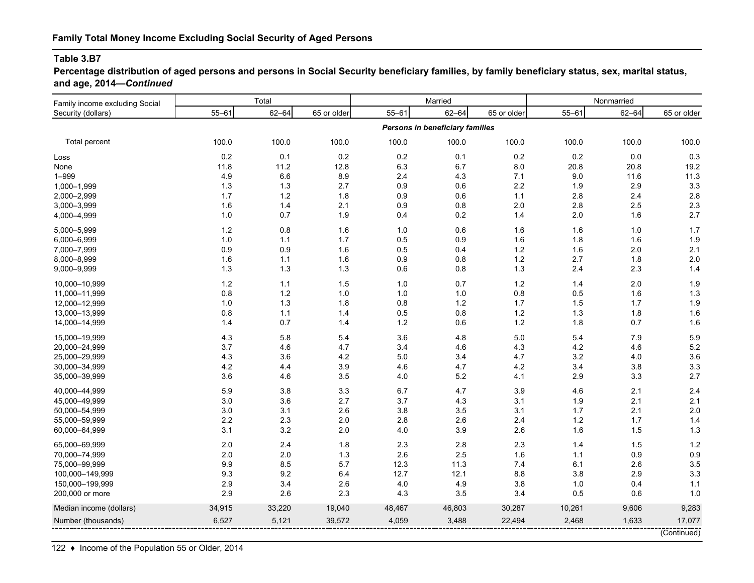## Family Total Money Income Excluding Social Security of Aged Persons

### Table 3.B7

**Percentage distribution of aged persons and persons in Social Security beneficiary families, by family beneficiary status, sex, marital status, and age, 2014—*Continued***

| Family income excluding Social Security (dollars) | Total | | | Married | | | Nonmarried | | |
|---|---|---|---|---|---|---|---|---|---|
| | 55–61 | 62–64 | 65 or older | 55–61 | 62–64 | 65 or older | 55–61 | 62–64 | 65 or older |
| | | | | *Persons in beneficiary families* | | | | | |
| Total percent | 100.0 | 100.0 | 100.0 | 100.0 | 100.0 | 100.0 | 100.0 | 100.0 | 100.0 |
| Loss | 0.2 | 0.1 | 0.2 | 0.2 | 0.1 | 0.2 | 0.2 | 0.0 | 0.3 |
| None | 11.8 | 11.2 | 12.8 | 6.3 | 6.7 | 8.0 | 20.8 | 20.8 | 19.2 |
| 1–999 | 4.9 | 6.6 | 8.9 | 2.4 | 4.3 | 7.1 | 9.0 | 11.6 | 11.3 |
| 1,000–1,999 | 1.3 | 1.3 | 2.7 | 0.9 | 0.6 | 2.2 | 1.9 | 2.9 | 3.3 |
| 2,000–2,999 | 1.7 | 1.2 | 1.8 | 0.9 | 0.6 | 1.1 | 2.8 | 2.4 | 2.8 |
| 3,000–3,999 | 1.6 | 1.4 | 2.1 | 0.9 | 0.8 | 2.0 | 2.8 | 2.5 | 2.3 |
| 4,000–4,999 | 1.0 | 0.7 | 1.9 | 0.4 | 0.2 | 1.4 | 2.0 | 1.6 | 2.7 |
| 5,000–5,999 | 1.2 | 0.8 | 1.6 | 1.0 | 0.6 | 1.6 | 1.6 | 1.0 | 1.7 |
| 6,000–6,999 | 1.0 | 1.1 | 1.7 | 0.5 | 0.9 | 1.6 | 1.8 | 1.6 | 1.9 |
| 7,000–7,999 | 0.9 | 0.9 | 1.6 | 0.5 | 0.4 | 1.2 | 1.6 | 2.0 | 2.1 |
| 8,000–8,999 | 1.6 | 1.1 | 1.6 | 0.9 | 0.8 | 1.2 | 2.7 | 1.8 | 2.0 |
| 9,000–9,999 | 1.3 | 1.3 | 1.3 | 0.6 | 0.8 | 1.3 | 2.4 | 2.3 | 1.4 |
| 10,000–10,999 | 1.2 | 1.1 | 1.5 | 1.0 | 0.7 | 1.2 | 1.4 | 2.0 | 1.9 |
| 11,000–11,999 | 0.8 | 1.2 | 1.0 | 1.0 | 1.0 | 0.8 | 0.5 | 1.6 | 1.3 |
| 12,000–12,999 | 1.0 | 1.3 | 1.8 | 0.8 | 1.2 | 1.7 | 1.5 | 1.7 | 1.9 |
| 13,000–13,999 | 0.8 | 1.1 | 1.4 | 0.5 | 0.8 | 1.2 | 1.3 | 1.8 | 1.6 |
| 14,000–14,999 | 1.4 | 0.7 | 1.4 | 1.2 | 0.6 | 1.2 | 1.8 | 0.7 | 1.6 |
| 15,000–19,999 | 4.3 | 5.8 | 5.4 | 3.6 | 4.8 | 5.0 | 5.4 | 7.9 | 5.9 |
| 20,000–24,999 | 3.7 | 4.6 | 4.7 | 3.4 | 4.6 | 4.3 | 4.2 | 4.6 | 5.2 |
| 25,000–29,999 | 4.3 | 3.6 | 4.2 | 5.0 | 3.4 | 4.7 | 3.2 | 4.0 | 3.6 |
| 30,000–34,999 | 4.2 | 4.4 | 3.9 | 4.6 | 4.7 | 4.2 | 3.4 | 3.8 | 3.3 |
| 35,000–39,999 | 3.6 | 4.6 | 3.5 | 4.0 | 5.2 | 4.1 | 2.9 | 3.3 | 2.7 |
| 40,000–44,999 | 5.9 | 3.8 | 3.3 | 6.7 | 4.7 | 3.9 | 4.6 | 2.1 | 2.4 |
| 45,000–49,999 | 3.0 | 3.6 | 2.7 | 3.7 | 4.3 | 3.1 | 1.9 | 2.1 | 2.1 |
| 50,000–54,999 | 3.0 | 3.1 | 2.6 | 3.8 | 3.5 | 3.1 | 1.7 | 2.1 | 2.0 |
| 55,000–59,999 | 2.2 | 2.3 | 2.0 | 2.8 | 2.6 | 2.4 | 1.2 | 1.7 | 1.4 |
| 60,000–64,999 | 3.1 | 3.2 | 2.0 | 4.0 | 3.9 | 2.6 | 1.6 | 1.5 | 1.3 |
| 65,000–69,999 | 2.0 | 2.4 | 1.8 | 2.3 | 2.8 | 2.3 | 1.4 | 1.5 | 1.2 |
| 70,000–74,999 | 2.0 | 2.0 | 1.3 | 2.6 | 2.5 | 1.6 | 1.1 | 0.9 | 0.9 |
| 75,000–99,999 | 9.9 | 8.5 | 5.7 | 12.3 | 11.3 | 7.4 | 6.1 | 2.6 | 3.5 |
| 100,000–149,999 | 9.3 | 9.2 | 6.4 | 12.7 | 12.1 | 8.8 | 3.8 | 2.9 | 3.3 |
| 150,000–199,999 | 2.9 | 3.4 | 2.6 | 4.0 | 4.9 | 3.8 | 1.0 | 0.4 | 1.1 |
| 200,000 or more | 2.9 | 2.6 | 2.3 | 4.3 | 3.5 | 3.4 | 0.5 | 0.6 | 1.0 |
| Median income (dollars) | 34,915 | 33,220 | 19,040 | 48,467 | 46,803 | 30,287 | 10,261 | 9,606 | 9,283 |
| Number (thousands) | 6,527 | 5,121 | 39,572 | 4,059 | 3,488 | 22,494 | 2,468 | 1,633 | 17,077 |

(Continued)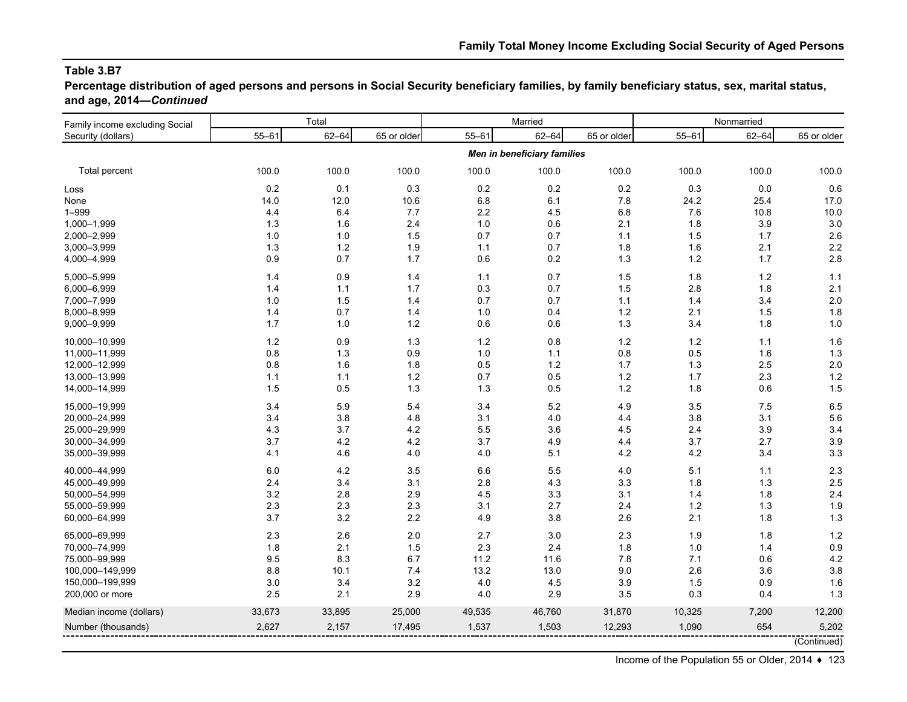## Table 3.B7

**Percentage distribution of aged persons and persons in Social Security beneficiary families, by family beneficiary status, sex, marital status, and age, 2014—*Continued***

| Family income excluding Social Security (dollars) | Total | | | Married | | | Nonmarried | | |
|---|---|---|---|---|---|---|---|---|---|
| | 55–61 | 62–64 | 65 or older | 55–61 | 62–64 | 65 or older | 55–61 | 62–64 | 65 or older |
| | ***Men in beneficiary families*** | | | | | | | | |
| Total percent | 100.0 | 100.0 | 100.0 | 100.0 | 100.0 | 100.0 | 100.0 | 100.0 | 100.0 |
| Loss | 0.2 | 0.1 | 0.3 | 0.2 | 0.2 | 0.2 | 0.3 | 0.0 | 0.6 |
| None | 14.0 | 12.0 | 10.6 | 6.8 | 6.1 | 7.8 | 24.2 | 25.4 | 17.0 |
| 1–999 | 4.4 | 6.4 | 7.7 | 2.2 | 4.5 | 6.8 | 7.6 | 10.8 | 10.0 |
| 1,000–1,999 | 1.3 | 1.6 | 2.4 | 1.0 | 0.6 | 2.1 | 1.8 | 3.9 | 3.0 |
| 2,000–2,999 | 1.0 | 1.0 | 1.5 | 0.7 | 0.7 | 1.1 | 1.5 | 1.7 | 2.6 |
| 3,000–3,999 | 1.3 | 1.2 | 1.9 | 1.1 | 0.7 | 1.8 | 1.6 | 2.1 | 2.2 |
| 4,000–4,999 | 0.9 | 0.7 | 1.7 | 0.6 | 0.2 | 1.3 | 1.2 | 1.7 | 2.8 |
| 5,000–5,999 | 1.4 | 0.9 | 1.4 | 1.1 | 0.7 | 1.5 | 1.8 | 1.2 | 1.1 |
| 6,000–6,999 | 1.4 | 1.1 | 1.7 | 0.3 | 0.7 | 1.5 | 2.8 | 1.8 | 2.1 |
| 7,000–7,999 | 1.0 | 1.5 | 1.4 | 0.7 | 0.7 | 1.1 | 1.4 | 3.4 | 2.0 |
| 8,000–8,999 | 1.4 | 0.7 | 1.4 | 1.0 | 0.4 | 1.2 | 2.1 | 1.5 | 1.8 |
| 9,000–9,999 | 1.7 | 1.0 | 1.2 | 0.6 | 0.6 | 1.3 | 3.4 | 1.8 | 1.0 |
| 10,000–10,999 | 1.2 | 0.9 | 1.3 | 1.2 | 0.8 | 1.2 | 1.2 | 1.1 | 1.6 |
| 11,000–11,999 | 0.8 | 1.3 | 0.9 | 1.0 | 1.1 | 0.8 | 0.5 | 1.6 | 1.3 |
| 12,000–12,999 | 0.8 | 1.6 | 1.8 | 0.5 | 1.2 | 1.7 | 1.3 | 2.5 | 2.0 |
| 13,000–13,999 | 1.1 | 1.1 | 1.2 | 0.7 | 0.5 | 1.2 | 1.7 | 2.3 | 1.2 |
| 14,000–14,999 | 1.5 | 0.5 | 1.3 | 1.3 | 0.5 | 1.2 | 1.8 | 0.6 | 1.5 |
| 15,000–19,999 | 3.4 | 5.9 | 5.4 | 3.4 | 5.2 | 4.9 | 3.5 | 7.5 | 6.5 |
| 20,000–24,999 | 3.4 | 3.8 | 4.8 | 3.1 | 4.0 | 4.4 | 3.8 | 3.1 | 5.6 |
| 25,000–29,999 | 4.3 | 3.7 | 4.2 | 5.5 | 3.6 | 4.5 | 2.4 | 3.9 | 3.4 |
| 30,000–34,999 | 3.7 | 4.2 | 4.2 | 3.7 | 4.9 | 4.4 | 3.7 | 2.7 | 3.9 |
| 35,000–39,999 | 4.1 | 4.6 | 4.0 | 4.0 | 5.1 | 4.2 | 4.2 | 3.4 | 3.3 |
| 40,000–44,999 | 6.0 | 4.2 | 3.5 | 6.6 | 5.5 | 4.0 | 5.1 | 1.1 | 2.3 |
| 45,000–49,999 | 2.4 | 3.4 | 3.1 | 2.8 | 4.3 | 3.3 | 1.8 | 1.3 | 2.5 |
| 50,000–54,999 | 3.2 | 2.8 | 2.9 | 4.5 | 3.3 | 3.1 | 1.4 | 1.8 | 2.4 |
| 55,000–59,999 | 2.3 | 2.3 | 2.3 | 3.1 | 2.7 | 2.4 | 1.2 | 1.3 | 1.9 |
| 60,000–64,999 | 3.7 | 3.2 | 2.2 | 4.9 | 3.8 | 2.6 | 2.1 | 1.8 | 1.3 |
| 65,000–69,999 | 2.3 | 2.6 | 2.0 | 2.7 | 3.0 | 2.3 | 1.9 | 1.8 | 1.2 |
| 70,000–74,999 | 1.8 | 2.1 | 1.5 | 2.3 | 2.4 | 1.8 | 1.0 | 1.4 | 0.9 |
| 75,000–99,999 | 9.5 | 8.3 | 6.7 | 11.2 | 11.6 | 7.8 | 7.1 | 0.6 | 4.2 |
| 100,000–149,999 | 8.8 | 10.1 | 7.4 | 13.2 | 13.0 | 9.0 | 2.6 | 3.6 | 3.8 |
| 150,000–199,999 | 3.0 | 3.4 | 3.2 | 4.0 | 4.5 | 3.9 | 1.5 | 0.9 | 1.6 |
| 200,000 or more | 2.5 | 2.1 | 2.9 | 4.0 | 2.9 | 3.5 | 0.3 | 0.4 | 1.3 |
| Median income (dollars) | 33,673 | 33,895 | 25,000 | 49,535 | 46,760 | 31,870 | 10,325 | 7,200 | 12,200 |
| Number (thousands) | 2,627 | 2,157 | 17,495 | 1,537 | 1,503 | 12,293 | 1,090 | 654 | 5,202 |

(Continued)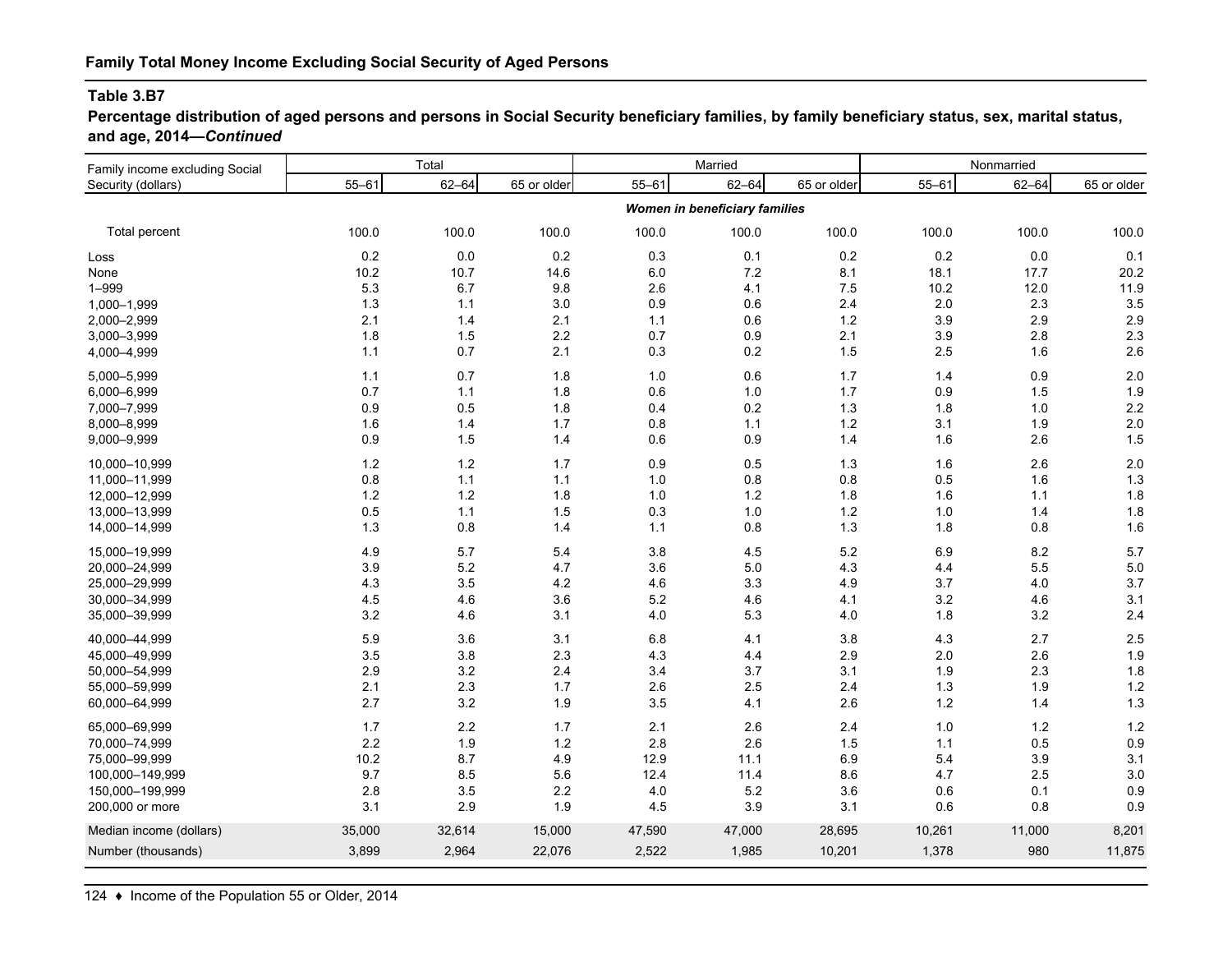**Family Total Money Income Excluding Social Security of Aged Persons**

**Table 3.B7**

**Percentage distribution of aged persons and persons in Social Security beneficiary families, by family beneficiary status, sex, marital status, and age, 2014—*Continued***

| Family income excluding Social Security (dollars) | Total | | | Married | | | Nonmarried | | |
|---|---|---|---|---|---|---|---|---|---|
| | 55–61 | 62–64 | 65 or older | 55–61 | 62–64 | 65 or older | 55–61 | 62–64 | 65 or older |
| | | | | ***Women in beneficiary families*** | | | | | |
| Total percent | 100.0 | 100.0 | 100.0 | 100.0 | 100.0 | 100.0 | 100.0 | 100.0 | 100.0 |
| Loss | 0.2 | 0.0 | 0.2 | 0.3 | 0.1 | 0.2 | 0.2 | 0.0 | 0.1 |
| None | 10.2 | 10.7 | 14.6 | 6.0 | 7.2 | 8.1 | 18.1 | 17.7 | 20.2 |
| 1–999 | 5.3 | 6.7 | 9.8 | 2.6 | 4.1 | 7.5 | 10.2 | 12.0 | 11.9 |
| 1,000–1,999 | 1.3 | 1.1 | 3.0 | 0.9 | 0.6 | 2.4 | 2.0 | 2.3 | 3.5 |
| 2,000–2,999 | 2.1 | 1.4 | 2.1 | 1.1 | 0.6 | 1.2 | 3.9 | 2.9 | 2.9 |
| 3,000–3,999 | 1.8 | 1.5 | 2.2 | 0.7 | 0.9 | 2.1 | 3.9 | 2.8 | 2.3 |
| 4,000–4,999 | 1.1 | 0.7 | 2.1 | 0.3 | 0.2 | 1.5 | 2.5 | 1.6 | 2.6 |
| 5,000–5,999 | 1.1 | 0.7 | 1.8 | 1.0 | 0.6 | 1.7 | 1.4 | 0.9 | 2.0 |
| 6,000–6,999 | 0.7 | 1.1 | 1.8 | 0.6 | 1.0 | 1.7 | 0.9 | 1.5 | 1.9 |
| 7,000–7,999 | 0.9 | 0.5 | 1.8 | 0.4 | 0.2 | 1.3 | 1.8 | 1.0 | 2.2 |
| 8,000–8,999 | 1.6 | 1.4 | 1.7 | 0.8 | 1.1 | 1.2 | 3.1 | 1.9 | 2.0 |
| 9,000–9,999 | 0.9 | 1.5 | 1.4 | 0.6 | 0.9 | 1.4 | 1.6 | 2.6 | 1.5 |
| 10,000–10,999 | 1.2 | 1.2 | 1.7 | 0.9 | 0.5 | 1.3 | 1.6 | 2.6 | 2.0 |
| 11,000–11,999 | 0.8 | 1.1 | 1.1 | 1.0 | 0.8 | 0.8 | 0.5 | 1.6 | 1.3 |
| 12,000–12,999 | 1.2 | 1.2 | 1.8 | 1.0 | 1.2 | 1.8 | 1.6 | 1.1 | 1.8 |
| 13,000–13,999 | 0.5 | 1.1 | 1.5 | 0.3 | 1.0 | 1.2 | 1.0 | 1.4 | 1.8 |
| 14,000–14,999 | 1.3 | 0.8 | 1.4 | 1.1 | 0.8 | 1.3 | 1.8 | 0.8 | 1.6 |
| 15,000–19,999 | 4.9 | 5.7 | 5.4 | 3.8 | 4.5 | 5.2 | 6.9 | 8.2 | 5.7 |
| 20,000–24,999 | 3.9 | 5.2 | 4.7 | 3.6 | 5.0 | 4.3 | 4.4 | 5.5 | 5.0 |
| 25,000–29,999 | 4.3 | 3.5 | 4.2 | 4.6 | 3.3 | 4.9 | 3.7 | 4.0 | 3.7 |
| 30,000–34,999 | 4.5 | 4.6 | 3.6 | 5.2 | 4.6 | 4.1 | 3.2 | 4.6 | 3.1 |
| 35,000–39,999 | 3.2 | 4.6 | 3.1 | 4.0 | 5.3 | 4.0 | 1.8 | 3.2 | 2.4 |
| 40,000–44,999 | 5.9 | 3.6 | 3.1 | 6.8 | 4.1 | 3.8 | 4.3 | 2.7 | 2.5 |
| 45,000–49,999 | 3.5 | 3.8 | 2.3 | 4.3 | 4.4 | 2.9 | 2.0 | 2.6 | 1.9 |
| 50,000–54,999 | 2.9 | 3.2 | 2.4 | 3.4 | 3.7 | 3.1 | 1.9 | 2.3 | 1.8 |
| 55,000–59,999 | 2.1 | 2.3 | 1.7 | 2.6 | 2.5 | 2.4 | 1.3 | 1.9 | 1.2 |
| 60,000–64,999 | 2.7 | 3.2 | 1.9 | 3.5 | 4.1 | 2.6 | 1.2 | 1.4 | 1.3 |
| 65,000–69,999 | 1.7 | 2.2 | 1.7 | 2.1 | 2.6 | 2.4 | 1.0 | 1.2 | 1.2 |
| 70,000–74,999 | 2.2 | 1.9 | 1.2 | 2.8 | 2.6 | 1.5 | 1.1 | 0.5 | 0.9 |
| 75,000–99,999 | 10.2 | 8.7 | 4.9 | 12.9 | 11.1 | 6.9 | 5.4 | 3.9 | 3.1 |
| 100,000–149,999 | 9.7 | 8.5 | 5.6 | 12.4 | 11.4 | 8.6 | 4.7 | 2.5 | 3.0 |
| 150,000–199,999 | 2.8 | 3.5 | 2.2 | 4.0 | 5.2 | 3.6 | 0.6 | 0.1 | 0.9 |
| 200,000 or more | 3.1 | 2.9 | 1.9 | 4.5 | 3.9 | 3.1 | 0.6 | 0.8 | 0.9 |
| Median income (dollars) | 35,000 | 32,614 | 15,000 | 47,590 | 47,000 | 28,695 | 10,261 | 11,000 | 8,201 |
| Number (thousands) | 3,899 | 2,964 | 22,076 | 2,522 | 1,985 | 10,201 | 1,378 | 980 | 11,875 |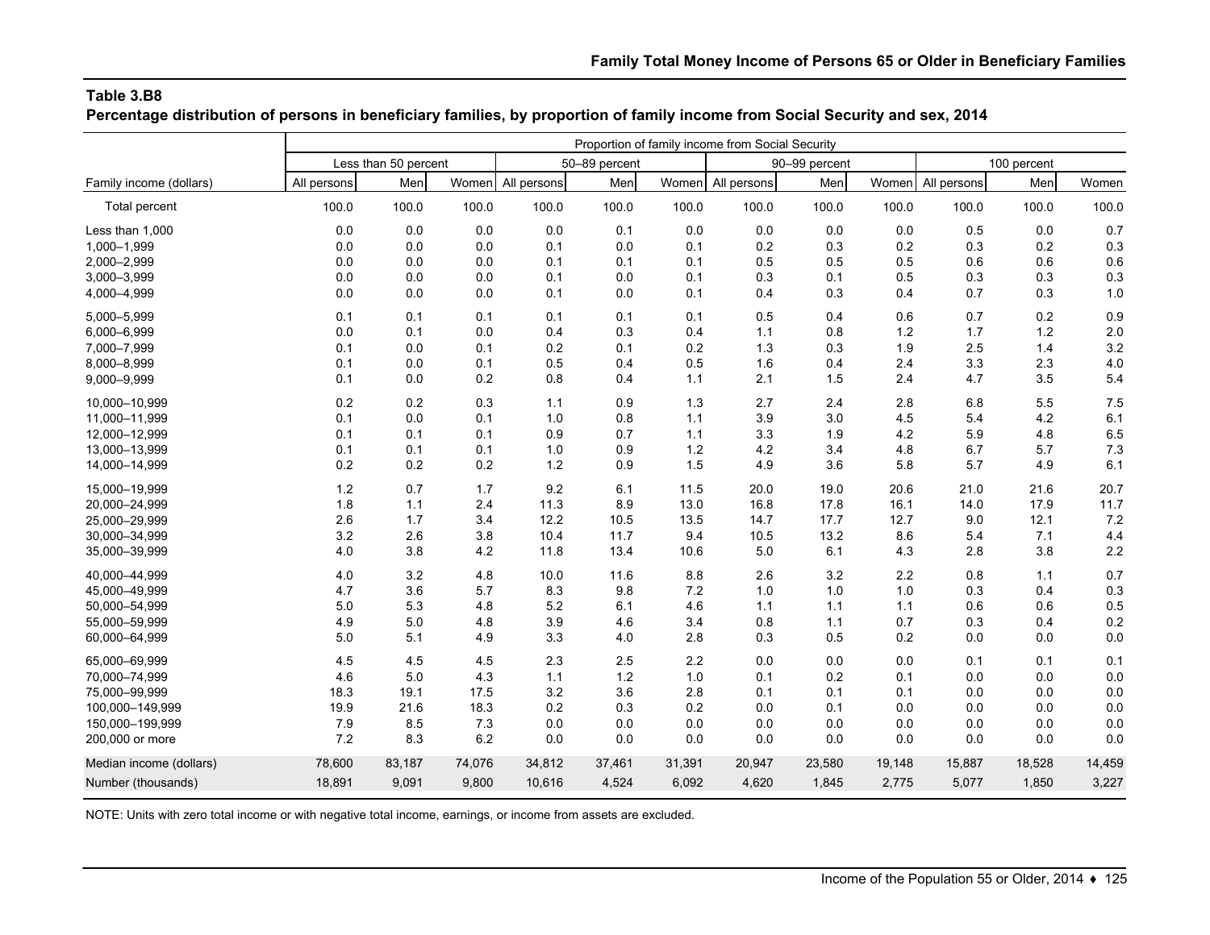## Table 3.B8

**Percentage distribution of persons in beneficiary families, by proportion of family income from Social Security and sex, 2014**

| | Proportion of family income from Social Security | | | | | | | | | | | |
|---|---|---|---|---|---|---|---|---|---|---|---|---|
| | Less than 50 percent | | | 50–89 percent | | | 90–99 percent | | | 100 percent | | |
| Family income (dollars) | All persons | Men | Women | All persons | Men | Women | All persons | Men | Women | All persons | Men | Women |
| Total percent | 100.0 | 100.0 | 100.0 | 100.0 | 100.0 | 100.0 | 100.0 | 100.0 | 100.0 | 100.0 | 100.0 | 100.0 |
| Less than 1,000 | 0.0 | 0.0 | 0.0 | 0.0 | 0.1 | 0.0 | 0.0 | 0.0 | 0.0 | 0.5 | 0.0 | 0.7 |
| 1,000–1,999 | 0.0 | 0.0 | 0.0 | 0.1 | 0.0 | 0.1 | 0.2 | 0.3 | 0.2 | 0.3 | 0.2 | 0.3 |
| 2,000–2,999 | 0.0 | 0.0 | 0.0 | 0.1 | 0.1 | 0.1 | 0.5 | 0.5 | 0.5 | 0.6 | 0.6 | 0.6 |
| 3,000–3,999 | 0.0 | 0.0 | 0.0 | 0.1 | 0.0 | 0.1 | 0.3 | 0.1 | 0.5 | 0.3 | 0.3 | 0.3 |
| 4,000–4,999 | 0.0 | 0.0 | 0.0 | 0.1 | 0.0 | 0.1 | 0.4 | 0.3 | 0.4 | 0.7 | 0.3 | 1.0 |
| 5,000–5,999 | 0.1 | 0.1 | 0.1 | 0.1 | 0.1 | 0.1 | 0.5 | 0.4 | 0.6 | 0.7 | 0.2 | 0.9 |
| 6,000–6,999 | 0.0 | 0.1 | 0.0 | 0.4 | 0.3 | 0.4 | 1.1 | 0.8 | 1.2 | 1.7 | 1.2 | 2.0 |
| 7,000–7,999 | 0.1 | 0.0 | 0.1 | 0.2 | 0.1 | 0.2 | 1.3 | 0.3 | 1.9 | 2.5 | 1.4 | 3.2 |
| 8,000–8,999 | 0.1 | 0.0 | 0.1 | 0.5 | 0.4 | 0.5 | 1.6 | 0.4 | 2.4 | 3.3 | 2.3 | 4.0 |
| 9,000–9,999 | 0.1 | 0.0 | 0.2 | 0.8 | 0.4 | 1.1 | 2.1 | 1.5 | 2.4 | 4.7 | 3.5 | 5.4 |
| 10,000–10,999 | 0.2 | 0.2 | 0.3 | 1.1 | 0.9 | 1.3 | 2.7 | 2.4 | 2.8 | 6.8 | 5.5 | 7.5 |
| 11,000–11,999 | 0.1 | 0.0 | 0.1 | 1.0 | 0.8 | 1.1 | 3.9 | 3.0 | 4.5 | 5.4 | 4.2 | 6.1 |
| 12,000–12,999 | 0.1 | 0.1 | 0.1 | 0.9 | 0.7 | 1.1 | 3.3 | 1.9 | 4.2 | 5.9 | 4.8 | 6.5 |
| 13,000–13,999 | 0.1 | 0.1 | 0.1 | 1.0 | 0.9 | 1.2 | 4.2 | 3.4 | 4.8 | 6.7 | 5.7 | 7.3 |
| 14,000–14,999 | 0.2 | 0.2 | 0.2 | 1.2 | 0.9 | 1.5 | 4.9 | 3.6 | 5.8 | 5.7 | 4.9 | 6.1 |
| 15,000–19,999 | 1.2 | 0.7 | 1.7 | 9.2 | 6.1 | 11.5 | 20.0 | 19.0 | 20.6 | 21.0 | 21.6 | 20.7 |
| 20,000–24,999 | 1.8 | 1.1 | 2.4 | 11.3 | 8.9 | 13.0 | 16.8 | 17.8 | 16.1 | 14.0 | 17.9 | 11.7 |
| 25,000–29,999 | 2.6 | 1.7 | 3.4 | 12.2 | 10.5 | 13.5 | 14.7 | 17.7 | 12.7 | 9.0 | 12.1 | 7.2 |
| 30,000–34,999 | 3.2 | 2.6 | 3.8 | 10.4 | 11.7 | 9.4 | 10.5 | 13.2 | 8.6 | 5.4 | 7.1 | 4.4 |
| 35,000–39,999 | 4.0 | 3.8 | 4.2 | 11.8 | 13.4 | 10.6 | 5.0 | 6.1 | 4.3 | 2.8 | 3.8 | 2.2 |
| 40,000–44,999 | 4.0 | 3.2 | 4.8 | 10.0 | 11.6 | 8.8 | 2.6 | 3.2 | 2.2 | 0.8 | 1.1 | 0.7 |
| 45,000–49,999 | 4.7 | 3.6 | 5.7 | 8.3 | 9.8 | 7.2 | 1.0 | 1.0 | 1.0 | 0.3 | 0.4 | 0.3 |
| 50,000–54,999 | 5.0 | 5.3 | 4.8 | 5.2 | 6.1 | 4.6 | 1.1 | 1.1 | 1.1 | 0.6 | 0.6 | 0.5 |
| 55,000–59,999 | 4.9 | 5.0 | 4.8 | 3.9 | 4.6 | 3.4 | 0.8 | 1.1 | 0.7 | 0.3 | 0.4 | 0.2 |
| 60,000–64,999 | 5.0 | 5.1 | 4.9 | 3.3 | 4.0 | 2.8 | 0.3 | 0.5 | 0.2 | 0.0 | 0.0 | 0.0 |
| 65,000–69,999 | 4.5 | 4.5 | 4.5 | 2.3 | 2.5 | 2.2 | 0.0 | 0.0 | 0.0 | 0.1 | 0.1 | 0.1 |
| 70,000–74,999 | 4.6 | 5.0 | 4.3 | 1.1 | 1.2 | 1.0 | 0.1 | 0.2 | 0.1 | 0.0 | 0.0 | 0.0 |
| 75,000–99,999 | 18.3 | 19.1 | 17.5 | 3.2 | 3.6 | 2.8 | 0.1 | 0.1 | 0.1 | 0.0 | 0.0 | 0.0 |
| 100,000–149,999 | 19.9 | 21.6 | 18.3 | 0.2 | 0.3 | 0.2 | 0.0 | 0.1 | 0.0 | 0.0 | 0.0 | 0.0 |
| 150,000–199,999 | 7.9 | 8.5 | 7.3 | 0.0 | 0.0 | 0.0 | 0.0 | 0.0 | 0.0 | 0.0 | 0.0 | 0.0 |
| 200,000 or more | 7.2 | 8.3 | 6.2 | 0.0 | 0.0 | 0.0 | 0.0 | 0.0 | 0.0 | 0.0 | 0.0 | 0.0 |
| Median income (dollars) | 78,600 | 83,187 | 74,076 | 34,812 | 37,461 | 31,391 | 20,947 | 23,580 | 19,148 | 15,887 | 18,528 | 14,459 |
| Number (thousands) | 18,891 | 9,091 | 9,800 | 10,616 | 4,524 | 6,092 | 4,620 | 1,845 | 2,775 | 5,077 | 1,850 | 3,227 |

NOTE: Units with zero total income or with negative total income, earnings, or income from assets are excluded.